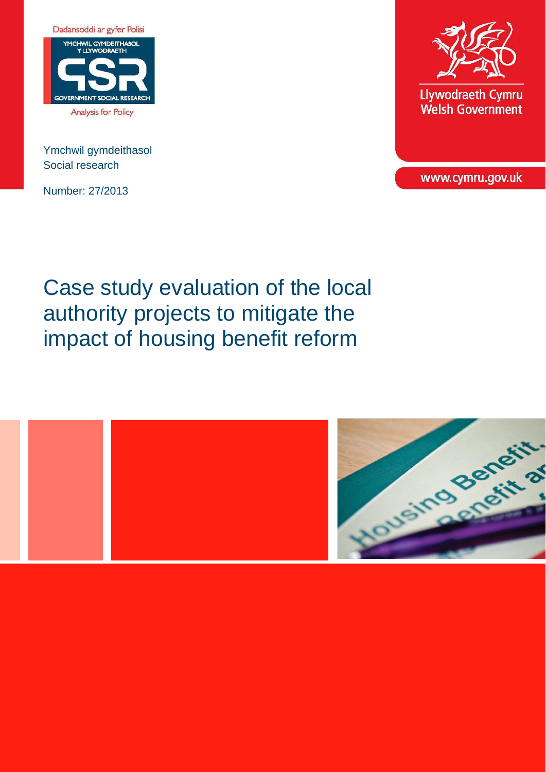Dadansoddi ar gyfer Polisi

YMCHWIL GYMDEITHASOL Y LLYWODRAETH

GOVERNMENT SOCIAL RESEARCH

Analysis for Policy

Ymchwil gymdeithasol
Social research

Number: 27/2013

Llywodraeth Cymru
Welsh Government

www.cymru.gov.uk

# Case study evaluation of the local authority projects to mitigate the impact of housing benefit reform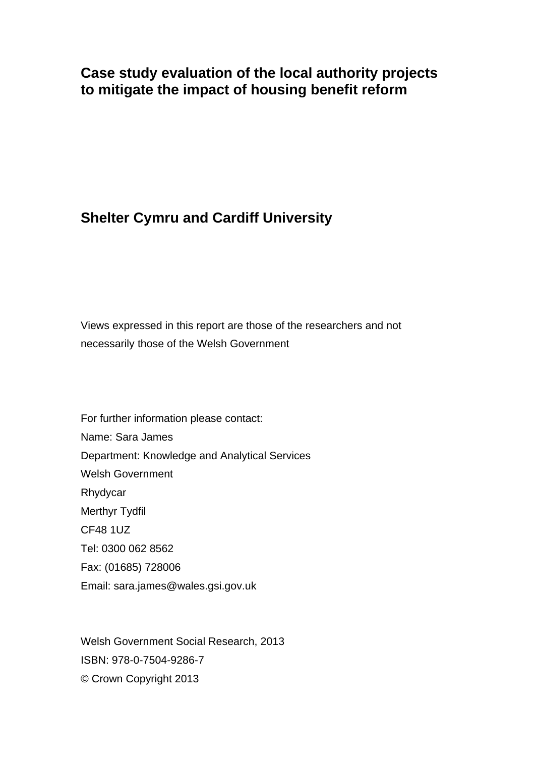# Case study evaluation of the local authority projects to mitigate the impact of housing benefit reform

## Shelter Cymru and Cardiff University

Views expressed in this report are those of the researchers and not necessarily those of the Welsh Government

For further information please contact:
Name: Sara James
Department: Knowledge and Analytical Services
Welsh Government
Rhydycar
Merthyr Tydfil
CF48 1UZ
Tel: 0300 062 8562
Fax: (01685) 728006
Email: sara.james@wales.gsi.gov.uk

Welsh Government Social Research, 2013
ISBN: 978-0-7504-9286-7
© Crown Copyright 2013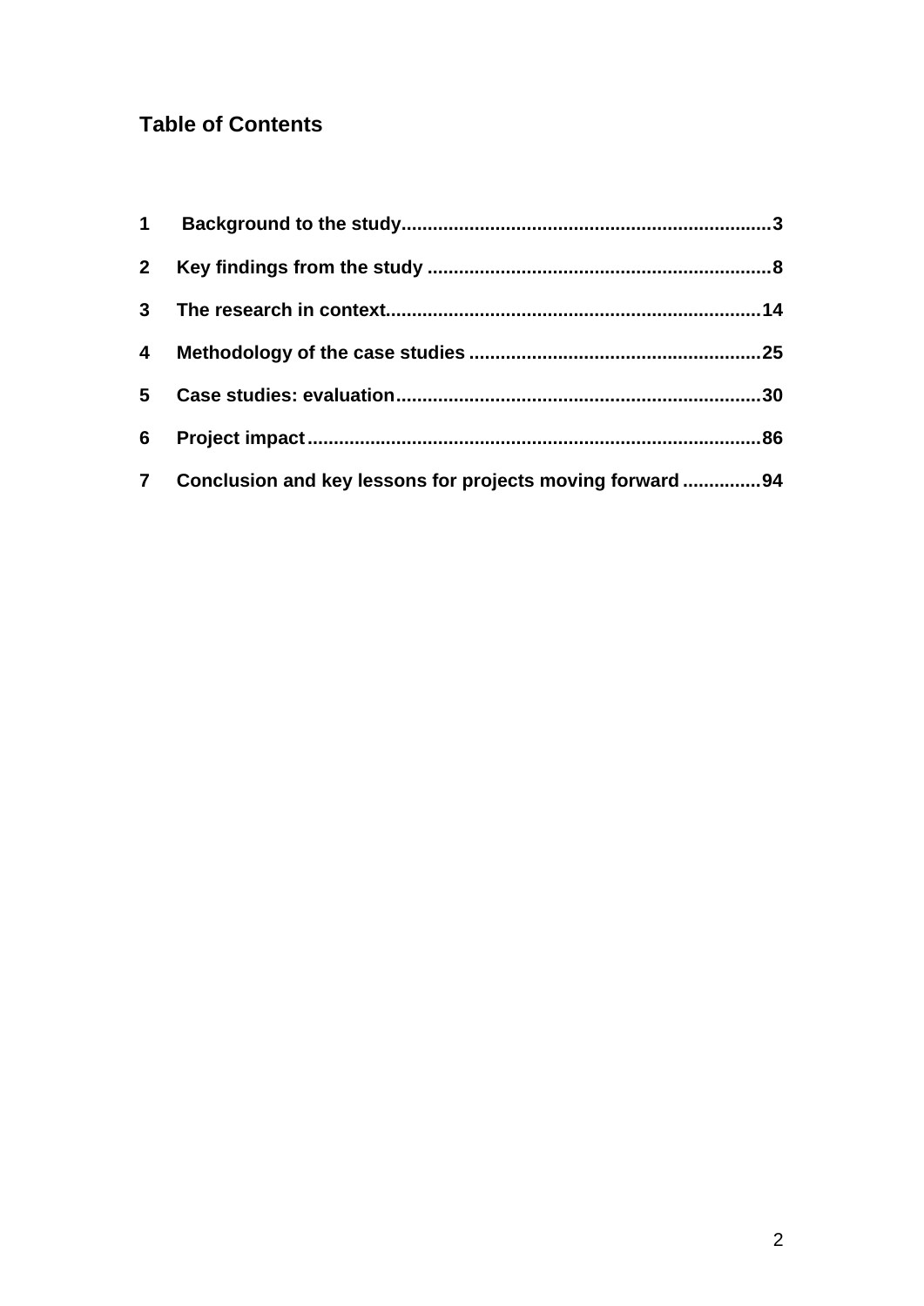## Table of Contents

1 Background to the study......................................................................3

2 Key findings from the study ..................................................................8

3 The research in context.......................................................................14

4 Methodology of the case studies .......................................................25

5 Case studies: evaluation......................................................................30

6 Project impact......................................................................................86

7 Conclusion and key lessons for projects moving forward ...............94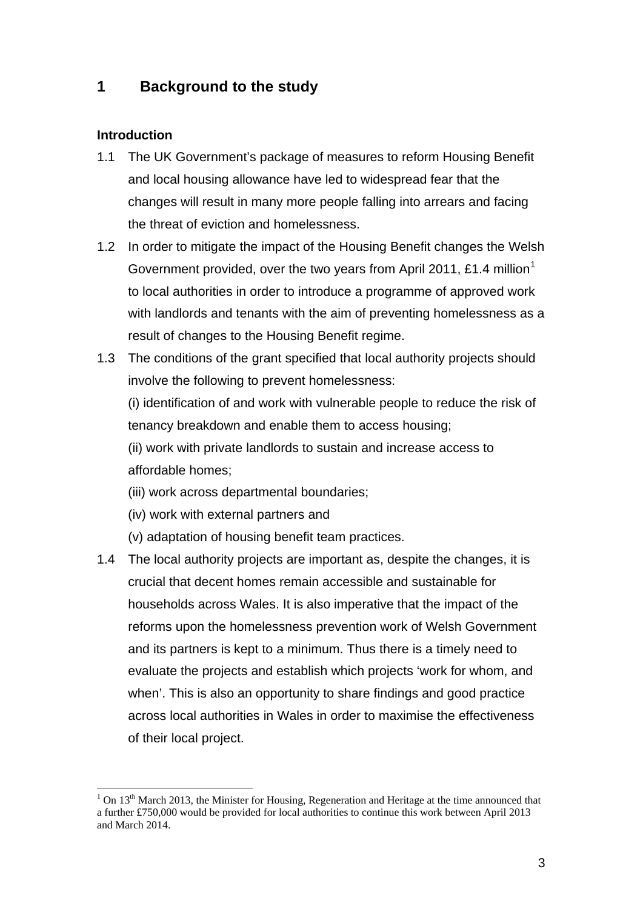## 1 Background to the study

### Introduction

1.1 The UK Government's package of measures to reform Housing Benefit and local housing allowance have led to widespread fear that the changes will result in many more people falling into arrears and facing the threat of eviction and homelessness.

1.2 In order to mitigate the impact of the Housing Benefit changes the Welsh Government provided, over the two years from April 2011, £1.4 million[1] to local authorities in order to introduce a programme of approved work with landlords and tenants with the aim of preventing homelessness as a result of changes to the Housing Benefit regime.

1.3 The conditions of the grant specified that local authority projects should involve the following to prevent homelessness:

(i) identification of and work with vulnerable people to reduce the risk of tenancy breakdown and enable them to access housing;

(ii) work with private landlords to sustain and increase access to affordable homes;

(iii) work across departmental boundaries;

(iv) work with external partners and

(v) adaptation of housing benefit team practices.

1.4 The local authority projects are important as, despite the changes, it is crucial that decent homes remain accessible and sustainable for households across Wales. It is also imperative that the impact of the reforms upon the homelessness prevention work of Welsh Government and its partners is kept to a minimum. Thus there is a timely need to evaluate the projects and establish which projects 'work for whom, and when'. This is also an opportunity to share findings and good practice across local authorities in Wales in order to maximise the effectiveness of their local project.

[1] On 13th March 2013, the Minister for Housing, Regeneration and Heritage at the time announced that a further £750,000 would be provided for local authorities to continue this work between April 2013 and March 2014.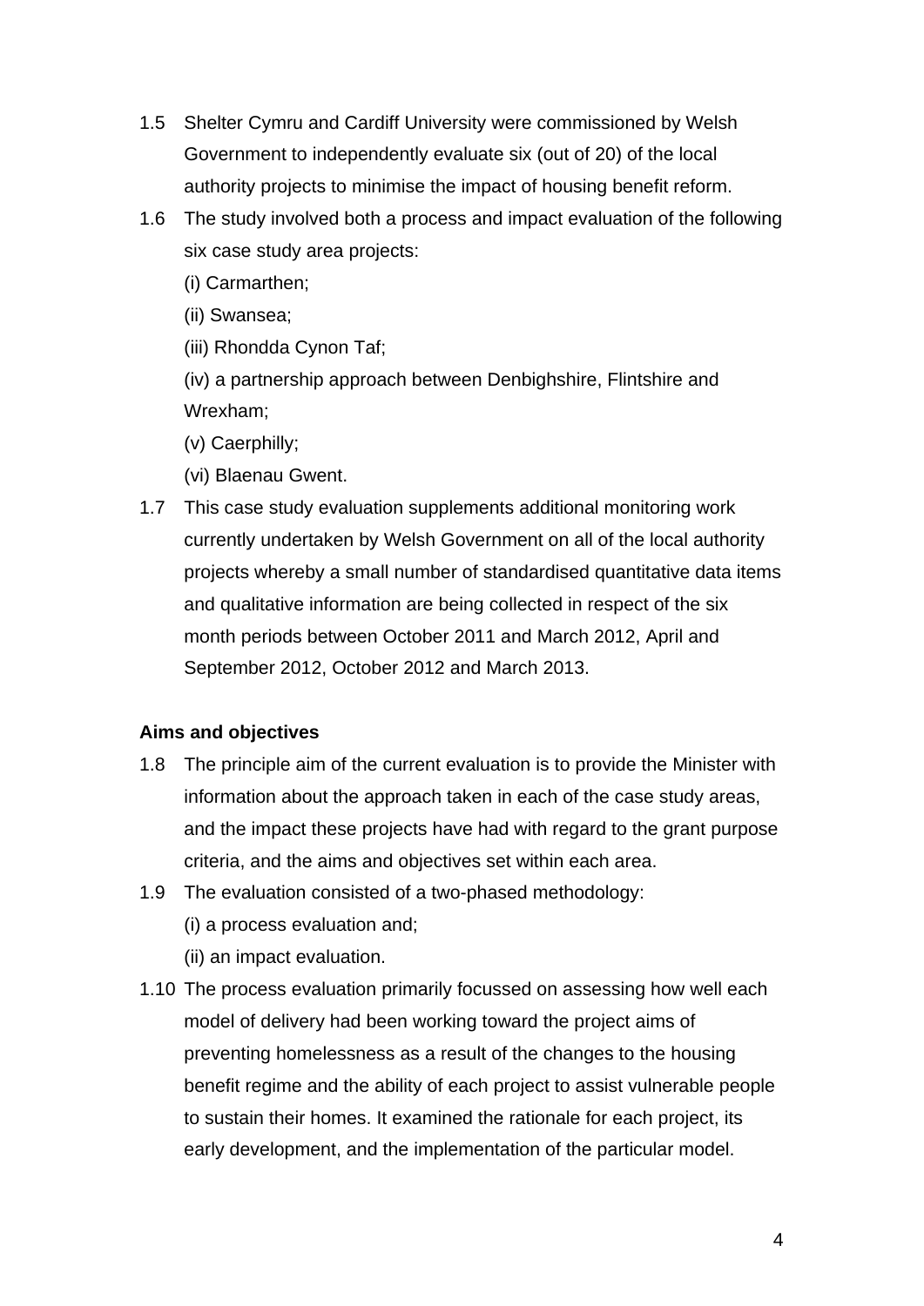1.5 Shelter Cymru and Cardiff University were commissioned by Welsh Government to independently evaluate six (out of 20) of the local authority projects to minimise the impact of housing benefit reform.

1.6 The study involved both a process and impact evaluation of the following six case study area projects:

(i) Carmarthen;

(ii) Swansea;

(iii) Rhondda Cynon Taf;

(iv) a partnership approach between Denbighshire, Flintshire and Wrexham;

(v) Caerphilly;

(vi) Blaenau Gwent.

1.7 This case study evaluation supplements additional monitoring work currently undertaken by Welsh Government on all of the local authority projects whereby a small number of standardised quantitative data items and qualitative information are being collected in respect of the six month periods between October 2011 and March 2012, April and September 2012, October 2012 and March 2013.

**Aims and objectives**

1.8 The principle aim of the current evaluation is to provide the Minister with information about the approach taken in each of the case study areas, and the impact these projects have had with regard to the grant purpose criteria, and the aims and objectives set within each area.

1.9 The evaluation consisted of a two-phased methodology:

(i) a process evaluation and;

(ii) an impact evaluation.

1.10 The process evaluation primarily focussed on assessing how well each model of delivery had been working toward the project aims of preventing homelessness as a result of the changes to the housing benefit regime and the ability of each project to assist vulnerable people to sustain their homes. It examined the rationale for each project, its early development, and the implementation of the particular model.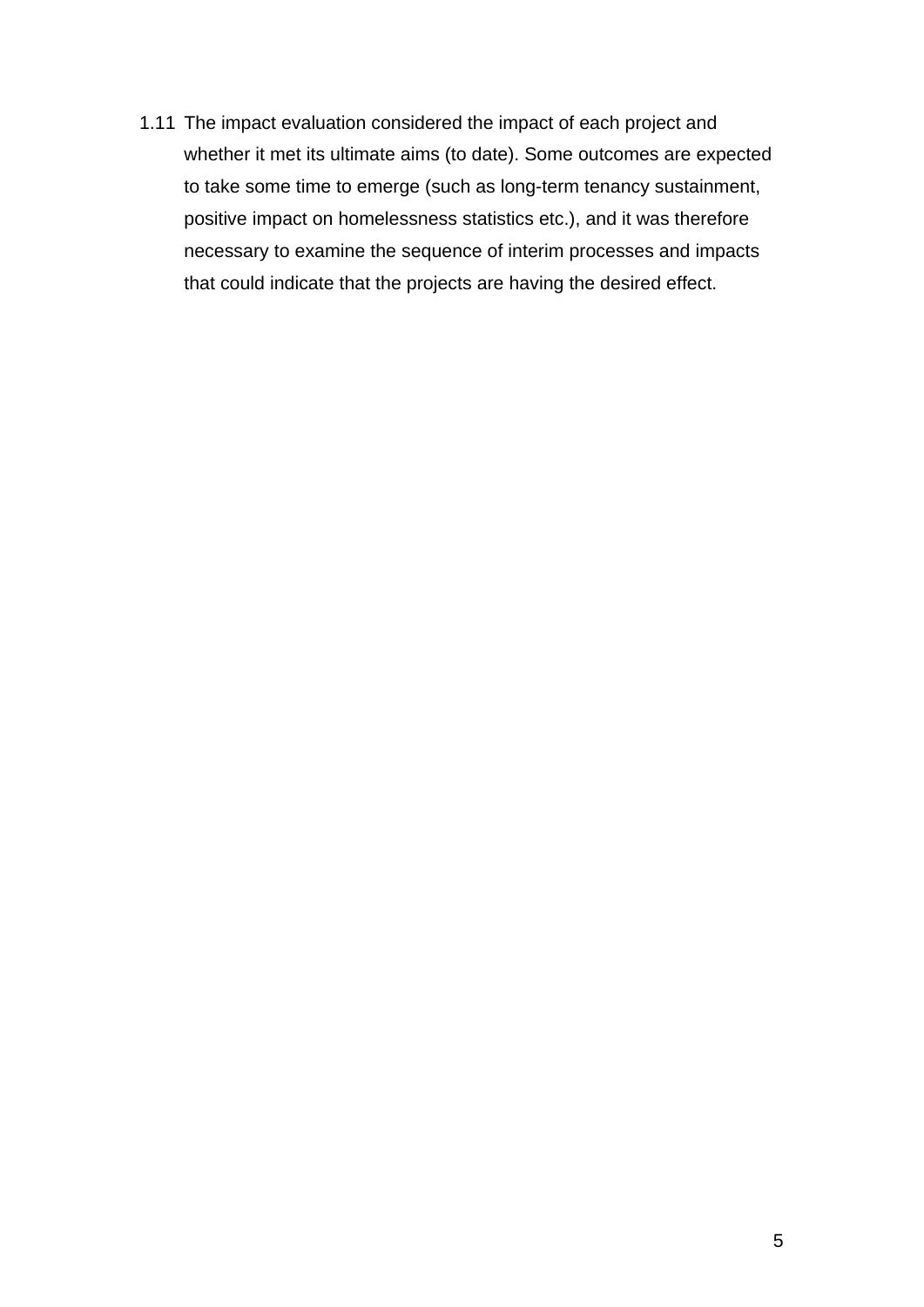1.11 The impact evaluation considered the impact of each project and whether it met its ultimate aims (to date). Some outcomes are expected to take some time to emerge (such as long-term tenancy sustainment, positive impact on homelessness statistics etc.), and it was therefore necessary to examine the sequence of interim processes and impacts that could indicate that the projects are having the desired effect.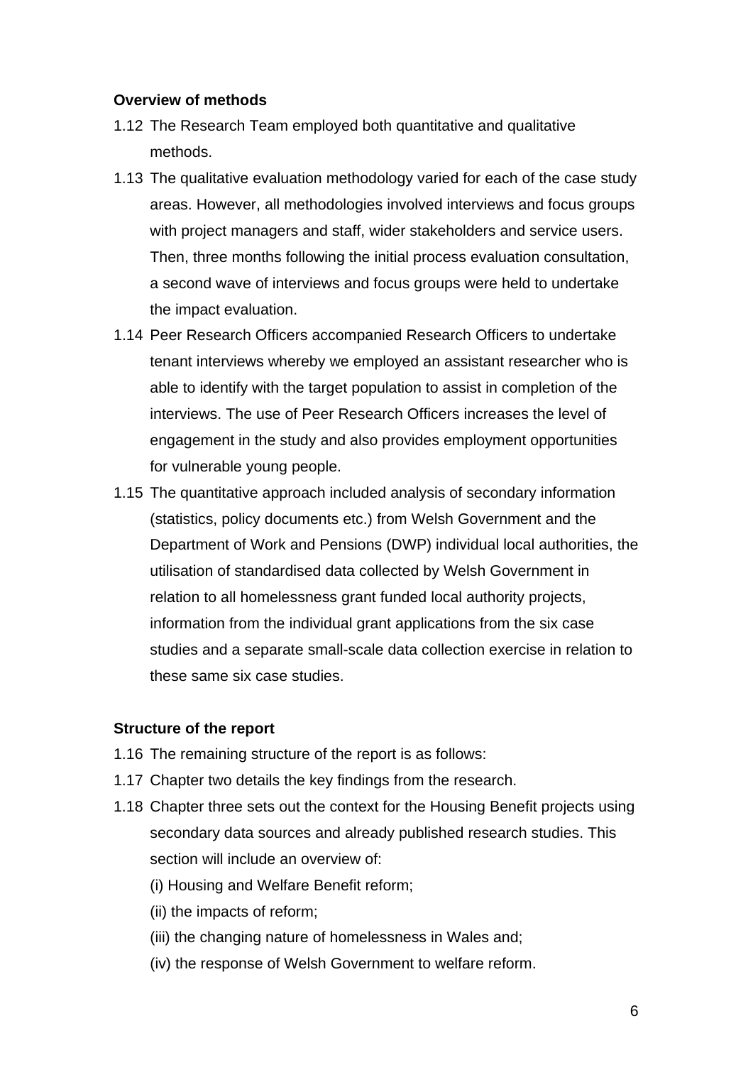**Overview of methods**

1.12 The Research Team employed both quantitative and qualitative methods.

1.13 The qualitative evaluation methodology varied for each of the case study areas. However, all methodologies involved interviews and focus groups with project managers and staff, wider stakeholders and service users. Then, three months following the initial process evaluation consultation, a second wave of interviews and focus groups were held to undertake the impact evaluation.

1.14 Peer Research Officers accompanied Research Officers to undertake tenant interviews whereby we employed an assistant researcher who is able to identify with the target population to assist in completion of the interviews. The use of Peer Research Officers increases the level of engagement in the study and also provides employment opportunities for vulnerable young people.

1.15 The quantitative approach included analysis of secondary information (statistics, policy documents etc.) from Welsh Government and the Department of Work and Pensions (DWP) individual local authorities, the utilisation of standardised data collected by Welsh Government in relation to all homelessness grant funded local authority projects, information from the individual grant applications from the six case studies and a separate small-scale data collection exercise in relation to these same six case studies.

**Structure of the report**

1.16 The remaining structure of the report is as follows:

1.17 Chapter two details the key findings from the research.

1.18 Chapter three sets out the context for the Housing Benefit projects using secondary data sources and already published research studies. This section will include an overview of:

(i) Housing and Welfare Benefit reform;

(ii) the impacts of reform;

(iii) the changing nature of homelessness in Wales and;

(iv) the response of Welsh Government to welfare reform.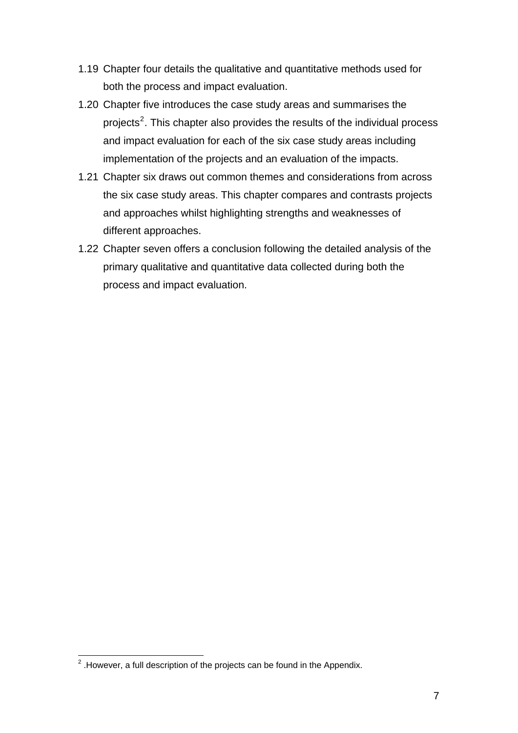1.19 Chapter four details the qualitative and quantitative methods used for both the process and impact evaluation.

1.20 Chapter five introduces the case study areas and summarises the projects[2]. This chapter also provides the results of the individual process and impact evaluation for each of the six case study areas including implementation of the projects and an evaluation of the impacts.

1.21 Chapter six draws out common themes and considerations from across the six case study areas. This chapter compares and contrasts projects and approaches whilst highlighting strengths and weaknesses of different approaches.

1.22 Chapter seven offers a conclusion following the detailed analysis of the primary qualitative and quantitative data collected during both the process and impact evaluation.

---

[2] .However, a full description of the projects can be found in the Appendix.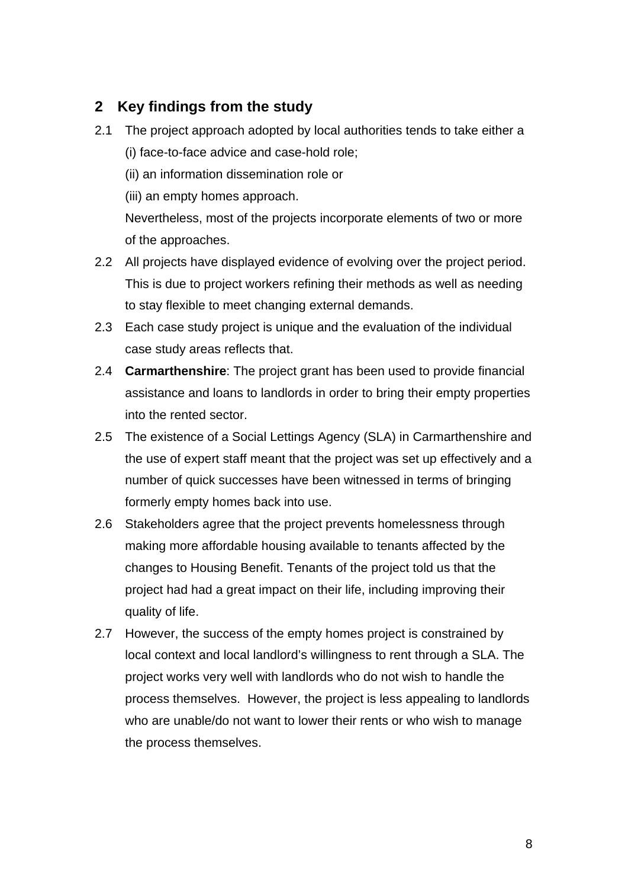## 2 Key findings from the study

2.1 The project approach adopted by local authorities tends to take either a

(i) face-to-face advice and case-hold role;

(ii) an information dissemination role or

(iii) an empty homes approach.

Nevertheless, most of the projects incorporate elements of two or more of the approaches.

2.2 All projects have displayed evidence of evolving over the project period. This is due to project workers refining their methods as well as needing to stay flexible to meet changing external demands.

2.3 Each case study project is unique and the evaluation of the individual case study areas reflects that.

2.4 **Carmarthenshire**: The project grant has been used to provide financial assistance and loans to landlords in order to bring their empty properties into the rented sector.

2.5 The existence of a Social Lettings Agency (SLA) in Carmarthenshire and the use of expert staff meant that the project was set up effectively and a number of quick successes have been witnessed in terms of bringing formerly empty homes back into use.

2.6 Stakeholders agree that the project prevents homelessness through making more affordable housing available to tenants affected by the changes to Housing Benefit. Tenants of the project told us that the project had had a great impact on their life, including improving their quality of life.

2.7 However, the success of the empty homes project is constrained by local context and local landlord's willingness to rent through a SLA. The project works very well with landlords who do not wish to handle the process themselves. However, the project is less appealing to landlords who are unable/do not want to lower their rents or who wish to manage the process themselves.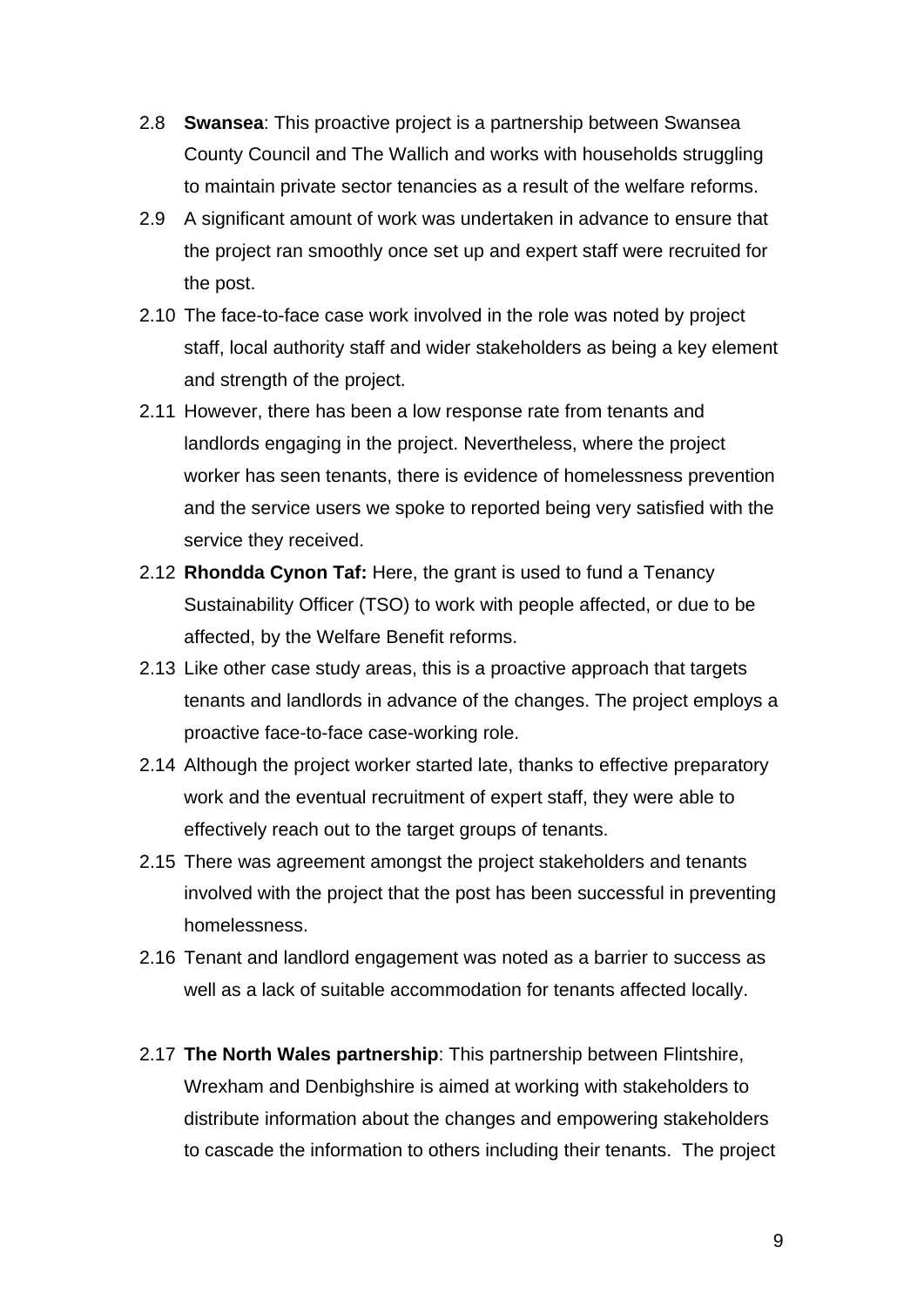2.8 **Swansea**: This proactive project is a partnership between Swansea County Council and The Wallich and works with households struggling to maintain private sector tenancies as a result of the welfare reforms.

2.9 A significant amount of work was undertaken in advance to ensure that the project ran smoothly once set up and expert staff were recruited for the post.

2.10 The face-to-face case work involved in the role was noted by project staff, local authority staff and wider stakeholders as being a key element and strength of the project.

2.11 However, there has been a low response rate from tenants and landlords engaging in the project. Nevertheless, where the project worker has seen tenants, there is evidence of homelessness prevention and the service users we spoke to reported being very satisfied with the service they received.

2.12 **Rhondda Cynon Taf:** Here, the grant is used to fund a Tenancy Sustainability Officer (TSO) to work with people affected, or due to be affected, by the Welfare Benefit reforms.

2.13 Like other case study areas, this is a proactive approach that targets tenants and landlords in advance of the changes. The project employs a proactive face-to-face case-working role.

2.14 Although the project worker started late, thanks to effective preparatory work and the eventual recruitment of expert staff, they were able to effectively reach out to the target groups of tenants.

2.15 There was agreement amongst the project stakeholders and tenants involved with the project that the post has been successful in preventing homelessness.

2.16 Tenant and landlord engagement was noted as a barrier to success as well as a lack of suitable accommodation for tenants affected locally.

2.17 **The North Wales partnership**: This partnership between Flintshire, Wrexham and Denbighshire is aimed at working with stakeholders to distribute information about the changes and empowering stakeholders to cascade the information to others including their tenants. The project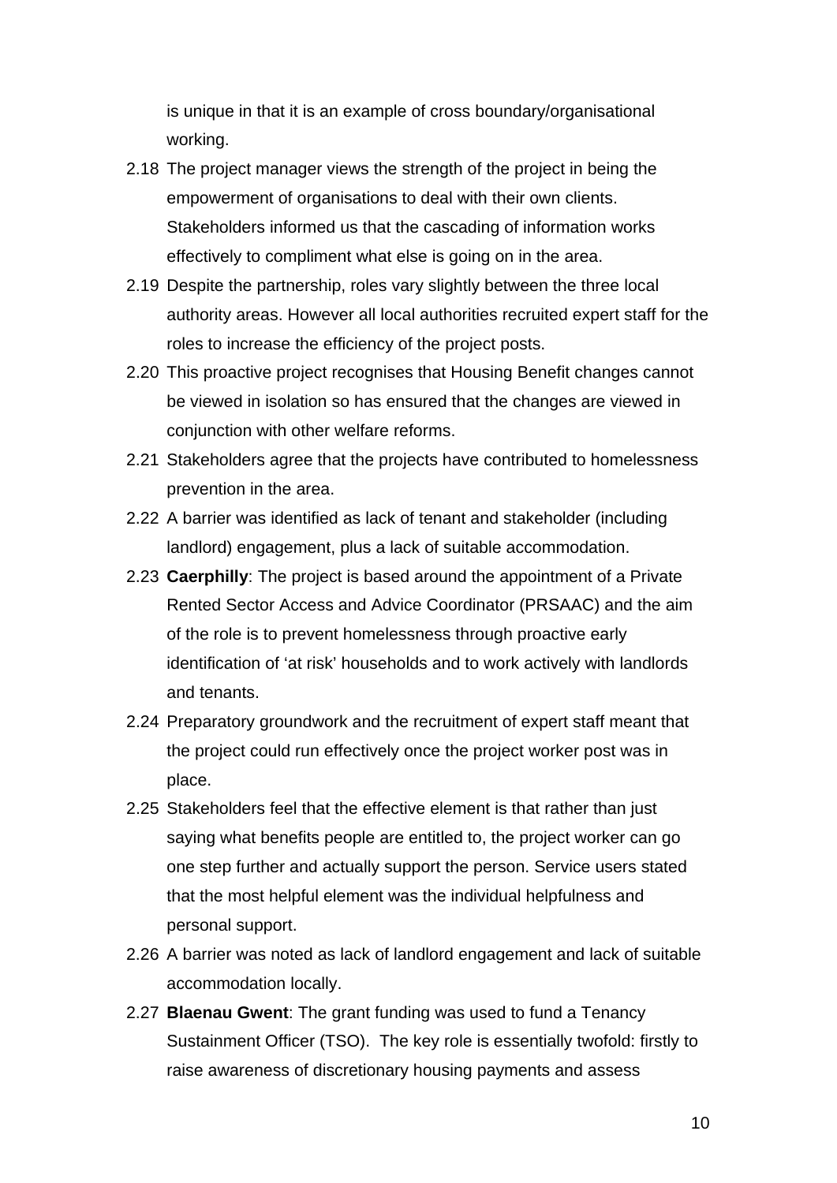is unique in that it is an example of cross boundary/organisational working.

2.18 The project manager views the strength of the project in being the empowerment of organisations to deal with their own clients. Stakeholders informed us that the cascading of information works effectively to compliment what else is going on in the area.

2.19 Despite the partnership, roles vary slightly between the three local authority areas. However all local authorities recruited expert staff for the roles to increase the efficiency of the project posts.

2.20 This proactive project recognises that Housing Benefit changes cannot be viewed in isolation so has ensured that the changes are viewed in conjunction with other welfare reforms.

2.21 Stakeholders agree that the projects have contributed to homelessness prevention in the area.

2.22 A barrier was identified as lack of tenant and stakeholder (including landlord) engagement, plus a lack of suitable accommodation.

2.23 **Caerphilly**: The project is based around the appointment of a Private Rented Sector Access and Advice Coordinator (PRSAAC) and the aim of the role is to prevent homelessness through proactive early identification of 'at risk' households and to work actively with landlords and tenants.

2.24 Preparatory groundwork and the recruitment of expert staff meant that the project could run effectively once the project worker post was in place.

2.25 Stakeholders feel that the effective element is that rather than just saying what benefits people are entitled to, the project worker can go one step further and actually support the person. Service users stated that the most helpful element was the individual helpfulness and personal support.

2.26 A barrier was noted as lack of landlord engagement and lack of suitable accommodation locally.

2.27 **Blaenau Gwent**: The grant funding was used to fund a Tenancy Sustainment Officer (TSO). The key role is essentially twofold: firstly to raise awareness of discretionary housing payments and assess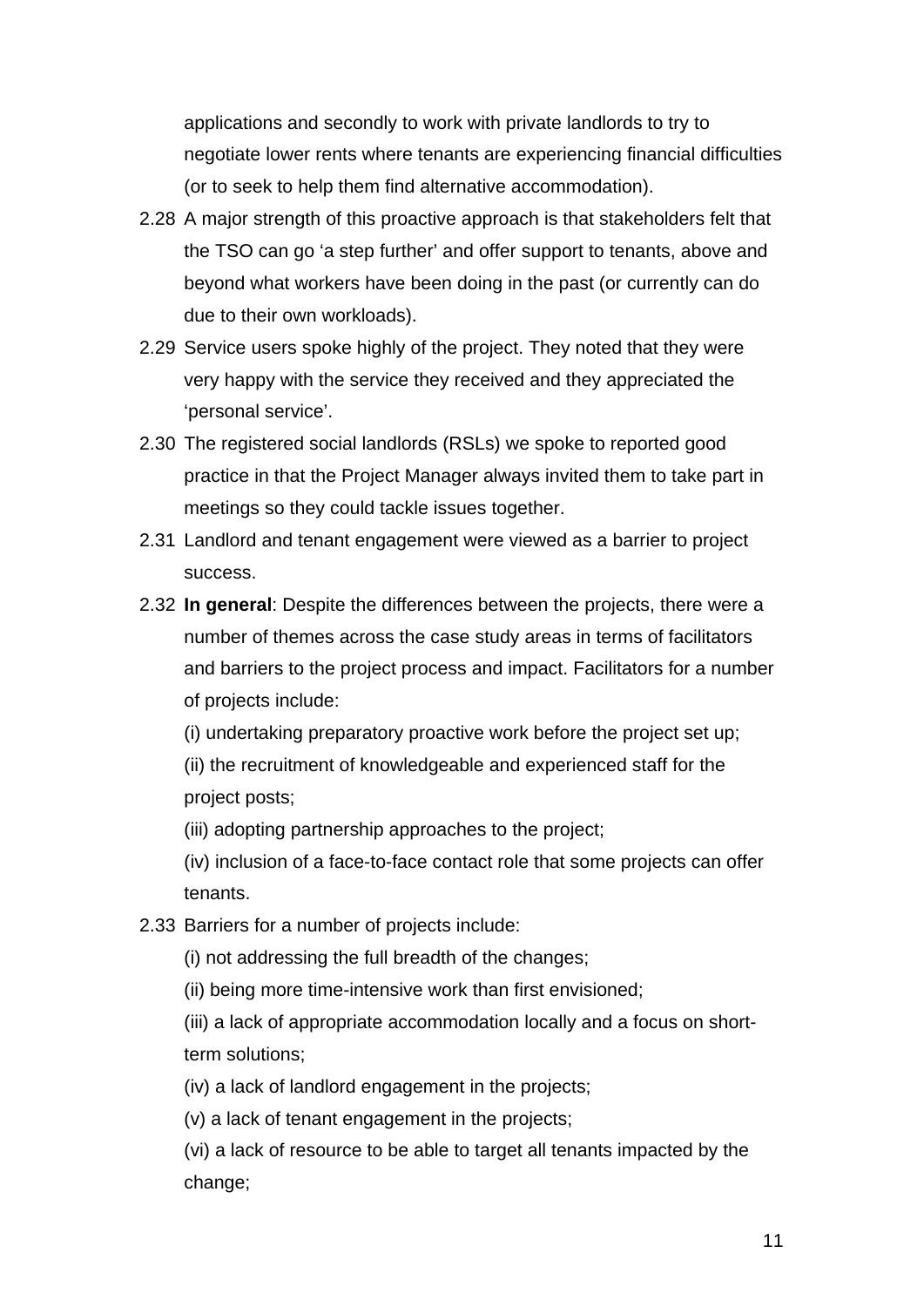applications and secondly to work with private landlords to try to negotiate lower rents where tenants are experiencing financial difficulties (or to seek to help them find alternative accommodation).

2.28 A major strength of this proactive approach is that stakeholders felt that the TSO can go 'a step further' and offer support to tenants, above and beyond what workers have been doing in the past (or currently can do due to their own workloads).

2.29 Service users spoke highly of the project. They noted that they were very happy with the service they received and they appreciated the 'personal service'.

2.30 The registered social landlords (RSLs) we spoke to reported good practice in that the Project Manager always invited them to take part in meetings so they could tackle issues together.

2.31 Landlord and tenant engagement were viewed as a barrier to project success.

2.32 **In general**: Despite the differences between the projects, there were a number of themes across the case study areas in terms of facilitators and barriers to the project process and impact. Facilitators for a number of projects include:

(i) undertaking preparatory proactive work before the project set up;

(ii) the recruitment of knowledgeable and experienced staff for the project posts;

(iii) adopting partnership approaches to the project;

(iv) inclusion of a face-to-face contact role that some projects can offer tenants.

2.33 Barriers for a number of projects include:

(i) not addressing the full breadth of the changes;

(ii) being more time-intensive work than first envisioned;

(iii) a lack of appropriate accommodation locally and a focus on short-term solutions;

(iv) a lack of landlord engagement in the projects;

(v) a lack of tenant engagement in the projects;

(vi) a lack of resource to be able to target all tenants impacted by the change;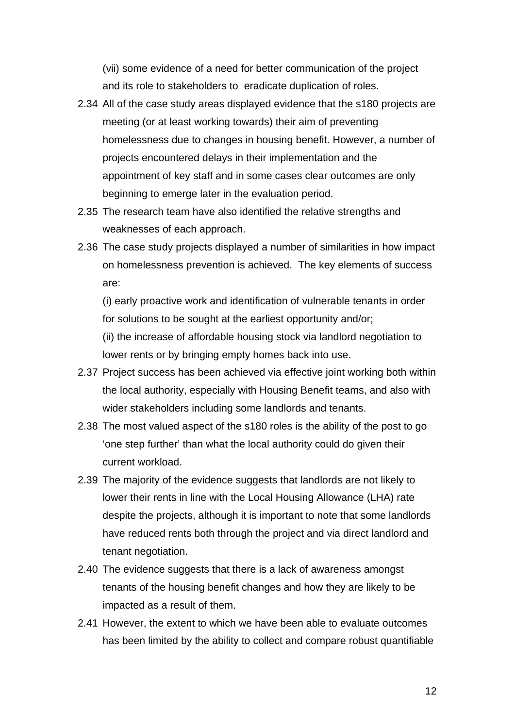(vii) some evidence of a need for better communication of the project and its role to stakeholders to eradicate duplication of roles.

2.34 All of the case study areas displayed evidence that the s180 projects are meeting (or at least working towards) their aim of preventing homelessness due to changes in housing benefit. However, a number of projects encountered delays in their implementation and the appointment of key staff and in some cases clear outcomes are only beginning to emerge later in the evaluation period.

2.35 The research team have also identified the relative strengths and weaknesses of each approach.

2.36 The case study projects displayed a number of similarities in how impact on homelessness prevention is achieved. The key elements of success are:

(i) early proactive work and identification of vulnerable tenants in order for solutions to be sought at the earliest opportunity and/or;

(ii) the increase of affordable housing stock via landlord negotiation to lower rents or by bringing empty homes back into use.

2.37 Project success has been achieved via effective joint working both within the local authority, especially with Housing Benefit teams, and also with wider stakeholders including some landlords and tenants.

2.38 The most valued aspect of the s180 roles is the ability of the post to go 'one step further' than what the local authority could do given their current workload.

2.39 The majority of the evidence suggests that landlords are not likely to lower their rents in line with the Local Housing Allowance (LHA) rate despite the projects, although it is important to note that some landlords have reduced rents both through the project and via direct landlord and tenant negotiation.

2.40 The evidence suggests that there is a lack of awareness amongst tenants of the housing benefit changes and how they are likely to be impacted as a result of them.

2.41 However, the extent to which we have been able to evaluate outcomes has been limited by the ability to collect and compare robust quantifiable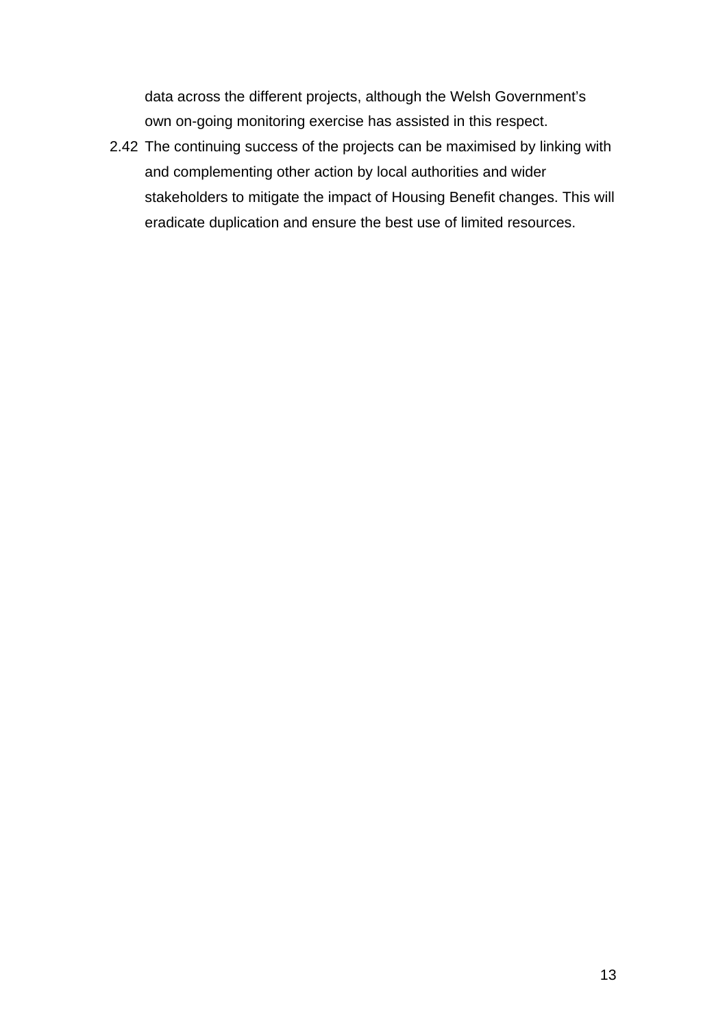data across the different projects, although the Welsh Government's own on-going monitoring exercise has assisted in this respect.

2.42 The continuing success of the projects can be maximised by linking with and complementing other action by local authorities and wider stakeholders to mitigate the impact of Housing Benefit changes. This will eradicate duplication and ensure the best use of limited resources.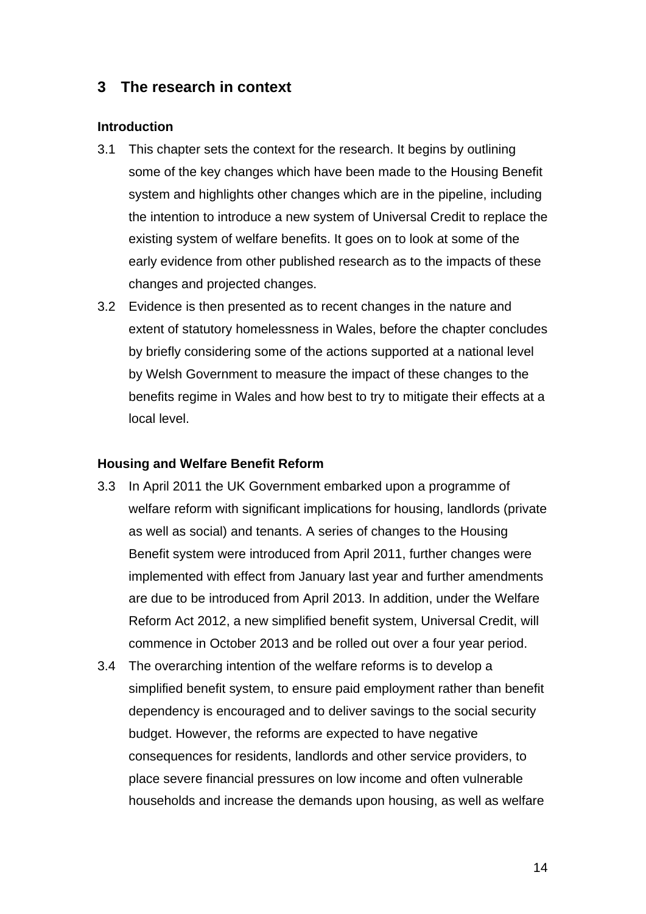## 3 The research in context

### Introduction

3.1 This chapter sets the context for the research. It begins by outlining some of the key changes which have been made to the Housing Benefit system and highlights other changes which are in the pipeline, including the intention to introduce a new system of Universal Credit to replace the existing system of welfare benefits. It goes on to look at some of the early evidence from other published research as to the impacts of these changes and projected changes.

3.2 Evidence is then presented as to recent changes in the nature and extent of statutory homelessness in Wales, before the chapter concludes by briefly considering some of the actions supported at a national level by Welsh Government to measure the impact of these changes to the benefits regime in Wales and how best to try to mitigate their effects at a local level.

### Housing and Welfare Benefit Reform

3.3 In April 2011 the UK Government embarked upon a programme of welfare reform with significant implications for housing, landlords (private as well as social) and tenants. A series of changes to the Housing Benefit system were introduced from April 2011, further changes were implemented with effect from January last year and further amendments are due to be introduced from April 2013. In addition, under the Welfare Reform Act 2012, a new simplified benefit system, Universal Credit, will commence in October 2013 and be rolled out over a four year period.

3.4 The overarching intention of the welfare reforms is to develop a simplified benefit system, to ensure paid employment rather than benefit dependency is encouraged and to deliver savings to the social security budget. However, the reforms are expected to have negative consequences for residents, landlords and other service providers, to place severe financial pressures on low income and often vulnerable households and increase the demands upon housing, as well as welfare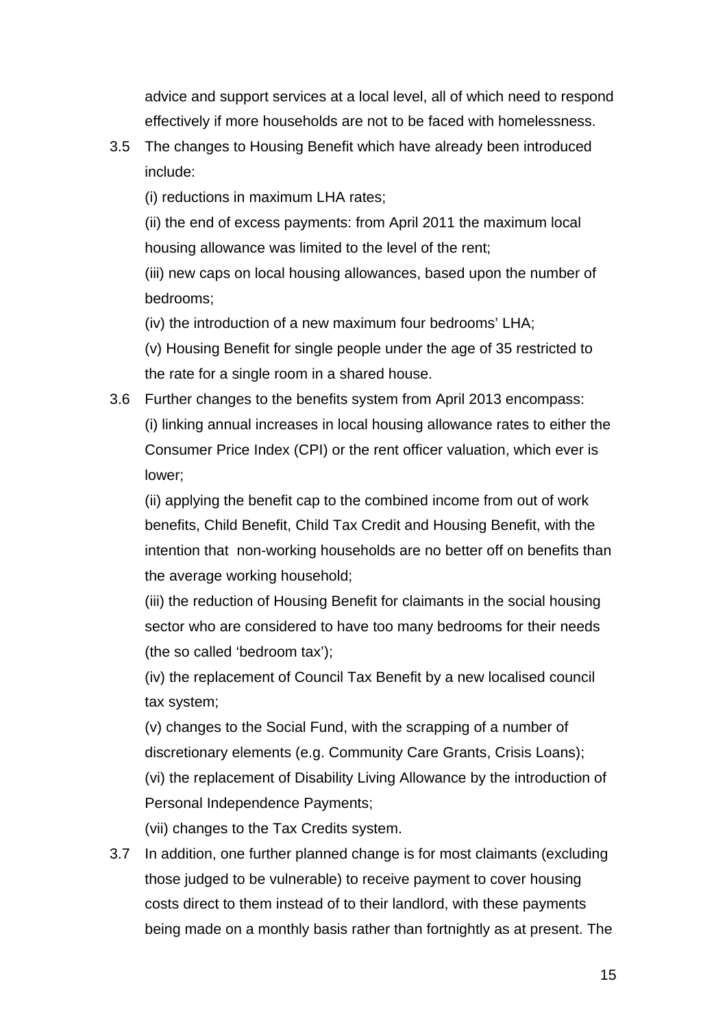advice and support services at a local level, all of which need to respond effectively if more households are not to be faced with homelessness.

3.5 The changes to Housing Benefit which have already been introduced include:

(i) reductions in maximum LHA rates;

(ii) the end of excess payments: from April 2011 the maximum local housing allowance was limited to the level of the rent;

(iii) new caps on local housing allowances, based upon the number of bedrooms;

(iv) the introduction of a new maximum four bedrooms' LHA;

(v) Housing Benefit for single people under the age of 35 restricted to the rate for a single room in a shared house.

3.6 Further changes to the benefits system from April 2013 encompass:

(i) linking annual increases in local housing allowance rates to either the Consumer Price Index (CPI) or the rent officer valuation, which ever is lower;

(ii) applying the benefit cap to the combined income from out of work benefits, Child Benefit, Child Tax Credit and Housing Benefit, with the intention that non-working households are no better off on benefits than the average working household;

(iii) the reduction of Housing Benefit for claimants in the social housing sector who are considered to have too many bedrooms for their needs (the so called 'bedroom tax');

(iv) the replacement of Council Tax Benefit by a new localised council tax system;

(v) changes to the Social Fund, with the scrapping of a number of discretionary elements (e.g. Community Care Grants, Crisis Loans);

(vi) the replacement of Disability Living Allowance by the introduction of Personal Independence Payments;

(vii) changes to the Tax Credits system.

3.7 In addition, one further planned change is for most claimants (excluding those judged to be vulnerable) to receive payment to cover housing costs direct to them instead of to their landlord, with these payments being made on a monthly basis rather than fortnightly as at present. The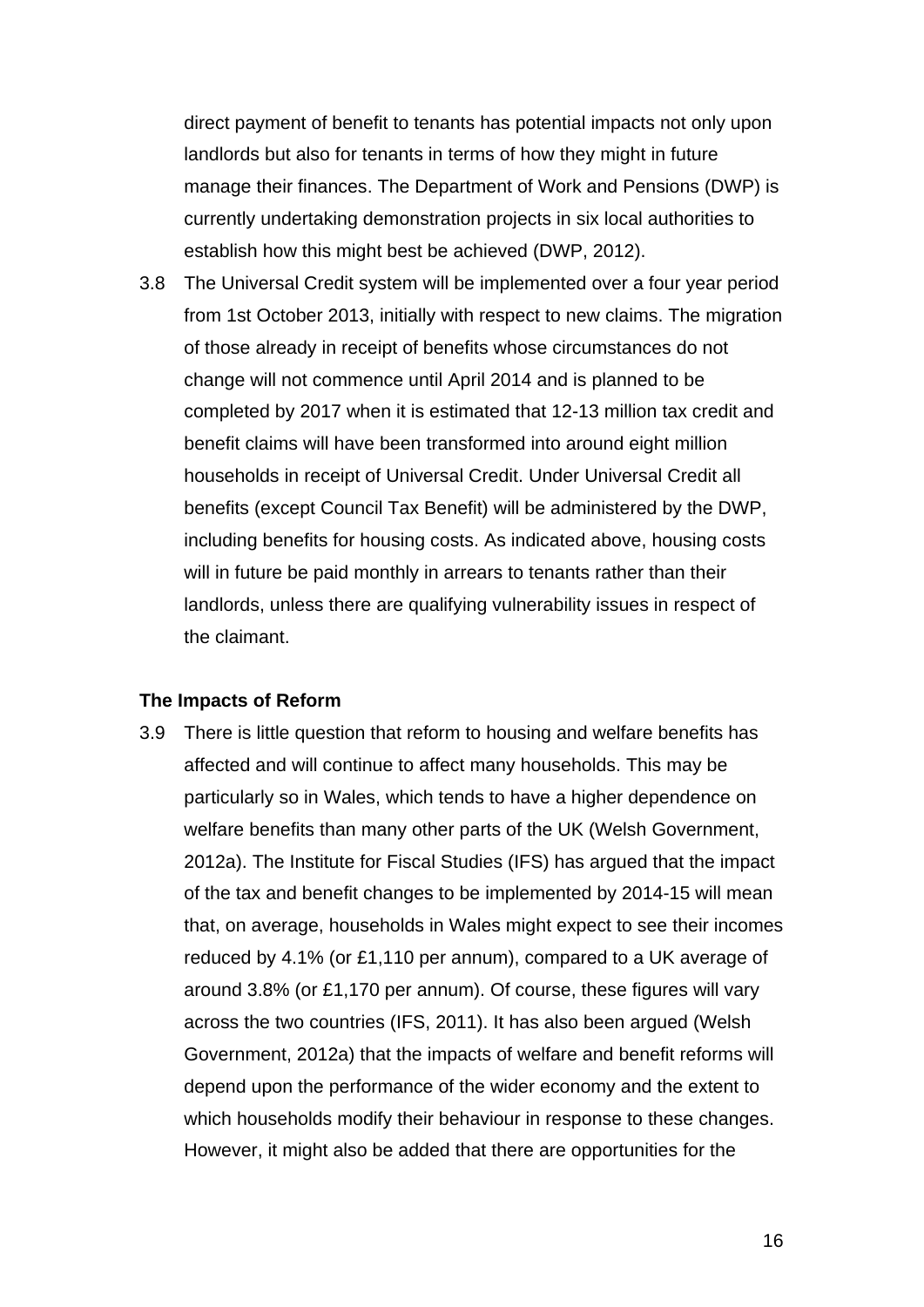direct payment of benefit to tenants has potential impacts not only upon landlords but also for tenants in terms of how they might in future manage their finances. The Department of Work and Pensions (DWP) is currently undertaking demonstration projects in six local authorities to establish how this might best be achieved (DWP, 2012).

3.8 The Universal Credit system will be implemented over a four year period from 1st October 2013, initially with respect to new claims. The migration of those already in receipt of benefits whose circumstances do not change will not commence until April 2014 and is planned to be completed by 2017 when it is estimated that 12-13 million tax credit and benefit claims will have been transformed into around eight million households in receipt of Universal Credit. Under Universal Credit all benefits (except Council Tax Benefit) will be administered by the DWP, including benefits for housing costs. As indicated above, housing costs will in future be paid monthly in arrears to tenants rather than their landlords, unless there are qualifying vulnerability issues in respect of the claimant.

**The Impacts of Reform**

3.9 There is little question that reform to housing and welfare benefits has affected and will continue to affect many households. This may be particularly so in Wales, which tends to have a higher dependence on welfare benefits than many other parts of the UK (Welsh Government, 2012a). The Institute for Fiscal Studies (IFS) has argued that the impact of the tax and benefit changes to be implemented by 2014-15 will mean that, on average, households in Wales might expect to see their incomes reduced by 4.1% (or £1,110 per annum), compared to a UK average of around 3.8% (or £1,170 per annum). Of course, these figures will vary across the two countries (IFS, 2011). It has also been argued (Welsh Government, 2012a) that the impacts of welfare and benefit reforms will depend upon the performance of the wider economy and the extent to which households modify their behaviour in response to these changes. However, it might also be added that there are opportunities for the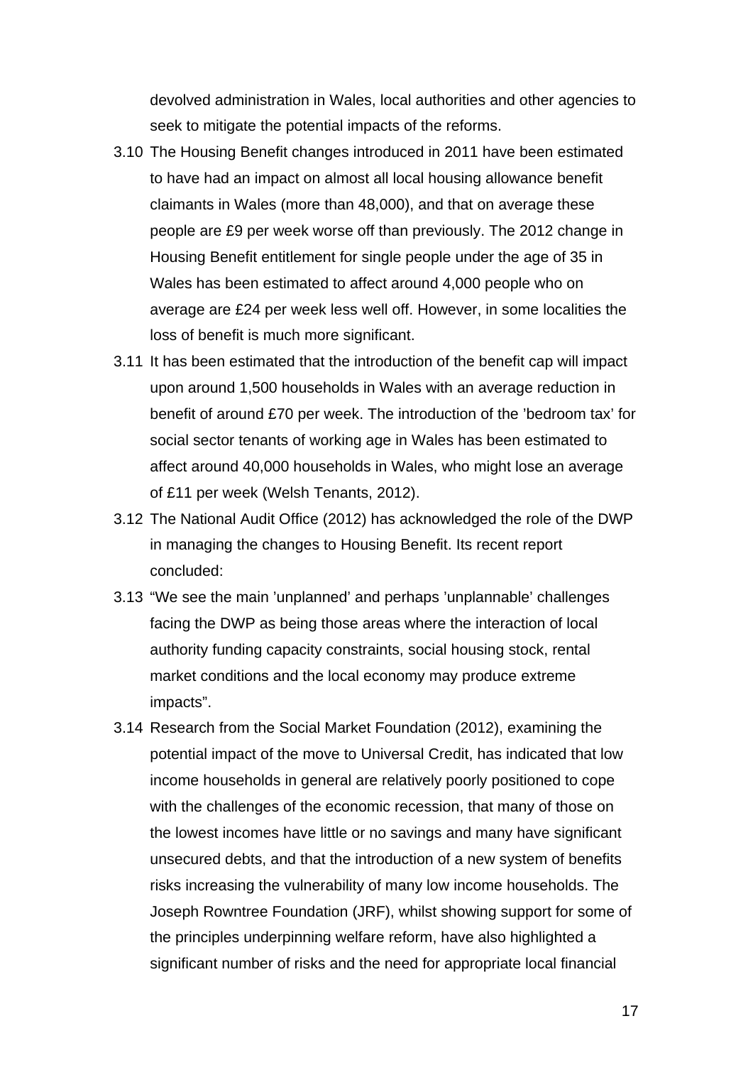devolved administration in Wales, local authorities and other agencies to seek to mitigate the potential impacts of the reforms.

3.10 The Housing Benefit changes introduced in 2011 have been estimated to have had an impact on almost all local housing allowance benefit claimants in Wales (more than 48,000), and that on average these people are £9 per week worse off than previously. The 2012 change in Housing Benefit entitlement for single people under the age of 35 in Wales has been estimated to affect around 4,000 people who on average are £24 per week less well off. However, in some localities the loss of benefit is much more significant.

3.11 It has been estimated that the introduction of the benefit cap will impact upon around 1,500 households in Wales with an average reduction in benefit of around £70 per week. The introduction of the 'bedroom tax' for social sector tenants of working age in Wales has been estimated to affect around 40,000 households in Wales, who might lose an average of £11 per week (Welsh Tenants, 2012).

3.12 The National Audit Office (2012) has acknowledged the role of the DWP in managing the changes to Housing Benefit. Its recent report concluded:

3.13 "We see the main 'unplanned' and perhaps 'unplannable' challenges facing the DWP as being those areas where the interaction of local authority funding capacity constraints, social housing stock, rental market conditions and the local economy may produce extreme impacts".

3.14 Research from the Social Market Foundation (2012), examining the potential impact of the move to Universal Credit, has indicated that low income households in general are relatively poorly positioned to cope with the challenges of the economic recession, that many of those on the lowest incomes have little or no savings and many have significant unsecured debts, and that the introduction of a new system of benefits risks increasing the vulnerability of many low income households. The Joseph Rowntree Foundation (JRF), whilst showing support for some of the principles underpinning welfare reform, have also highlighted a significant number of risks and the need for appropriate local financial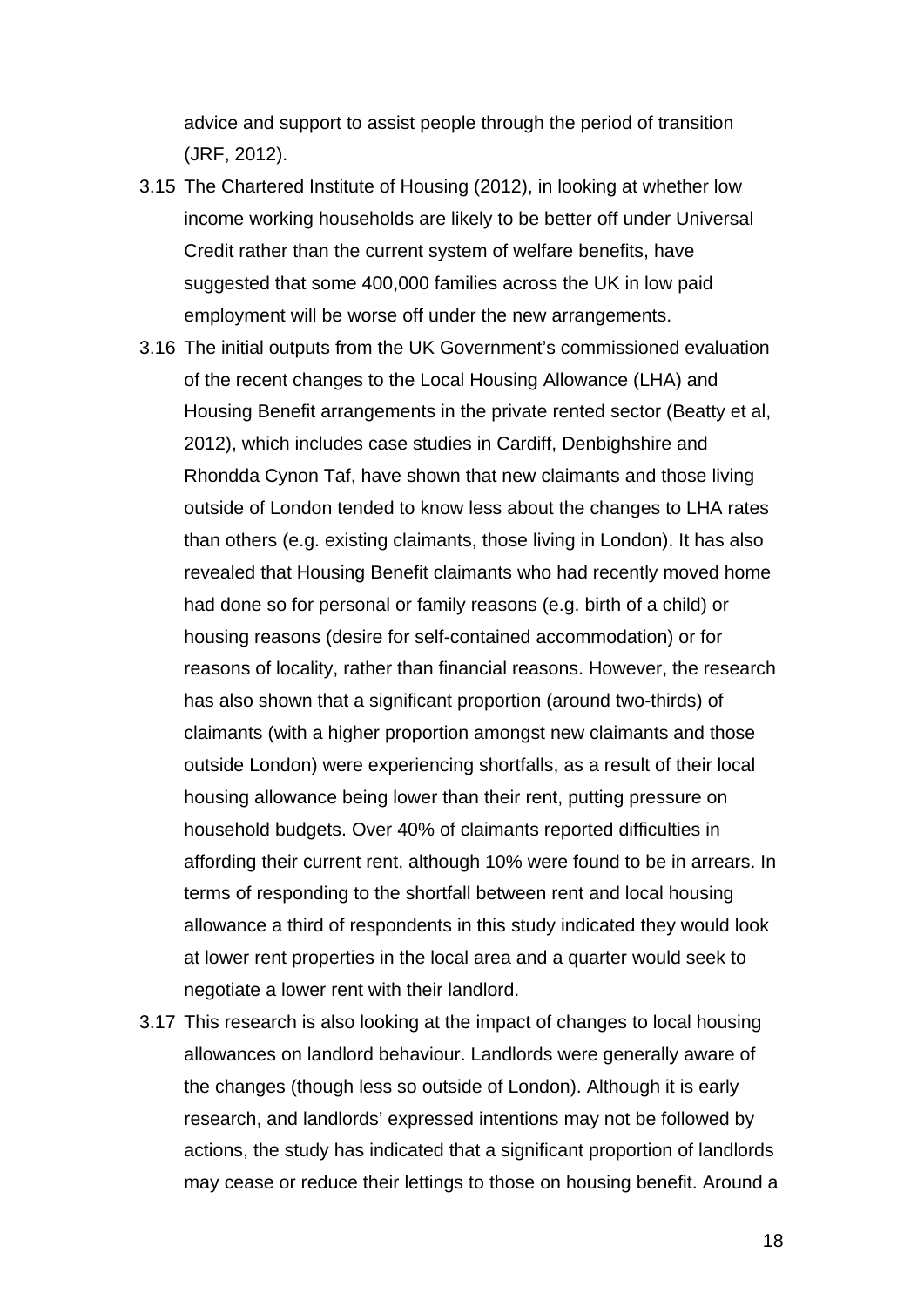advice and support to assist people through the period of transition (JRF, 2012).

3.15 The Chartered Institute of Housing (2012), in looking at whether low income working households are likely to be better off under Universal Credit rather than the current system of welfare benefits, have suggested that some 400,000 families across the UK in low paid employment will be worse off under the new arrangements.

3.16 The initial outputs from the UK Government's commissioned evaluation of the recent changes to the Local Housing Allowance (LHA) and Housing Benefit arrangements in the private rented sector (Beatty et al, 2012), which includes case studies in Cardiff, Denbighshire and Rhondda Cynon Taf, have shown that new claimants and those living outside of London tended to know less about the changes to LHA rates than others (e.g. existing claimants, those living in London). It has also revealed that Housing Benefit claimants who had recently moved home had done so for personal or family reasons (e.g. birth of a child) or housing reasons (desire for self-contained accommodation) or for reasons of locality, rather than financial reasons. However, the research has also shown that a significant proportion (around two-thirds) of claimants (with a higher proportion amongst new claimants and those outside London) were experiencing shortfalls, as a result of their local housing allowance being lower than their rent, putting pressure on household budgets. Over 40% of claimants reported difficulties in affording their current rent, although 10% were found to be in arrears. In terms of responding to the shortfall between rent and local housing allowance a third of respondents in this study indicated they would look at lower rent properties in the local area and a quarter would seek to negotiate a lower rent with their landlord.

3.17 This research is also looking at the impact of changes to local housing allowances on landlord behaviour. Landlords were generally aware of the changes (though less so outside of London). Although it is early research, and landlords' expressed intentions may not be followed by actions, the study has indicated that a significant proportion of landlords may cease or reduce their lettings to those on housing benefit. Around a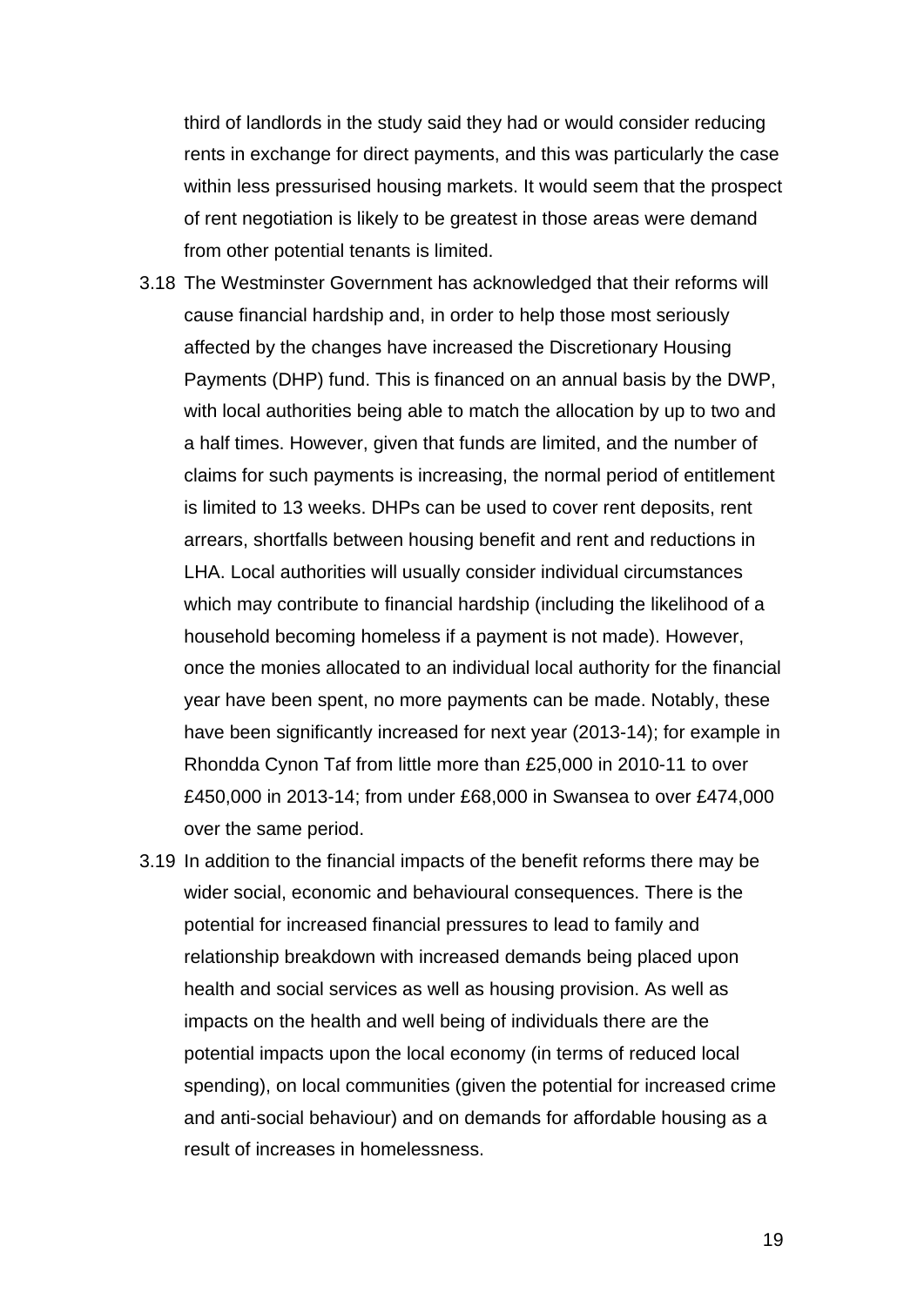third of landlords in the study said they had or would consider reducing rents in exchange for direct payments, and this was particularly the case within less pressurised housing markets. It would seem that the prospect of rent negotiation is likely to be greatest in those areas were demand from other potential tenants is limited.

3.18 The Westminster Government has acknowledged that their reforms will cause financial hardship and, in order to help those most seriously affected by the changes have increased the Discretionary Housing Payments (DHP) fund. This is financed on an annual basis by the DWP, with local authorities being able to match the allocation by up to two and a half times. However, given that funds are limited, and the number of claims for such payments is increasing, the normal period of entitlement is limited to 13 weeks. DHPs can be used to cover rent deposits, rent arrears, shortfalls between housing benefit and rent and reductions in LHA. Local authorities will usually consider individual circumstances which may contribute to financial hardship (including the likelihood of a household becoming homeless if a payment is not made). However, once the monies allocated to an individual local authority for the financial year have been spent, no more payments can be made. Notably, these have been significantly increased for next year (2013-14); for example in Rhondda Cynon Taf from little more than £25,000 in 2010-11 to over £450,000 in 2013-14; from under £68,000 in Swansea to over £474,000 over the same period.

3.19 In addition to the financial impacts of the benefit reforms there may be wider social, economic and behavioural consequences. There is the potential for increased financial pressures to lead to family and relationship breakdown with increased demands being placed upon health and social services as well as housing provision. As well as impacts on the health and well being of individuals there are the potential impacts upon the local economy (in terms of reduced local spending), on local communities (given the potential for increased crime and anti-social behaviour) and on demands for affordable housing as a result of increases in homelessness.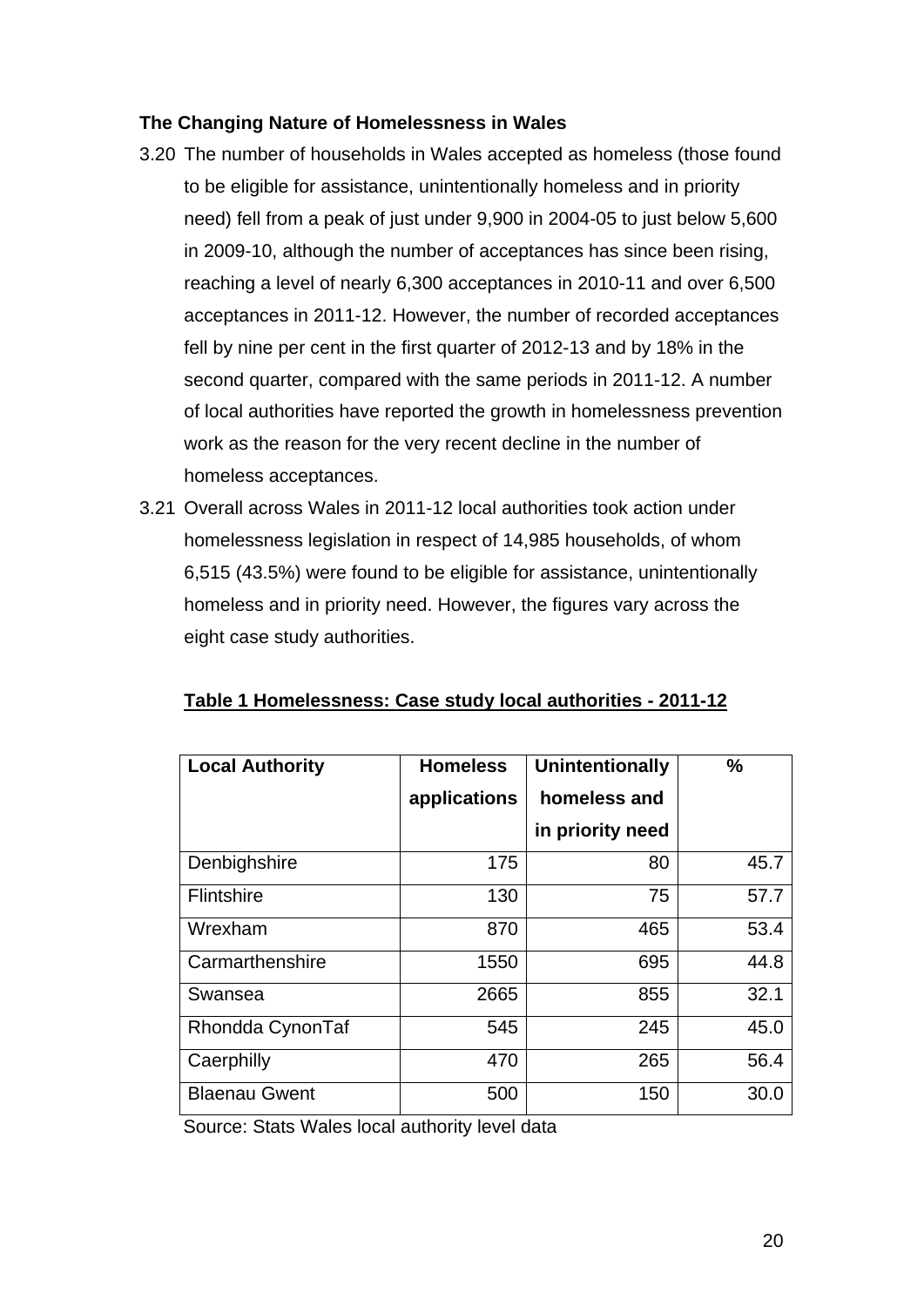### The Changing Nature of Homelessness in Wales

3.20 The number of households in Wales accepted as homeless (those found to be eligible for assistance, unintentionally homeless and in priority need) fell from a peak of just under 9,900 in 2004-05 to just below 5,600 in 2009-10, although the number of acceptances has since been rising, reaching a level of nearly 6,300 acceptances in 2010-11 and over 6,500 acceptances in 2011-12. However, the number of recorded acceptances fell by nine per cent in the first quarter of 2012-13 and by 18% in the second quarter, compared with the same periods in 2011-12. A number of local authorities have reported the growth in homelessness prevention work as the reason for the very recent decline in the number of homeless acceptances.

3.21 Overall across Wales in 2011-12 local authorities took action under homelessness legislation in respect of 14,985 households, of whom 6,515 (43.5%) were found to be eligible for assistance, unintentionally homeless and in priority need. However, the figures vary across the eight case study authorities.

**Table 1 Homelessness: Case study local authorities - 2011-12**

| Local Authority | Homeless applications | Unintentionally homeless and in priority need | % |
|---|---|---|---|
| Denbighshire | 175 | 80 | 45.7 |
| Flintshire | 130 | 75 | 57.7 |
| Wrexham | 870 | 465 | 53.4 |
| Carmarthenshire | 1550 | 695 | 44.8 |
| Swansea | 2665 | 855 | 32.1 |
| Rhondda CynonTaf | 545 | 245 | 45.0 |
| Caerphilly | 470 | 265 | 56.4 |
| Blaenau Gwent | 500 | 150 | 30.0 |

Source: Stats Wales local authority level data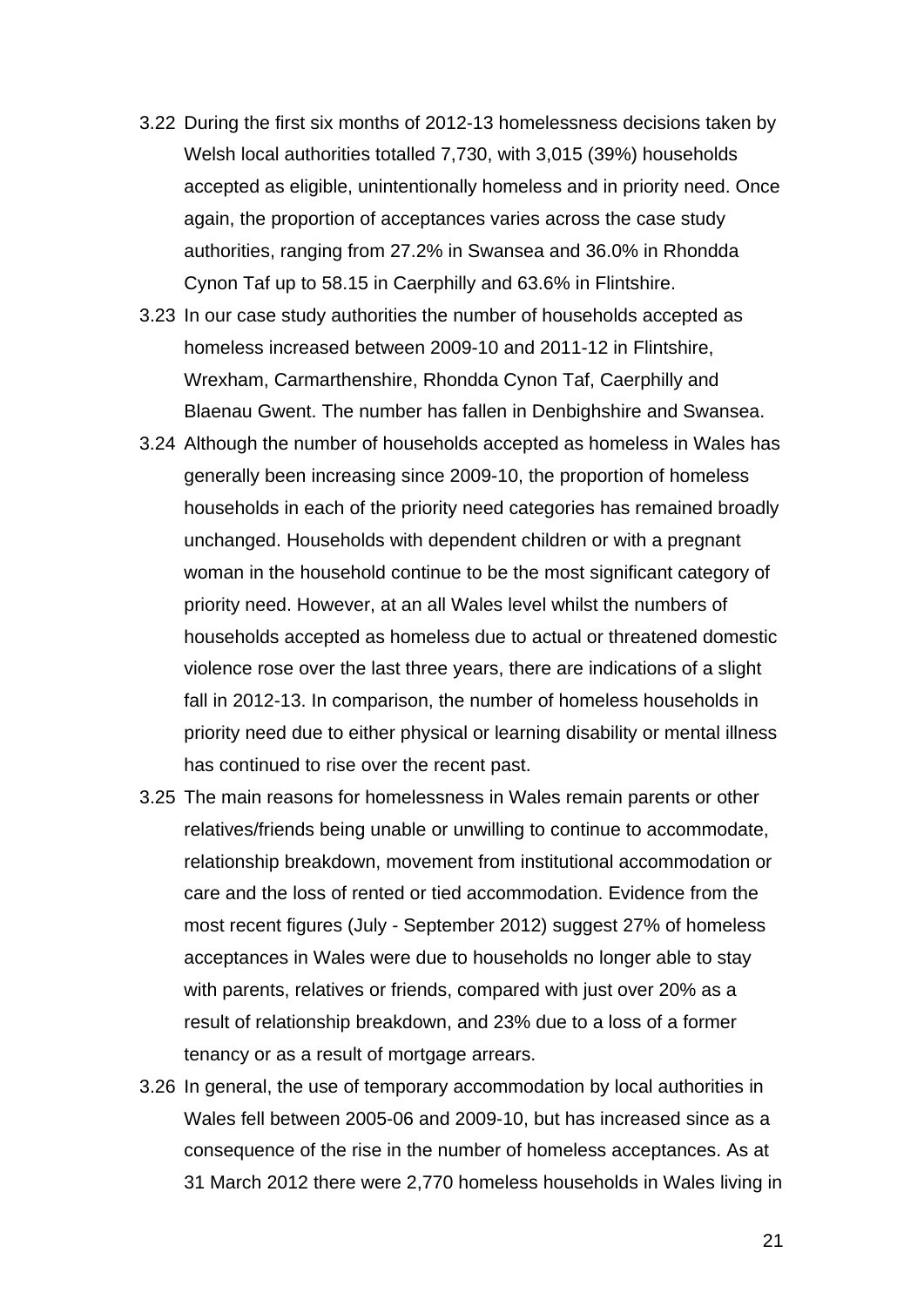3.22 During the first six months of 2012-13 homelessness decisions taken by Welsh local authorities totalled 7,730, with 3,015 (39%) households accepted as eligible, unintentionally homeless and in priority need. Once again, the proportion of acceptances varies across the case study authorities, ranging from 27.2% in Swansea and 36.0% in Rhondda Cynon Taf up to 58.15 in Caerphilly and 63.6% in Flintshire.

3.23 In our case study authorities the number of households accepted as homeless increased between 2009-10 and 2011-12 in Flintshire, Wrexham, Carmarthenshire, Rhondda Cynon Taf, Caerphilly and Blaenau Gwent. The number has fallen in Denbighshire and Swansea.

3.24 Although the number of households accepted as homeless in Wales has generally been increasing since 2009-10, the proportion of homeless households in each of the priority need categories has remained broadly unchanged. Households with dependent children or with a pregnant woman in the household continue to be the most significant category of priority need. However, at an all Wales level whilst the numbers of households accepted as homeless due to actual or threatened domestic violence rose over the last three years, there are indications of a slight fall in 2012-13. In comparison, the number of homeless households in priority need due to either physical or learning disability or mental illness has continued to rise over the recent past.

3.25 The main reasons for homelessness in Wales remain parents or other relatives/friends being unable or unwilling to continue to accommodate, relationship breakdown, movement from institutional accommodation or care and the loss of rented or tied accommodation. Evidence from the most recent figures (July - September 2012) suggest 27% of homeless acceptances in Wales were due to households no longer able to stay with parents, relatives or friends, compared with just over 20% as a result of relationship breakdown, and 23% due to a loss of a former tenancy or as a result of mortgage arrears.

3.26 In general, the use of temporary accommodation by local authorities in Wales fell between 2005-06 and 2009-10, but has increased since as a consequence of the rise in the number of homeless acceptances. As at 31 March 2012 there were 2,770 homeless households in Wales living in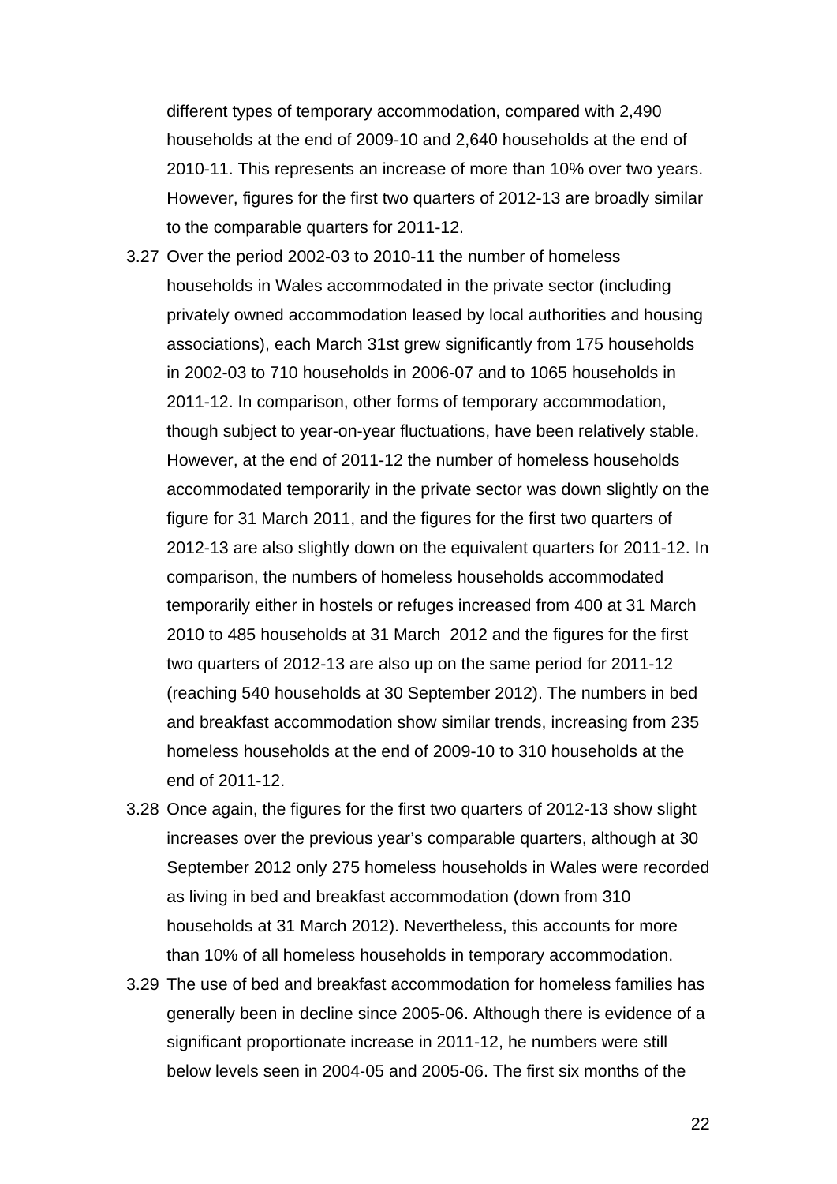different types of temporary accommodation, compared with 2,490 households at the end of 2009-10 and 2,640 households at the end of 2010-11. This represents an increase of more than 10% over two years. However, figures for the first two quarters of 2012-13 are broadly similar to the comparable quarters for 2011-12.

3.27 Over the period 2002-03 to 2010-11 the number of homeless households in Wales accommodated in the private sector (including privately owned accommodation leased by local authorities and housing associations), each March 31st grew significantly from 175 households in 2002-03 to 710 households in 2006-07 and to 1065 households in 2011-12. In comparison, other forms of temporary accommodation, though subject to year-on-year fluctuations, have been relatively stable. However, at the end of 2011-12 the number of homeless households accommodated temporarily in the private sector was down slightly on the figure for 31 March 2011, and the figures for the first two quarters of 2012-13 are also slightly down on the equivalent quarters for 2011-12. In comparison, the numbers of homeless households accommodated temporarily either in hostels or refuges increased from 400 at 31 March 2010 to 485 households at 31 March 2012 and the figures for the first two quarters of 2012-13 are also up on the same period for 2011-12 (reaching 540 households at 30 September 2012). The numbers in bed and breakfast accommodation show similar trends, increasing from 235 homeless households at the end of 2009-10 to 310 households at the end of 2011-12.

3.28 Once again, the figures for the first two quarters of 2012-13 show slight increases over the previous year's comparable quarters, although at 30 September 2012 only 275 homeless households in Wales were recorded as living in bed and breakfast accommodation (down from 310 households at 31 March 2012). Nevertheless, this accounts for more than 10% of all homeless households in temporary accommodation.

3.29 The use of bed and breakfast accommodation for homeless families has generally been in decline since 2005-06. Although there is evidence of a significant proportionate increase in 2011-12, he numbers were still below levels seen in 2004-05 and 2005-06. The first six months of the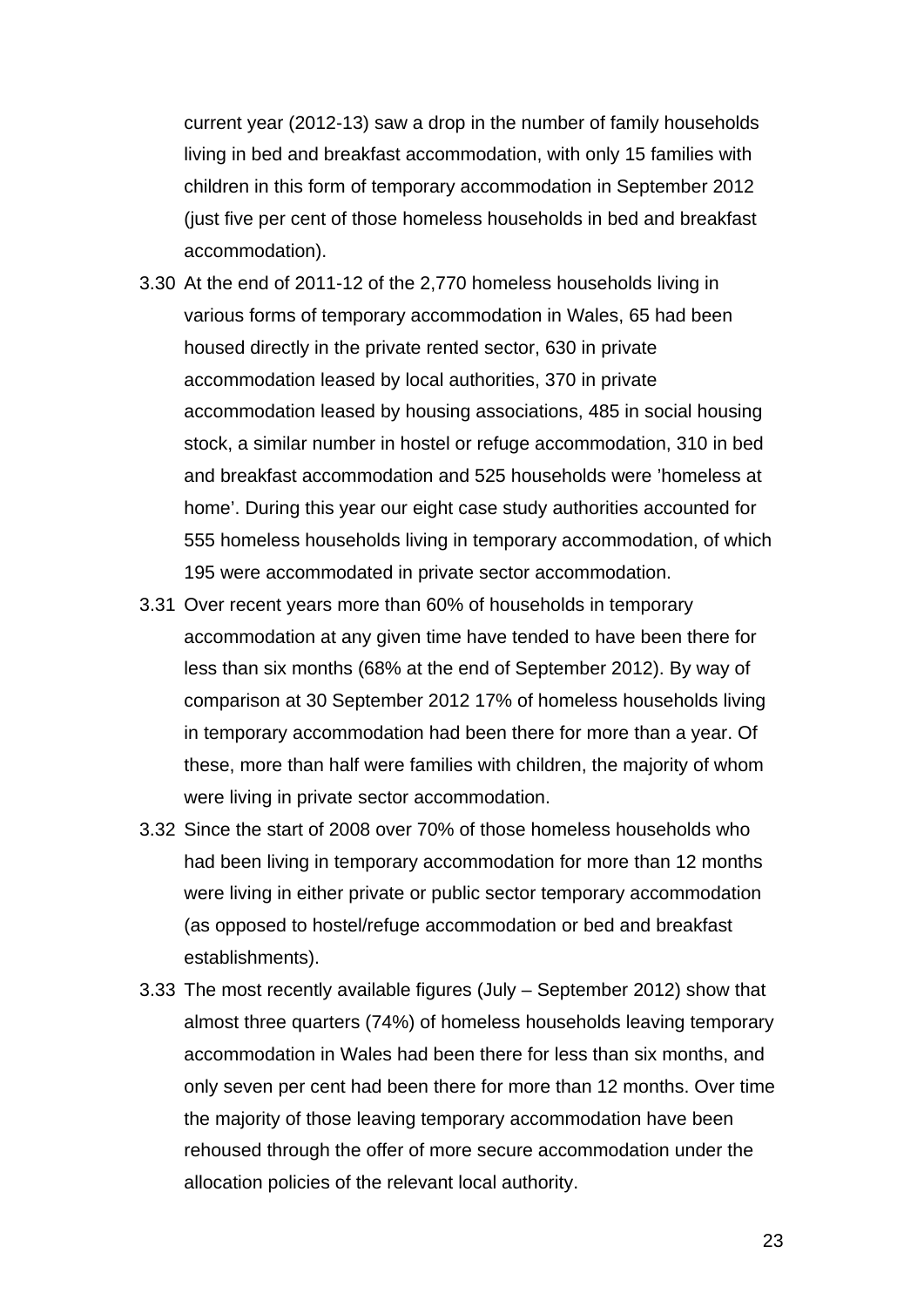current year (2012-13) saw a drop in the number of family households living in bed and breakfast accommodation, with only 15 families with children in this form of temporary accommodation in September 2012 (just five per cent of those homeless households in bed and breakfast accommodation).

3.30 At the end of 2011-12 of the 2,770 homeless households living in various forms of temporary accommodation in Wales, 65 had been housed directly in the private rented sector, 630 in private accommodation leased by local authorities, 370 in private accommodation leased by housing associations, 485 in social housing stock, a similar number in hostel or refuge accommodation, 310 in bed and breakfast accommodation and 525 households were 'homeless at home'. During this year our eight case study authorities accounted for 555 homeless households living in temporary accommodation, of which 195 were accommodated in private sector accommodation.

3.31 Over recent years more than 60% of households in temporary accommodation at any given time have tended to have been there for less than six months (68% at the end of September 2012). By way of comparison at 30 September 2012 17% of homeless households living in temporary accommodation had been there for more than a year. Of these, more than half were families with children, the majority of whom were living in private sector accommodation.

3.32 Since the start of 2008 over 70% of those homeless households who had been living in temporary accommodation for more than 12 months were living in either private or public sector temporary accommodation (as opposed to hostel/refuge accommodation or bed and breakfast establishments).

3.33 The most recently available figures (July – September 2012) show that almost three quarters (74%) of homeless households leaving temporary accommodation in Wales had been there for less than six months, and only seven per cent had been there for more than 12 months. Over time the majority of those leaving temporary accommodation have been rehoused through the offer of more secure accommodation under the allocation policies of the relevant local authority.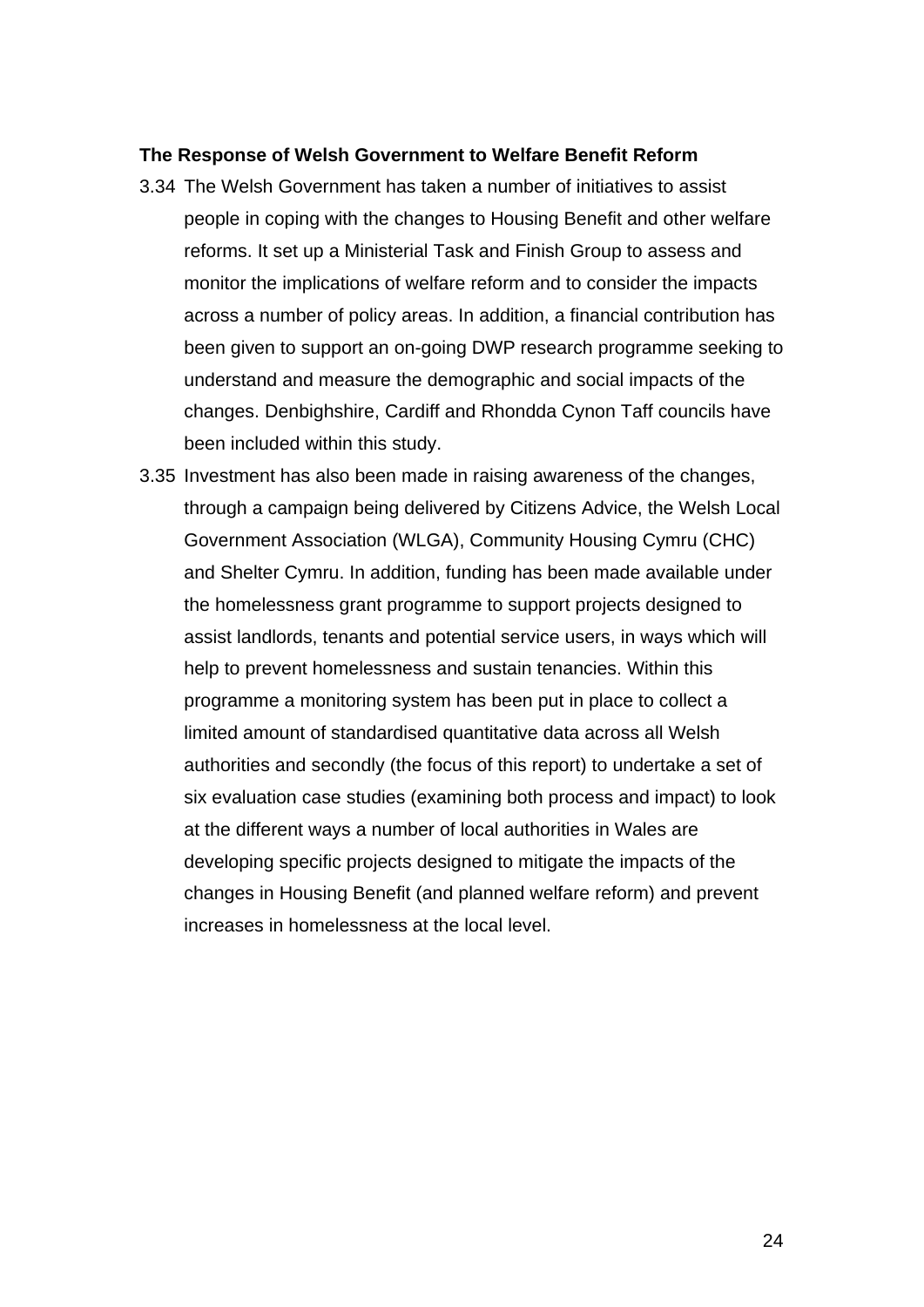**The Response of Welsh Government to Welfare Benefit Reform**

3.34 The Welsh Government has taken a number of initiatives to assist people in coping with the changes to Housing Benefit and other welfare reforms. It set up a Ministerial Task and Finish Group to assess and monitor the implications of welfare reform and to consider the impacts across a number of policy areas. In addition, a financial contribution has been given to support an on-going DWP research programme seeking to understand and measure the demographic and social impacts of the changes. Denbighshire, Cardiff and Rhondda Cynon Taff councils have been included within this study.

3.35 Investment has also been made in raising awareness of the changes, through a campaign being delivered by Citizens Advice, the Welsh Local Government Association (WLGA), Community Housing Cymru (CHC) and Shelter Cymru. In addition, funding has been made available under the homelessness grant programme to support projects designed to assist landlords, tenants and potential service users, in ways which will help to prevent homelessness and sustain tenancies. Within this programme a monitoring system has been put in place to collect a limited amount of standardised quantitative data across all Welsh authorities and secondly (the focus of this report) to undertake a set of six evaluation case studies (examining both process and impact) to look at the different ways a number of local authorities in Wales are developing specific projects designed to mitigate the impacts of the changes in Housing Benefit (and planned welfare reform) and prevent increases in homelessness at the local level.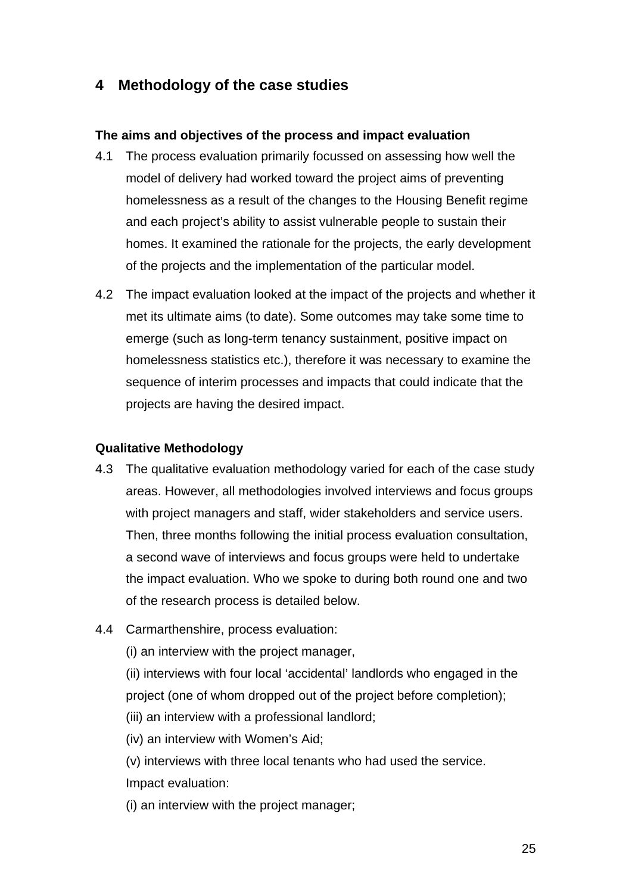## 4 Methodology of the case studies

**The aims and objectives of the process and impact evaluation**

4.1 The process evaluation primarily focussed on assessing how well the model of delivery had worked toward the project aims of preventing homelessness as a result of the changes to the Housing Benefit regime and each project's ability to assist vulnerable people to sustain their homes. It examined the rationale for the projects, the early development of the projects and the implementation of the particular model.

4.2 The impact evaluation looked at the impact of the projects and whether it met its ultimate aims (to date). Some outcomes may take some time to emerge (such as long-term tenancy sustainment, positive impact on homelessness statistics etc.), therefore it was necessary to examine the sequence of interim processes and impacts that could indicate that the projects are having the desired impact.

**Qualitative Methodology**

4.3 The qualitative evaluation methodology varied for each of the case study areas. However, all methodologies involved interviews and focus groups with project managers and staff, wider stakeholders and service users. Then, three months following the initial process evaluation consultation, a second wave of interviews and focus groups were held to undertake the impact evaluation. Who we spoke to during both round one and two of the research process is detailed below.

4.4 Carmarthenshire, process evaluation:

(i) an interview with the project manager,

(ii) interviews with four local 'accidental' landlords who engaged in the project (one of whom dropped out of the project before completion);

(iii) an interview with a professional landlord;

(iv) an interview with Women's Aid;

(v) interviews with three local tenants who had used the service.

Impact evaluation:

(i) an interview with the project manager;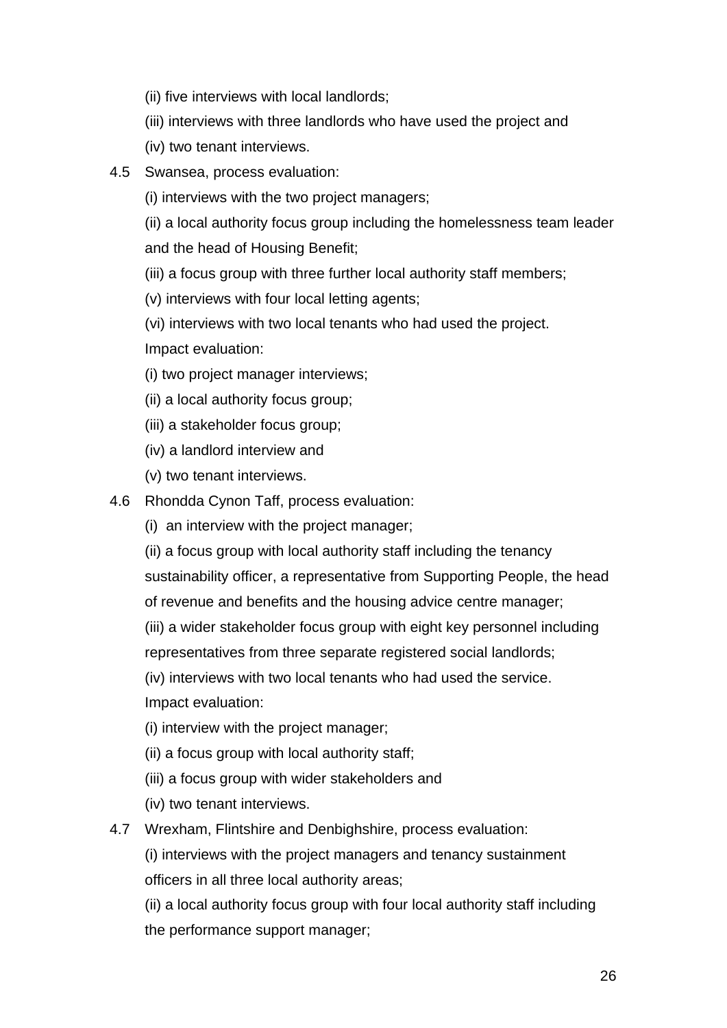(ii) five interviews with local landlords;

(iii) interviews with three landlords who have used the project and

(iv) two tenant interviews.

4.5 Swansea, process evaluation:

(i) interviews with the two project managers;

(ii) a local authority focus group including the homelessness team leader and the head of Housing Benefit;

(iii) a focus group with three further local authority staff members;

(v) interviews with four local letting agents;

(vi) interviews with two local tenants who had used the project.

Impact evaluation:

(i) two project manager interviews;

(ii) a local authority focus group;

(iii) a stakeholder focus group;

(iv) a landlord interview and

(v) two tenant interviews.

4.6 Rhondda Cynon Taff, process evaluation:

(i) an interview with the project manager;

(ii) a focus group with local authority staff including the tenancy sustainability officer, a representative from Supporting People, the head of revenue and benefits and the housing advice centre manager;

(iii) a wider stakeholder focus group with eight key personnel including representatives from three separate registered social landlords;

(iv) interviews with two local tenants who had used the service.

Impact evaluation:

(i) interview with the project manager;

(ii) a focus group with local authority staff;

(iii) a focus group with wider stakeholders and

(iv) two tenant interviews.

4.7 Wrexham, Flintshire and Denbighshire, process evaluation:

(i) interviews with the project managers and tenancy sustainment officers in all three local authority areas;

(ii) a local authority focus group with four local authority staff including the performance support manager;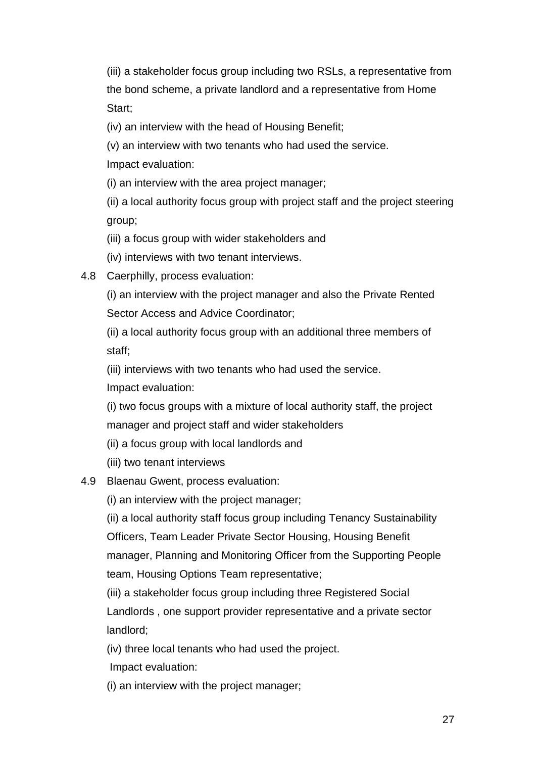(iii) a stakeholder focus group including two RSLs, a representative from the bond scheme, a private landlord and a representative from Home Start;

(iv) an interview with the head of Housing Benefit;

(v) an interview with two tenants who had used the service.

Impact evaluation:

(i) an interview with the area project manager;

(ii) a local authority focus group with project staff and the project steering group;

(iii) a focus group with wider stakeholders and

(iv) interviews with two tenant interviews.

4.8 Caerphilly, process evaluation:

(i) an interview with the project manager and also the Private Rented Sector Access and Advice Coordinator;

(ii) a local authority focus group with an additional three members of staff;

(iii) interviews with two tenants who had used the service.

Impact evaluation:

(i) two focus groups with a mixture of local authority staff, the project manager and project staff and wider stakeholders

(ii) a focus group with local landlords and

(iii) two tenant interviews

4.9 Blaenau Gwent, process evaluation:

(i) an interview with the project manager;

(ii) a local authority staff focus group including Tenancy Sustainability Officers, Team Leader Private Sector Housing, Housing Benefit manager, Planning and Monitoring Officer from the Supporting People team, Housing Options Team representative;

(iii) a stakeholder focus group including three Registered Social Landlords , one support provider representative and a private sector landlord;

(iv) three local tenants who had used the project.

Impact evaluation:

(i) an interview with the project manager;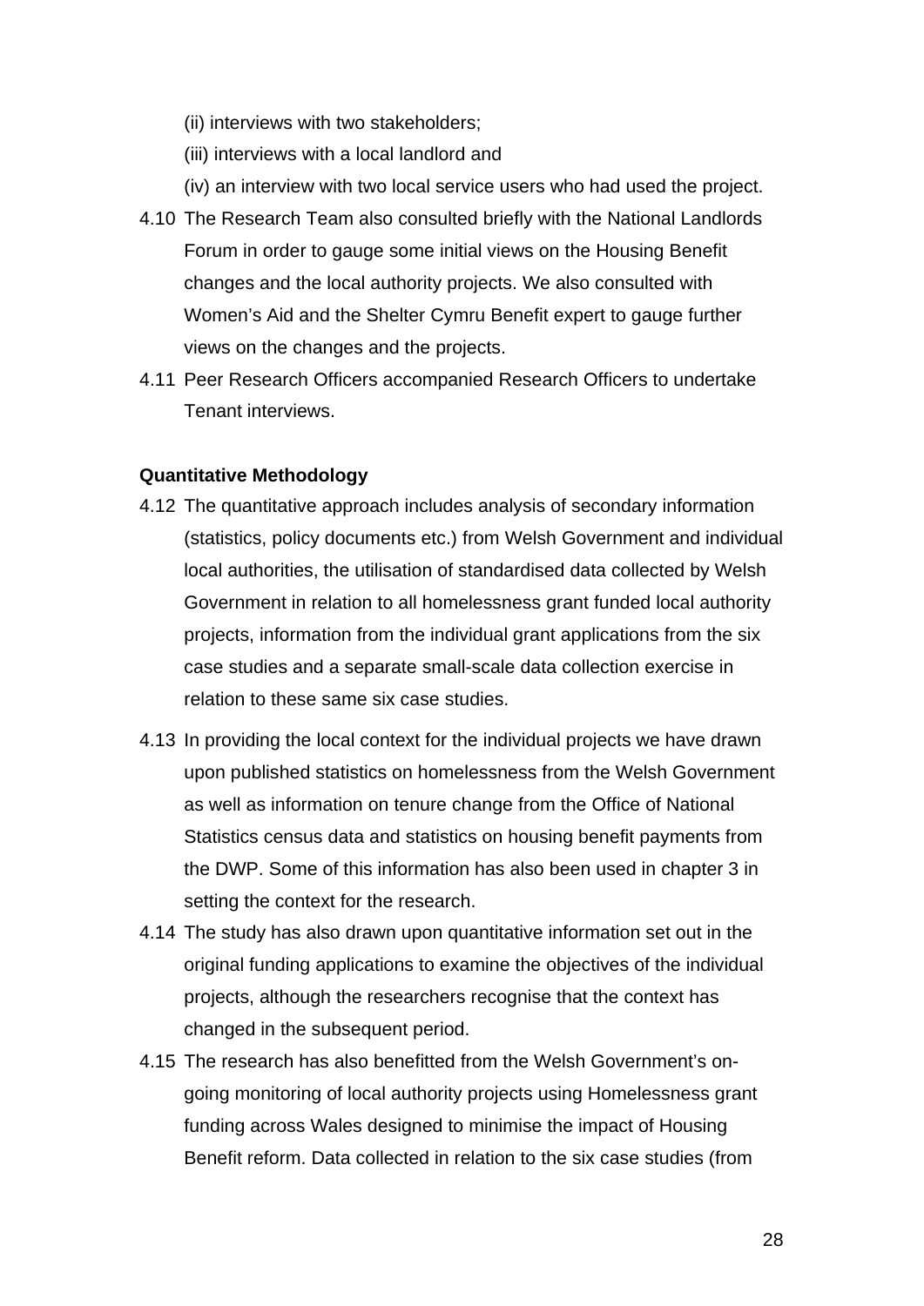(ii) interviews with two stakeholders;

(iii) interviews with a local landlord and

(iv) an interview with two local service users who had used the project.

4.10 The Research Team also consulted briefly with the National Landlords Forum in order to gauge some initial views on the Housing Benefit changes and the local authority projects. We also consulted with Women's Aid and the Shelter Cymru Benefit expert to gauge further views on the changes and the projects.

4.11 Peer Research Officers accompanied Research Officers to undertake Tenant interviews.

**Quantitative Methodology**

4.12 The quantitative approach includes analysis of secondary information (statistics, policy documents etc.) from Welsh Government and individual local authorities, the utilisation of standardised data collected by Welsh Government in relation to all homelessness grant funded local authority projects, information from the individual grant applications from the six case studies and a separate small-scale data collection exercise in relation to these same six case studies.

4.13 In providing the local context for the individual projects we have drawn upon published statistics on homelessness from the Welsh Government as well as information on tenure change from the Office of National Statistics census data and statistics on housing benefit payments from the DWP. Some of this information has also been used in chapter 3 in setting the context for the research.

4.14 The study has also drawn upon quantitative information set out in the original funding applications to examine the objectives of the individual projects, although the researchers recognise that the context has changed in the subsequent period.

4.15 The research has also benefitted from the Welsh Government's on-going monitoring of local authority projects using Homelessness grant funding across Wales designed to minimise the impact of Housing Benefit reform. Data collected in relation to the six case studies (from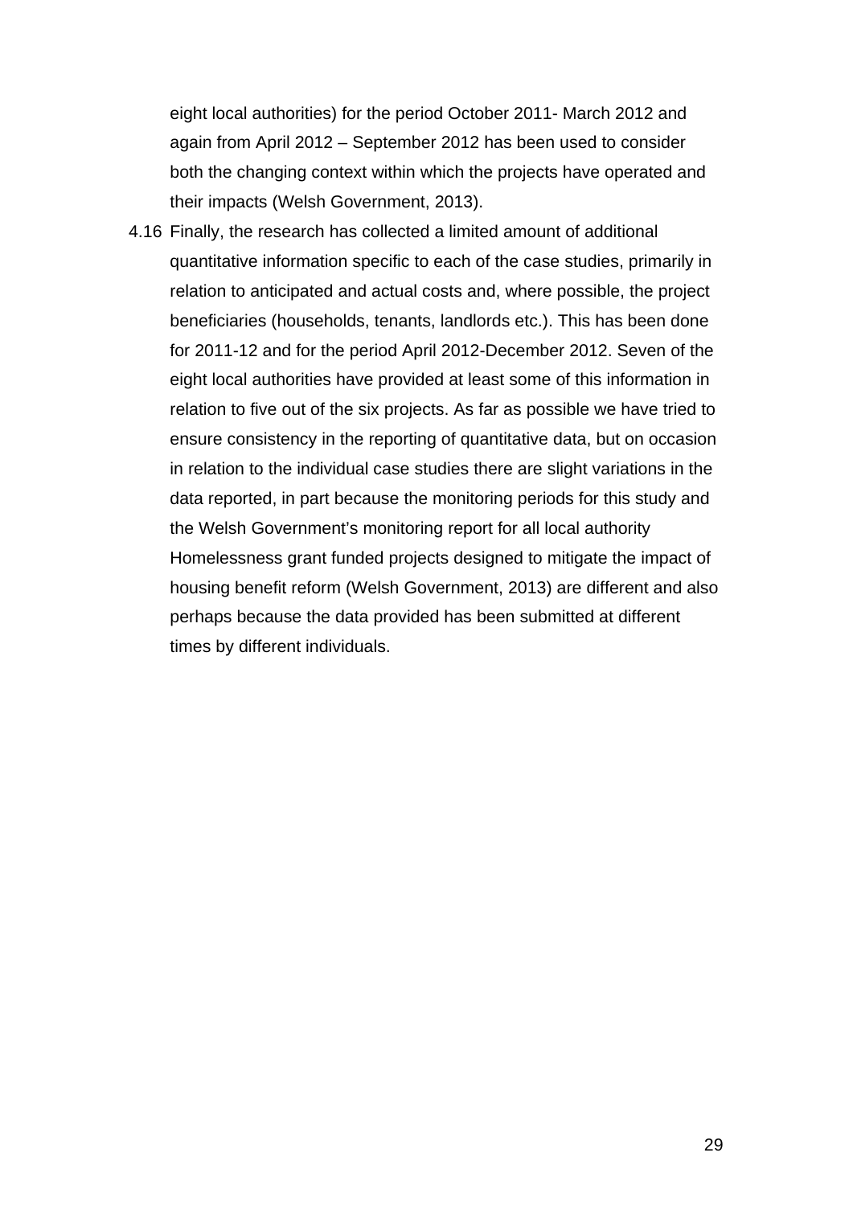eight local authorities) for the period October 2011- March 2012 and again from April 2012 – September 2012 has been used to consider both the changing context within which the projects have operated and their impacts (Welsh Government, 2013).

4.16 Finally, the research has collected a limited amount of additional quantitative information specific to each of the case studies, primarily in relation to anticipated and actual costs and, where possible, the project beneficiaries (households, tenants, landlords etc.). This has been done for 2011-12 and for the period April 2012-December 2012. Seven of the eight local authorities have provided at least some of this information in relation to five out of the six projects. As far as possible we have tried to ensure consistency in the reporting of quantitative data, but on occasion in relation to the individual case studies there are slight variations in the data reported, in part because the monitoring periods for this study and the Welsh Government's monitoring report for all local authority Homelessness grant funded projects designed to mitigate the impact of housing benefit reform (Welsh Government, 2013) are different and also perhaps because the data provided has been submitted at different times by different individuals.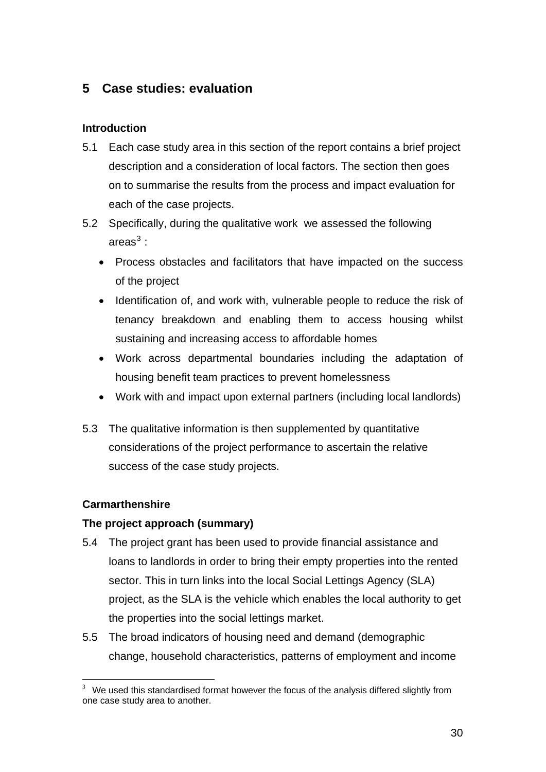# 5 Case studies: evaluation

**Introduction**

5.1 Each case study area in this section of the report contains a brief project description and a consideration of local factors. The section then goes on to summarise the results from the process and impact evaluation for each of the case projects.

5.2 Specifically, during the qualitative work we assessed the following areas[3] :

- Process obstacles and facilitators that have impacted on the success of the project
- Identification of, and work with, vulnerable people to reduce the risk of tenancy breakdown and enabling them to access housing whilst sustaining and increasing access to affordable homes
- Work across departmental boundaries including the adaptation of housing benefit team practices to prevent homelessness
- Work with and impact upon external partners (including local landlords)

5.3 The qualitative information is then supplemented by quantitative considerations of the project performance to ascertain the relative success of the case study projects.

**Carmarthenshire**

**The project approach (summary)**

5.4 The project grant has been used to provide financial assistance and loans to landlords in order to bring their empty properties into the rented sector. This in turn links into the local Social Lettings Agency (SLA) project, as the SLA is the vehicle which enables the local authority to get the properties into the social lettings market.

5.5 The broad indicators of housing need and demand (demographic change, household characteristics, patterns of employment and income

[3] We used this standardised format however the focus of the analysis differed slightly from one case study area to another.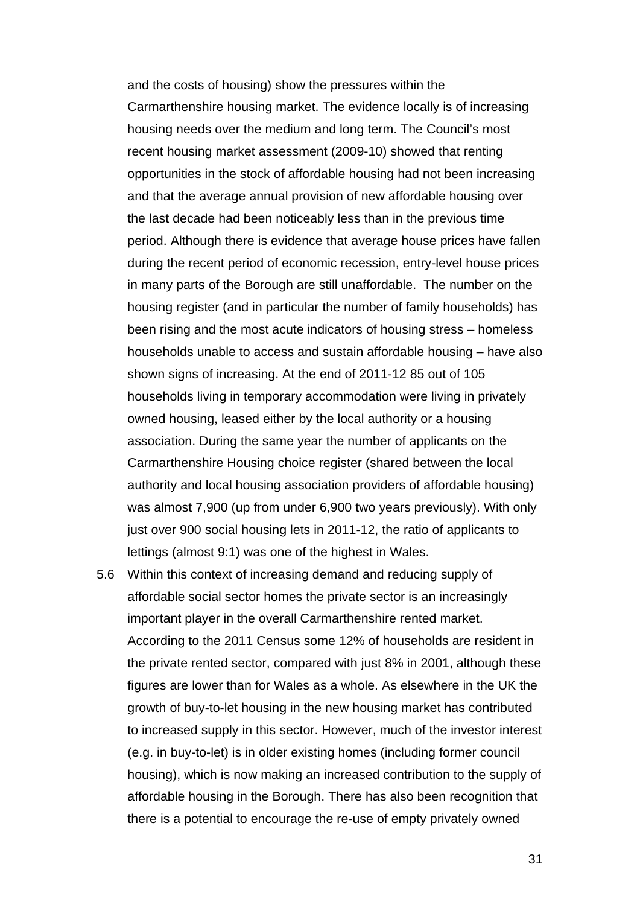and the costs of housing) show the pressures within the Carmarthenshire housing market. The evidence locally is of increasing housing needs over the medium and long term. The Council's most recent housing market assessment (2009-10) showed that renting opportunities in the stock of affordable housing had not been increasing and that the average annual provision of new affordable housing over the last decade had been noticeably less than in the previous time period. Although there is evidence that average house prices have fallen during the recent period of economic recession, entry-level house prices in many parts of the Borough are still unaffordable. The number on the housing register (and in particular the number of family households) has been rising and the most acute indicators of housing stress – homeless households unable to access and sustain affordable housing – have also shown signs of increasing. At the end of 2011-12 85 out of 105 households living in temporary accommodation were living in privately owned housing, leased either by the local authority or a housing association. During the same year the number of applicants on the Carmarthenshire Housing choice register (shared between the local authority and local housing association providers of affordable housing) was almost 7,900 (up from under 6,900 two years previously). With only just over 900 social housing lets in 2011-12, the ratio of applicants to lettings (almost 9:1) was one of the highest in Wales.

5.6 Within this context of increasing demand and reducing supply of affordable social sector homes the private sector is an increasingly important player in the overall Carmarthenshire rented market. According to the 2011 Census some 12% of households are resident in the private rented sector, compared with just 8% in 2001, although these figures are lower than for Wales as a whole. As elsewhere in the UK the growth of buy-to-let housing in the new housing market has contributed to increased supply in this sector. However, much of the investor interest (e.g. in buy-to-let) is in older existing homes (including former council housing), which is now making an increased contribution to the supply of affordable housing in the Borough. There has also been recognition that there is a potential to encourage the re-use of empty privately owned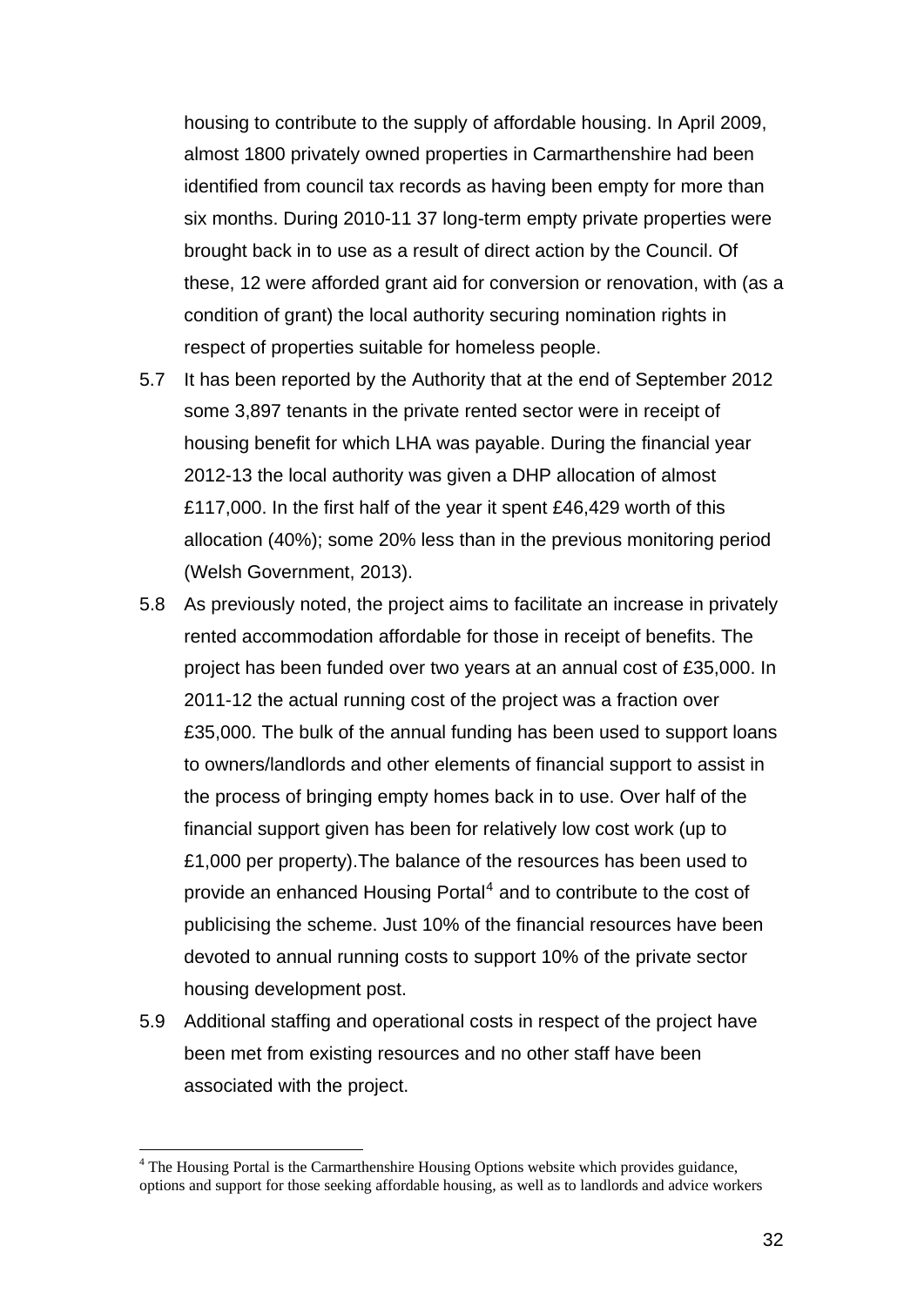housing to contribute to the supply of affordable housing. In April 2009, almost 1800 privately owned properties in Carmarthenshire had been identified from council tax records as having been empty for more than six months. During 2010-11 37 long-term empty private properties were brought back in to use as a result of direct action by the Council. Of these, 12 were afforded grant aid for conversion or renovation, with (as a condition of grant) the local authority securing nomination rights in respect of properties suitable for homeless people.

5.7 It has been reported by the Authority that at the end of September 2012 some 3,897 tenants in the private rented sector were in receipt of housing benefit for which LHA was payable. During the financial year 2012-13 the local authority was given a DHP allocation of almost £117,000. In the first half of the year it spent £46,429 worth of this allocation (40%); some 20% less than in the previous monitoring period (Welsh Government, 2013).

5.8 As previously noted, the project aims to facilitate an increase in privately rented accommodation affordable for those in receipt of benefits. The project has been funded over two years at an annual cost of £35,000. In 2011-12 the actual running cost of the project was a fraction over £35,000. The bulk of the annual funding has been used to support loans to owners/landlords and other elements of financial support to assist in the process of bringing empty homes back in to use. Over half of the financial support given has been for relatively low cost work (up to £1,000 per property).The balance of the resources has been used to provide an enhanced Housing Portal[4] and to contribute to the cost of publicising the scheme. Just 10% of the financial resources have been devoted to annual running costs to support 10% of the private sector housing development post.

5.9 Additional staffing and operational costs in respect of the project have been met from existing resources and no other staff have been associated with the project.

[4] The Housing Portal is the Carmarthenshire Housing Options website which provides guidance, options and support for those seeking affordable housing, as well as to landlords and advice workers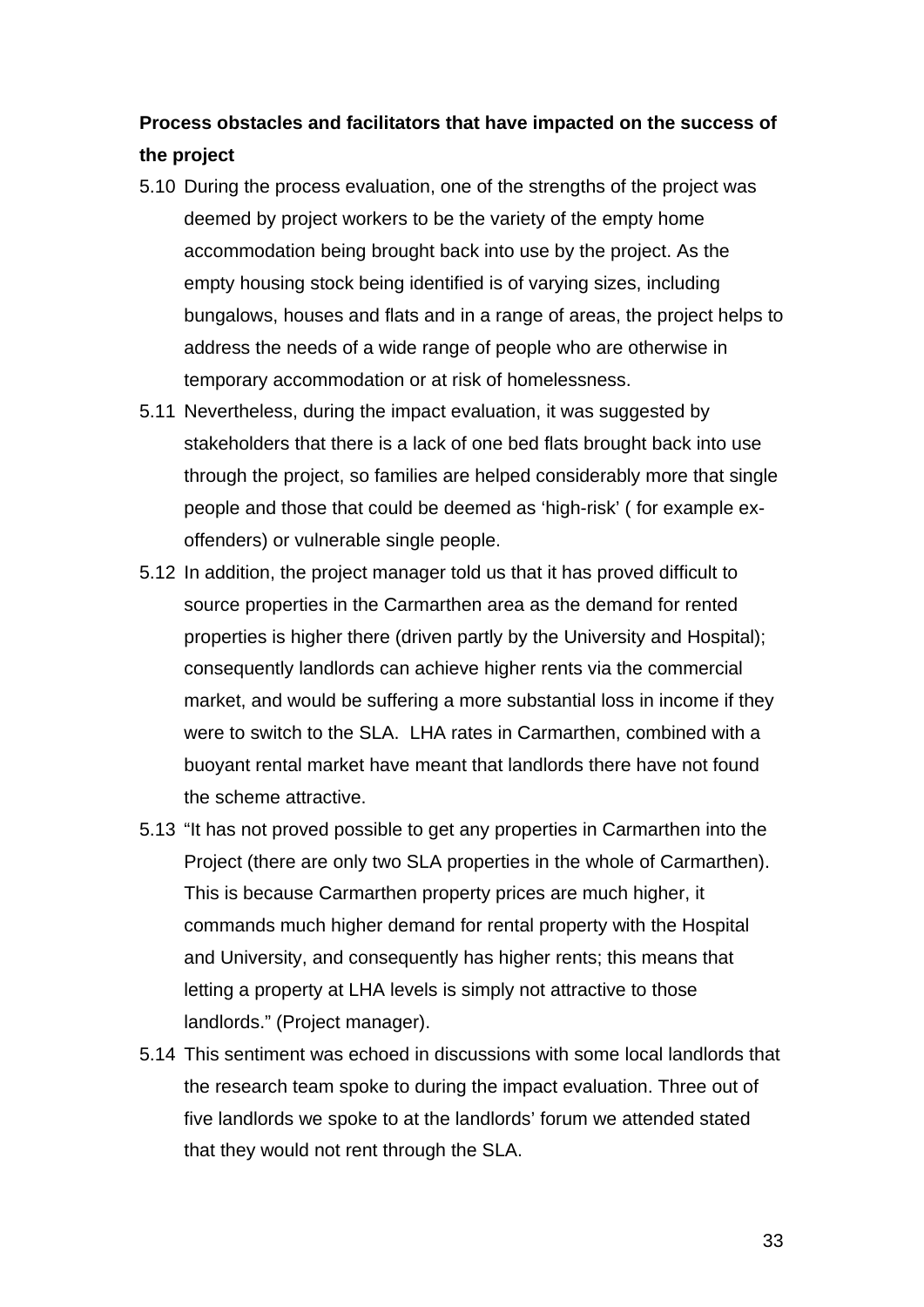**Process obstacles and facilitators that have impacted on the success of the project**

5.10 During the process evaluation, one of the strengths of the project was deemed by project workers to be the variety of the empty home accommodation being brought back into use by the project. As the empty housing stock being identified is of varying sizes, including bungalows, houses and flats and in a range of areas, the project helps to address the needs of a wide range of people who are otherwise in temporary accommodation or at risk of homelessness.

5.11 Nevertheless, during the impact evaluation, it was suggested by stakeholders that there is a lack of one bed flats brought back into use through the project, so families are helped considerably more that single people and those that could be deemed as 'high-risk' ( for example ex-offenders) or vulnerable single people.

5.12 In addition, the project manager told us that it has proved difficult to source properties in the Carmarthen area as the demand for rented properties is higher there (driven partly by the University and Hospital); consequently landlords can achieve higher rents via the commercial market, and would be suffering a more substantial loss in income if they were to switch to the SLA. LHA rates in Carmarthen, combined with a buoyant rental market have meant that landlords there have not found the scheme attractive.

5.13 "It has not proved possible to get any properties in Carmarthen into the Project (there are only two SLA properties in the whole of Carmarthen). This is because Carmarthen property prices are much higher, it commands much higher demand for rental property with the Hospital and University, and consequently has higher rents; this means that letting a property at LHA levels is simply not attractive to those landlords." (Project manager).

5.14 This sentiment was echoed in discussions with some local landlords that the research team spoke to during the impact evaluation. Three out of five landlords we spoke to at the landlords' forum we attended stated that they would not rent through the SLA.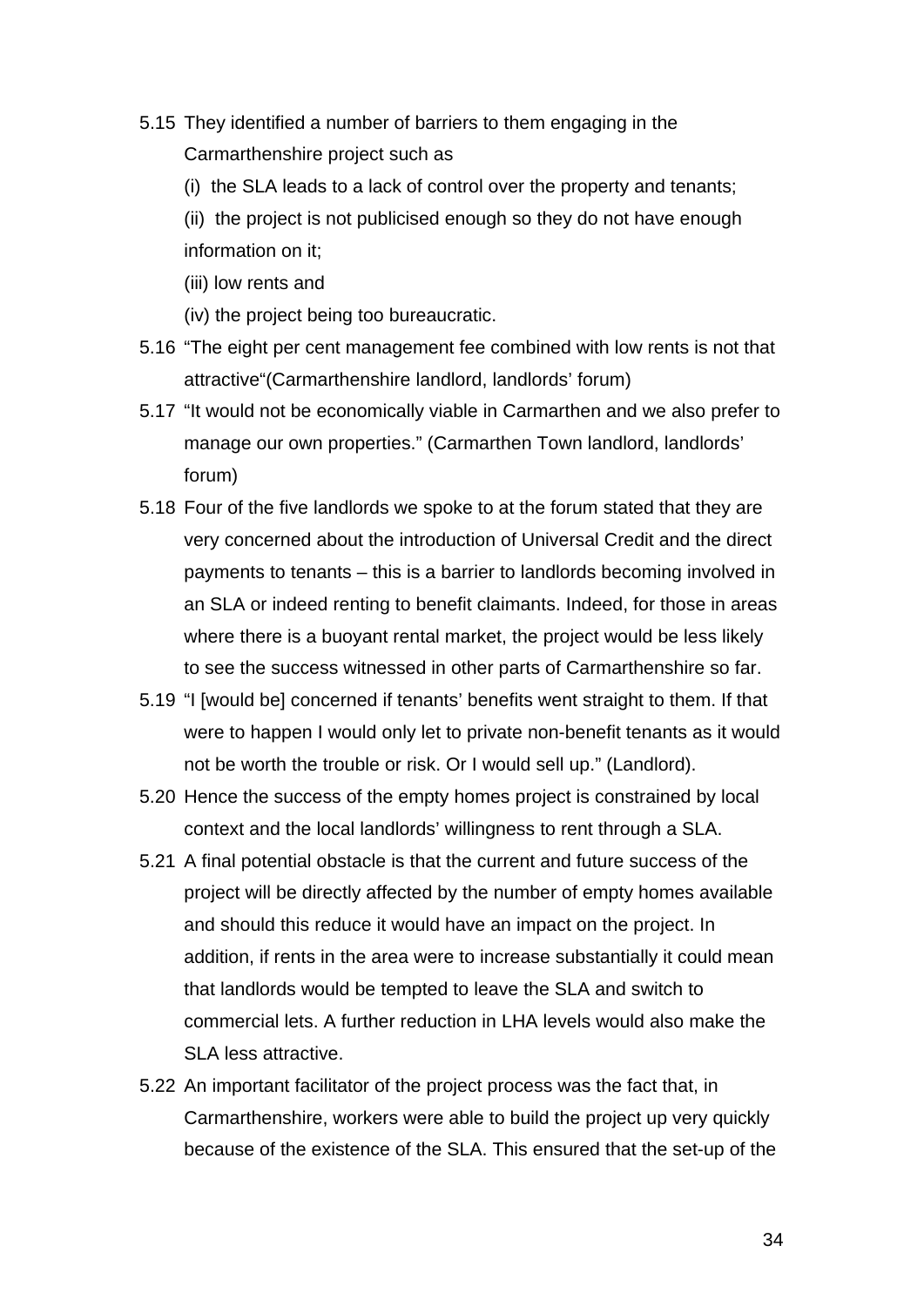5.15 They identified a number of barriers to them engaging in the Carmarthenshire project such as

(i) the SLA leads to a lack of control over the property and tenants;

(ii) the project is not publicised enough so they do not have enough information on it;

(iii) low rents and

(iv) the project being too bureaucratic.

5.16 "The eight per cent management fee combined with low rents is not that attractive"(Carmarthenshire landlord, landlords' forum)

5.17 "It would not be economically viable in Carmarthen and we also prefer to manage our own properties." (Carmarthen Town landlord, landlords' forum)

5.18 Four of the five landlords we spoke to at the forum stated that they are very concerned about the introduction of Universal Credit and the direct payments to tenants – this is a barrier to landlords becoming involved in an SLA or indeed renting to benefit claimants. Indeed, for those in areas where there is a buoyant rental market, the project would be less likely to see the success witnessed in other parts of Carmarthenshire so far.

5.19 "I [would be] concerned if tenants' benefits went straight to them. If that were to happen I would only let to private non-benefit tenants as it would not be worth the trouble or risk. Or I would sell up." (Landlord).

5.20 Hence the success of the empty homes project is constrained by local context and the local landlords' willingness to rent through a SLA.

5.21 A final potential obstacle is that the current and future success of the project will be directly affected by the number of empty homes available and should this reduce it would have an impact on the project. In addition, if rents in the area were to increase substantially it could mean that landlords would be tempted to leave the SLA and switch to commercial lets. A further reduction in LHA levels would also make the SLA less attractive.

5.22 An important facilitator of the project process was the fact that, in Carmarthenshire, workers were able to build the project up very quickly because of the existence of the SLA. This ensured that the set-up of the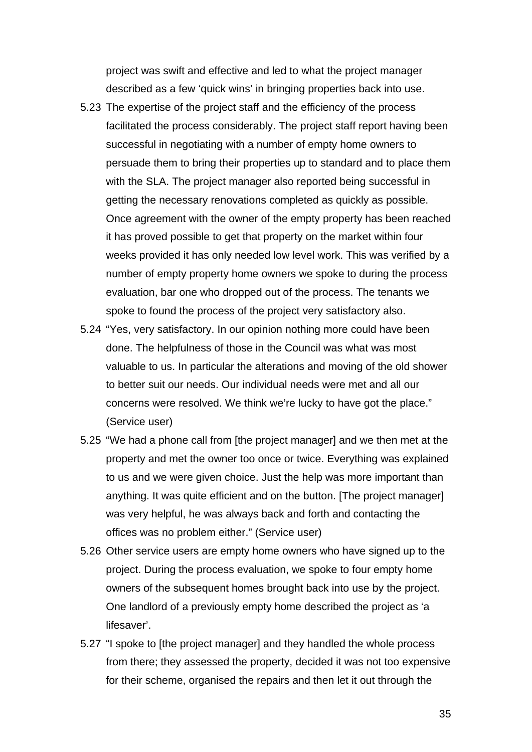project was swift and effective and led to what the project manager described as a few ‘quick wins’ in bringing properties back into use.

5.23 The expertise of the project staff and the efficiency of the process facilitated the process considerably. The project staff report having been successful in negotiating with a number of empty home owners to persuade them to bring their properties up to standard and to place them with the SLA. The project manager also reported being successful in getting the necessary renovations completed as quickly as possible. Once agreement with the owner of the empty property has been reached it has proved possible to get that property on the market within four weeks provided it has only needed low level work. This was verified by a number of empty property home owners we spoke to during the process evaluation, bar one who dropped out of the process. The tenants we spoke to found the process of the project very satisfactory also.

5.24 “Yes, very satisfactory. In our opinion nothing more could have been done. The helpfulness of those in the Council was what was most valuable to us. In particular the alterations and moving of the old shower to better suit our needs. Our individual needs were met and all our concerns were resolved. We think we’re lucky to have got the place.” (Service user)

5.25 “We had a phone call from [the project manager] and we then met at the property and met the owner too once or twice. Everything was explained to us and we were given choice. Just the help was more important than anything. It was quite efficient and on the button. [The project manager] was very helpful, he was always back and forth and contacting the offices was no problem either.” (Service user)

5.26 Other service users are empty home owners who have signed up to the project. During the process evaluation, we spoke to four empty home owners of the subsequent homes brought back into use by the project. One landlord of a previously empty home described the project as ‘a lifesaver’.

5.27 “I spoke to [the project manager] and they handled the whole process from there; they assessed the property, decided it was not too expensive for their scheme, organised the repairs and then let it out through the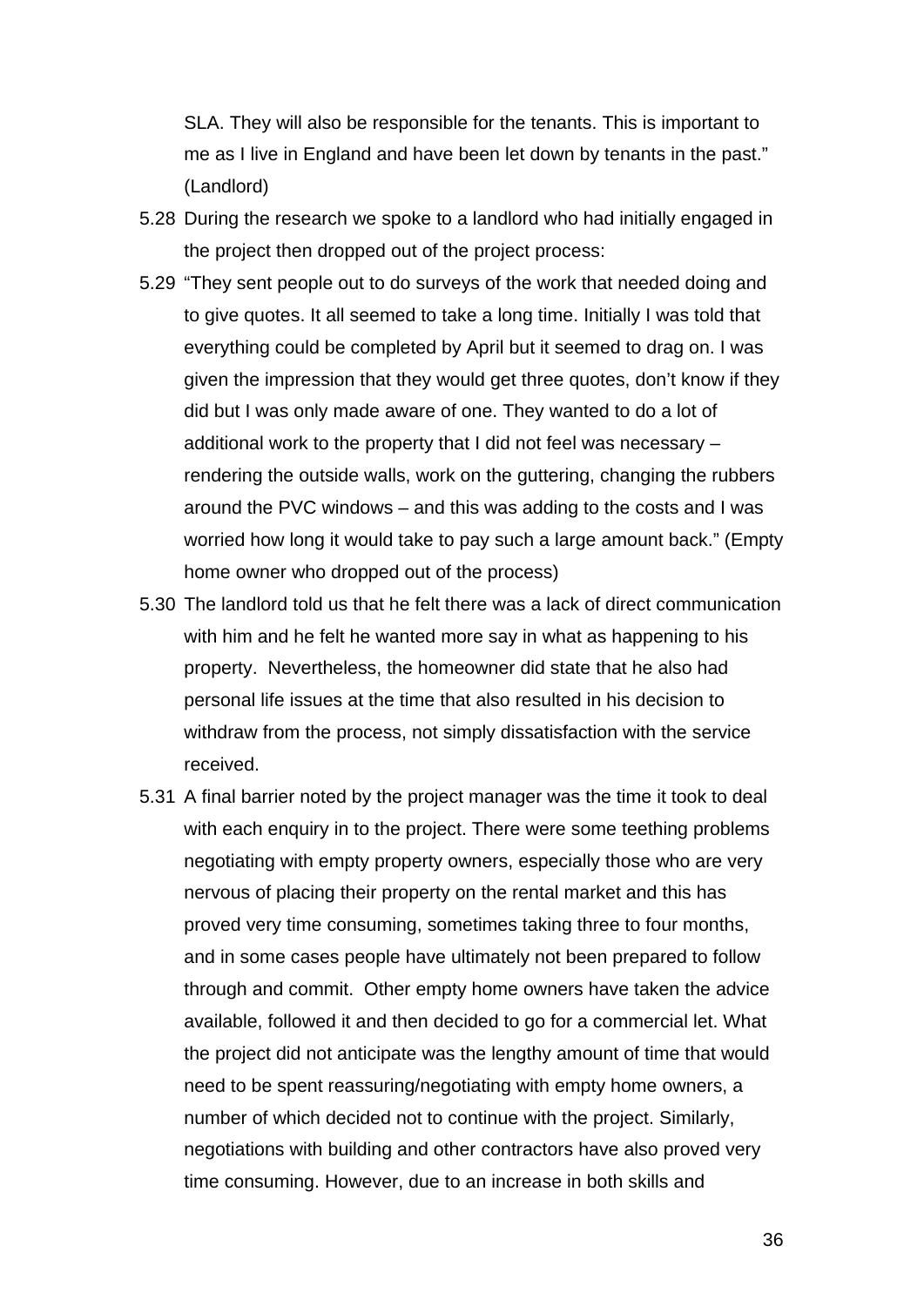SLA. They will also be responsible for the tenants. This is important to me as I live in England and have been let down by tenants in the past." (Landlord)

5.28 During the research we spoke to a landlord who had initially engaged in the project then dropped out of the project process:

5.29 "They sent people out to do surveys of the work that needed doing and to give quotes. It all seemed to take a long time. Initially I was told that everything could be completed by April but it seemed to drag on. I was given the impression that they would get three quotes, don't know if they did but I was only made aware of one. They wanted to do a lot of additional work to the property that I did not feel was necessary – rendering the outside walls, work on the guttering, changing the rubbers around the PVC windows – and this was adding to the costs and I was worried how long it would take to pay such a large amount back." (Empty home owner who dropped out of the process)

5.30 The landlord told us that he felt there was a lack of direct communication with him and he felt he wanted more say in what as happening to his property. Nevertheless, the homeowner did state that he also had personal life issues at the time that also resulted in his decision to withdraw from the process, not simply dissatisfaction with the service received.

5.31 A final barrier noted by the project manager was the time it took to deal with each enquiry in to the project. There were some teething problems negotiating with empty property owners, especially those who are very nervous of placing their property on the rental market and this has proved very time consuming, sometimes taking three to four months, and in some cases people have ultimately not been prepared to follow through and commit. Other empty home owners have taken the advice available, followed it and then decided to go for a commercial let. What the project did not anticipate was the lengthy amount of time that would need to be spent reassuring/negotiating with empty home owners, a number of which decided not to continue with the project. Similarly, negotiations with building and other contractors have also proved very time consuming. However, due to an increase in both skills and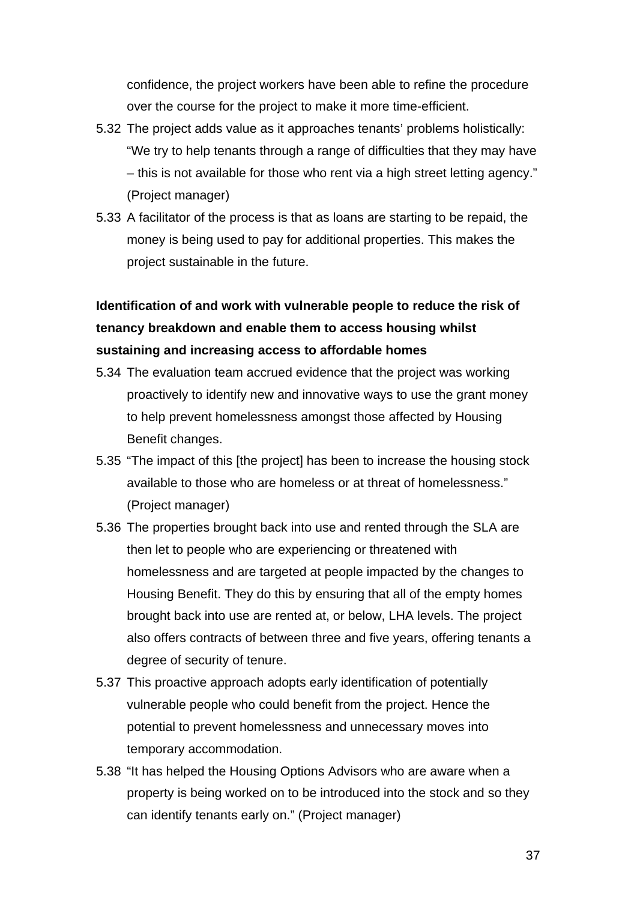confidence, the project workers have been able to refine the procedure over the course for the project to make it more time-efficient.

5.32 The project adds value as it approaches tenants' problems holistically: "We try to help tenants through a range of difficulties that they may have – this is not available for those who rent via a high street letting agency." (Project manager)

5.33 A facilitator of the process is that as loans are starting to be repaid, the money is being used to pay for additional properties. This makes the project sustainable in the future.

**Identification of and work with vulnerable people to reduce the risk of tenancy breakdown and enable them to access housing whilst sustaining and increasing access to affordable homes**

5.34 The evaluation team accrued evidence that the project was working proactively to identify new and innovative ways to use the grant money to help prevent homelessness amongst those affected by Housing Benefit changes.

5.35 "The impact of this [the project] has been to increase the housing stock available to those who are homeless or at threat of homelessness." (Project manager)

5.36 The properties brought back into use and rented through the SLA are then let to people who are experiencing or threatened with homelessness and are targeted at people impacted by the changes to Housing Benefit. They do this by ensuring that all of the empty homes brought back into use are rented at, or below, LHA levels. The project also offers contracts of between three and five years, offering tenants a degree of security of tenure.

5.37 This proactive approach adopts early identification of potentially vulnerable people who could benefit from the project. Hence the potential to prevent homelessness and unnecessary moves into temporary accommodation.

5.38 "It has helped the Housing Options Advisors who are aware when a property is being worked on to be introduced into the stock and so they can identify tenants early on." (Project manager)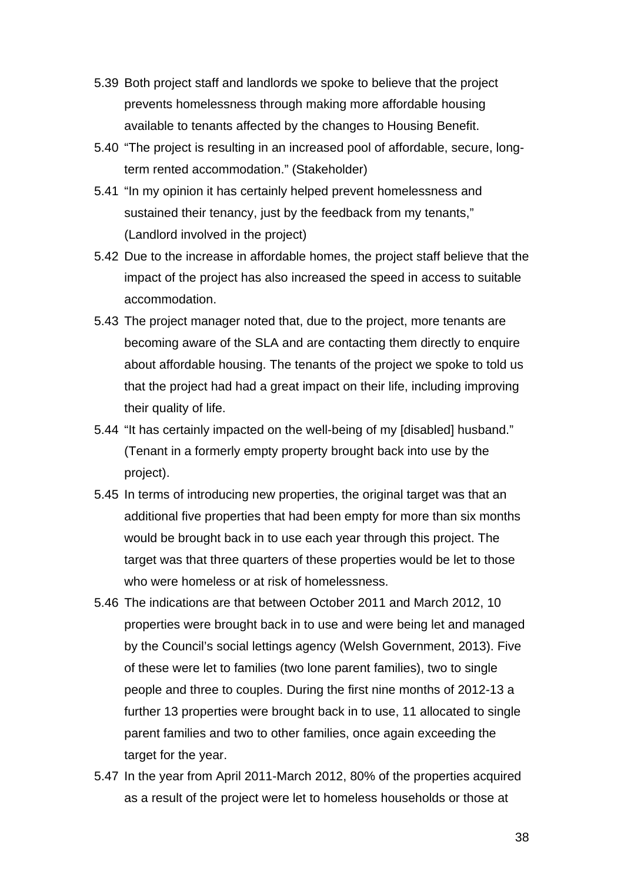5.39 Both project staff and landlords we spoke to believe that the project prevents homelessness through making more affordable housing available to tenants affected by the changes to Housing Benefit.

5.40 "The project is resulting in an increased pool of affordable, secure, long-term rented accommodation." (Stakeholder)

5.41 "In my opinion it has certainly helped prevent homelessness and sustained their tenancy, just by the feedback from my tenants," (Landlord involved in the project)

5.42 Due to the increase in affordable homes, the project staff believe that the impact of the project has also increased the speed in access to suitable accommodation.

5.43 The project manager noted that, due to the project, more tenants are becoming aware of the SLA and are contacting them directly to enquire about affordable housing. The tenants of the project we spoke to told us that the project had had a great impact on their life, including improving their quality of life.

5.44 "It has certainly impacted on the well-being of my [disabled] husband." (Tenant in a formerly empty property brought back into use by the project).

5.45 In terms of introducing new properties, the original target was that an additional five properties that had been empty for more than six months would be brought back in to use each year through this project. The target was that three quarters of these properties would be let to those who were homeless or at risk of homelessness.

5.46 The indications are that between October 2011 and March 2012, 10 properties were brought back in to use and were being let and managed by the Council's social lettings agency (Welsh Government, 2013). Five of these were let to families (two lone parent families), two to single people and three to couples. During the first nine months of 2012-13 a further 13 properties were brought back in to use, 11 allocated to single parent families and two to other families, once again exceeding the target for the year.

5.47 In the year from April 2011-March 2012, 80% of the properties acquired as a result of the project were let to homeless households or those at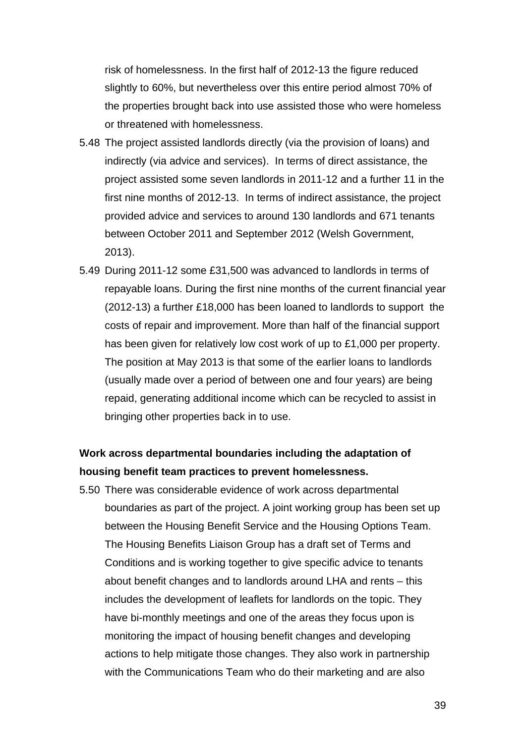risk of homelessness. In the first half of 2012-13 the figure reduced slightly to 60%, but nevertheless over this entire period almost 70% of the properties brought back into use assisted those who were homeless or threatened with homelessness.

5.48 The project assisted landlords directly (via the provision of loans) and indirectly (via advice and services). In terms of direct assistance, the project assisted some seven landlords in 2011-12 and a further 11 in the first nine months of 2012-13. In terms of indirect assistance, the project provided advice and services to around 130 landlords and 671 tenants between October 2011 and September 2012 (Welsh Government, 2013).

5.49 During 2011-12 some £31,500 was advanced to landlords in terms of repayable loans. During the first nine months of the current financial year (2012-13) a further £18,000 has been loaned to landlords to support the costs of repair and improvement. More than half of the financial support has been given for relatively low cost work of up to £1,000 per property. The position at May 2013 is that some of the earlier loans to landlords (usually made over a period of between one and four years) are being repaid, generating additional income which can be recycled to assist in bringing other properties back in to use.

**Work across departmental boundaries including the adaptation of housing benefit team practices to prevent homelessness.**

5.50 There was considerable evidence of work across departmental boundaries as part of the project. A joint working group has been set up between the Housing Benefit Service and the Housing Options Team. The Housing Benefits Liaison Group has a draft set of Terms and Conditions and is working together to give specific advice to tenants about benefit changes and to landlords around LHA and rents – this includes the development of leaflets for landlords on the topic. They have bi-monthly meetings and one of the areas they focus upon is monitoring the impact of housing benefit changes and developing actions to help mitigate those changes. They also work in partnership with the Communications Team who do their marketing and are also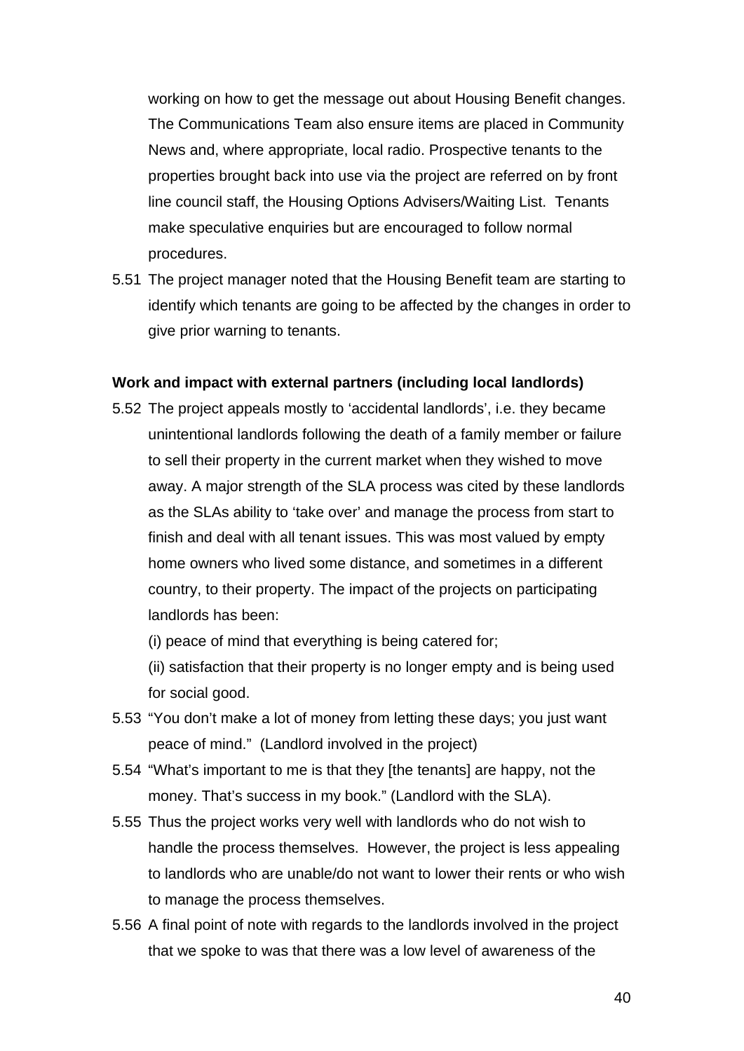working on how to get the message out about Housing Benefit changes. The Communications Team also ensure items are placed in Community News and, where appropriate, local radio. Prospective tenants to the properties brought back into use via the project are referred on by front line council staff, the Housing Options Advisers/Waiting List. Tenants make speculative enquiries but are encouraged to follow normal procedures.

5.51 The project manager noted that the Housing Benefit team are starting to identify which tenants are going to be affected by the changes in order to give prior warning to tenants.

**Work and impact with external partners (including local landlords)**

5.52 The project appeals mostly to 'accidental landlords', i.e. they became unintentional landlords following the death of a family member or failure to sell their property in the current market when they wished to move away. A major strength of the SLA process was cited by these landlords as the SLAs ability to 'take over' and manage the process from start to finish and deal with all tenant issues. This was most valued by empty home owners who lived some distance, and sometimes in a different country, to their property. The impact of the projects on participating landlords has been:

(i) peace of mind that everything is being catered for;

(ii) satisfaction that their property is no longer empty and is being used for social good.

5.53 "You don't make a lot of money from letting these days; you just want peace of mind." (Landlord involved in the project)

5.54 "What's important to me is that they [the tenants] are happy, not the money. That's success in my book." (Landlord with the SLA).

5.55 Thus the project works very well with landlords who do not wish to handle the process themselves. However, the project is less appealing to landlords who are unable/do not want to lower their rents or who wish to manage the process themselves.

5.56 A final point of note with regards to the landlords involved in the project that we spoke to was that there was a low level of awareness of the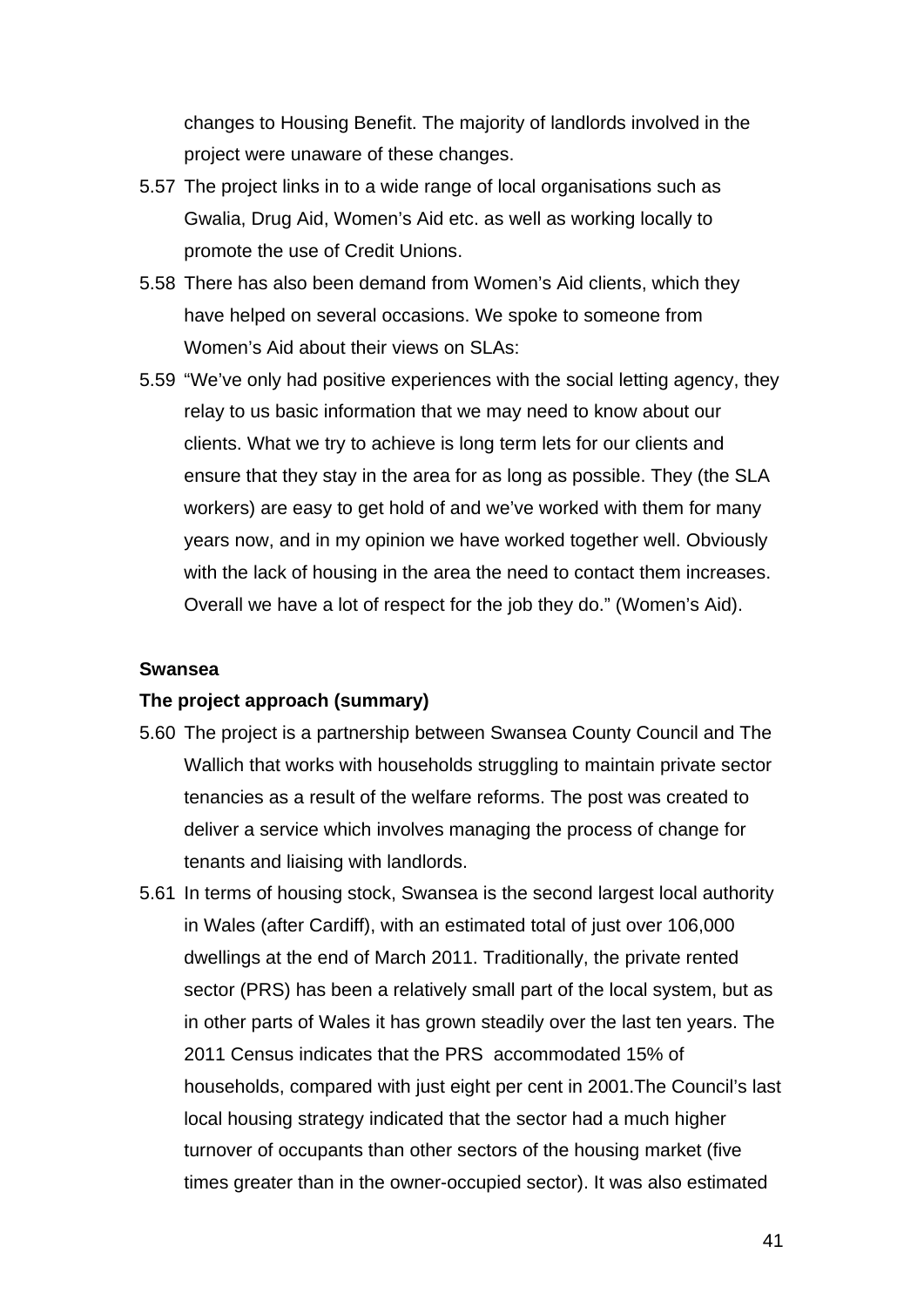changes to Housing Benefit. The majority of landlords involved in the project were unaware of these changes.

5.57 The project links in to a wide range of local organisations such as Gwalia, Drug Aid, Women's Aid etc. as well as working locally to promote the use of Credit Unions.

5.58 There has also been demand from Women's Aid clients, which they have helped on several occasions. We spoke to someone from Women's Aid about their views on SLAs:

5.59 "We've only had positive experiences with the social letting agency, they relay to us basic information that we may need to know about our clients. What we try to achieve is long term lets for our clients and ensure that they stay in the area for as long as possible. They (the SLA workers) are easy to get hold of and we've worked with them for many years now, and in my opinion we have worked together well. Obviously with the lack of housing in the area the need to contact them increases. Overall we have a lot of respect for the job they do." (Women's Aid).

**Swansea**

**The project approach (summary)**

5.60 The project is a partnership between Swansea County Council and The Wallich that works with households struggling to maintain private sector tenancies as a result of the welfare reforms. The post was created to deliver a service which involves managing the process of change for tenants and liaising with landlords.

5.61 In terms of housing stock, Swansea is the second largest local authority in Wales (after Cardiff), with an estimated total of just over 106,000 dwellings at the end of March 2011. Traditionally, the private rented sector (PRS) has been a relatively small part of the local system, but as in other parts of Wales it has grown steadily over the last ten years. The 2011 Census indicates that the PRS accommodated 15% of households, compared with just eight per cent in 2001.The Council's last local housing strategy indicated that the sector had a much higher turnover of occupants than other sectors of the housing market (five times greater than in the owner-occupied sector). It was also estimated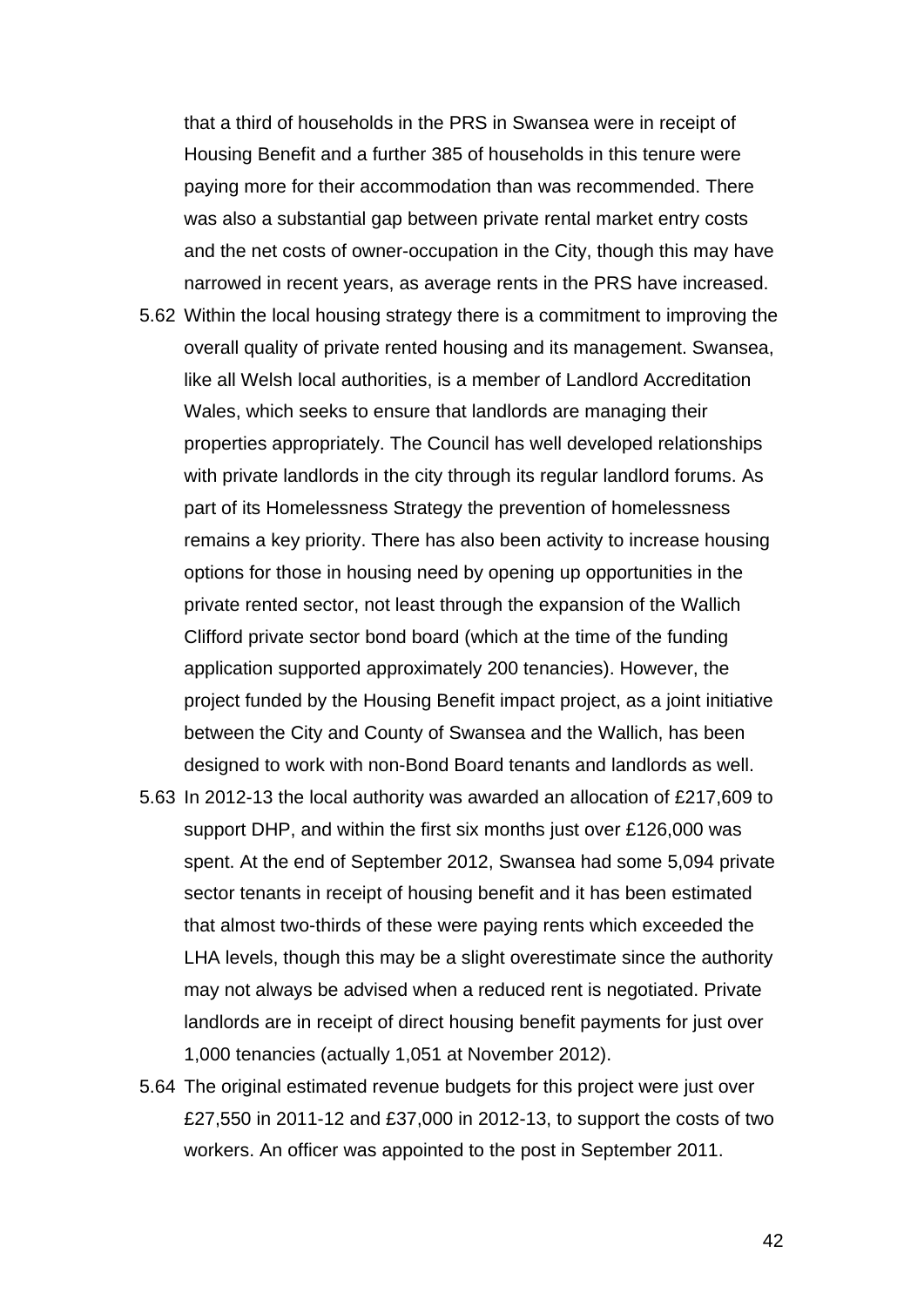that a third of households in the PRS in Swansea were in receipt of Housing Benefit and a further 385 of households in this tenure were paying more for their accommodation than was recommended. There was also a substantial gap between private rental market entry costs and the net costs of owner-occupation in the City, though this may have narrowed in recent years, as average rents in the PRS have increased.

5.62 Within the local housing strategy there is a commitment to improving the overall quality of private rented housing and its management. Swansea, like all Welsh local authorities, is a member of Landlord Accreditation Wales, which seeks to ensure that landlords are managing their properties appropriately. The Council has well developed relationships with private landlords in the city through its regular landlord forums. As part of its Homelessness Strategy the prevention of homelessness remains a key priority. There has also been activity to increase housing options for those in housing need by opening up opportunities in the private rented sector, not least through the expansion of the Wallich Clifford private sector bond board (which at the time of the funding application supported approximately 200 tenancies). However, the project funded by the Housing Benefit impact project, as a joint initiative between the City and County of Swansea and the Wallich, has been designed to work with non-Bond Board tenants and landlords as well.

5.63 In 2012-13 the local authority was awarded an allocation of £217,609 to support DHP, and within the first six months just over £126,000 was spent. At the end of September 2012, Swansea had some 5,094 private sector tenants in receipt of housing benefit and it has been estimated that almost two-thirds of these were paying rents which exceeded the LHA levels, though this may be a slight overestimate since the authority may not always be advised when a reduced rent is negotiated. Private landlords are in receipt of direct housing benefit payments for just over 1,000 tenancies (actually 1,051 at November 2012).

5.64 The original estimated revenue budgets for this project were just over £27,550 in 2011-12 and £37,000 in 2012-13, to support the costs of two workers. An officer was appointed to the post in September 2011.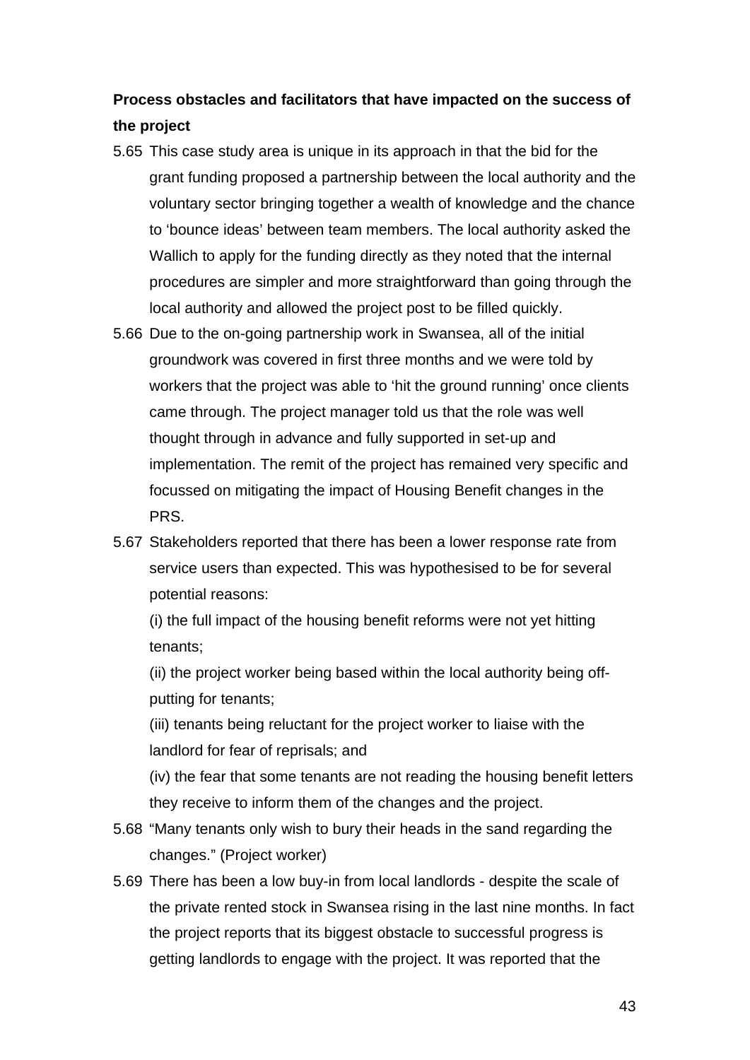**Process obstacles and facilitators that have impacted on the success of the project**

5.65 This case study area is unique in its approach in that the bid for the grant funding proposed a partnership between the local authority and the voluntary sector bringing together a wealth of knowledge and the chance to 'bounce ideas' between team members. The local authority asked the Wallich to apply for the funding directly as they noted that the internal procedures are simpler and more straightforward than going through the local authority and allowed the project post to be filled quickly.

5.66 Due to the on-going partnership work in Swansea, all of the initial groundwork was covered in first three months and we were told by workers that the project was able to 'hit the ground running' once clients came through. The project manager told us that the role was well thought through in advance and fully supported in set-up and implementation. The remit of the project has remained very specific and focussed on mitigating the impact of Housing Benefit changes in the PRS.

5.67 Stakeholders reported that there has been a lower response rate from service users than expected. This was hypothesised to be for several potential reasons:

(i) the full impact of the housing benefit reforms were not yet hitting tenants;

(ii) the project worker being based within the local authority being off-putting for tenants;

(iii) tenants being reluctant for the project worker to liaise with the landlord for fear of reprisals; and

(iv) the fear that some tenants are not reading the housing benefit letters they receive to inform them of the changes and the project.

5.68 "Many tenants only wish to bury their heads in the sand regarding the changes." (Project worker)

5.69 There has been a low buy-in from local landlords - despite the scale of the private rented stock in Swansea rising in the last nine months. In fact the project reports that its biggest obstacle to successful progress is getting landlords to engage with the project. It was reported that the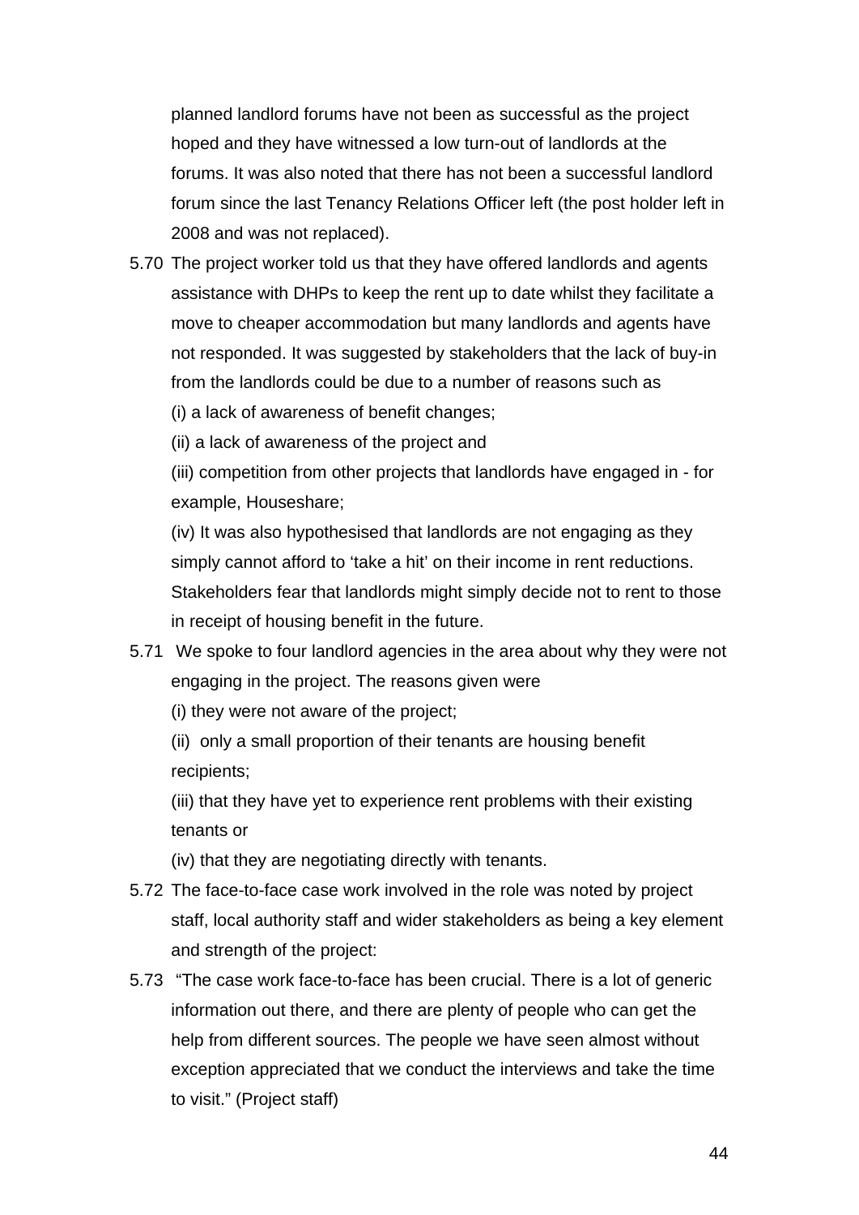planned landlord forums have not been as successful as the project hoped and they have witnessed a low turn-out of landlords at the forums. It was also noted that there has not been a successful landlord forum since the last Tenancy Relations Officer left (the post holder left in 2008 and was not replaced).

5.70 The project worker told us that they have offered landlords and agents assistance with DHPs to keep the rent up to date whilst they facilitate a move to cheaper accommodation but many landlords and agents have not responded. It was suggested by stakeholders that the lack of buy-in from the landlords could be due to a number of reasons such as

(i) a lack of awareness of benefit changes;

(ii) a lack of awareness of the project and

(iii) competition from other projects that landlords have engaged in - for example, Houseshare;

(iv) It was also hypothesised that landlords are not engaging as they simply cannot afford to 'take a hit' on their income in rent reductions. Stakeholders fear that landlords might simply decide not to rent to those in receipt of housing benefit in the future.

5.71 We spoke to four landlord agencies in the area about why they were not engaging in the project. The reasons given were

(i) they were not aware of the project;

(ii) only a small proportion of their tenants are housing benefit recipients;

(iii) that they have yet to experience rent problems with their existing tenants or

(iv) that they are negotiating directly with tenants.

5.72 The face-to-face case work involved in the role was noted by project staff, local authority staff and wider stakeholders as being a key element and strength of the project:

5.73 "The case work face-to-face has been crucial. There is a lot of generic information out there, and there are plenty of people who can get the help from different sources. The people we have seen almost without exception appreciated that we conduct the interviews and take the time to visit." (Project staff)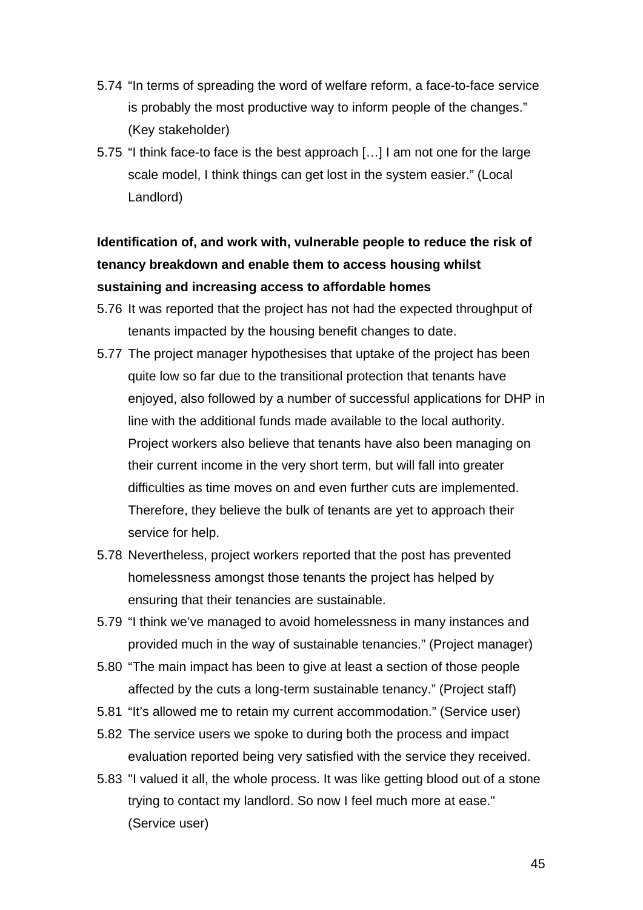5.74 “In terms of spreading the word of welfare reform, a face-to-face service is probably the most productive way to inform people of the changes.” (Key stakeholder)

5.75 “I think face-to face is the best approach […] I am not one for the large scale model, I think things can get lost in the system easier.” (Local Landlord)

**Identification of, and work with, vulnerable people to reduce the risk of tenancy breakdown and enable them to access housing whilst sustaining and increasing access to affordable homes**

5.76 It was reported that the project has not had the expected throughput of tenants impacted by the housing benefit changes to date.

5.77 The project manager hypothesises that uptake of the project has been quite low so far due to the transitional protection that tenants have enjoyed, also followed by a number of successful applications for DHP in line with the additional funds made available to the local authority. Project workers also believe that tenants have also been managing on their current income in the very short term, but will fall into greater difficulties as time moves on and even further cuts are implemented. Therefore, they believe the bulk of tenants are yet to approach their service for help.

5.78 Nevertheless, project workers reported that the post has prevented homelessness amongst those tenants the project has helped by ensuring that their tenancies are sustainable.

5.79 “I think we’ve managed to avoid homelessness in many instances and provided much in the way of sustainable tenancies.” (Project manager)

5.80 “The main impact has been to give at least a section of those people affected by the cuts a long-term sustainable tenancy.” (Project staff)

5.81 “It’s allowed me to retain my current accommodation.” (Service user)

5.82 The service users we spoke to during both the process and impact evaluation reported being very satisfied with the service they received.

5.83 "I valued it all, the whole process. It was like getting blood out of a stone trying to contact my landlord. So now I feel much more at ease." (Service user)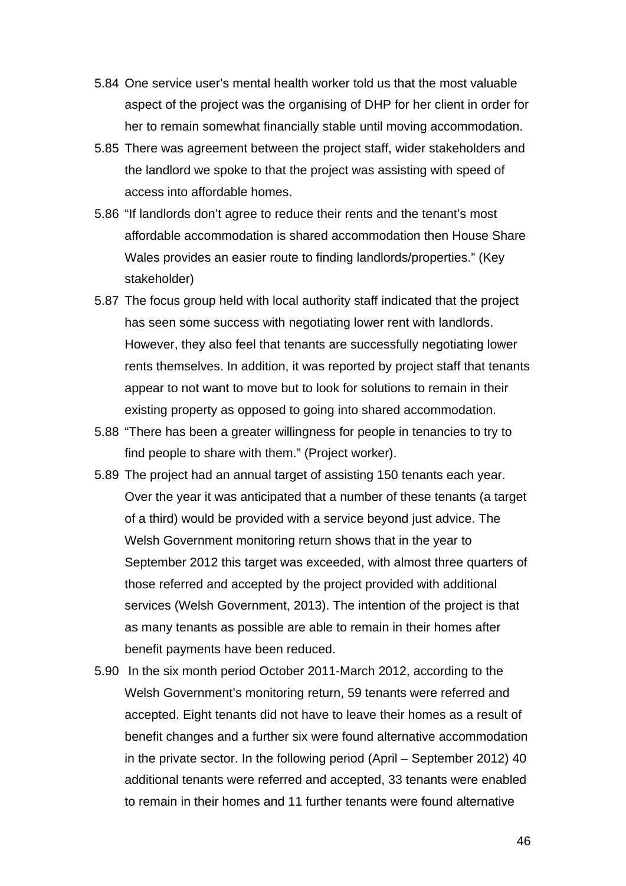5.84 One service user's mental health worker told us that the most valuable aspect of the project was the organising of DHP for her client in order for her to remain somewhat financially stable until moving accommodation.

5.85 There was agreement between the project staff, wider stakeholders and the landlord we spoke to that the project was assisting with speed of access into affordable homes.

5.86 "If landlords don't agree to reduce their rents and the tenant's most affordable accommodation is shared accommodation then House Share Wales provides an easier route to finding landlords/properties." (Key stakeholder)

5.87 The focus group held with local authority staff indicated that the project has seen some success with negotiating lower rent with landlords. However, they also feel that tenants are successfully negotiating lower rents themselves. In addition, it was reported by project staff that tenants appear to not want to move but to look for solutions to remain in their existing property as opposed to going into shared accommodation.

5.88 "There has been a greater willingness for people in tenancies to try to find people to share with them." (Project worker).

5.89 The project had an annual target of assisting 150 tenants each year. Over the year it was anticipated that a number of these tenants (a target of a third) would be provided with a service beyond just advice. The Welsh Government monitoring return shows that in the year to September 2012 this target was exceeded, with almost three quarters of those referred and accepted by the project provided with additional services (Welsh Government, 2013). The intention of the project is that as many tenants as possible are able to remain in their homes after benefit payments have been reduced.

5.90 In the six month period October 2011-March 2012, according to the Welsh Government's monitoring return, 59 tenants were referred and accepted. Eight tenants did not have to leave their homes as a result of benefit changes and a further six were found alternative accommodation in the private sector. In the following period (April – September 2012) 40 additional tenants were referred and accepted, 33 tenants were enabled to remain in their homes and 11 further tenants were found alternative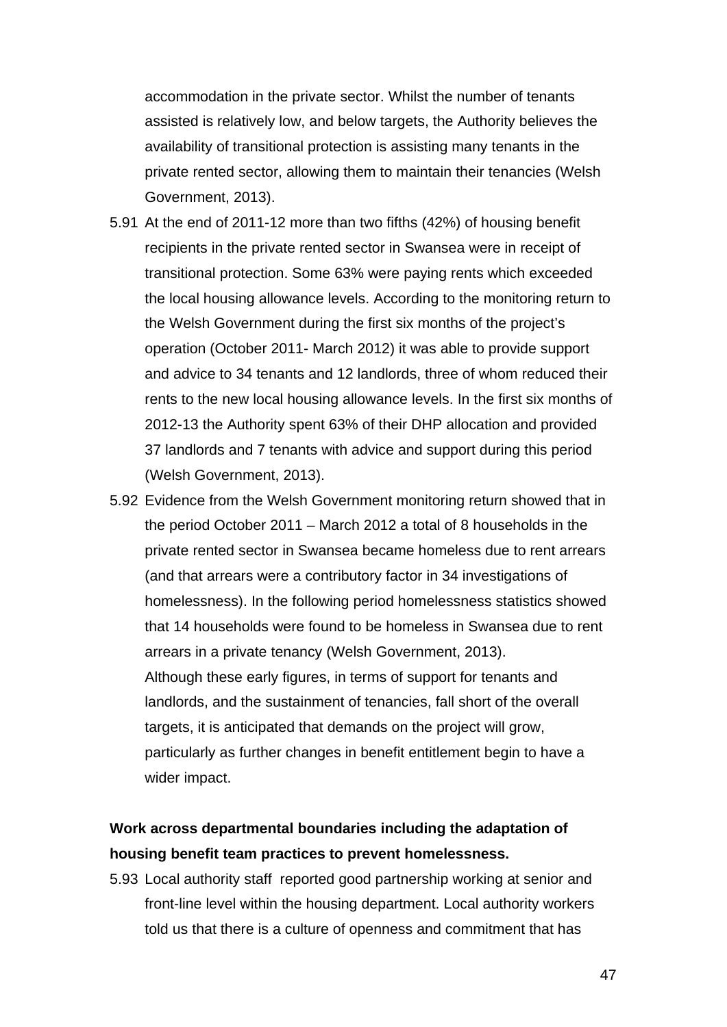accommodation in the private sector. Whilst the number of tenants assisted is relatively low, and below targets, the Authority believes the availability of transitional protection is assisting many tenants in the private rented sector, allowing them to maintain their tenancies (Welsh Government, 2013).

5.91 At the end of 2011-12 more than two fifths (42%) of housing benefit recipients in the private rented sector in Swansea were in receipt of transitional protection. Some 63% were paying rents which exceeded the local housing allowance levels. According to the monitoring return to the Welsh Government during the first six months of the project's operation (October 2011- March 2012) it was able to provide support and advice to 34 tenants and 12 landlords, three of whom reduced their rents to the new local housing allowance levels. In the first six months of 2012-13 the Authority spent 63% of their DHP allocation and provided 37 landlords and 7 tenants with advice and support during this period (Welsh Government, 2013).

5.92 Evidence from the Welsh Government monitoring return showed that in the period October 2011 – March 2012 a total of 8 households in the private rented sector in Swansea became homeless due to rent arrears (and that arrears were a contributory factor in 34 investigations of homelessness). In the following period homelessness statistics showed that 14 households were found to be homeless in Swansea due to rent arrears in a private tenancy (Welsh Government, 2013).
Although these early figures, in terms of support for tenants and landlords, and the sustainment of tenancies, fall short of the overall targets, it is anticipated that demands on the project will grow, particularly as further changes in benefit entitlement begin to have a wider impact.

**Work across departmental boundaries including the adaptation of housing benefit team practices to prevent homelessness.**

5.93 Local authority staff reported good partnership working at senior and front-line level within the housing department. Local authority workers told us that there is a culture of openness and commitment that has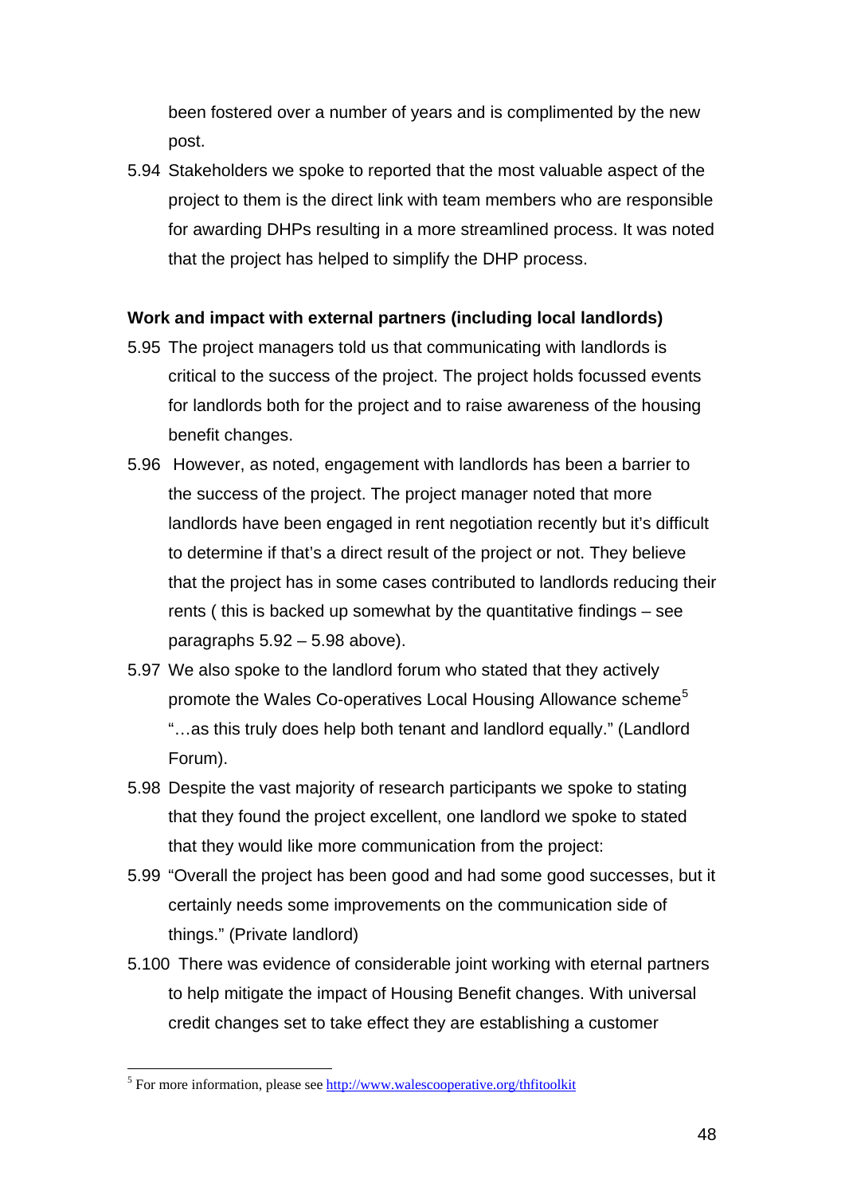been fostered over a number of years and is complimented by the new post.

5.94 Stakeholders we spoke to reported that the most valuable aspect of the project to them is the direct link with team members who are responsible for awarding DHPs resulting in a more streamlined process. It was noted that the project has helped to simplify the DHP process.

**Work and impact with external partners (including local landlords)**

5.95 The project managers told us that communicating with landlords is critical to the success of the project. The project holds focussed events for landlords both for the project and to raise awareness of the housing benefit changes.

5.96 However, as noted, engagement with landlords has been a barrier to the success of the project. The project manager noted that more landlords have been engaged in rent negotiation recently but it's difficult to determine if that's a direct result of the project or not. They believe that the project has in some cases contributed to landlords reducing their rents ( this is backed up somewhat by the quantitative findings – see paragraphs 5.92 – 5.98 above).

5.97 We also spoke to the landlord forum who stated that they actively promote the Wales Co-operatives Local Housing Allowance scheme[5] "…as this truly does help both tenant and landlord equally." (Landlord Forum).

5.98 Despite the vast majority of research participants we spoke to stating that they found the project excellent, one landlord we spoke to stated that they would like more communication from the project:

5.99 "Overall the project has been good and had some good successes, but it certainly needs some improvements on the communication side of things." (Private landlord)

5.100 There was evidence of considerable joint working with eternal partners to help mitigate the impact of Housing Benefit changes. With universal credit changes set to take effect they are establishing a customer

[5] For more information, please see http://www.walescooperative.org/thfitoolkit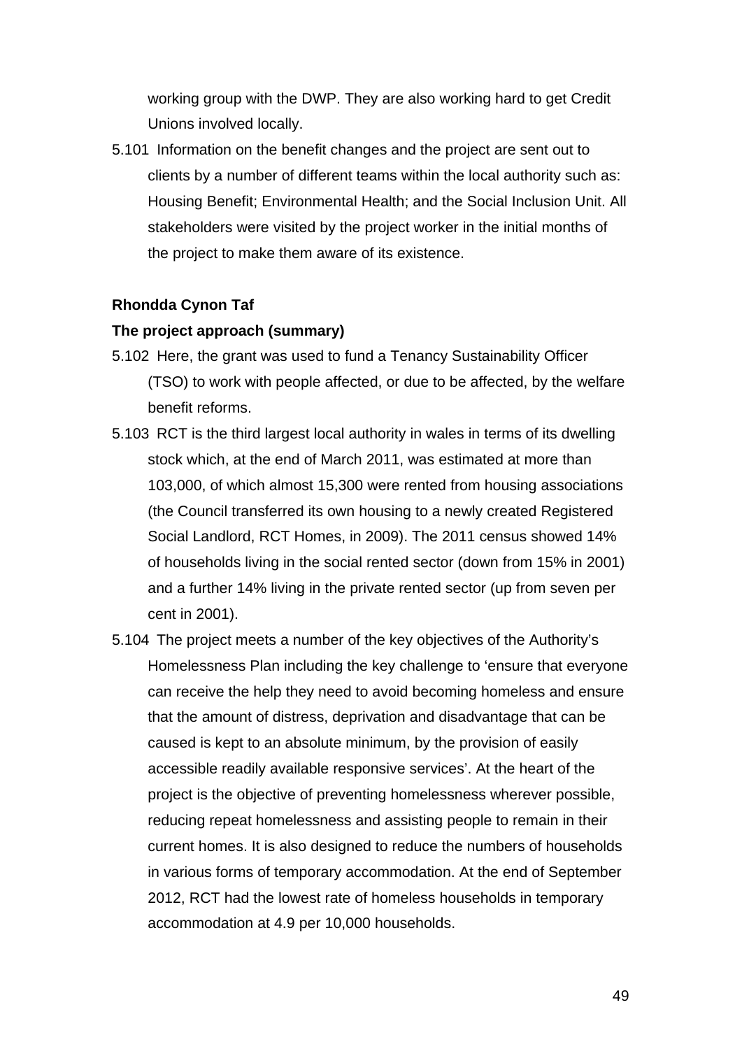working group with the DWP. They are also working hard to get Credit Unions involved locally.

5.101 Information on the benefit changes and the project are sent out to clients by a number of different teams within the local authority such as: Housing Benefit; Environmental Health; and the Social Inclusion Unit. All stakeholders were visited by the project worker in the initial months of the project to make them aware of its existence.

**Rhondda Cynon Taf**

**The project approach (summary)**

5.102 Here, the grant was used to fund a Tenancy Sustainability Officer (TSO) to work with people affected, or due to be affected, by the welfare benefit reforms.

5.103 RCT is the third largest local authority in wales in terms of its dwelling stock which, at the end of March 2011, was estimated at more than 103,000, of which almost 15,300 were rented from housing associations (the Council transferred its own housing to a newly created Registered Social Landlord, RCT Homes, in 2009). The 2011 census showed 14% of households living in the social rented sector (down from 15% in 2001) and a further 14% living in the private rented sector (up from seven per cent in 2001).

5.104 The project meets a number of the key objectives of the Authority's Homelessness Plan including the key challenge to 'ensure that everyone can receive the help they need to avoid becoming homeless and ensure that the amount of distress, deprivation and disadvantage that can be caused is kept to an absolute minimum, by the provision of easily accessible readily available responsive services'. At the heart of the project is the objective of preventing homelessness wherever possible, reducing repeat homelessness and assisting people to remain in their current homes. It is also designed to reduce the numbers of households in various forms of temporary accommodation. At the end of September 2012, RCT had the lowest rate of homeless households in temporary accommodation at 4.9 per 10,000 households.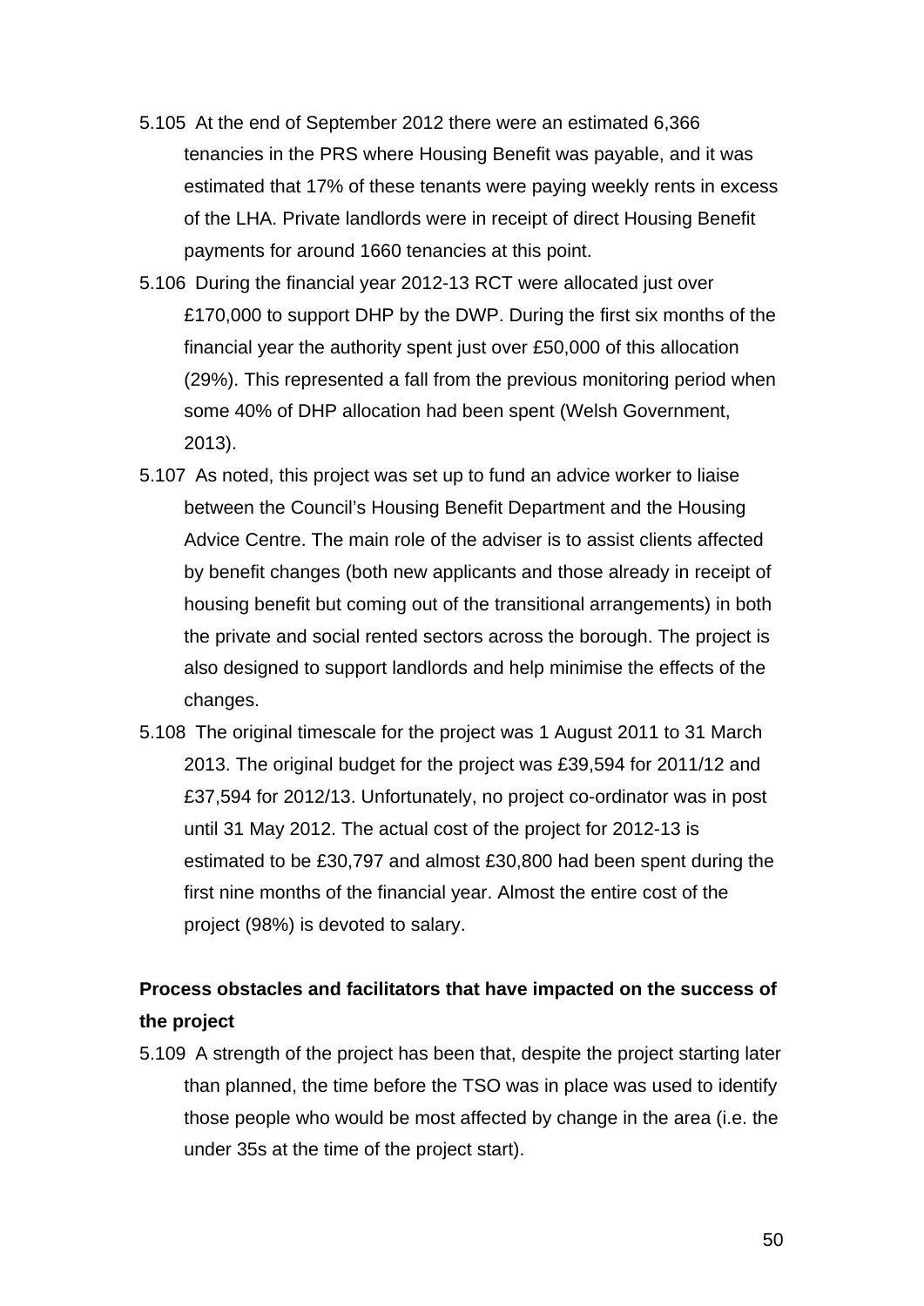5.105 At the end of September 2012 there were an estimated 6,366 tenancies in the PRS where Housing Benefit was payable, and it was estimated that 17% of these tenants were paying weekly rents in excess of the LHA. Private landlords were in receipt of direct Housing Benefit payments for around 1660 tenancies at this point.

5.106 During the financial year 2012-13 RCT were allocated just over £170,000 to support DHP by the DWP. During the first six months of the financial year the authority spent just over £50,000 of this allocation (29%). This represented a fall from the previous monitoring period when some 40% of DHP allocation had been spent (Welsh Government, 2013).

5.107 As noted, this project was set up to fund an advice worker to liaise between the Council's Housing Benefit Department and the Housing Advice Centre. The main role of the adviser is to assist clients affected by benefit changes (both new applicants and those already in receipt of housing benefit but coming out of the transitional arrangements) in both the private and social rented sectors across the borough. The project is also designed to support landlords and help minimise the effects of the changes.

5.108 The original timescale for the project was 1 August 2011 to 31 March 2013. The original budget for the project was £39,594 for 2011/12 and £37,594 for 2012/13. Unfortunately, no project co-ordinator was in post until 31 May 2012. The actual cost of the project for 2012-13 is estimated to be £30,797 and almost £30,800 had been spent during the first nine months of the financial year. Almost the entire cost of the project (98%) is devoted to salary.

**Process obstacles and facilitators that have impacted on the success of the project**

5.109 A strength of the project has been that, despite the project starting later than planned, the time before the TSO was in place was used to identify those people who would be most affected by change in the area (i.e. the under 35s at the time of the project start).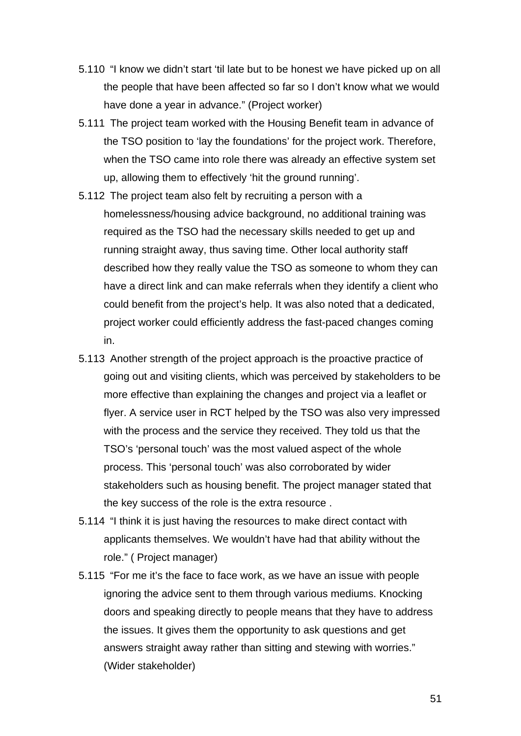5.110 "I know we didn't start 'til late but to be honest we have picked up on all the people that have been affected so far so I don't know what we would have done a year in advance." (Project worker)

5.111 The project team worked with the Housing Benefit team in advance of the TSO position to 'lay the foundations' for the project work. Therefore, when the TSO came into role there was already an effective system set up, allowing them to effectively 'hit the ground running'.

5.112 The project team also felt by recruiting a person with a homelessness/housing advice background, no additional training was required as the TSO had the necessary skills needed to get up and running straight away, thus saving time. Other local authority staff described how they really value the TSO as someone to whom they can have a direct link and can make referrals when they identify a client who could benefit from the project's help. It was also noted that a dedicated, project worker could efficiently address the fast-paced changes coming in.

5.113 Another strength of the project approach is the proactive practice of going out and visiting clients, which was perceived by stakeholders to be more effective than explaining the changes and project via a leaflet or flyer. A service user in RCT helped by the TSO was also very impressed with the process and the service they received. They told us that the TSO's 'personal touch' was the most valued aspect of the whole process. This 'personal touch' was also corroborated by wider stakeholders such as housing benefit. The project manager stated that the key success of the role is the extra resource .

5.114 "I think it is just having the resources to make direct contact with applicants themselves. We wouldn't have had that ability without the role." ( Project manager)

5.115 "For me it's the face to face work, as we have an issue with people ignoring the advice sent to them through various mediums. Knocking doors and speaking directly to people means that they have to address the issues. It gives them the opportunity to ask questions and get answers straight away rather than sitting and stewing with worries." (Wider stakeholder)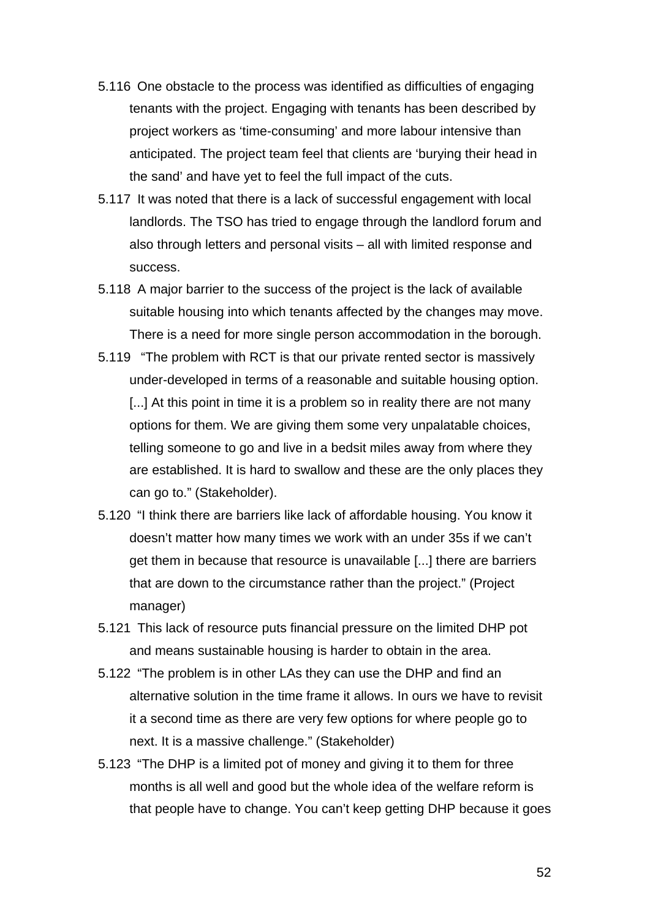5.116 One obstacle to the process was identified as difficulties of engaging tenants with the project. Engaging with tenants has been described by project workers as 'time-consuming' and more labour intensive than anticipated. The project team feel that clients are 'burying their head in the sand' and have yet to feel the full impact of the cuts.

5.117 It was noted that there is a lack of successful engagement with local landlords. The TSO has tried to engage through the landlord forum and also through letters and personal visits – all with limited response and success.

5.118 A major barrier to the success of the project is the lack of available suitable housing into which tenants affected by the changes may move. There is a need for more single person accommodation in the borough.

5.119 "The problem with RCT is that our private rented sector is massively under-developed in terms of a reasonable and suitable housing option. [...] At this point in time it is a problem so in reality there are not many options for them. We are giving them some very unpalatable choices, telling someone to go and live in a bedsit miles away from where they are established. It is hard to swallow and these are the only places they can go to." (Stakeholder).

5.120 "I think there are barriers like lack of affordable housing. You know it doesn't matter how many times we work with an under 35s if we can't get them in because that resource is unavailable [...] there are barriers that are down to the circumstance rather than the project." (Project manager)

5.121 This lack of resource puts financial pressure on the limited DHP pot and means sustainable housing is harder to obtain in the area.

5.122 "The problem is in other LAs they can use the DHP and find an alternative solution in the time frame it allows. In ours we have to revisit it a second time as there are very few options for where people go to next. It is a massive challenge." (Stakeholder)

5.123 "The DHP is a limited pot of money and giving it to them for three months is all well and good but the whole idea of the welfare reform is that people have to change. You can't keep getting DHP because it goes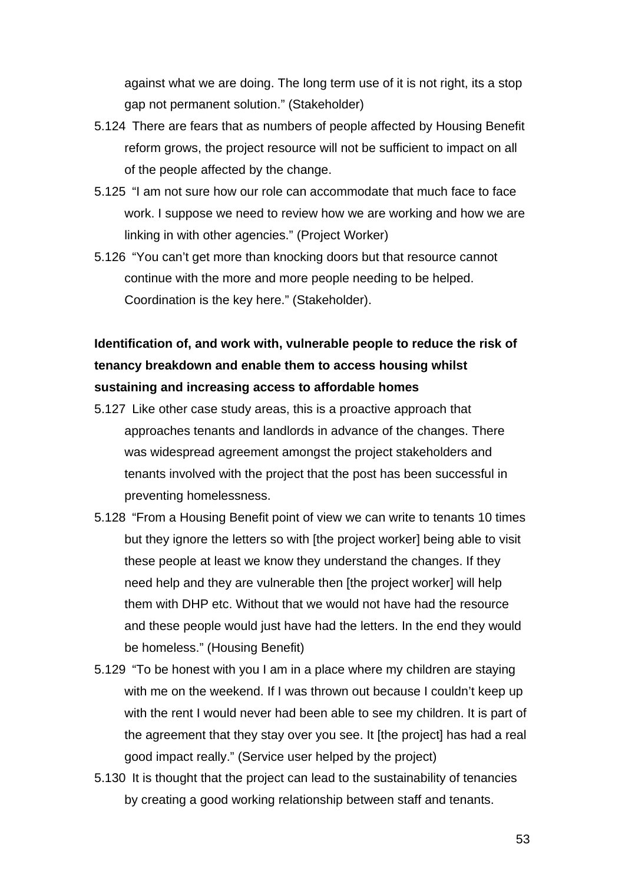against what we are doing. The long term use of it is not right, its a stop gap not permanent solution." (Stakeholder)

5.124 There are fears that as numbers of people affected by Housing Benefit reform grows, the project resource will not be sufficient to impact on all of the people affected by the change.

5.125 "I am not sure how our role can accommodate that much face to face work. I suppose we need to review how we are working and how we are linking in with other agencies." (Project Worker)

5.126 "You can't get more than knocking doors but that resource cannot continue with the more and more people needing to be helped. Coordination is the key here." (Stakeholder).

**Identification of, and work with, vulnerable people to reduce the risk of tenancy breakdown and enable them to access housing whilst sustaining and increasing access to affordable homes**

5.127 Like other case study areas, this is a proactive approach that approaches tenants and landlords in advance of the changes. There was widespread agreement amongst the project stakeholders and tenants involved with the project that the post has been successful in preventing homelessness.

5.128 "From a Housing Benefit point of view we can write to tenants 10 times but they ignore the letters so with [the project worker] being able to visit these people at least we know they understand the changes. If they need help and they are vulnerable then [the project worker] will help them with DHP etc. Without that we would not have had the resource and these people would just have had the letters. In the end they would be homeless." (Housing Benefit)

5.129 "To be honest with you I am in a place where my children are staying with me on the weekend. If I was thrown out because I couldn't keep up with the rent I would never had been able to see my children. It is part of the agreement that they stay over you see. It [the project] has had a real good impact really." (Service user helped by the project)

5.130 It is thought that the project can lead to the sustainability of tenancies by creating a good working relationship between staff and tenants.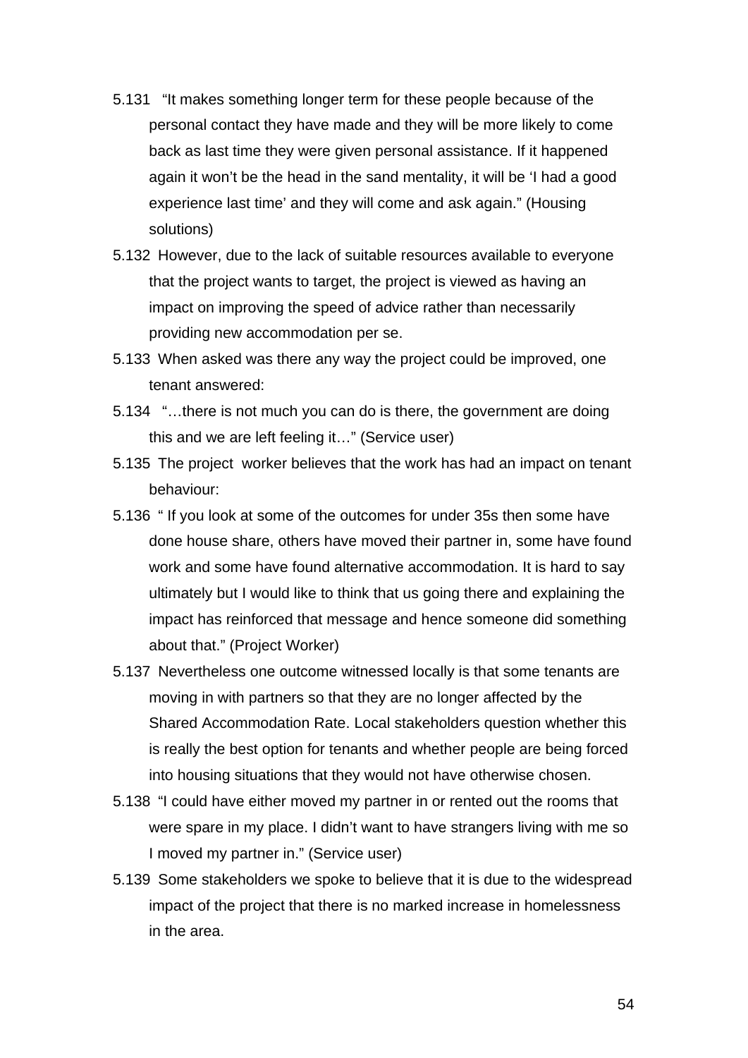5.131 "It makes something longer term for these people because of the personal contact they have made and they will be more likely to come back as last time they were given personal assistance. If it happened again it won't be the head in the sand mentality, it will be 'I had a good experience last time' and they will come and ask again." (Housing solutions)

5.132 However, due to the lack of suitable resources available to everyone that the project wants to target, the project is viewed as having an impact on improving the speed of advice rather than necessarily providing new accommodation per se.

5.133 When asked was there any way the project could be improved, one tenant answered:

5.134 "…there is not much you can do is there, the government are doing this and we are left feeling it…" (Service user)

5.135 The project worker believes that the work has had an impact on tenant behaviour:

5.136 " If you look at some of the outcomes for under 35s then some have done house share, others have moved their partner in, some have found work and some have found alternative accommodation. It is hard to say ultimately but I would like to think that us going there and explaining the impact has reinforced that message and hence someone did something about that." (Project Worker)

5.137 Nevertheless one outcome witnessed locally is that some tenants are moving in with partners so that they are no longer affected by the Shared Accommodation Rate. Local stakeholders question whether this is really the best option for tenants and whether people are being forced into housing situations that they would not have otherwise chosen.

5.138 "I could have either moved my partner in or rented out the rooms that were spare in my place. I didn't want to have strangers living with me so I moved my partner in." (Service user)

5.139 Some stakeholders we spoke to believe that it is due to the widespread impact of the project that there is no marked increase in homelessness in the area.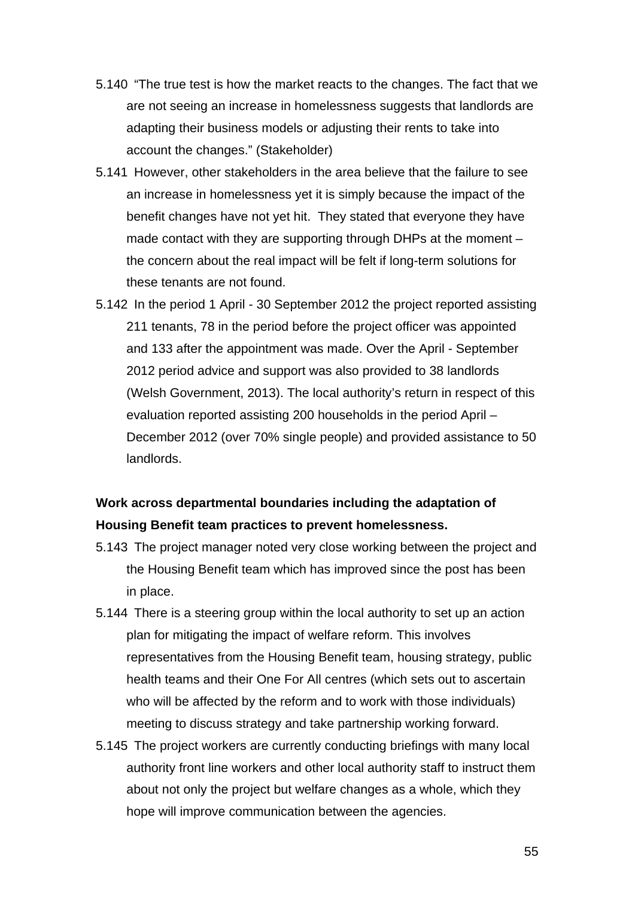5.140 "The true test is how the market reacts to the changes. The fact that we are not seeing an increase in homelessness suggests that landlords are adapting their business models or adjusting their rents to take into account the changes." (Stakeholder)

5.141 However, other stakeholders in the area believe that the failure to see an increase in homelessness yet it is simply because the impact of the benefit changes have not yet hit. They stated that everyone they have made contact with they are supporting through DHPs at the moment – the concern about the real impact will be felt if long-term solutions for these tenants are not found.

5.142 In the period 1 April - 30 September 2012 the project reported assisting 211 tenants, 78 in the period before the project officer was appointed and 133 after the appointment was made. Over the April - September 2012 period advice and support was also provided to 38 landlords (Welsh Government, 2013). The local authority's return in respect of this evaluation reported assisting 200 households in the period April – December 2012 (over 70% single people) and provided assistance to 50 landlords.

**Work across departmental boundaries including the adaptation of Housing Benefit team practices to prevent homelessness.**

5.143 The project manager noted very close working between the project and the Housing Benefit team which has improved since the post has been in place.

5.144 There is a steering group within the local authority to set up an action plan for mitigating the impact of welfare reform. This involves representatives from the Housing Benefit team, housing strategy, public health teams and their One For All centres (which sets out to ascertain who will be affected by the reform and to work with those individuals) meeting to discuss strategy and take partnership working forward.

5.145 The project workers are currently conducting briefings with many local authority front line workers and other local authority staff to instruct them about not only the project but welfare changes as a whole, which they hope will improve communication between the agencies.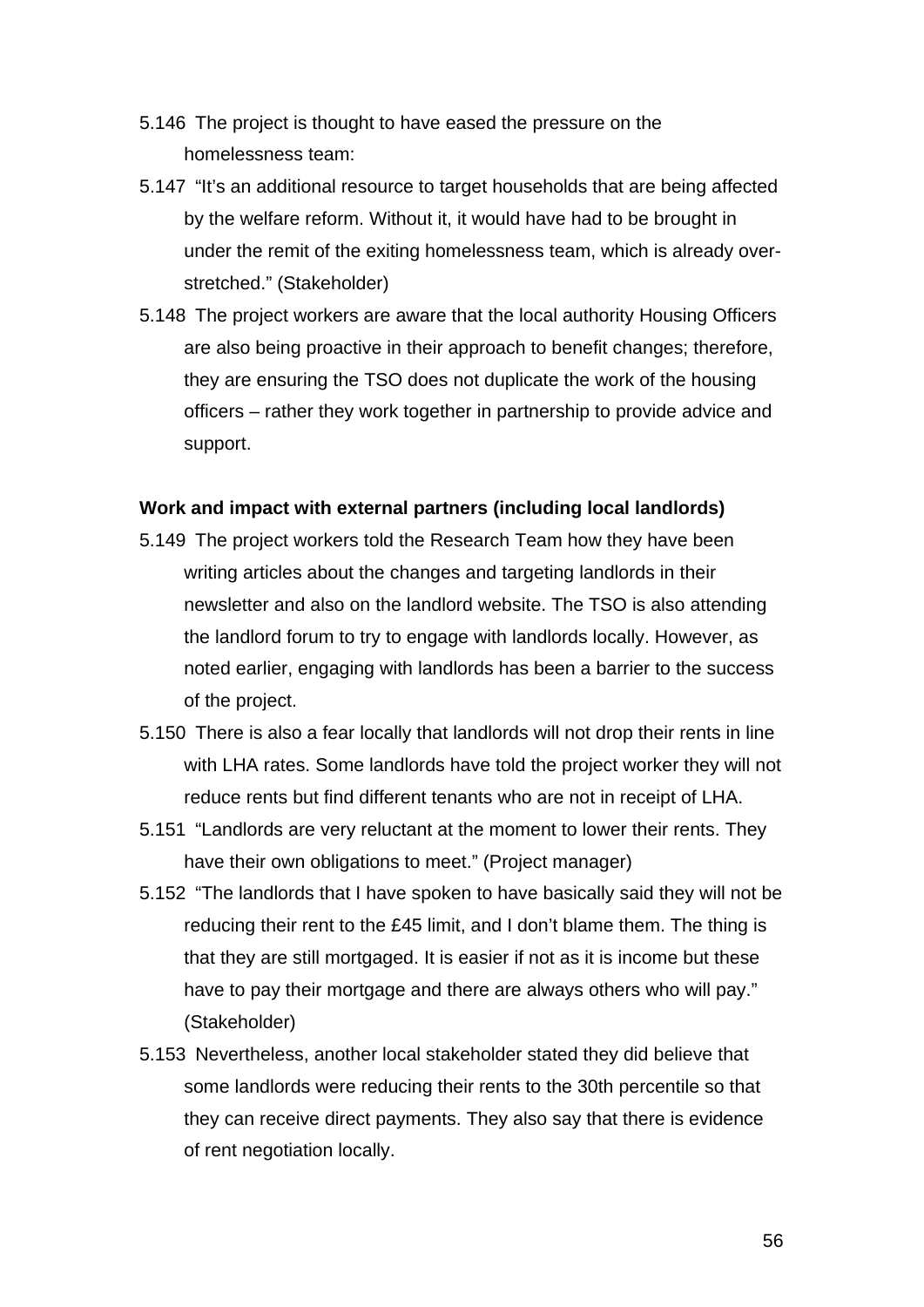5.146 The project is thought to have eased the pressure on the homelessness team:

5.147 "It's an additional resource to target households that are being affected by the welfare reform. Without it, it would have had to be brought in under the remit of the exiting homelessness team, which is already over-stretched." (Stakeholder)

5.148 The project workers are aware that the local authority Housing Officers are also being proactive in their approach to benefit changes; therefore, they are ensuring the TSO does not duplicate the work of the housing officers – rather they work together in partnership to provide advice and support.

**Work and impact with external partners (including local landlords)**

5.149 The project workers told the Research Team how they have been writing articles about the changes and targeting landlords in their newsletter and also on the landlord website. The TSO is also attending the landlord forum to try to engage with landlords locally. However, as noted earlier, engaging with landlords has been a barrier to the success of the project.

5.150 There is also a fear locally that landlords will not drop their rents in line with LHA rates. Some landlords have told the project worker they will not reduce rents but find different tenants who are not in receipt of LHA.

5.151 "Landlords are very reluctant at the moment to lower their rents. They have their own obligations to meet." (Project manager)

5.152 "The landlords that I have spoken to have basically said they will not be reducing their rent to the £45 limit, and I don't blame them. The thing is that they are still mortgaged. It is easier if not as it is income but these have to pay their mortgage and there are always others who will pay." (Stakeholder)

5.153 Nevertheless, another local stakeholder stated they did believe that some landlords were reducing their rents to the 30th percentile so that they can receive direct payments. They also say that there is evidence of rent negotiation locally.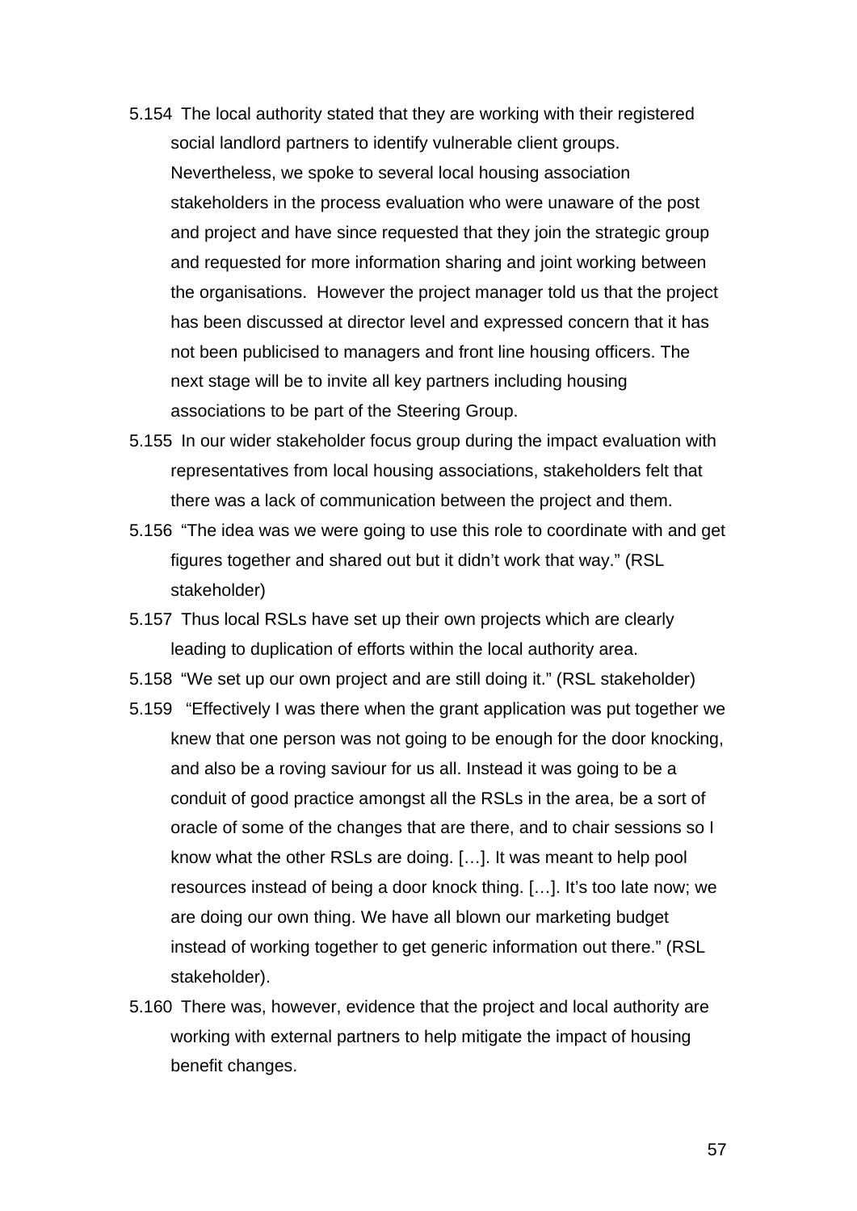5.154 The local authority stated that they are working with their registered social landlord partners to identify vulnerable client groups. Nevertheless, we spoke to several local housing association stakeholders in the process evaluation who were unaware of the post and project and have since requested that they join the strategic group and requested for more information sharing and joint working between the organisations. However the project manager told us that the project has been discussed at director level and expressed concern that it has not been publicised to managers and front line housing officers. The next stage will be to invite all key partners including housing associations to be part of the Steering Group.

5.155 In our wider stakeholder focus group during the impact evaluation with representatives from local housing associations, stakeholders felt that there was a lack of communication between the project and them.

5.156 "The idea was we were going to use this role to coordinate with and get figures together and shared out but it didn't work that way." (RSL stakeholder)

5.157 Thus local RSLs have set up their own projects which are clearly leading to duplication of efforts within the local authority area.

5.158 "We set up our own project and are still doing it." (RSL stakeholder)

5.159 "Effectively I was there when the grant application was put together we knew that one person was not going to be enough for the door knocking, and also be a roving saviour for us all. Instead it was going to be a conduit of good practice amongst all the RSLs in the area, be a sort of oracle of some of the changes that are there, and to chair sessions so I know what the other RSLs are doing. […]. It was meant to help pool resources instead of being a door knock thing. […]. It's too late now; we are doing our own thing. We have all blown our marketing budget instead of working together to get generic information out there." (RSL stakeholder).

5.160 There was, however, evidence that the project and local authority are working with external partners to help mitigate the impact of housing benefit changes.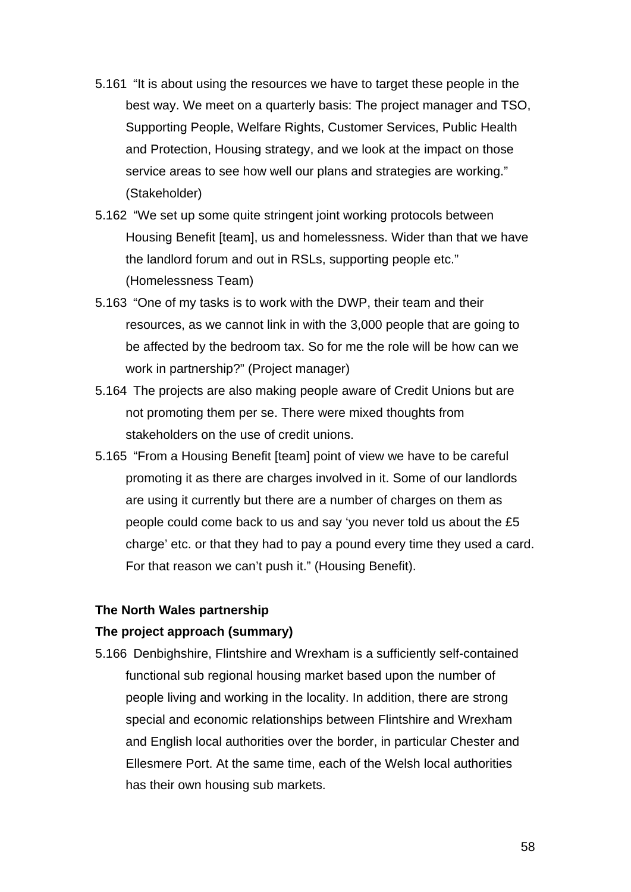5.161 "It is about using the resources we have to target these people in the best way. We meet on a quarterly basis: The project manager and TSO, Supporting People, Welfare Rights, Customer Services, Public Health and Protection, Housing strategy, and we look at the impact on those service areas to see how well our plans and strategies are working." (Stakeholder)

5.162 "We set up some quite stringent joint working protocols between Housing Benefit [team], us and homelessness. Wider than that we have the landlord forum and out in RSLs, supporting people etc." (Homelessness Team)

5.163 "One of my tasks is to work with the DWP, their team and their resources, as we cannot link in with the 3,000 people that are going to be affected by the bedroom tax. So for me the role will be how can we work in partnership?" (Project manager)

5.164 The projects are also making people aware of Credit Unions but are not promoting them per se. There were mixed thoughts from stakeholders on the use of credit unions.

5.165 "From a Housing Benefit [team] point of view we have to be careful promoting it as there are charges involved in it. Some of our landlords are using it currently but there are a number of charges on them as people could come back to us and say 'you never told us about the £5 charge' etc. or that they had to pay a pound every time they used a card. For that reason we can't push it." (Housing Benefit).

**The North Wales partnership**

**The project approach (summary)**

5.166 Denbighshire, Flintshire and Wrexham is a sufficiently self-contained functional sub regional housing market based upon the number of people living and working in the locality. In addition, there are strong special and economic relationships between Flintshire and Wrexham and English local authorities over the border, in particular Chester and Ellesmere Port. At the same time, each of the Welsh local authorities has their own housing sub markets.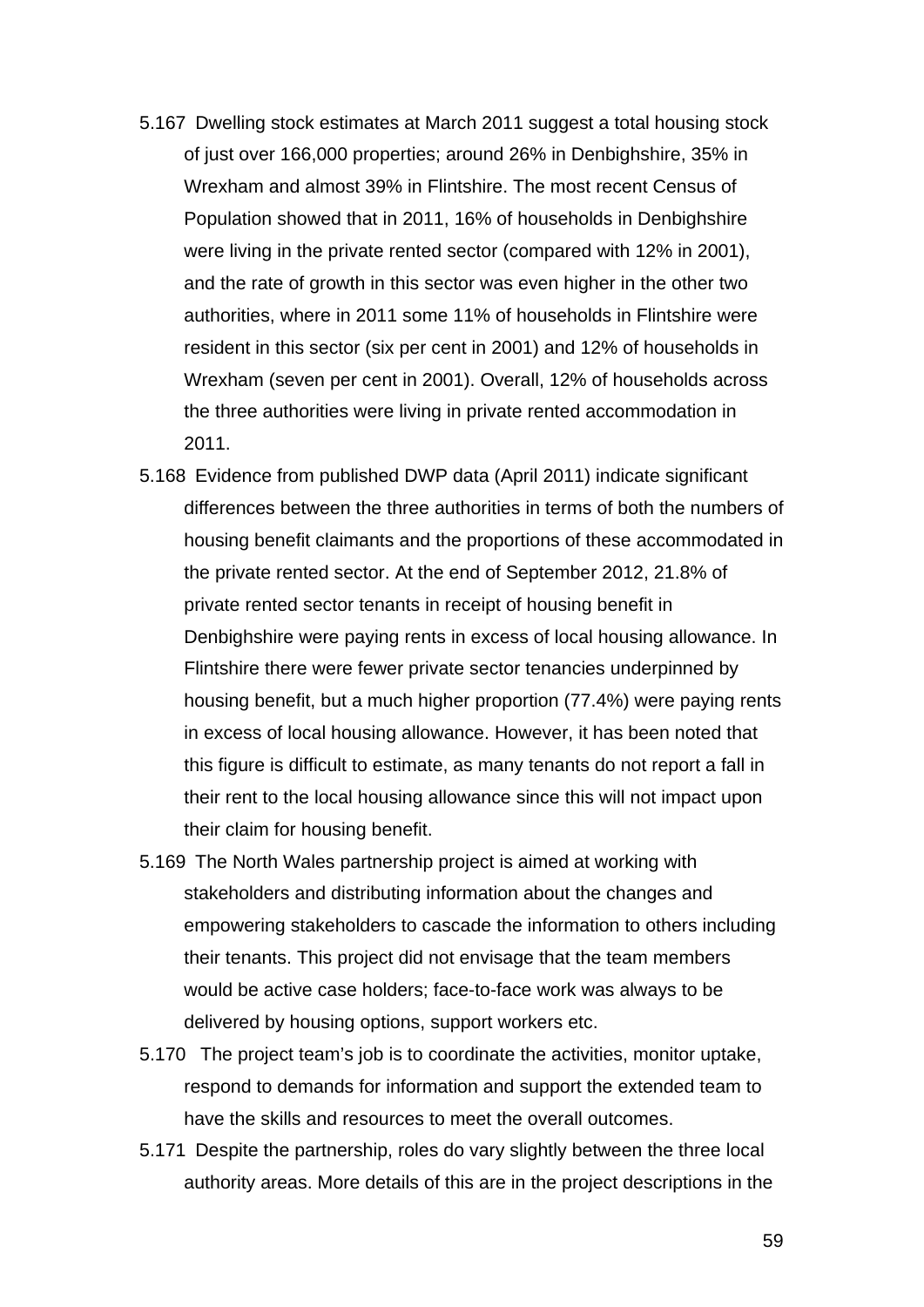5.167 Dwelling stock estimates at March 2011 suggest a total housing stock of just over 166,000 properties; around 26% in Denbighshire, 35% in Wrexham and almost 39% in Flintshire. The most recent Census of Population showed that in 2011, 16% of households in Denbighshire were living in the private rented sector (compared with 12% in 2001), and the rate of growth in this sector was even higher in the other two authorities, where in 2011 some 11% of households in Flintshire were resident in this sector (six per cent in 2001) and 12% of households in Wrexham (seven per cent in 2001). Overall, 12% of households across the three authorities were living in private rented accommodation in 2011.

5.168 Evidence from published DWP data (April 2011) indicate significant differences between the three authorities in terms of both the numbers of housing benefit claimants and the proportions of these accommodated in the private rented sector. At the end of September 2012, 21.8% of private rented sector tenants in receipt of housing benefit in Denbighshire were paying rents in excess of local housing allowance. In Flintshire there were fewer private sector tenancies underpinned by housing benefit, but a much higher proportion (77.4%) were paying rents in excess of local housing allowance. However, it has been noted that this figure is difficult to estimate, as many tenants do not report a fall in their rent to the local housing allowance since this will not impact upon their claim for housing benefit.

5.169 The North Wales partnership project is aimed at working with stakeholders and distributing information about the changes and empowering stakeholders to cascade the information to others including their tenants. This project did not envisage that the team members would be active case holders; face-to-face work was always to be delivered by housing options, support workers etc.

5.170 The project team's job is to coordinate the activities, monitor uptake, respond to demands for information and support the extended team to have the skills and resources to meet the overall outcomes.

5.171 Despite the partnership, roles do vary slightly between the three local authority areas. More details of this are in the project descriptions in the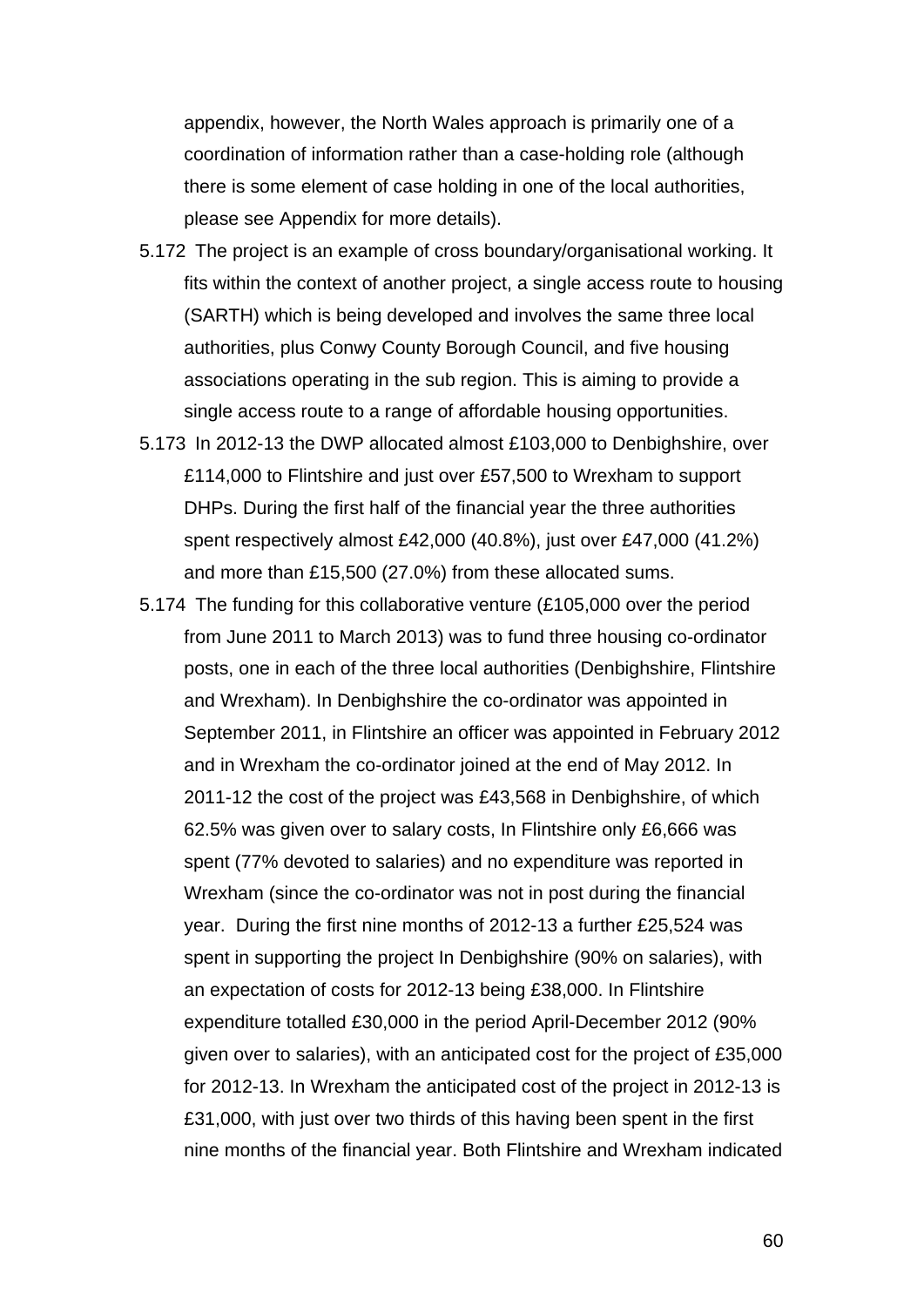appendix, however, the North Wales approach is primarily one of a coordination of information rather than a case-holding role (although there is some element of case holding in one of the local authorities, please see Appendix for more details).

5.172 The project is an example of cross boundary/organisational working. It fits within the context of another project, a single access route to housing (SARTH) which is being developed and involves the same three local authorities, plus Conwy County Borough Council, and five housing associations operating in the sub region. This is aiming to provide a single access route to a range of affordable housing opportunities.

5.173 In 2012-13 the DWP allocated almost £103,000 to Denbighshire, over £114,000 to Flintshire and just over £57,500 to Wrexham to support DHPs. During the first half of the financial year the three authorities spent respectively almost £42,000 (40.8%), just over £47,000 (41.2%) and more than £15,500 (27.0%) from these allocated sums.

5.174 The funding for this collaborative venture (£105,000 over the period from June 2011 to March 2013) was to fund three housing co-ordinator posts, one in each of the three local authorities (Denbighshire, Flintshire and Wrexham). In Denbighshire the co-ordinator was appointed in September 2011, in Flintshire an officer was appointed in February 2012 and in Wrexham the co-ordinator joined at the end of May 2012. In 2011-12 the cost of the project was £43,568 in Denbighshire, of which 62.5% was given over to salary costs, In Flintshire only £6,666 was spent (77% devoted to salaries) and no expenditure was reported in Wrexham (since the co-ordinator was not in post during the financial year. During the first nine months of 2012-13 a further £25,524 was spent in supporting the project In Denbighshire (90% on salaries), with an expectation of costs for 2012-13 being £38,000. In Flintshire expenditure totalled £30,000 in the period April-December 2012 (90% given over to salaries), with an anticipated cost for the project of £35,000 for 2012-13. In Wrexham the anticipated cost of the project in 2012-13 is £31,000, with just over two thirds of this having been spent in the first nine months of the financial year. Both Flintshire and Wrexham indicated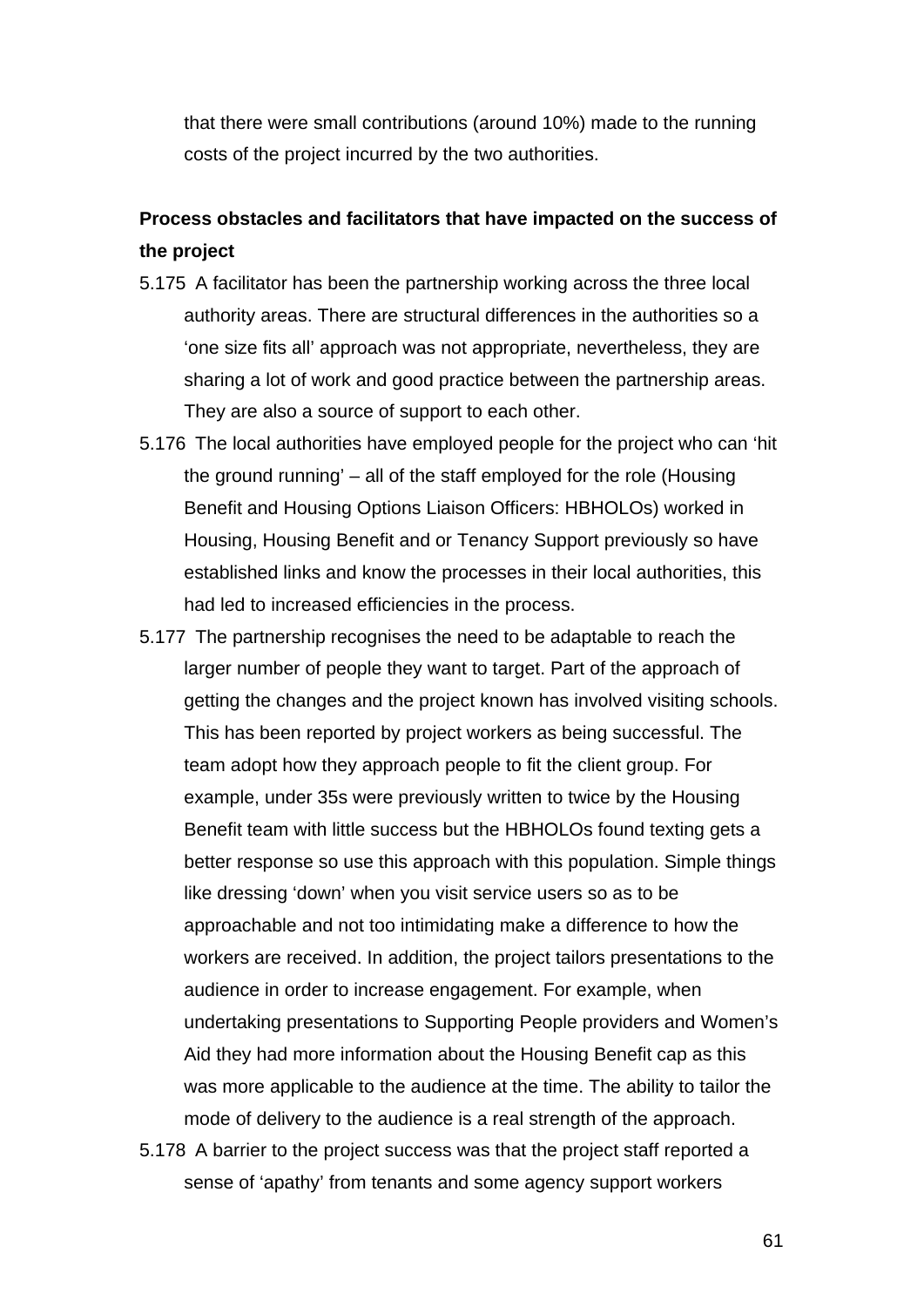that there were small contributions (around 10%) made to the running costs of the project incurred by the two authorities.

**Process obstacles and facilitators that have impacted on the success of the project**

5.175 A facilitator has been the partnership working across the three local authority areas. There are structural differences in the authorities so a 'one size fits all' approach was not appropriate, nevertheless, they are sharing a lot of work and good practice between the partnership areas. They are also a source of support to each other.

5.176 The local authorities have employed people for the project who can 'hit the ground running' – all of the staff employed for the role (Housing Benefit and Housing Options Liaison Officers: HBHOLOs) worked in Housing, Housing Benefit and or Tenancy Support previously so have established links and know the processes in their local authorities, this had led to increased efficiencies in the process.

5.177 The partnership recognises the need to be adaptable to reach the larger number of people they want to target. Part of the approach of getting the changes and the project known has involved visiting schools. This has been reported by project workers as being successful. The team adopt how they approach people to fit the client group. For example, under 35s were previously written to twice by the Housing Benefit team with little success but the HBHOLOs found texting gets a better response so use this approach with this population. Simple things like dressing 'down' when you visit service users so as to be approachable and not too intimidating make a difference to how the workers are received. In addition, the project tailors presentations to the audience in order to increase engagement. For example, when undertaking presentations to Supporting People providers and Women's Aid they had more information about the Housing Benefit cap as this was more applicable to the audience at the time. The ability to tailor the mode of delivery to the audience is a real strength of the approach.

5.178 A barrier to the project success was that the project staff reported a sense of 'apathy' from tenants and some agency support workers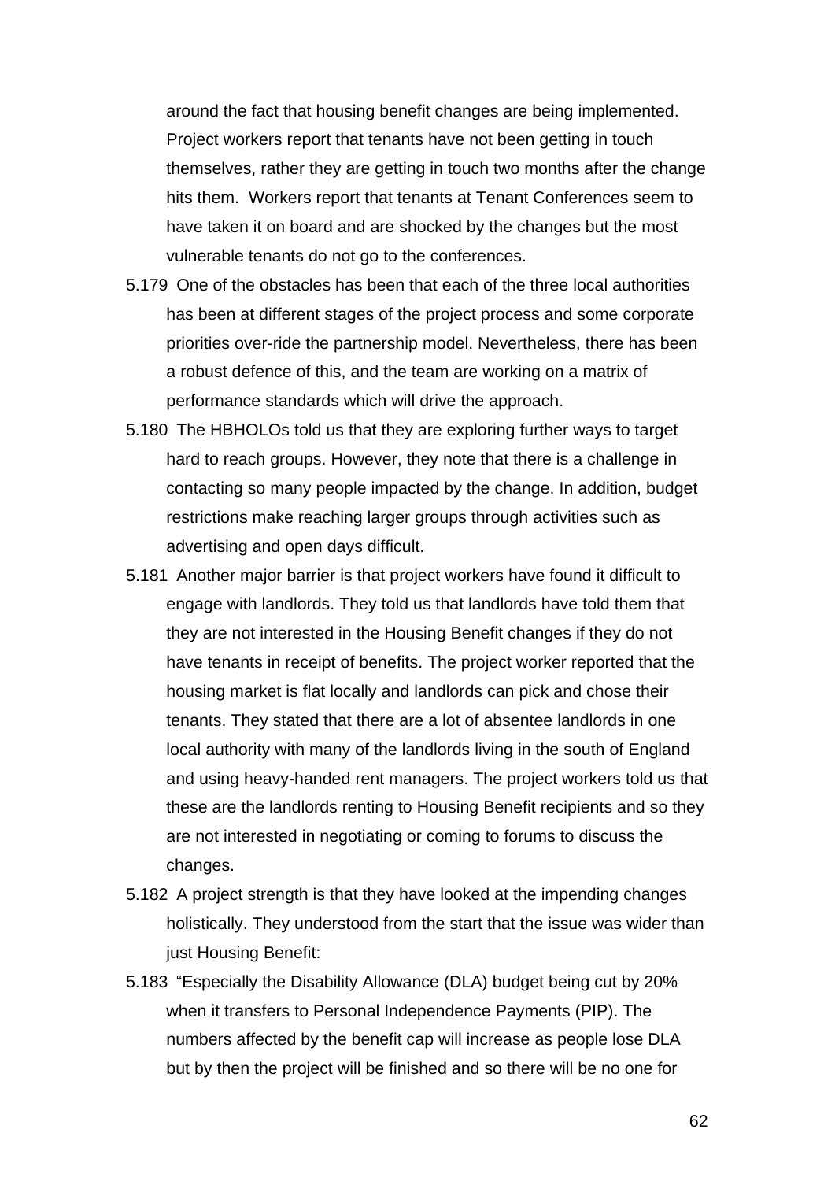around the fact that housing benefit changes are being implemented. Project workers report that tenants have not been getting in touch themselves, rather they are getting in touch two months after the change hits them. Workers report that tenants at Tenant Conferences seem to have taken it on board and are shocked by the changes but the most vulnerable tenants do not go to the conferences.

5.179 One of the obstacles has been that each of the three local authorities has been at different stages of the project process and some corporate priorities over-ride the partnership model. Nevertheless, there has been a robust defence of this, and the team are working on a matrix of performance standards which will drive the approach.

5.180 The HBHOLOs told us that they are exploring further ways to target hard to reach groups. However, they note that there is a challenge in contacting so many people impacted by the change. In addition, budget restrictions make reaching larger groups through activities such as advertising and open days difficult.

5.181 Another major barrier is that project workers have found it difficult to engage with landlords. They told us that landlords have told them that they are not interested in the Housing Benefit changes if they do not have tenants in receipt of benefits. The project worker reported that the housing market is flat locally and landlords can pick and chose their tenants. They stated that there are a lot of absentee landlords in one local authority with many of the landlords living in the south of England and using heavy-handed rent managers. The project workers told us that these are the landlords renting to Housing Benefit recipients and so they are not interested in negotiating or coming to forums to discuss the changes.

5.182 A project strength is that they have looked at the impending changes holistically. They understood from the start that the issue was wider than just Housing Benefit:

5.183 "Especially the Disability Allowance (DLA) budget being cut by 20% when it transfers to Personal Independence Payments (PIP). The numbers affected by the benefit cap will increase as people lose DLA but by then the project will be finished and so there will be no one for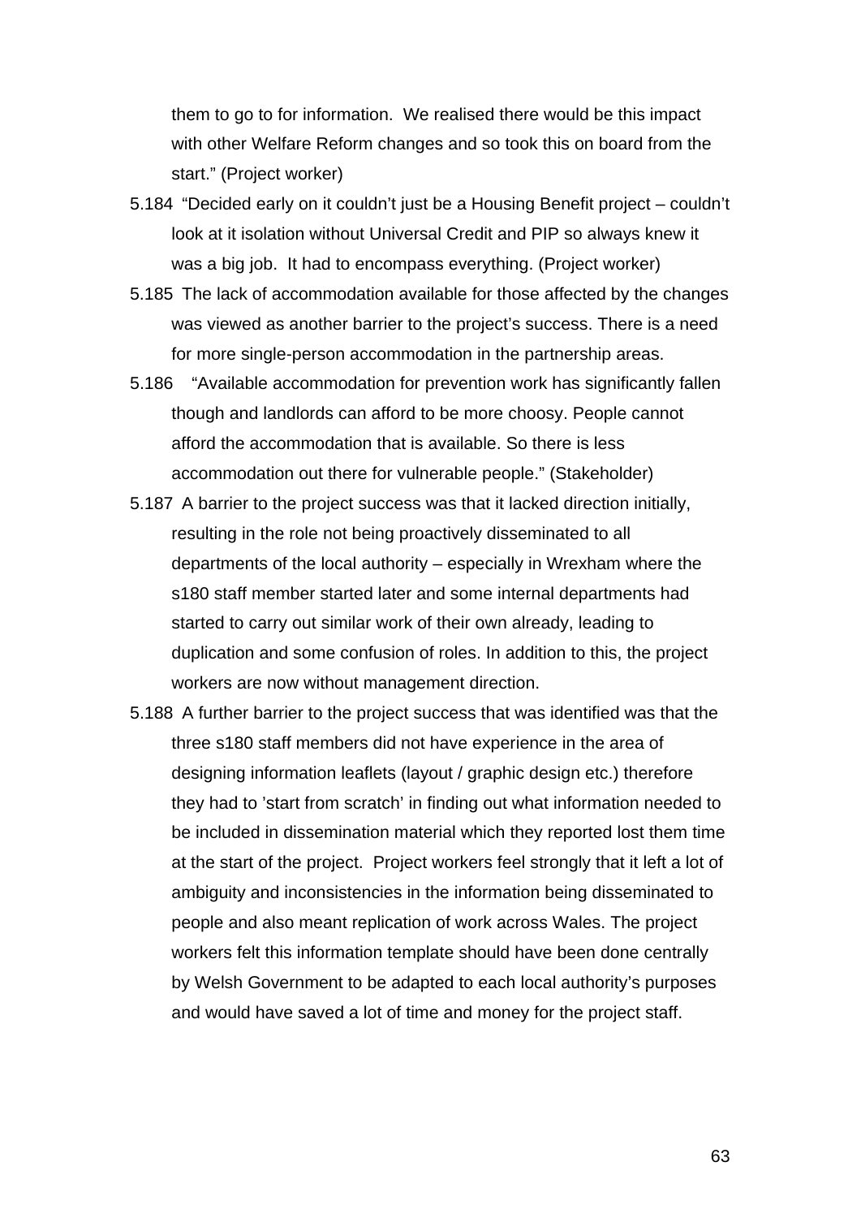them to go to for information.  We realised there would be this impact with other Welfare Reform changes and so took this on board from the start." (Project worker)

5.184 "Decided early on it couldn't just be a Housing Benefit project – couldn't look at it isolation without Universal Credit and PIP so always knew it was a big job.  It had to encompass everything. (Project worker)

5.185 The lack of accommodation available for those affected by the changes was viewed as another barrier to the project's success. There is a need for more single-person accommodation in the partnership areas.

5.186 "Available accommodation for prevention work has significantly fallen though and landlords can afford to be more choosy. People cannot afford the accommodation that is available. So there is less accommodation out there for vulnerable people." (Stakeholder)

5.187 A barrier to the project success was that it lacked direction initially, resulting in the role not being proactively disseminated to all departments of the local authority – especially in Wrexham where the s180 staff member started later and some internal departments had started to carry out similar work of their own already, leading to duplication and some confusion of roles. In addition to this, the project workers are now without management direction.

5.188 A further barrier to the project success that was identified was that the three s180 staff members did not have experience in the area of designing information leaflets (layout / graphic design etc.) therefore they had to 'start from scratch' in finding out what information needed to be included in dissemination material which they reported lost them time at the start of the project.  Project workers feel strongly that it left a lot of ambiguity and inconsistencies in the information being disseminated to people and also meant replication of work across Wales. The project workers felt this information template should have been done centrally by Welsh Government to be adapted to each local authority's purposes and would have saved a lot of time and money for the project staff.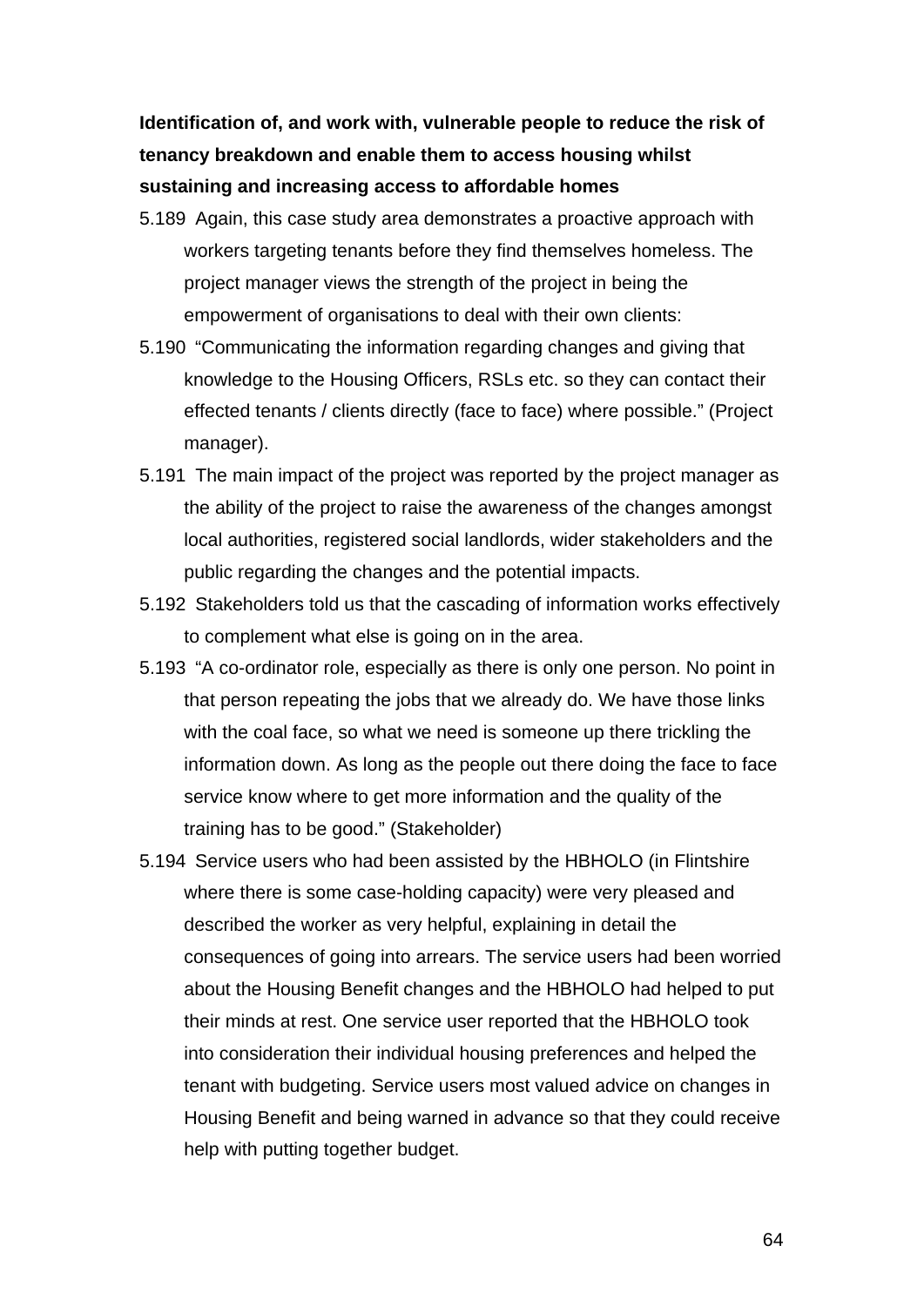**Identification of, and work with, vulnerable people to reduce the risk of tenancy breakdown and enable them to access housing whilst sustaining and increasing access to affordable homes**

5.189 Again, this case study area demonstrates a proactive approach with workers targeting tenants before they find themselves homeless. The project manager views the strength of the project in being the empowerment of organisations to deal with their own clients:

5.190 "Communicating the information regarding changes and giving that knowledge to the Housing Officers, RSLs etc. so they can contact their effected tenants / clients directly (face to face) where possible." (Project manager).

5.191 The main impact of the project was reported by the project manager as the ability of the project to raise the awareness of the changes amongst local authorities, registered social landlords, wider stakeholders and the public regarding the changes and the potential impacts.

5.192 Stakeholders told us that the cascading of information works effectively to complement what else is going on in the area.

5.193 "A co-ordinator role, especially as there is only one person. No point in that person repeating the jobs that we already do. We have those links with the coal face, so what we need is someone up there trickling the information down. As long as the people out there doing the face to face service know where to get more information and the quality of the training has to be good." (Stakeholder)

5.194 Service users who had been assisted by the HBHOLO (in Flintshire where there is some case-holding capacity) were very pleased and described the worker as very helpful, explaining in detail the consequences of going into arrears. The service users had been worried about the Housing Benefit changes and the HBHOLO had helped to put their minds at rest. One service user reported that the HBHOLO took into consideration their individual housing preferences and helped the tenant with budgeting. Service users most valued advice on changes in Housing Benefit and being warned in advance so that they could receive help with putting together budget.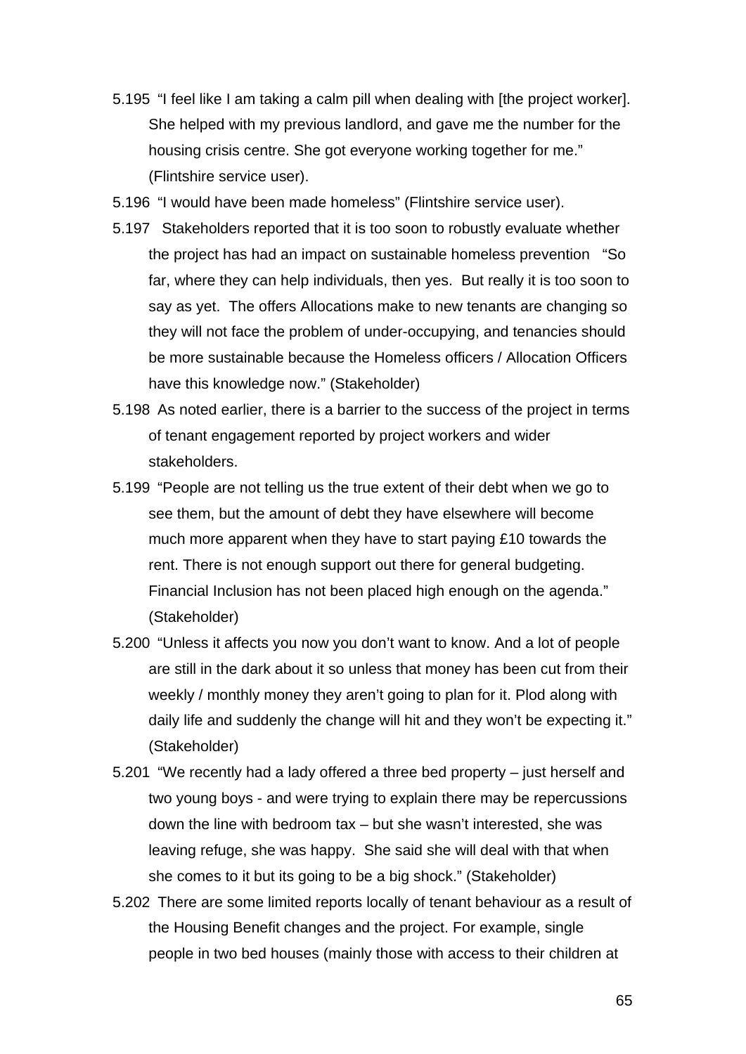5.195 "I feel like I am taking a calm pill when dealing with [the project worker]. She helped with my previous landlord, and gave me the number for the housing crisis centre. She got everyone working together for me." (Flintshire service user).

5.196 "I would have been made homeless" (Flintshire service user).

5.197 Stakeholders reported that it is too soon to robustly evaluate whether the project has had an impact on sustainable homeless prevention "So far, where they can help individuals, then yes. But really it is too soon to say as yet. The offers Allocations make to new tenants are changing so they will not face the problem of under-occupying, and tenancies should be more sustainable because the Homeless officers / Allocation Officers have this knowledge now." (Stakeholder)

5.198 As noted earlier, there is a barrier to the success of the project in terms of tenant engagement reported by project workers and wider stakeholders.

5.199 "People are not telling us the true extent of their debt when we go to see them, but the amount of debt they have elsewhere will become much more apparent when they have to start paying £10 towards the rent. There is not enough support out there for general budgeting. Financial Inclusion has not been placed high enough on the agenda." (Stakeholder)

5.200 "Unless it affects you now you don't want to know. And a lot of people are still in the dark about it so unless that money has been cut from their weekly / monthly money they aren't going to plan for it. Plod along with daily life and suddenly the change will hit and they won't be expecting it." (Stakeholder)

5.201 "We recently had a lady offered a three bed property – just herself and two young boys - and were trying to explain there may be repercussions down the line with bedroom tax – but she wasn't interested, she was leaving refuge, she was happy. She said she will deal with that when she comes to it but its going to be a big shock." (Stakeholder)

5.202 There are some limited reports locally of tenant behaviour as a result of the Housing Benefit changes and the project. For example, single people in two bed houses (mainly those with access to their children at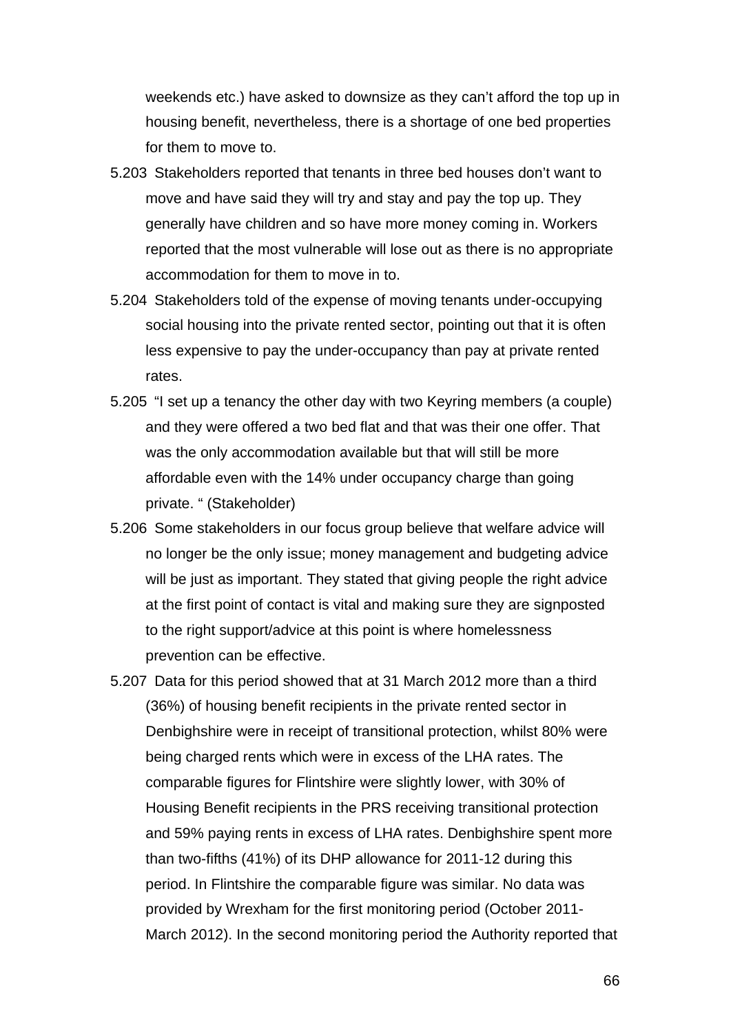weekends etc.) have asked to downsize as they can't afford the top up in housing benefit, nevertheless, there is a shortage of one bed properties for them to move to.

5.203 Stakeholders reported that tenants in three bed houses don't want to move and have said they will try and stay and pay the top up. They generally have children and so have more money coming in. Workers reported that the most vulnerable will lose out as there is no appropriate accommodation for them to move in to.

5.204 Stakeholders told of the expense of moving tenants under-occupying social housing into the private rented sector, pointing out that it is often less expensive to pay the under-occupancy than pay at private rented rates.

5.205 "I set up a tenancy the other day with two Keyring members (a couple) and they were offered a two bed flat and that was their one offer. That was the only accommodation available but that will still be more affordable even with the 14% under occupancy charge than going private. " (Stakeholder)

5.206 Some stakeholders in our focus group believe that welfare advice will no longer be the only issue; money management and budgeting advice will be just as important. They stated that giving people the right advice at the first point of contact is vital and making sure they are signposted to the right support/advice at this point is where homelessness prevention can be effective.

5.207 Data for this period showed that at 31 March 2012 more than a third (36%) of housing benefit recipients in the private rented sector in Denbighshire were in receipt of transitional protection, whilst 80% were being charged rents which were in excess of the LHA rates. The comparable figures for Flintshire were slightly lower, with 30% of Housing Benefit recipients in the PRS receiving transitional protection and 59% paying rents in excess of LHA rates. Denbighshire spent more than two-fifths (41%) of its DHP allowance for 2011-12 during this period. In Flintshire the comparable figure was similar. No data was provided by Wrexham for the first monitoring period (October 2011-March 2012). In the second monitoring period the Authority reported that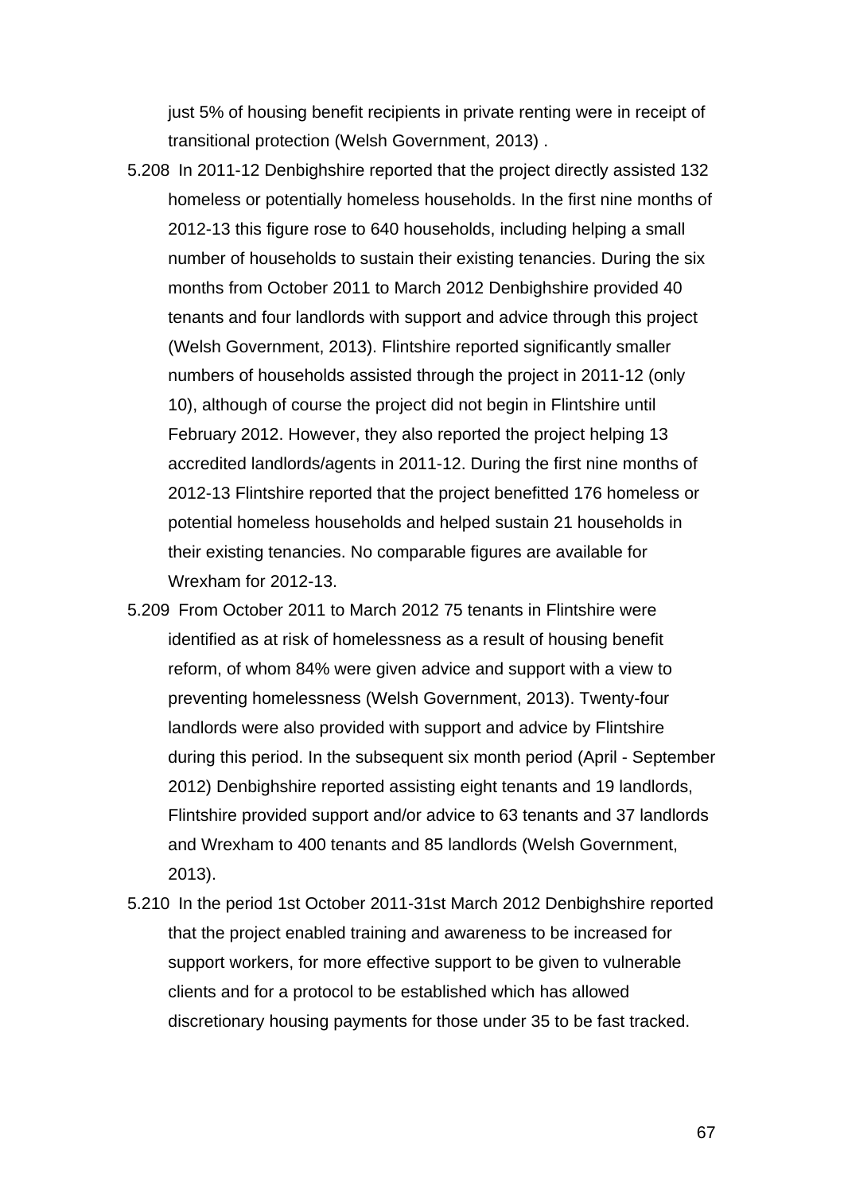just 5% of housing benefit recipients in private renting were in receipt of transitional protection (Welsh Government, 2013) .

5.208 In 2011-12 Denbighshire reported that the project directly assisted 132 homeless or potentially homeless households. In the first nine months of 2012-13 this figure rose to 640 households, including helping a small number of households to sustain their existing tenancies. During the six months from October 2011 to March 2012 Denbighshire provided 40 tenants and four landlords with support and advice through this project (Welsh Government, 2013). Flintshire reported significantly smaller numbers of households assisted through the project in 2011-12 (only 10), although of course the project did not begin in Flintshire until February 2012. However, they also reported the project helping 13 accredited landlords/agents in 2011-12. During the first nine months of 2012-13 Flintshire reported that the project benefitted 176 homeless or potential homeless households and helped sustain 21 households in their existing tenancies. No comparable figures are available for Wrexham for 2012-13.

5.209 From October 2011 to March 2012 75 tenants in Flintshire were identified as at risk of homelessness as a result of housing benefit reform, of whom 84% were given advice and support with a view to preventing homelessness (Welsh Government, 2013). Twenty-four landlords were also provided with support and advice by Flintshire during this period. In the subsequent six month period (April - September 2012) Denbighshire reported assisting eight tenants and 19 landlords, Flintshire provided support and/or advice to 63 tenants and 37 landlords and Wrexham to 400 tenants and 85 landlords (Welsh Government, 2013).

5.210 In the period 1st October 2011-31st March 2012 Denbighshire reported that the project enabled training and awareness to be increased for support workers, for more effective support to be given to vulnerable clients and for a protocol to be established which has allowed discretionary housing payments for those under 35 to be fast tracked.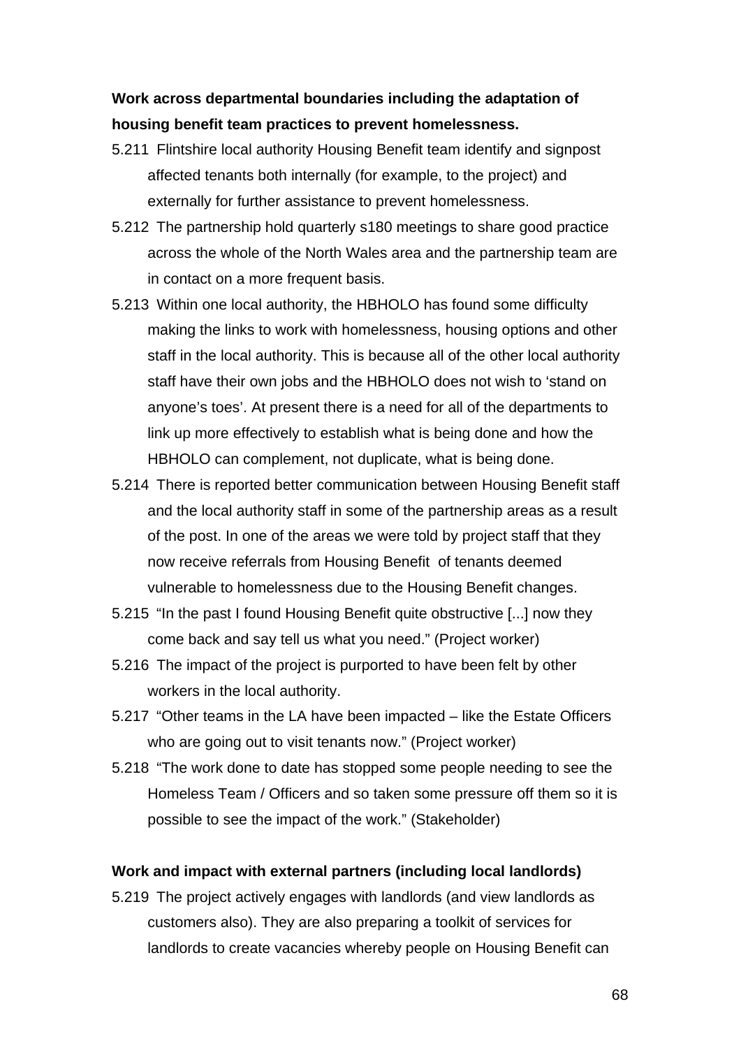**Work across departmental boundaries including the adaptation of housing benefit team practices to prevent homelessness.**

5.211 Flintshire local authority Housing Benefit team identify and signpost affected tenants both internally (for example, to the project) and externally for further assistance to prevent homelessness.

5.212 The partnership hold quarterly s180 meetings to share good practice across the whole of the North Wales area and the partnership team are in contact on a more frequent basis.

5.213 Within one local authority, the HBHOLO has found some difficulty making the links to work with homelessness, housing options and other staff in the local authority. This is because all of the other local authority staff have their own jobs and the HBHOLO does not wish to 'stand on anyone's toes'. At present there is a need for all of the departments to link up more effectively to establish what is being done and how the HBHOLO can complement, not duplicate, what is being done.

5.214 There is reported better communication between Housing Benefit staff and the local authority staff in some of the partnership areas as a result of the post. In one of the areas we were told by project staff that they now receive referrals from Housing Benefit of tenants deemed vulnerable to homelessness due to the Housing Benefit changes.

5.215 "In the past I found Housing Benefit quite obstructive [...] now they come back and say tell us what you need." (Project worker)

5.216 The impact of the project is purported to have been felt by other workers in the local authority.

5.217 "Other teams in the LA have been impacted – like the Estate Officers who are going out to visit tenants now." (Project worker)

5.218 "The work done to date has stopped some people needing to see the Homeless Team / Officers and so taken some pressure off them so it is possible to see the impact of the work." (Stakeholder)

**Work and impact with external partners (including local landlords)**

5.219 The project actively engages with landlords (and view landlords as customers also). They are also preparing a toolkit of services for landlords to create vacancies whereby people on Housing Benefit can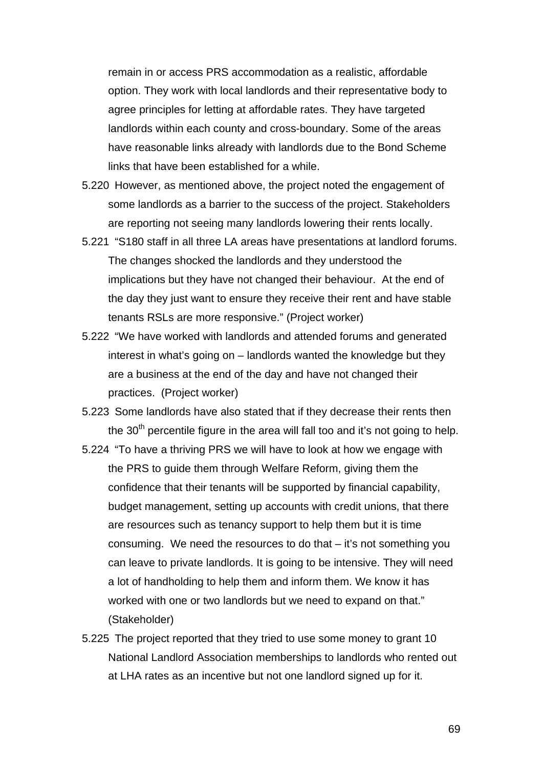remain in or access PRS accommodation as a realistic, affordable option. They work with local landlords and their representative body to agree principles for letting at affordable rates. They have targeted landlords within each county and cross-boundary. Some of the areas have reasonable links already with landlords due to the Bond Scheme links that have been established for a while.

5.220 However, as mentioned above, the project noted the engagement of some landlords as a barrier to the success of the project. Stakeholders are reporting not seeing many landlords lowering their rents locally.

5.221 "S180 staff in all three LA areas have presentations at landlord forums. The changes shocked the landlords and they understood the implications but they have not changed their behaviour. At the end of the day they just want to ensure they receive their rent and have stable tenants RSLs are more responsive." (Project worker)

5.222 "We have worked with landlords and attended forums and generated interest in what's going on – landlords wanted the knowledge but they are a business at the end of the day and have not changed their practices. (Project worker)

5.223 Some landlords have also stated that if they decrease their rents then the 30th percentile figure in the area will fall too and it's not going to help.

5.224 "To have a thriving PRS we will have to look at how we engage with the PRS to guide them through Welfare Reform, giving them the confidence that their tenants will be supported by financial capability, budget management, setting up accounts with credit unions, that there are resources such as tenancy support to help them but it is time consuming. We need the resources to do that – it's not something you can leave to private landlords. It is going to be intensive. They will need a lot of handholding to help them and inform them. We know it has worked with one or two landlords but we need to expand on that." (Stakeholder)

5.225 The project reported that they tried to use some money to grant 10 National Landlord Association memberships to landlords who rented out at LHA rates as an incentive but not one landlord signed up for it.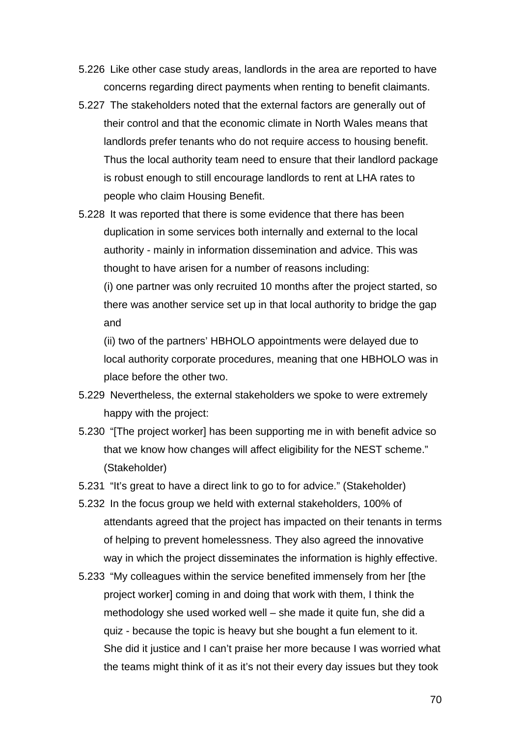5.226 Like other case study areas, landlords in the area are reported to have concerns regarding direct payments when renting to benefit claimants.

5.227 The stakeholders noted that the external factors are generally out of their control and that the economic climate in North Wales means that landlords prefer tenants who do not require access to housing benefit. Thus the local authority team need to ensure that their landlord package is robust enough to still encourage landlords to rent at LHA rates to people who claim Housing Benefit.

5.228 It was reported that there is some evidence that there has been duplication in some services both internally and external to the local authority - mainly in information dissemination and advice. This was thought to have arisen for a number of reasons including:

(i) one partner was only recruited 10 months after the project started, so there was another service set up in that local authority to bridge the gap and

(ii) two of the partners' HBHOLO appointments were delayed due to local authority corporate procedures, meaning that one HBHOLO was in place before the other two.

5.229 Nevertheless, the external stakeholders we spoke to were extremely happy with the project:

5.230 "[The project worker] has been supporting me in with benefit advice so that we know how changes will affect eligibility for the NEST scheme." (Stakeholder)

5.231 "It's great to have a direct link to go to for advice." (Stakeholder)

5.232 In the focus group we held with external stakeholders, 100% of attendants agreed that the project has impacted on their tenants in terms of helping to prevent homelessness. They also agreed the innovative way in which the project disseminates the information is highly effective.

5.233 "My colleagues within the service benefited immensely from her [the project worker] coming in and doing that work with them, I think the methodology she used worked well – she made it quite fun, she did a quiz - because the topic is heavy but she bought a fun element to it. She did it justice and I can't praise her more because I was worried what the teams might think of it as it's not their every day issues but they took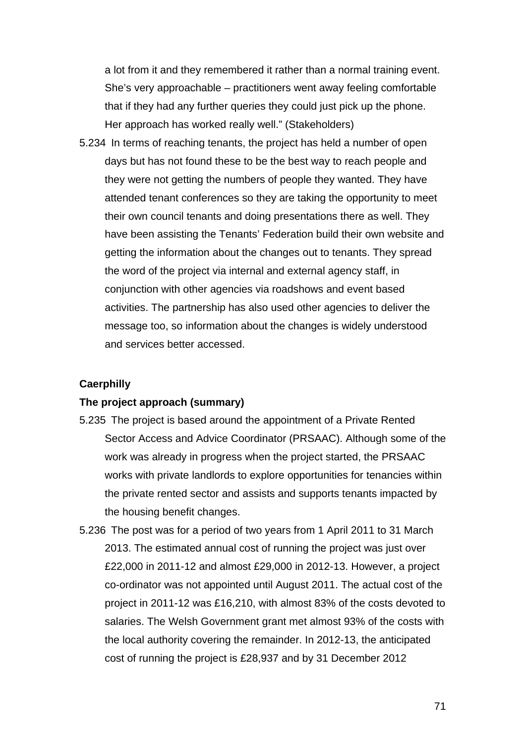a lot from it and they remembered it rather than a normal training event. She's very approachable – practitioners went away feeling comfortable that if they had any further queries they could just pick up the phone. Her approach has worked really well." (Stakeholders)

5.234 In terms of reaching tenants, the project has held a number of open days but has not found these to be the best way to reach people and they were not getting the numbers of people they wanted. They have attended tenant conferences so they are taking the opportunity to meet their own council tenants and doing presentations there as well. They have been assisting the Tenants' Federation build their own website and getting the information about the changes out to tenants. They spread the word of the project via internal and external agency staff, in conjunction with other agencies via roadshows and event based activities. The partnership has also used other agencies to deliver the message too, so information about the changes is widely understood and services better accessed.

**Caerphilly**

**The project approach (summary)**

5.235 The project is based around the appointment of a Private Rented Sector Access and Advice Coordinator (PRSAAC). Although some of the work was already in progress when the project started, the PRSAAC works with private landlords to explore opportunities for tenancies within the private rented sector and assists and supports tenants impacted by the housing benefit changes.

5.236 The post was for a period of two years from 1 April 2011 to 31 March 2013. The estimated annual cost of running the project was just over £22,000 in 2011-12 and almost £29,000 in 2012-13. However, a project co-ordinator was not appointed until August 2011. The actual cost of the project in 2011-12 was £16,210, with almost 83% of the costs devoted to salaries. The Welsh Government grant met almost 93% of the costs with the local authority covering the remainder. In 2012-13, the anticipated cost of running the project is £28,937 and by 31 December 2012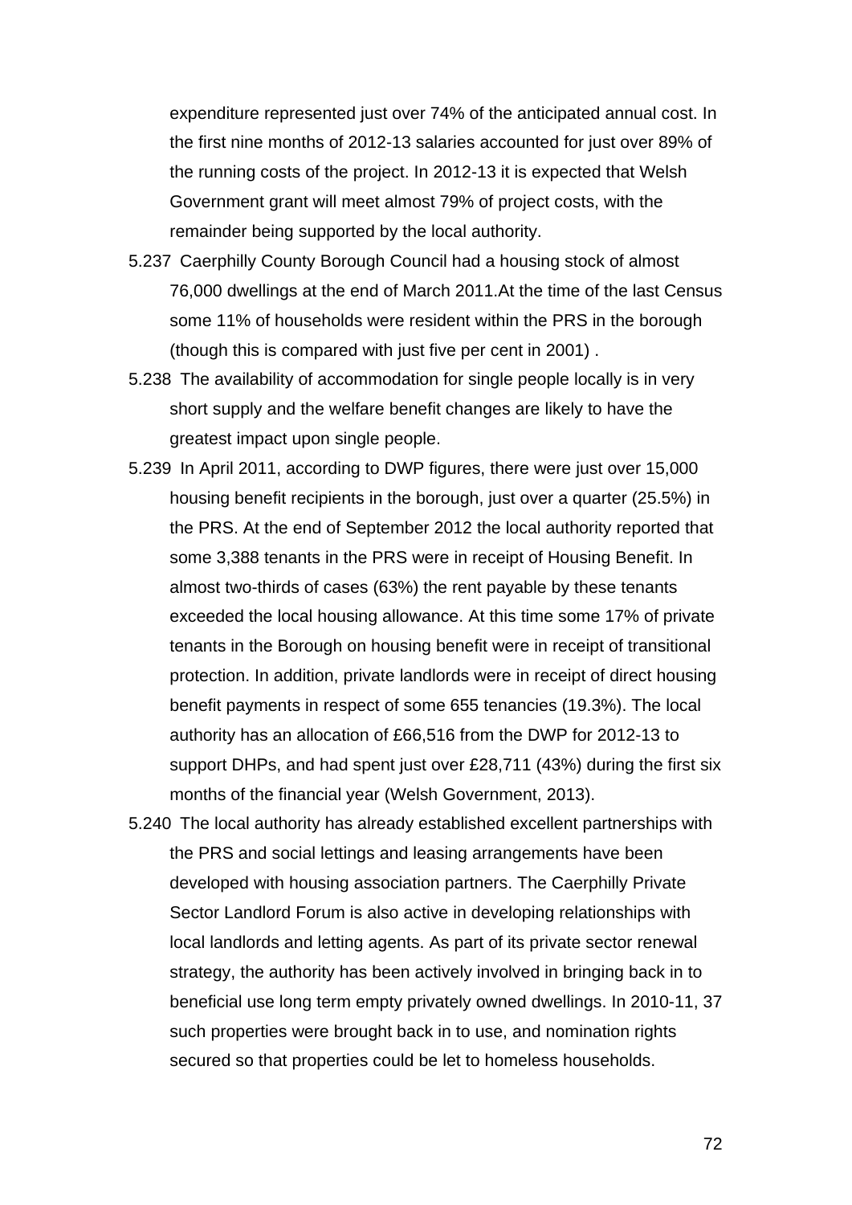expenditure represented just over 74% of the anticipated annual cost. In the first nine months of 2012-13 salaries accounted for just over 89% of the running costs of the project. In 2012-13 it is expected that Welsh Government grant will meet almost 79% of project costs, with the remainder being supported by the local authority.

5.237 Caerphilly County Borough Council had a housing stock of almost 76,000 dwellings at the end of March 2011.At the time of the last Census some 11% of households were resident within the PRS in the borough (though this is compared with just five per cent in 2001) .

5.238 The availability of accommodation for single people locally is in very short supply and the welfare benefit changes are likely to have the greatest impact upon single people.

5.239 In April 2011, according to DWP figures, there were just over 15,000 housing benefit recipients in the borough, just over a quarter (25.5%) in the PRS. At the end of September 2012 the local authority reported that some 3,388 tenants in the PRS were in receipt of Housing Benefit. In almost two-thirds of cases (63%) the rent payable by these tenants exceeded the local housing allowance. At this time some 17% of private tenants in the Borough on housing benefit were in receipt of transitional protection. In addition, private landlords were in receipt of direct housing benefit payments in respect of some 655 tenancies (19.3%). The local authority has an allocation of £66,516 from the DWP for 2012-13 to support DHPs, and had spent just over £28,711 (43%) during the first six months of the financial year (Welsh Government, 2013).

5.240 The local authority has already established excellent partnerships with the PRS and social lettings and leasing arrangements have been developed with housing association partners. The Caerphilly Private Sector Landlord Forum is also active in developing relationships with local landlords and letting agents. As part of its private sector renewal strategy, the authority has been actively involved in bringing back in to beneficial use long term empty privately owned dwellings. In 2010-11, 37 such properties were brought back in to use, and nomination rights secured so that properties could be let to homeless households.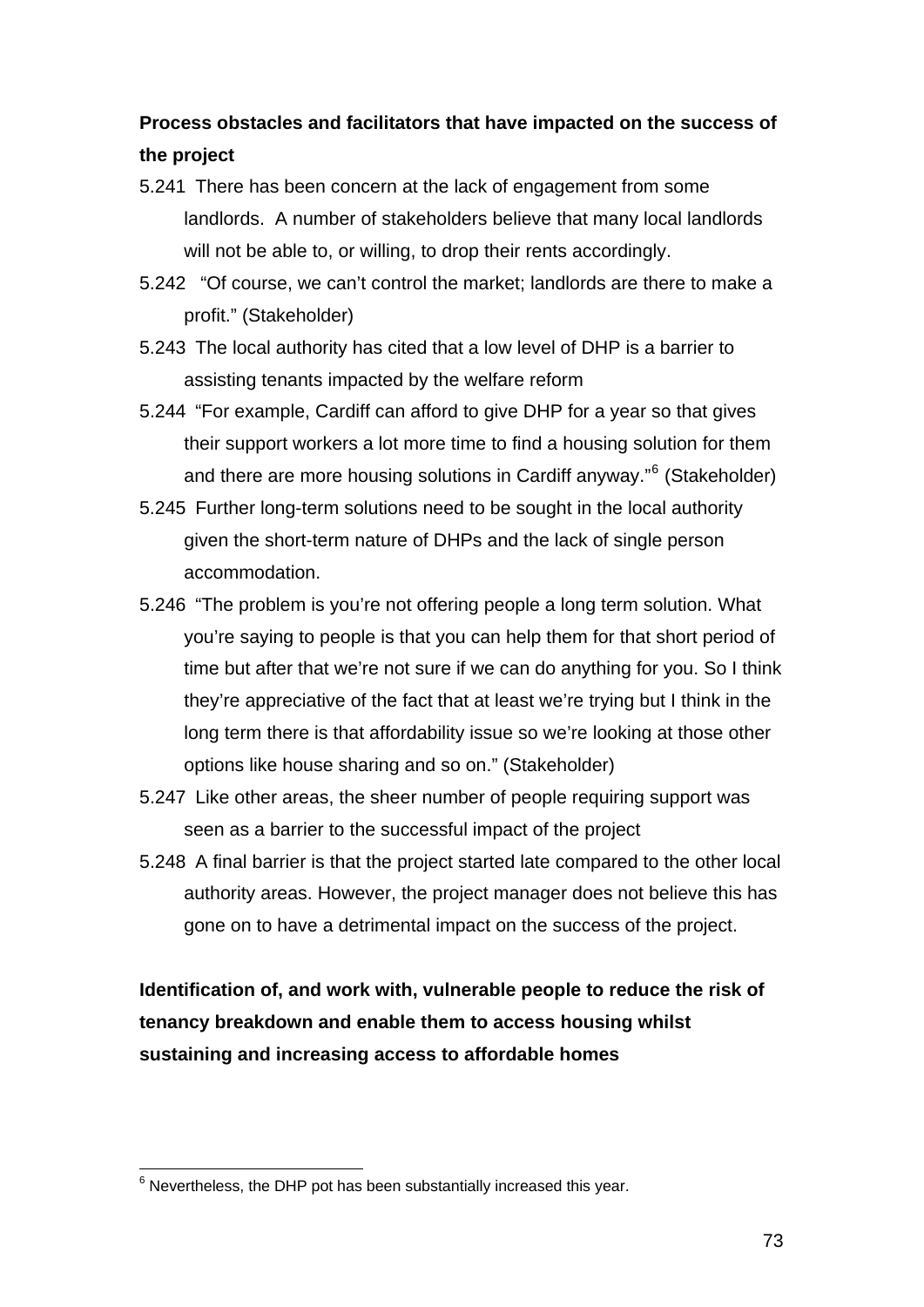**Process obstacles and facilitators that have impacted on the success of the project**

5.241 There has been concern at the lack of engagement from some landlords. A number of stakeholders believe that many local landlords will not be able to, or willing, to drop their rents accordingly.

5.242 "Of course, we can't control the market; landlords are there to make a profit." (Stakeholder)

5.243 The local authority has cited that a low level of DHP is a barrier to assisting tenants impacted by the welfare reform

5.244 "For example, Cardiff can afford to give DHP for a year so that gives their support workers a lot more time to find a housing solution for them and there are more housing solutions in Cardiff anyway."[6] (Stakeholder)

5.245 Further long-term solutions need to be sought in the local authority given the short-term nature of DHPs and the lack of single person accommodation.

5.246 "The problem is you're not offering people a long term solution. What you're saying to people is that you can help them for that short period of time but after that we're not sure if we can do anything for you. So I think they're appreciative of the fact that at least we're trying but I think in the long term there is that affordability issue so we're looking at those other options like house sharing and so on." (Stakeholder)

5.247 Like other areas, the sheer number of people requiring support was seen as a barrier to the successful impact of the project

5.248 A final barrier is that the project started late compared to the other local authority areas. However, the project manager does not believe this has gone on to have a detrimental impact on the success of the project.

**Identification of, and work with, vulnerable people to reduce the risk of tenancy breakdown and enable them to access housing whilst sustaining and increasing access to affordable homes**

[6] Nevertheless, the DHP pot has been substantially increased this year.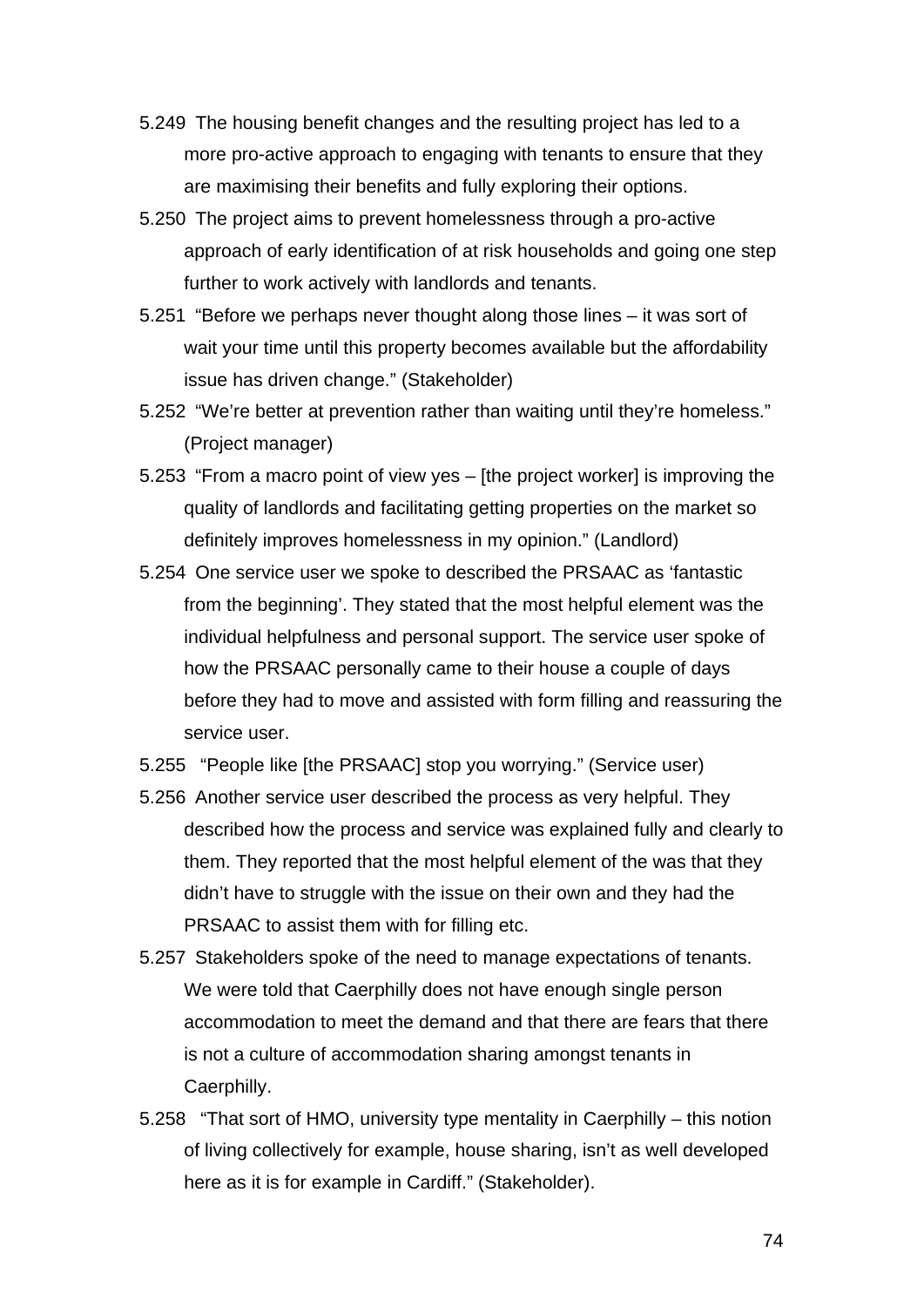5.249 The housing benefit changes and the resulting project has led to a more pro-active approach to engaging with tenants to ensure that they are maximising their benefits and fully exploring their options.

5.250 The project aims to prevent homelessness through a pro-active approach of early identification of at risk households and going one step further to work actively with landlords and tenants.

5.251 "Before we perhaps never thought along those lines – it was sort of wait your time until this property becomes available but the affordability issue has driven change." (Stakeholder)

5.252 "We're better at prevention rather than waiting until they're homeless." (Project manager)

5.253 "From a macro point of view yes – [the project worker] is improving the quality of landlords and facilitating getting properties on the market so definitely improves homelessness in my opinion." (Landlord)

5.254 One service user we spoke to described the PRSAAC as 'fantastic from the beginning'. They stated that the most helpful element was the individual helpfulness and personal support. The service user spoke of how the PRSAAC personally came to their house a couple of days before they had to move and assisted with form filling and reassuring the service user.

5.255 "People like [the PRSAAC] stop you worrying." (Service user)

5.256 Another service user described the process as very helpful. They described how the process and service was explained fully and clearly to them. They reported that the most helpful element of the was that they didn't have to struggle with the issue on their own and they had the PRSAAC to assist them with for filling etc.

5.257 Stakeholders spoke of the need to manage expectations of tenants. We were told that Caerphilly does not have enough single person accommodation to meet the demand and that there are fears that there is not a culture of accommodation sharing amongst tenants in Caerphilly.

5.258 "That sort of HMO, university type mentality in Caerphilly – this notion of living collectively for example, house sharing, isn't as well developed here as it is for example in Cardiff." (Stakeholder).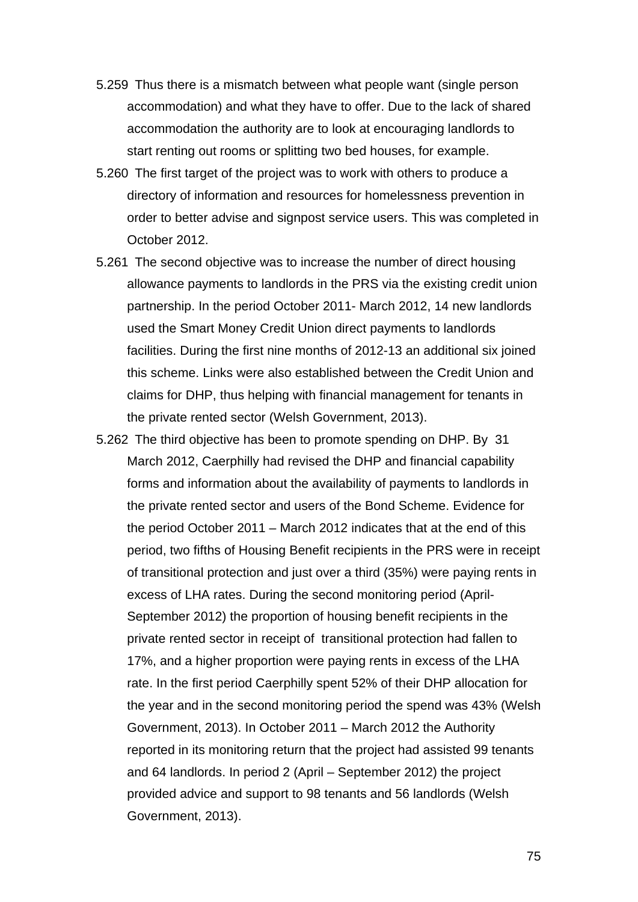5.259 Thus there is a mismatch between what people want (single person accommodation) and what they have to offer. Due to the lack of shared accommodation the authority are to look at encouraging landlords to start renting out rooms or splitting two bed houses, for example.

5.260 The first target of the project was to work with others to produce a directory of information and resources for homelessness prevention in order to better advise and signpost service users. This was completed in October 2012.

5.261 The second objective was to increase the number of direct housing allowance payments to landlords in the PRS via the existing credit union partnership. In the period October 2011- March 2012, 14 new landlords used the Smart Money Credit Union direct payments to landlords facilities. During the first nine months of 2012-13 an additional six joined this scheme. Links were also established between the Credit Union and claims for DHP, thus helping with financial management for tenants in the private rented sector (Welsh Government, 2013).

5.262 The third objective has been to promote spending on DHP. By 31 March 2012, Caerphilly had revised the DHP and financial capability forms and information about the availability of payments to landlords in the private rented sector and users of the Bond Scheme. Evidence for the period October 2011 – March 2012 indicates that at the end of this period, two fifths of Housing Benefit recipients in the PRS were in receipt of transitional protection and just over a third (35%) were paying rents in excess of LHA rates. During the second monitoring period (April-September 2012) the proportion of housing benefit recipients in the private rented sector in receipt of transitional protection had fallen to 17%, and a higher proportion were paying rents in excess of the LHA rate. In the first period Caerphilly spent 52% of their DHP allocation for the year and in the second monitoring period the spend was 43% (Welsh Government, 2013). In October 2011 – March 2012 the Authority reported in its monitoring return that the project had assisted 99 tenants and 64 landlords. In period 2 (April – September 2012) the project provided advice and support to 98 tenants and 56 landlords (Welsh Government, 2013).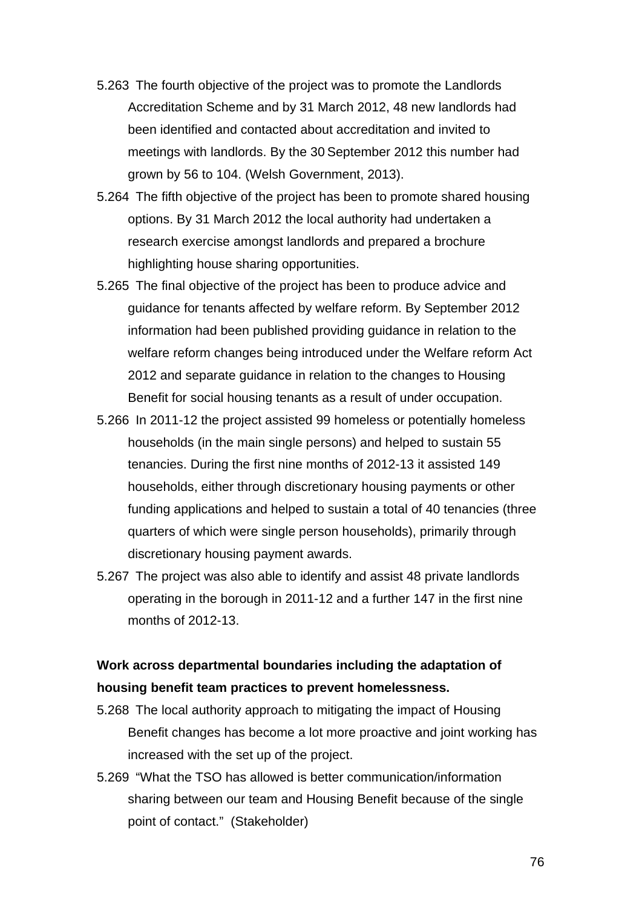5.263 The fourth objective of the project was to promote the Landlords Accreditation Scheme and by 31 March 2012, 48 new landlords had been identified and contacted about accreditation and invited to meetings with landlords. By the 30 September 2012 this number had grown by 56 to 104. (Welsh Government, 2013).

5.264 The fifth objective of the project has been to promote shared housing options. By 31 March 2012 the local authority had undertaken a research exercise amongst landlords and prepared a brochure highlighting house sharing opportunities.

5.265 The final objective of the project has been to produce advice and guidance for tenants affected by welfare reform. By September 2012 information had been published providing guidance in relation to the welfare reform changes being introduced under the Welfare reform Act 2012 and separate guidance in relation to the changes to Housing Benefit for social housing tenants as a result of under occupation.

5.266 In 2011-12 the project assisted 99 homeless or potentially homeless households (in the main single persons) and helped to sustain 55 tenancies. During the first nine months of 2012-13 it assisted 149 households, either through discretionary housing payments or other funding applications and helped to sustain a total of 40 tenancies (three quarters of which were single person households), primarily through discretionary housing payment awards.

5.267 The project was also able to identify and assist 48 private landlords operating in the borough in 2011-12 and a further 147 in the first nine months of 2012-13.

**Work across departmental boundaries including the adaptation of housing benefit team practices to prevent homelessness.**

5.268 The local authority approach to mitigating the impact of Housing Benefit changes has become a lot more proactive and joint working has increased with the set up of the project.

5.269 "What the TSO has allowed is better communication/information sharing between our team and Housing Benefit because of the single point of contact." (Stakeholder)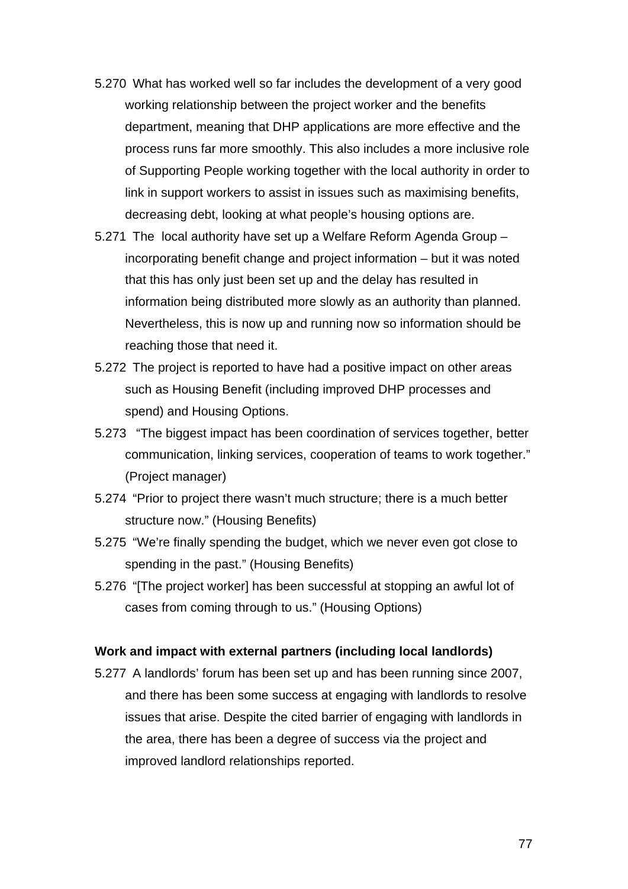5.270 What has worked well so far includes the development of a very good working relationship between the project worker and the benefits department, meaning that DHP applications are more effective and the process runs far more smoothly. This also includes a more inclusive role of Supporting People working together with the local authority in order to link in support workers to assist in issues such as maximising benefits, decreasing debt, looking at what people's housing options are.

5.271 The local authority have set up a Welfare Reform Agenda Group – incorporating benefit change and project information – but it was noted that this has only just been set up and the delay has resulted in information being distributed more slowly as an authority than planned. Nevertheless, this is now up and running now so information should be reaching those that need it.

5.272 The project is reported to have had a positive impact on other areas such as Housing Benefit (including improved DHP processes and spend) and Housing Options.

5.273 "The biggest impact has been coordination of services together, better communication, linking services, cooperation of teams to work together." (Project manager)

5.274 "Prior to project there wasn't much structure; there is a much better structure now." (Housing Benefits)

5.275 "We're finally spending the budget, which we never even got close to spending in the past." (Housing Benefits)

5.276 "[The project worker] has been successful at stopping an awful lot of cases from coming through to us." (Housing Options)

**Work and impact with external partners (including local landlords)**

5.277 A landlords' forum has been set up and has been running since 2007, and there has been some success at engaging with landlords to resolve issues that arise. Despite the cited barrier of engaging with landlords in the area, there has been a degree of success via the project and improved landlord relationships reported.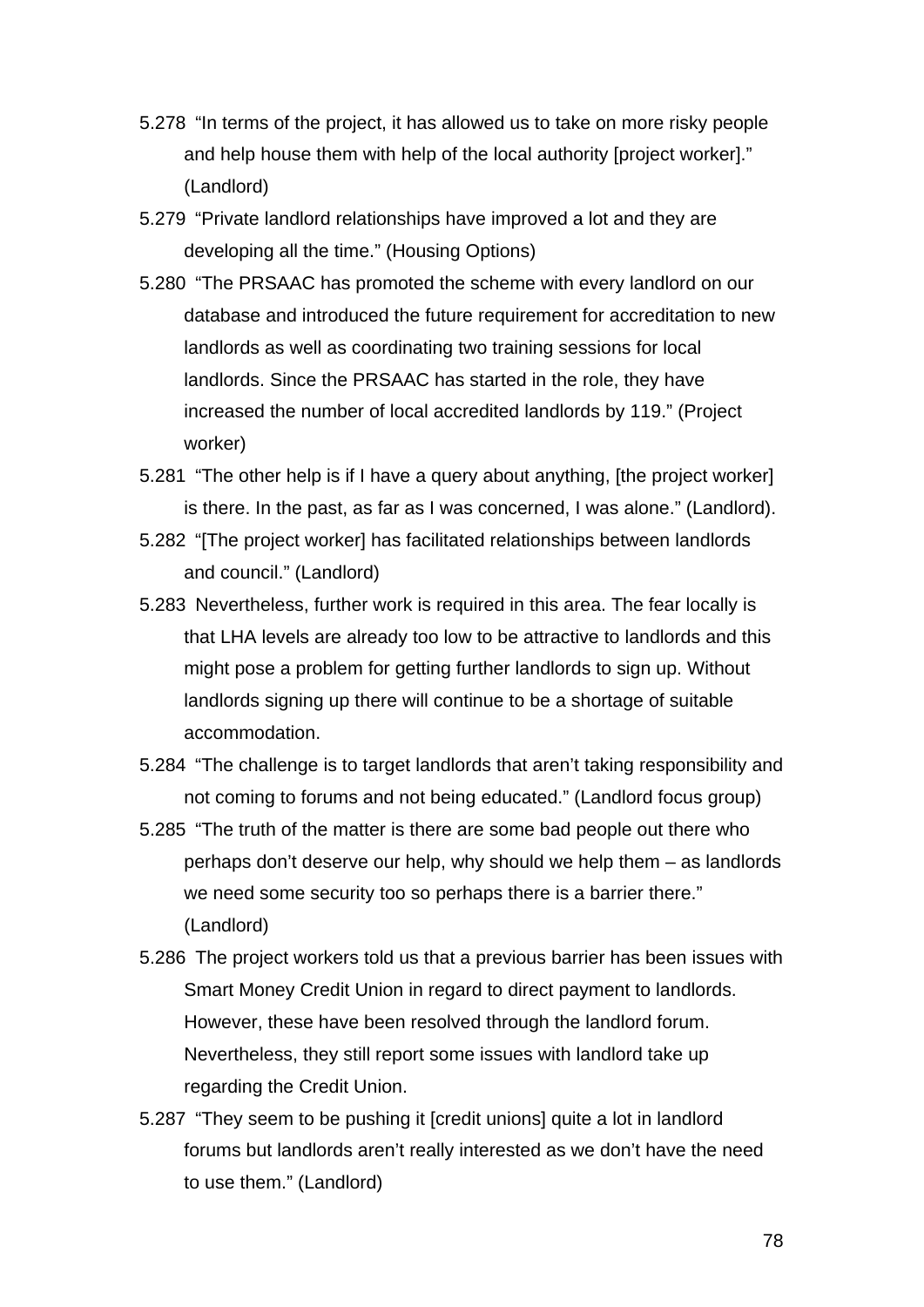5.278 "In terms of the project, it has allowed us to take on more risky people and help house them with help of the local authority [project worker]." (Landlord)

5.279 "Private landlord relationships have improved a lot and they are developing all the time." (Housing Options)

5.280 "The PRSAAC has promoted the scheme with every landlord on our database and introduced the future requirement for accreditation to new landlords as well as coordinating two training sessions for local landlords. Since the PRSAAC has started in the role, they have increased the number of local accredited landlords by 119." (Project worker)

5.281 "The other help is if I have a query about anything, [the project worker] is there. In the past, as far as I was concerned, I was alone." (Landlord).

5.282 "[The project worker] has facilitated relationships between landlords and council." (Landlord)

5.283 Nevertheless, further work is required in this area. The fear locally is that LHA levels are already too low to be attractive to landlords and this might pose a problem for getting further landlords to sign up. Without landlords signing up there will continue to be a shortage of suitable accommodation.

5.284 "The challenge is to target landlords that aren't taking responsibility and not coming to forums and not being educated." (Landlord focus group)

5.285 "The truth of the matter is there are some bad people out there who perhaps don't deserve our help, why should we help them – as landlords we need some security too so perhaps there is a barrier there." (Landlord)

5.286 The project workers told us that a previous barrier has been issues with Smart Money Credit Union in regard to direct payment to landlords. However, these have been resolved through the landlord forum. Nevertheless, they still report some issues with landlord take up regarding the Credit Union.

5.287 "They seem to be pushing it [credit unions] quite a lot in landlord forums but landlords aren't really interested as we don't have the need to use them." (Landlord)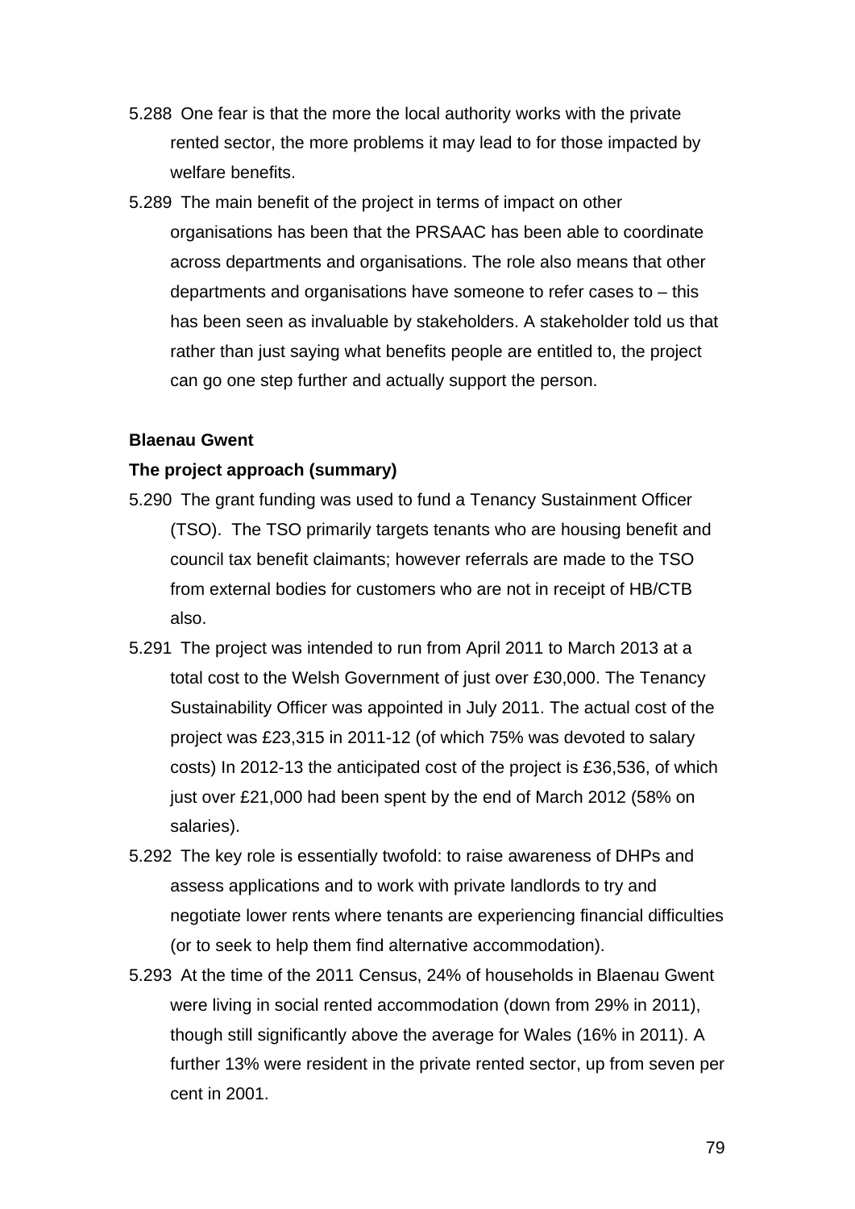5.288 One fear is that the more the local authority works with the private rented sector, the more problems it may lead to for those impacted by welfare benefits.

5.289 The main benefit of the project in terms of impact on other organisations has been that the PRSAAC has been able to coordinate across departments and organisations. The role also means that other departments and organisations have someone to refer cases to – this has been seen as invaluable by stakeholders. A stakeholder told us that rather than just saying what benefits people are entitled to, the project can go one step further and actually support the person.

**Blaenau Gwent**

**The project approach (summary)**

5.290 The grant funding was used to fund a Tenancy Sustainment Officer (TSO). The TSO primarily targets tenants who are housing benefit and council tax benefit claimants; however referrals are made to the TSO from external bodies for customers who are not in receipt of HB/CTB also.

5.291 The project was intended to run from April 2011 to March 2013 at a total cost to the Welsh Government of just over £30,000. The Tenancy Sustainability Officer was appointed in July 2011. The actual cost of the project was £23,315 in 2011-12 (of which 75% was devoted to salary costs) In 2012-13 the anticipated cost of the project is £36,536, of which just over £21,000 had been spent by the end of March 2012 (58% on salaries).

5.292 The key role is essentially twofold: to raise awareness of DHPs and assess applications and to work with private landlords to try and negotiate lower rents where tenants are experiencing financial difficulties (or to seek to help them find alternative accommodation).

5.293 At the time of the 2011 Census, 24% of households in Blaenau Gwent were living in social rented accommodation (down from 29% in 2011), though still significantly above the average for Wales (16% in 2011). A further 13% were resident in the private rented sector, up from seven per cent in 2001.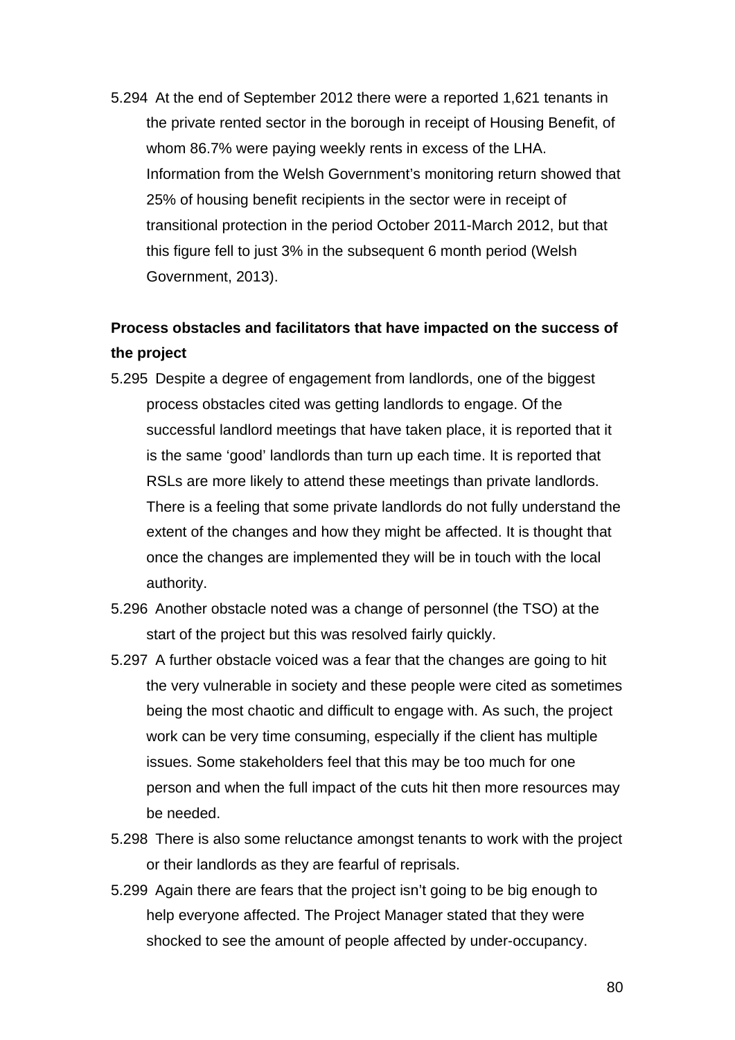5.294 At the end of September 2012 there were a reported 1,621 tenants in the private rented sector in the borough in receipt of Housing Benefit, of whom 86.7% were paying weekly rents in excess of the LHA. Information from the Welsh Government's monitoring return showed that 25% of housing benefit recipients in the sector were in receipt of transitional protection in the period October 2011-March 2012, but that this figure fell to just 3% in the subsequent 6 month period (Welsh Government, 2013).

**Process obstacles and facilitators that have impacted on the success of the project**

5.295 Despite a degree of engagement from landlords, one of the biggest process obstacles cited was getting landlords to engage. Of the successful landlord meetings that have taken place, it is reported that it is the same 'good' landlords than turn up each time. It is reported that RSLs are more likely to attend these meetings than private landlords. There is a feeling that some private landlords do not fully understand the extent of the changes and how they might be affected. It is thought that once the changes are implemented they will be in touch with the local authority.

5.296 Another obstacle noted was a change of personnel (the TSO) at the start of the project but this was resolved fairly quickly.

5.297 A further obstacle voiced was a fear that the changes are going to hit the very vulnerable in society and these people were cited as sometimes being the most chaotic and difficult to engage with. As such, the project work can be very time consuming, especially if the client has multiple issues. Some stakeholders feel that this may be too much for one person and when the full impact of the cuts hit then more resources may be needed.

5.298 There is also some reluctance amongst tenants to work with the project or their landlords as they are fearful of reprisals.

5.299 Again there are fears that the project isn't going to be big enough to help everyone affected. The Project Manager stated that they were shocked to see the amount of people affected by under-occupancy.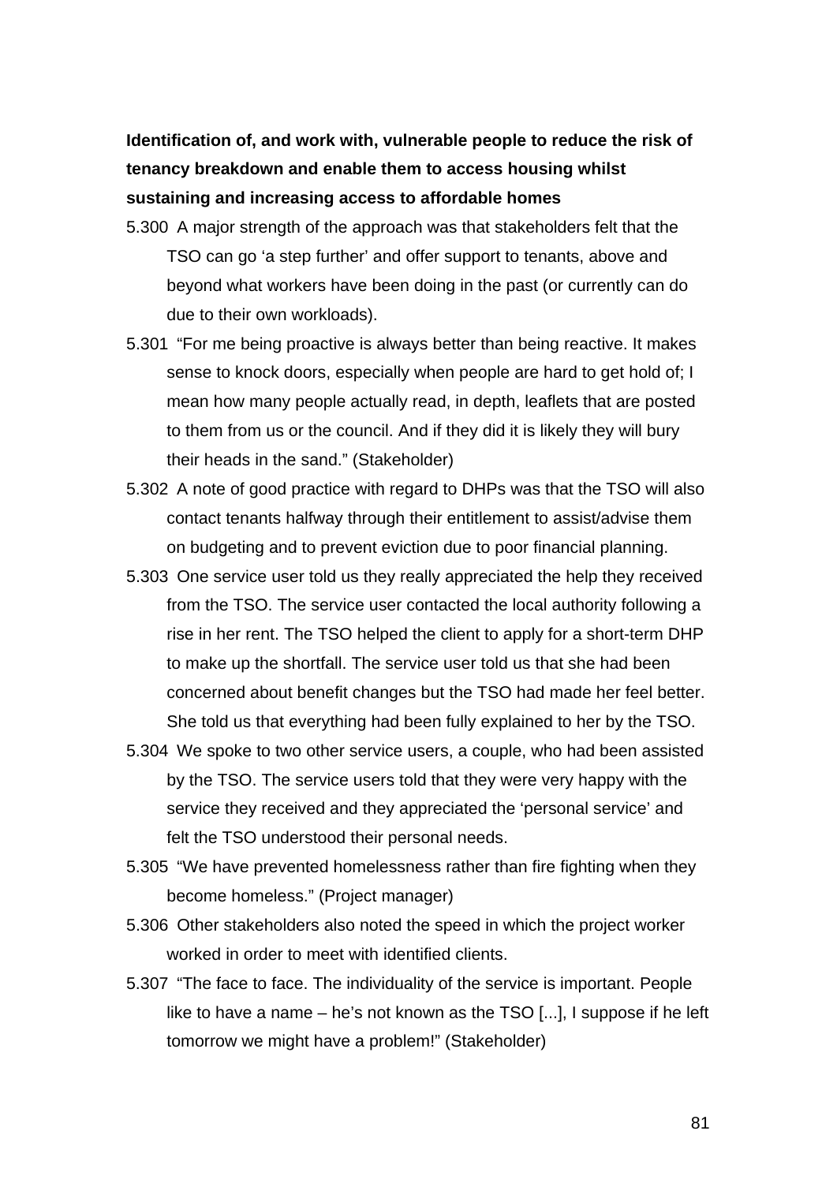**Identification of, and work with, vulnerable people to reduce the risk of tenancy breakdown and enable them to access housing whilst sustaining and increasing access to affordable homes**

5.300 A major strength of the approach was that stakeholders felt that the TSO can go 'a step further' and offer support to tenants, above and beyond what workers have been doing in the past (or currently can do due to their own workloads).

5.301 "For me being proactive is always better than being reactive. It makes sense to knock doors, especially when people are hard to get hold of; I mean how many people actually read, in depth, leaflets that are posted to them from us or the council. And if they did it is likely they will bury their heads in the sand." (Stakeholder)

5.302 A note of good practice with regard to DHPs was that the TSO will also contact tenants halfway through their entitlement to assist/advise them on budgeting and to prevent eviction due to poor financial planning.

5.303 One service user told us they really appreciated the help they received from the TSO. The service user contacted the local authority following a rise in her rent. The TSO helped the client to apply for a short-term DHP to make up the shortfall. The service user told us that she had been concerned about benefit changes but the TSO had made her feel better. She told us that everything had been fully explained to her by the TSO.

5.304 We spoke to two other service users, a couple, who had been assisted by the TSO. The service users told that they were very happy with the service they received and they appreciated the 'personal service' and felt the TSO understood their personal needs.

5.305 "We have prevented homelessness rather than fire fighting when they become homeless." (Project manager)

5.306 Other stakeholders also noted the speed in which the project worker worked in order to meet with identified clients.

5.307 "The face to face. The individuality of the service is important. People like to have a name – he's not known as the TSO [...], I suppose if he left tomorrow we might have a problem!" (Stakeholder)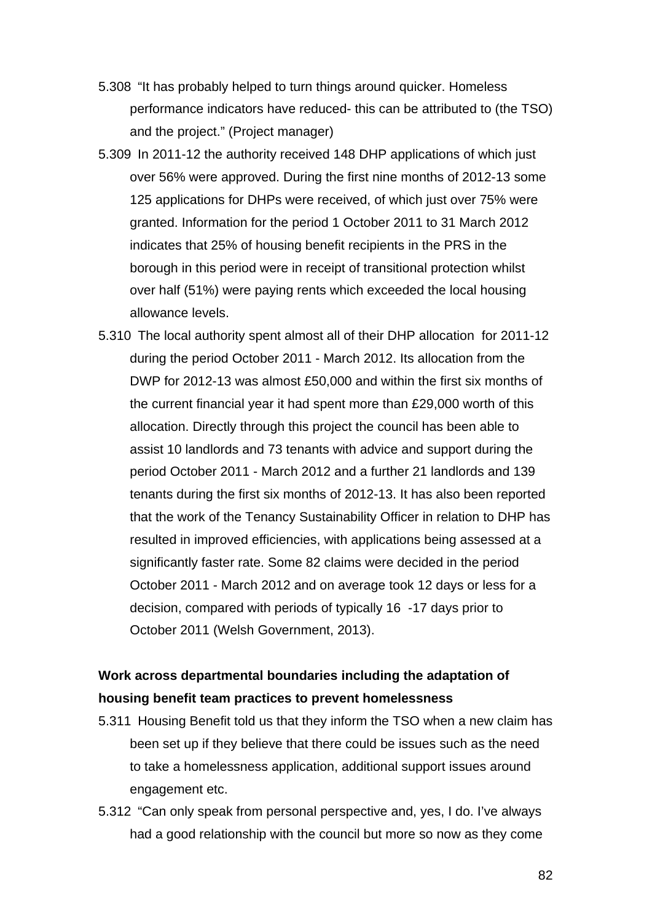5.308 “It has probably helped to turn things around quicker. Homeless performance indicators have reduced- this can be attributed to (the TSO) and the project.” (Project manager)

5.309 In 2011-12 the authority received 148 DHP applications of which just over 56% were approved. During the first nine months of 2012-13 some 125 applications for DHPs were received, of which just over 75% were granted. Information for the period 1 October 2011 to 31 March 2012 indicates that 25% of housing benefit recipients in the PRS in the borough in this period were in receipt of transitional protection whilst over half (51%) were paying rents which exceeded the local housing allowance levels.

5.310 The local authority spent almost all of their DHP allocation for 2011-12 during the period October 2011 - March 2012. Its allocation from the DWP for 2012-13 was almost £50,000 and within the first six months of the current financial year it had spent more than £29,000 worth of this allocation. Directly through this project the council has been able to assist 10 landlords and 73 tenants with advice and support during the period October 2011 - March 2012 and a further 21 landlords and 139 tenants during the first six months of 2012-13. It has also been reported that the work of the Tenancy Sustainability Officer in relation to DHP has resulted in improved efficiencies, with applications being assessed at a significantly faster rate. Some 82 claims were decided in the period October 2011 - March 2012 and on average took 12 days or less for a decision, compared with periods of typically 16 -17 days prior to October 2011 (Welsh Government, 2013).

**Work across departmental boundaries including the adaptation of housing benefit team practices to prevent homelessness**

5.311 Housing Benefit told us that they inform the TSO when a new claim has been set up if they believe that there could be issues such as the need to take a homelessness application, additional support issues around engagement etc.

5.312 “Can only speak from personal perspective and, yes, I do. I’ve always had a good relationship with the council but more so now as they come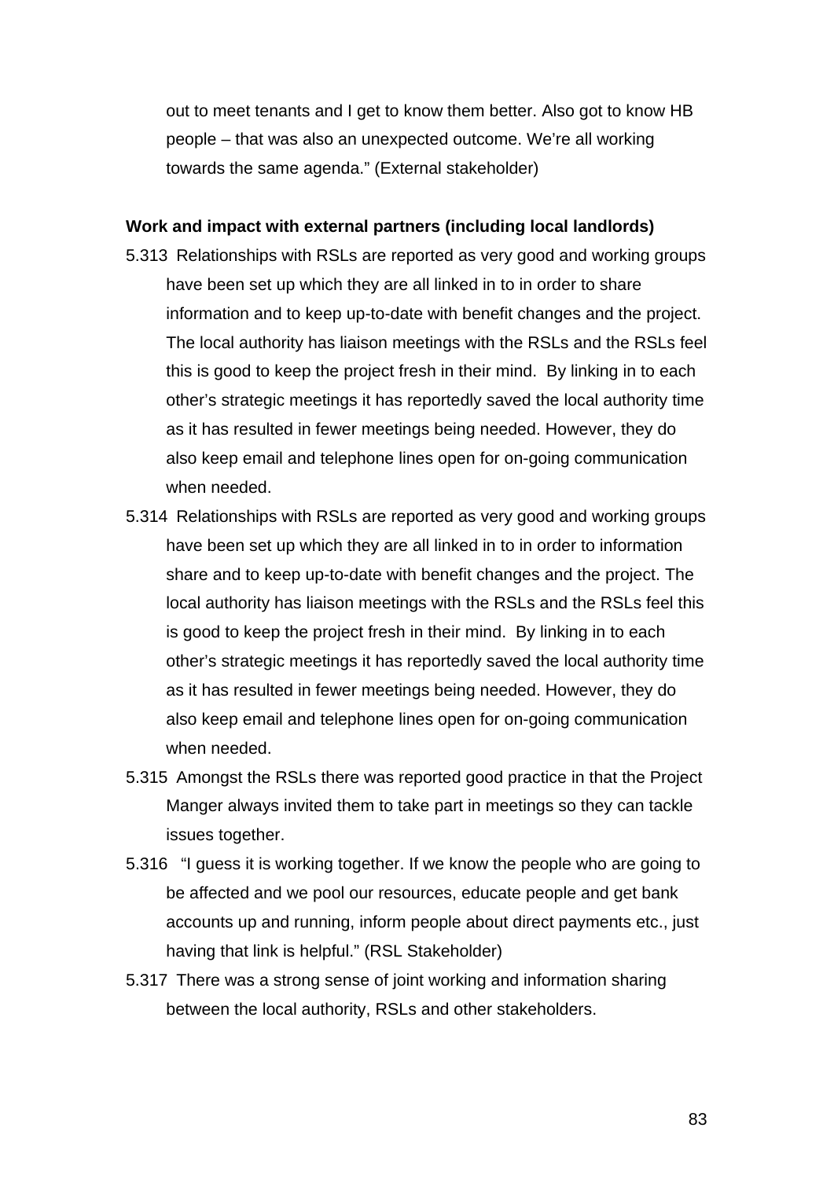out to meet tenants and I get to know them better. Also got to know HB people – that was also an unexpected outcome. We're all working towards the same agenda." (External stakeholder)

**Work and impact with external partners (including local landlords)**

5.313 Relationships with RSLs are reported as very good and working groups have been set up which they are all linked in to in order to share information and to keep up-to-date with benefit changes and the project. The local authority has liaison meetings with the RSLs and the RSLs feel this is good to keep the project fresh in their mind. By linking in to each other's strategic meetings it has reportedly saved the local authority time as it has resulted in fewer meetings being needed. However, they do also keep email and telephone lines open for on-going communication when needed.

5.314 Relationships with RSLs are reported as very good and working groups have been set up which they are all linked in to in order to information share and to keep up-to-date with benefit changes and the project. The local authority has liaison meetings with the RSLs and the RSLs feel this is good to keep the project fresh in their mind. By linking in to each other's strategic meetings it has reportedly saved the local authority time as it has resulted in fewer meetings being needed. However, they do also keep email and telephone lines open for on-going communication when needed.

5.315 Amongst the RSLs there was reported good practice in that the Project Manger always invited them to take part in meetings so they can tackle issues together.

5.316 "I guess it is working together. If we know the people who are going to be affected and we pool our resources, educate people and get bank accounts up and running, inform people about direct payments etc., just having that link is helpful." (RSL Stakeholder)

5.317 There was a strong sense of joint working and information sharing between the local authority, RSLs and other stakeholders.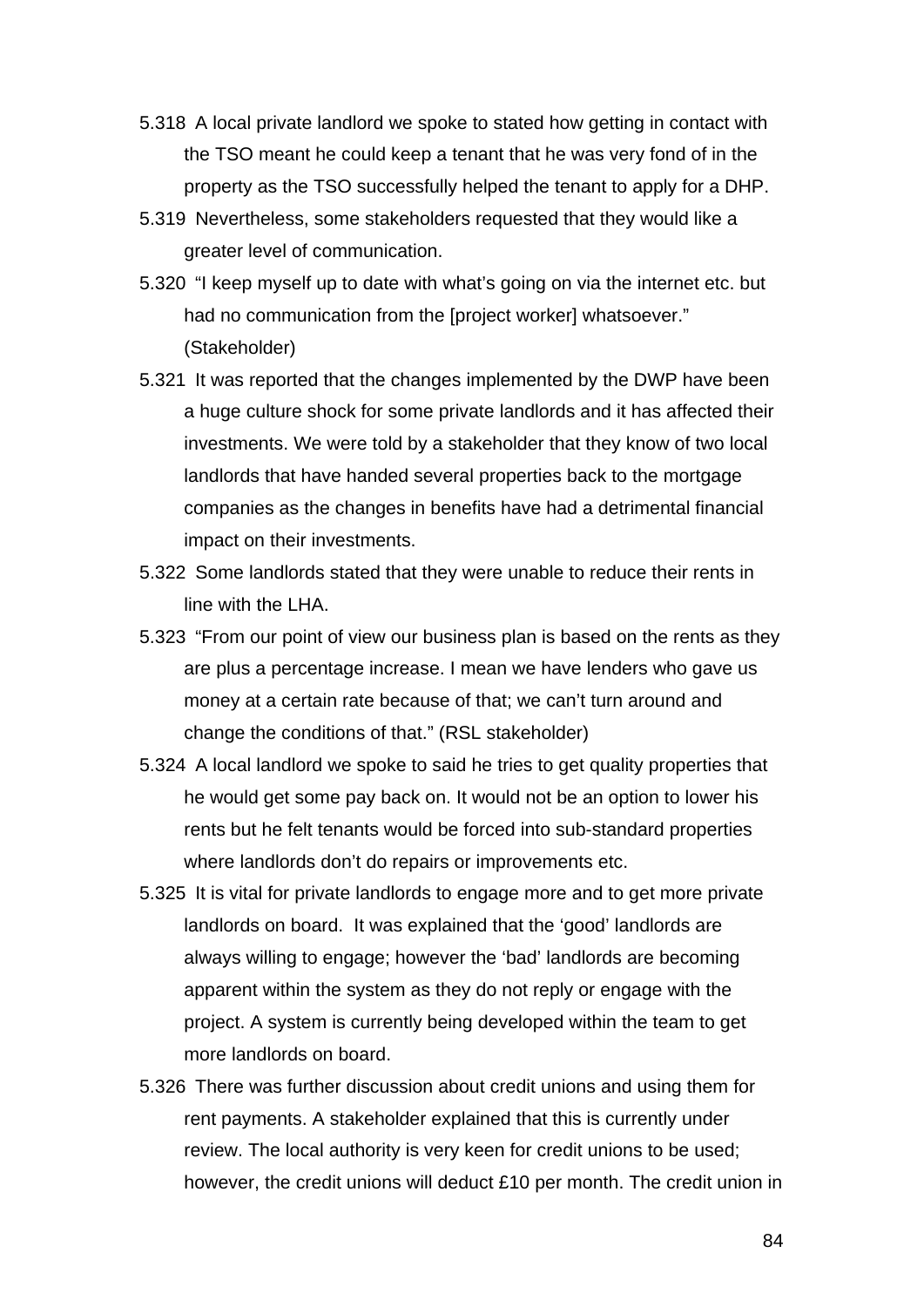5.318 A local private landlord we spoke to stated how getting in contact with the TSO meant he could keep a tenant that he was very fond of in the property as the TSO successfully helped the tenant to apply for a DHP.

5.319 Nevertheless, some stakeholders requested that they would like a greater level of communication.

5.320 "I keep myself up to date with what's going on via the internet etc. but had no communication from the [project worker] whatsoever." (Stakeholder)

5.321 It was reported that the changes implemented by the DWP have been a huge culture shock for some private landlords and it has affected their investments. We were told by a stakeholder that they know of two local landlords that have handed several properties back to the mortgage companies as the changes in benefits have had a detrimental financial impact on their investments.

5.322 Some landlords stated that they were unable to reduce their rents in line with the LHA.

5.323 "From our point of view our business plan is based on the rents as they are plus a percentage increase. I mean we have lenders who gave us money at a certain rate because of that; we can't turn around and change the conditions of that." (RSL stakeholder)

5.324 A local landlord we spoke to said he tries to get quality properties that he would get some pay back on. It would not be an option to lower his rents but he felt tenants would be forced into sub-standard properties where landlords don't do repairs or improvements etc.

5.325 It is vital for private landlords to engage more and to get more private landlords on board. It was explained that the 'good' landlords are always willing to engage; however the 'bad' landlords are becoming apparent within the system as they do not reply or engage with the project. A system is currently being developed within the team to get more landlords on board.

5.326 There was further discussion about credit unions and using them for rent payments. A stakeholder explained that this is currently under review. The local authority is very keen for credit unions to be used; however, the credit unions will deduct £10 per month. The credit union in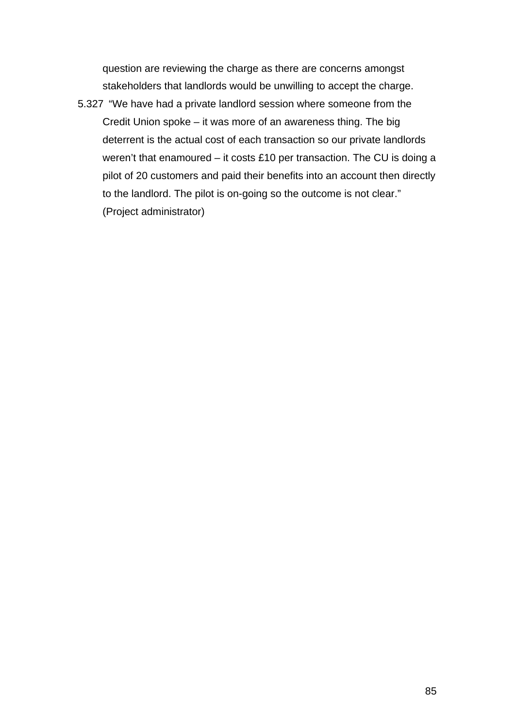question are reviewing the charge as there are concerns amongst stakeholders that landlords would be unwilling to accept the charge.

5.327 "We have had a private landlord session where someone from the Credit Union spoke – it was more of an awareness thing. The big deterrent is the actual cost of each transaction so our private landlords weren't that enamoured – it costs £10 per transaction. The CU is doing a pilot of 20 customers and paid their benefits into an account then directly to the landlord. The pilot is on-going so the outcome is not clear." (Project administrator)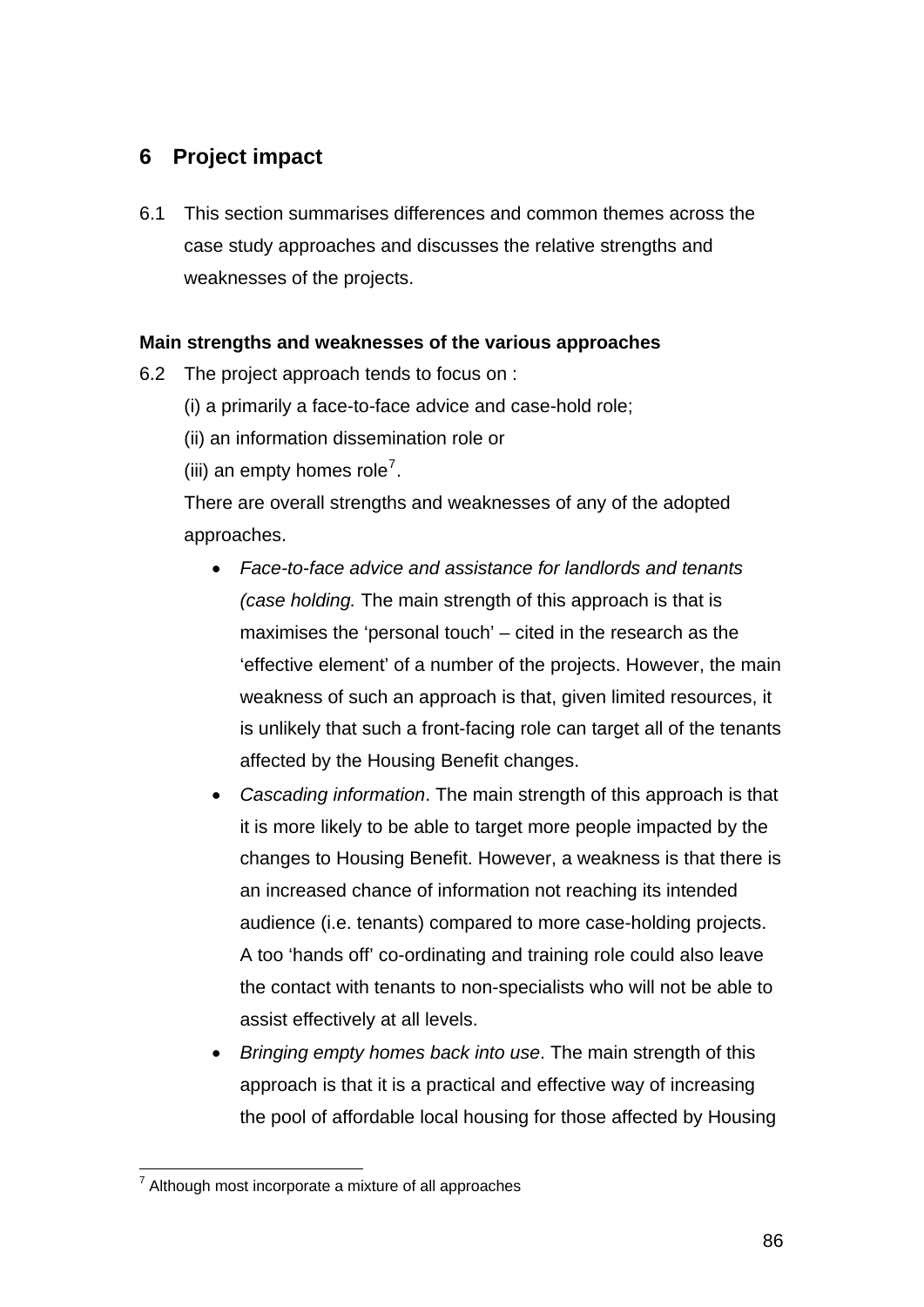## 6 Project impact

6.1 This section summarises differences and common themes across the case study approaches and discusses the relative strengths and weaknesses of the projects.

**Main strengths and weaknesses of the various approaches**

6.2 The project approach tends to focus on :

(i) a primarily a face-to-face advice and case-hold role;

(ii) an information dissemination role or

(iii) an empty homes role[7].

There are overall strengths and weaknesses of any of the adopted approaches.

- *Face-to-face advice and assistance for landlords and tenants (case holding.* The main strength of this approach is that is maximises the 'personal touch' – cited in the research as the 'effective element' of a number of the projects. However, the main weakness of such an approach is that, given limited resources, it is unlikely that such a front-facing role can target all of the tenants affected by the Housing Benefit changes.
- *Cascading information*. The main strength of this approach is that it is more likely to be able to target more people impacted by the changes to Housing Benefit. However, a weakness is that there is an increased chance of information not reaching its intended audience (i.e. tenants) compared to more case-holding projects. A too 'hands off' co-ordinating and training role could also leave the contact with tenants to non-specialists who will not be able to assist effectively at all levels.
- *Bringing empty homes back into use*. The main strength of this approach is that it is a practical and effective way of increasing the pool of affordable local housing for those affected by Housing

[7] Although most incorporate a mixture of all approaches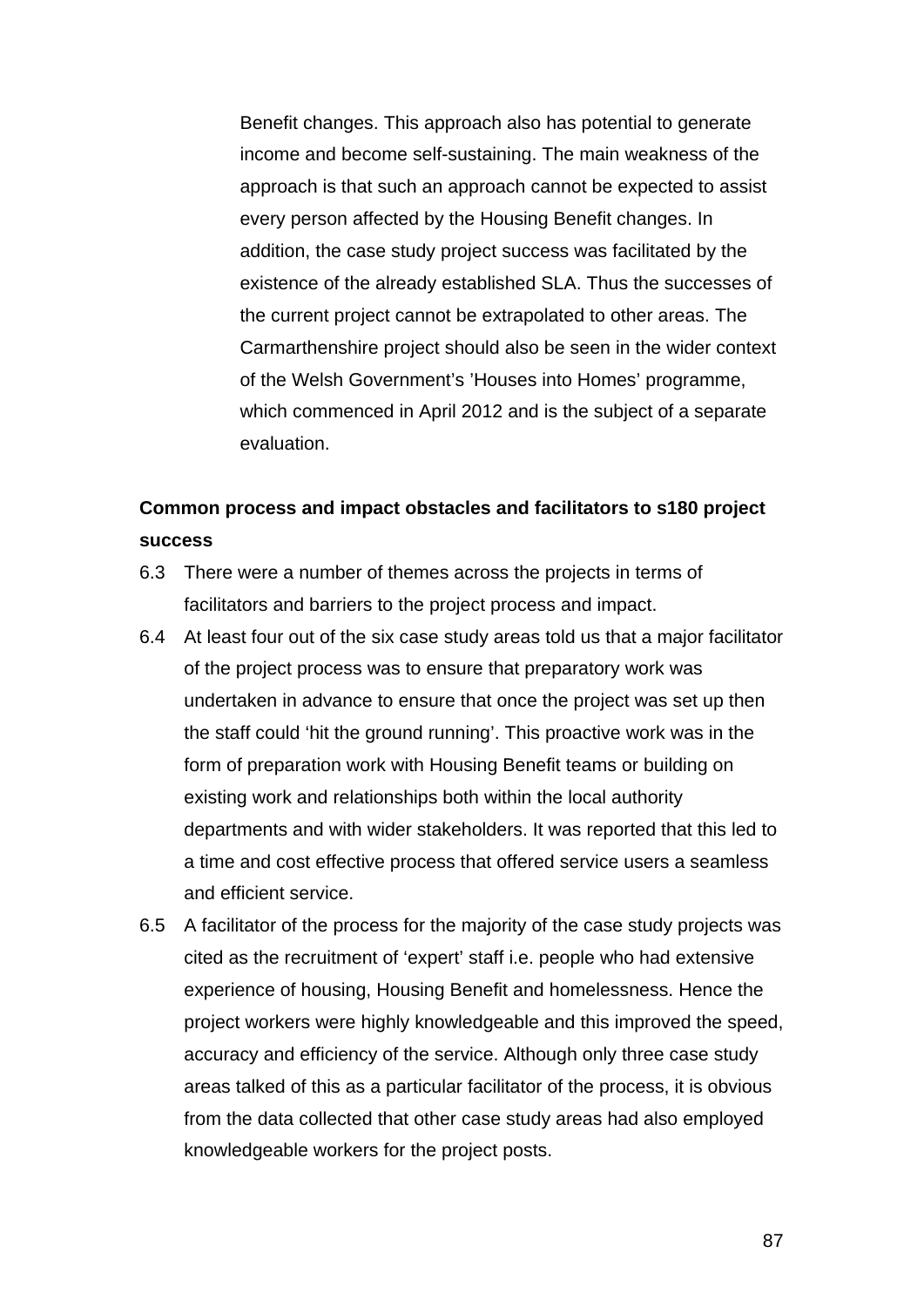Benefit changes. This approach also has potential to generate income and become self-sustaining. The main weakness of the approach is that such an approach cannot be expected to assist every person affected by the Housing Benefit changes. In addition, the case study project success was facilitated by the existence of the already established SLA. Thus the successes of the current project cannot be extrapolated to other areas. The Carmarthenshire project should also be seen in the wider context of the Welsh Government's 'Houses into Homes' programme, which commenced in April 2012 and is the subject of a separate evaluation.

**Common process and impact obstacles and facilitators to s180 project success**

6.3 There were a number of themes across the projects in terms of facilitators and barriers to the project process and impact.

6.4 At least four out of the six case study areas told us that a major facilitator of the project process was to ensure that preparatory work was undertaken in advance to ensure that once the project was set up then the staff could 'hit the ground running'. This proactive work was in the form of preparation work with Housing Benefit teams or building on existing work and relationships both within the local authority departments and with wider stakeholders. It was reported that this led to a time and cost effective process that offered service users a seamless and efficient service.

6.5 A facilitator of the process for the majority of the case study projects was cited as the recruitment of 'expert' staff i.e. people who had extensive experience of housing, Housing Benefit and homelessness. Hence the project workers were highly knowledgeable and this improved the speed, accuracy and efficiency of the service. Although only three case study areas talked of this as a particular facilitator of the process, it is obvious from the data collected that other case study areas had also employed knowledgeable workers for the project posts.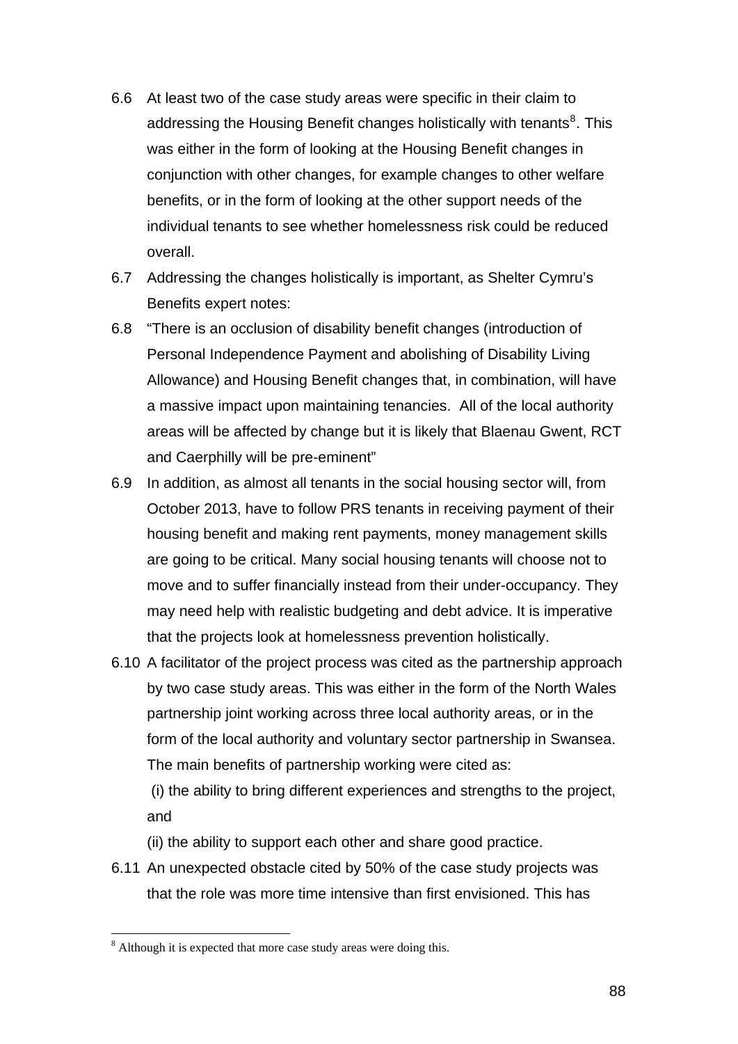6.6 At least two of the case study areas were specific in their claim to addressing the Housing Benefit changes holistically with tenants[8]. This was either in the form of looking at the Housing Benefit changes in conjunction with other changes, for example changes to other welfare benefits, or in the form of looking at the other support needs of the individual tenants to see whether homelessness risk could be reduced overall.

6.7 Addressing the changes holistically is important, as Shelter Cymru's Benefits expert notes:

6.8 "There is an occlusion of disability benefit changes (introduction of Personal Independence Payment and abolishing of Disability Living Allowance) and Housing Benefit changes that, in combination, will have a massive impact upon maintaining tenancies. All of the local authority areas will be affected by change but it is likely that Blaenau Gwent, RCT and Caerphilly will be pre-eminent"

6.9 In addition, as almost all tenants in the social housing sector will, from October 2013, have to follow PRS tenants in receiving payment of their housing benefit and making rent payments, money management skills are going to be critical. Many social housing tenants will choose not to move and to suffer financially instead from their under-occupancy. They may need help with realistic budgeting and debt advice. It is imperative that the projects look at homelessness prevention holistically.

6.10 A facilitator of the project process was cited as the partnership approach by two case study areas. This was either in the form of the North Wales partnership joint working across three local authority areas, or in the form of the local authority and voluntary sector partnership in Swansea. The main benefits of partnership working were cited as:

(i) the ability to bring different experiences and strengths to the project, and

(ii) the ability to support each other and share good practice.

6.11 An unexpected obstacle cited by 50% of the case study projects was that the role was more time intensive than first envisioned. This has

[8] Although it is expected that more case study areas were doing this.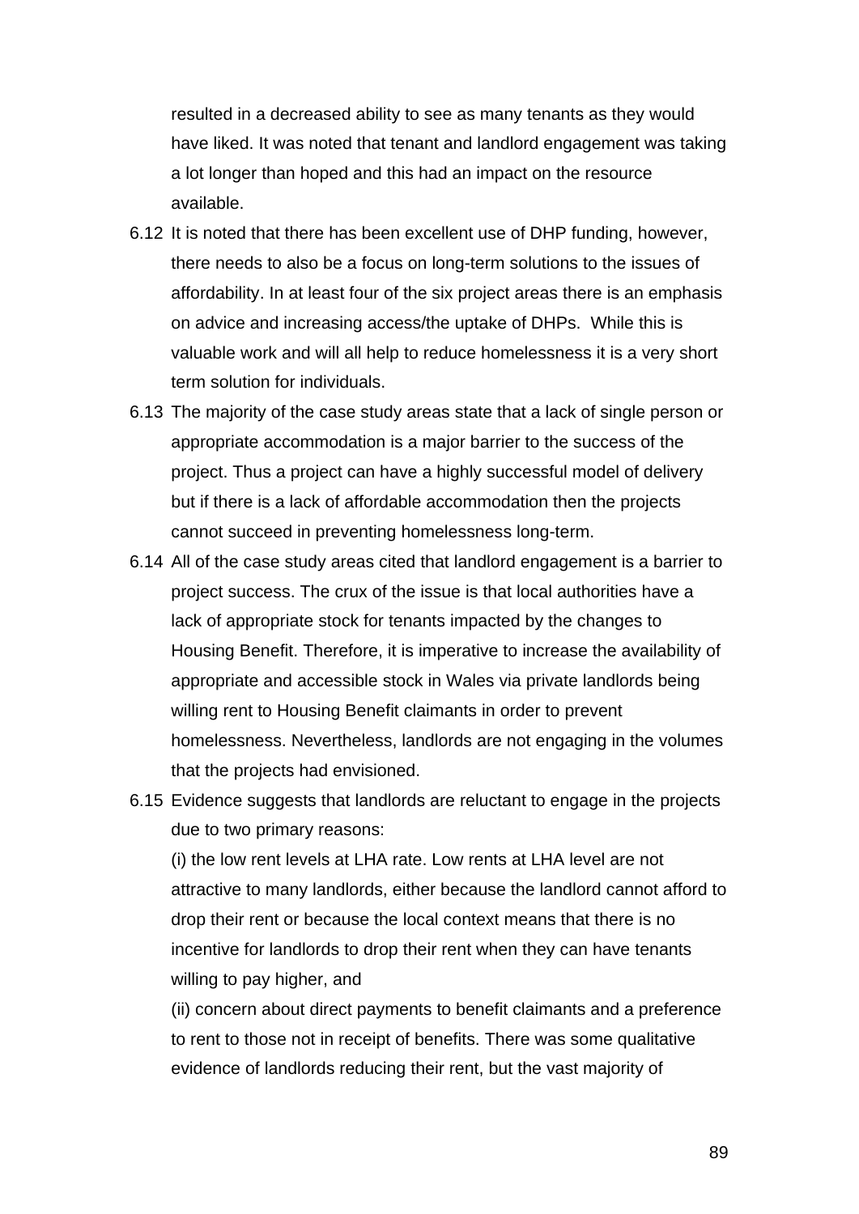resulted in a decreased ability to see as many tenants as they would have liked. It was noted that tenant and landlord engagement was taking a lot longer than hoped and this had an impact on the resource available.

6.12 It is noted that there has been excellent use of DHP funding, however, there needs to also be a focus on long-term solutions to the issues of affordability. In at least four of the six project areas there is an emphasis on advice and increasing access/the uptake of DHPs. While this is valuable work and will all help to reduce homelessness it is a very short term solution for individuals.

6.13 The majority of the case study areas state that a lack of single person or appropriate accommodation is a major barrier to the success of the project. Thus a project can have a highly successful model of delivery but if there is a lack of affordable accommodation then the projects cannot succeed in preventing homelessness long-term.

6.14 All of the case study areas cited that landlord engagement is a barrier to project success. The crux of the issue is that local authorities have a lack of appropriate stock for tenants impacted by the changes to Housing Benefit. Therefore, it is imperative to increase the availability of appropriate and accessible stock in Wales via private landlords being willing rent to Housing Benefit claimants in order to prevent homelessness. Nevertheless, landlords are not engaging in the volumes that the projects had envisioned.

6.15 Evidence suggests that landlords are reluctant to engage in the projects due to two primary reasons:

(i) the low rent levels at LHA rate. Low rents at LHA level are not attractive to many landlords, either because the landlord cannot afford to drop their rent or because the local context means that there is no incentive for landlords to drop their rent when they can have tenants willing to pay higher, and

(ii) concern about direct payments to benefit claimants and a preference to rent to those not in receipt of benefits. There was some qualitative evidence of landlords reducing their rent, but the vast majority of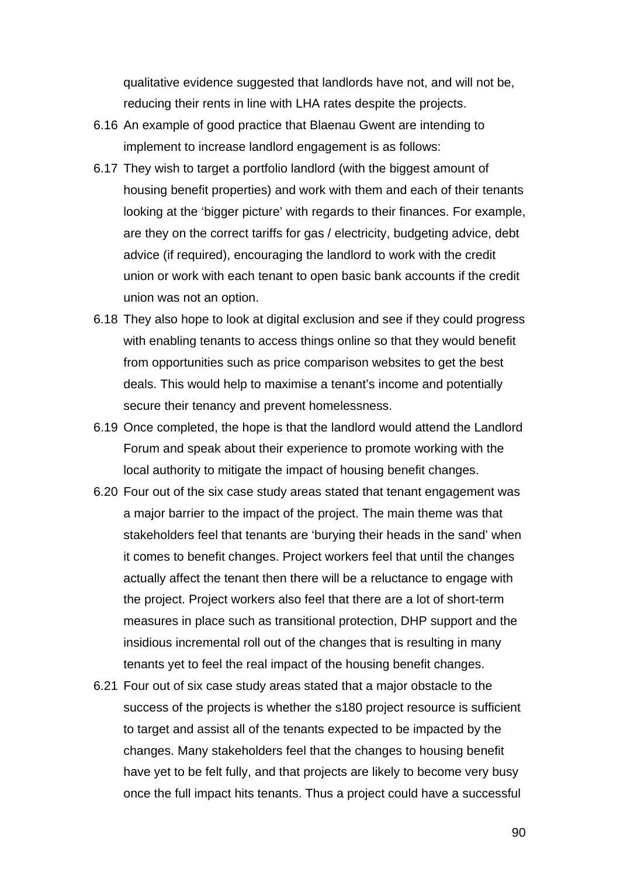qualitative evidence suggested that landlords have not, and will not be, reducing their rents in line with LHA rates despite the projects.

6.16 An example of good practice that Blaenau Gwent are intending to implement to increase landlord engagement is as follows:

6.17 They wish to target a portfolio landlord (with the biggest amount of housing benefit properties) and work with them and each of their tenants looking at the 'bigger picture' with regards to their finances. For example, are they on the correct tariffs for gas / electricity, budgeting advice, debt advice (if required), encouraging the landlord to work with the credit union or work with each tenant to open basic bank accounts if the credit union was not an option.

6.18 They also hope to look at digital exclusion and see if they could progress with enabling tenants to access things online so that they would benefit from opportunities such as price comparison websites to get the best deals. This would help to maximise a tenant's income and potentially secure their tenancy and prevent homelessness.

6.19 Once completed, the hope is that the landlord would attend the Landlord Forum and speak about their experience to promote working with the local authority to mitigate the impact of housing benefit changes.

6.20 Four out of the six case study areas stated that tenant engagement was a major barrier to the impact of the project. The main theme was that stakeholders feel that tenants are 'burying their heads in the sand' when it comes to benefit changes. Project workers feel that until the changes actually affect the tenant then there will be a reluctance to engage with the project. Project workers also feel that there are a lot of short-term measures in place such as transitional protection, DHP support and the insidious incremental roll out of the changes that is resulting in many tenants yet to feel the real impact of the housing benefit changes.

6.21 Four out of six case study areas stated that a major obstacle to the success of the projects is whether the s180 project resource is sufficient to target and assist all of the tenants expected to be impacted by the changes. Many stakeholders feel that the changes to housing benefit have yet to be felt fully, and that projects are likely to become very busy once the full impact hits tenants. Thus a project could have a successful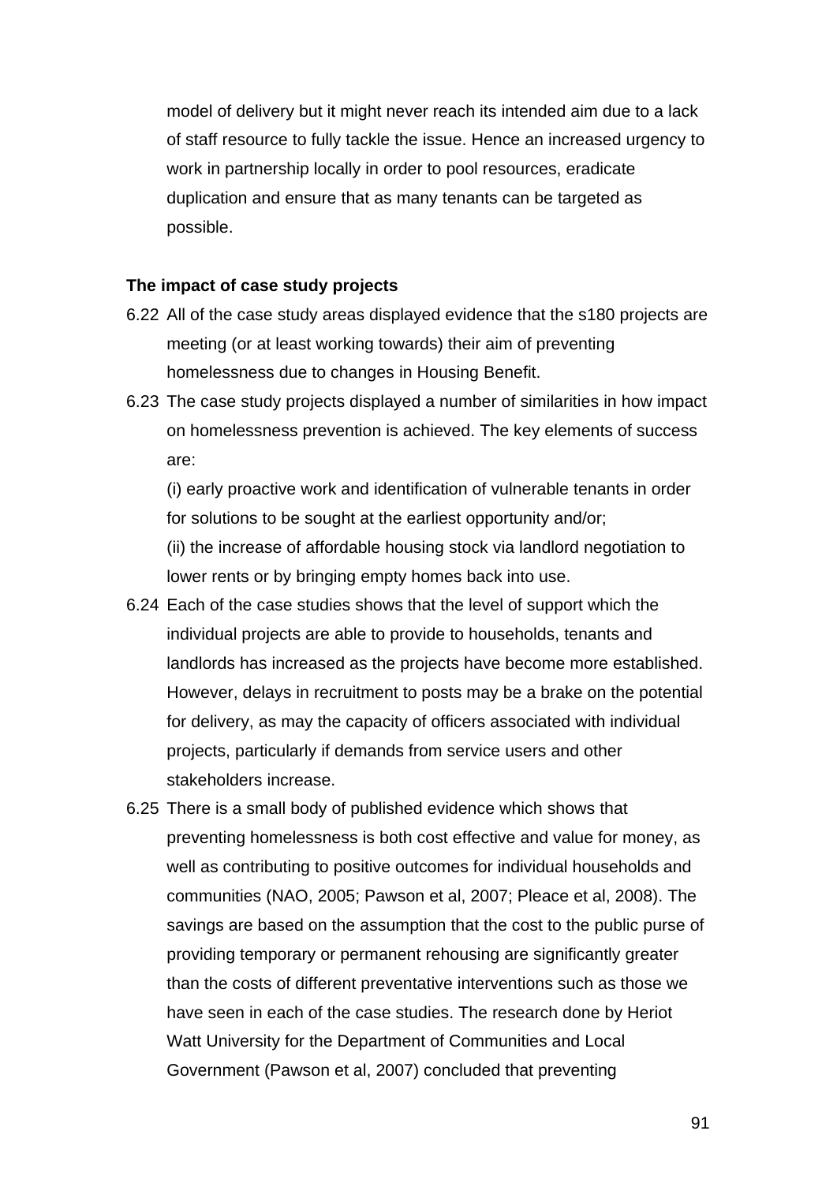model of delivery but it might never reach its intended aim due to a lack of staff resource to fully tackle the issue. Hence an increased urgency to work in partnership locally in order to pool resources, eradicate duplication and ensure that as many tenants can be targeted as possible.

**The impact of case study projects**

6.22 All of the case study areas displayed evidence that the s180 projects are meeting (or at least working towards) their aim of preventing homelessness due to changes in Housing Benefit.

6.23 The case study projects displayed a number of similarities in how impact on homelessness prevention is achieved. The key elements of success are:

(i) early proactive work and identification of vulnerable tenants in order for solutions to be sought at the earliest opportunity and/or;

(ii) the increase of affordable housing stock via landlord negotiation to lower rents or by bringing empty homes back into use.

6.24 Each of the case studies shows that the level of support which the individual projects are able to provide to households, tenants and landlords has increased as the projects have become more established. However, delays in recruitment to posts may be a brake on the potential for delivery, as may the capacity of officers associated with individual projects, particularly if demands from service users and other stakeholders increase.

6.25 There is a small body of published evidence which shows that preventing homelessness is both cost effective and value for money, as well as contributing to positive outcomes for individual households and communities (NAO, 2005; Pawson et al, 2007; Pleace et al, 2008). The savings are based on the assumption that the cost to the public purse of providing temporary or permanent rehousing are significantly greater than the costs of different preventative interventions such as those we have seen in each of the case studies. The research done by Heriot Watt University for the Department of Communities and Local Government (Pawson et al, 2007) concluded that preventing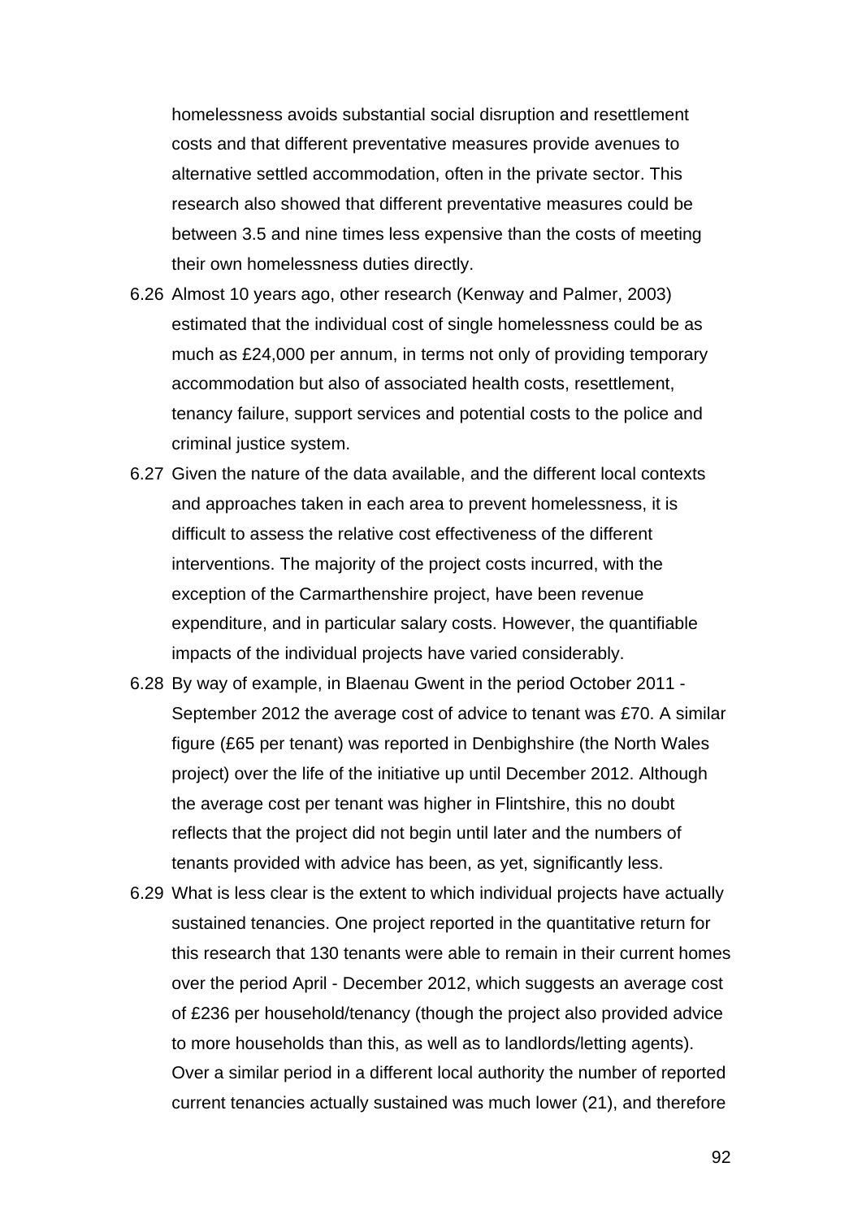homelessness avoids substantial social disruption and resettlement costs and that different preventative measures provide avenues to alternative settled accommodation, often in the private sector. This research also showed that different preventative measures could be between 3.5 and nine times less expensive than the costs of meeting their own homelessness duties directly.

6.26 Almost 10 years ago, other research (Kenway and Palmer, 2003) estimated that the individual cost of single homelessness could be as much as £24,000 per annum, in terms not only of providing temporary accommodation but also of associated health costs, resettlement, tenancy failure, support services and potential costs to the police and criminal justice system.

6.27 Given the nature of the data available, and the different local contexts and approaches taken in each area to prevent homelessness, it is difficult to assess the relative cost effectiveness of the different interventions. The majority of the project costs incurred, with the exception of the Carmarthenshire project, have been revenue expenditure, and in particular salary costs. However, the quantifiable impacts of the individual projects have varied considerably.

6.28 By way of example, in Blaenau Gwent in the period October 2011 - September 2012 the average cost of advice to tenant was £70. A similar figure (£65 per tenant) was reported in Denbighshire (the North Wales project) over the life of the initiative up until December 2012. Although the average cost per tenant was higher in Flintshire, this no doubt reflects that the project did not begin until later and the numbers of tenants provided with advice has been, as yet, significantly less.

6.29 What is less clear is the extent to which individual projects have actually sustained tenancies. One project reported in the quantitative return for this research that 130 tenants were able to remain in their current homes over the period April - December 2012, which suggests an average cost of £236 per household/tenancy (though the project also provided advice to more households than this, as well as to landlords/letting agents). Over a similar period in a different local authority the number of reported current tenancies actually sustained was much lower (21), and therefore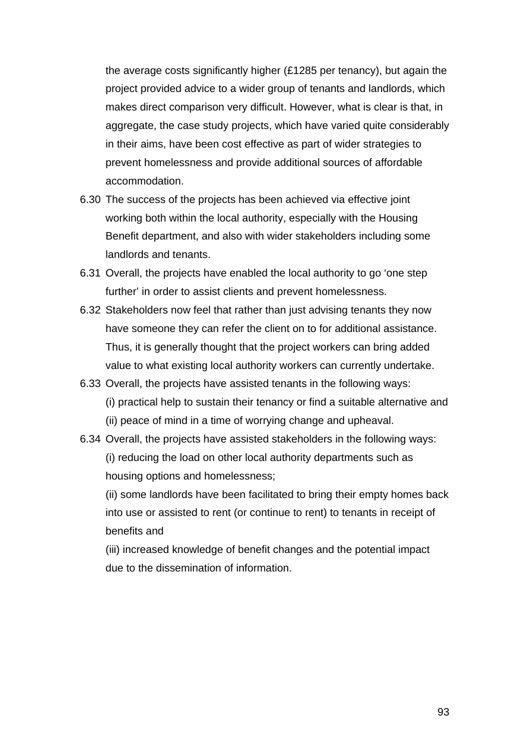the average costs significantly higher (£1285 per tenancy), but again the project provided advice to a wider group of tenants and landlords, which makes direct comparison very difficult. However, what is clear is that, in aggregate, the case study projects, which have varied quite considerably in their aims, have been cost effective as part of wider strategies to prevent homelessness and provide additional sources of affordable accommodation.

6.30 The success of the projects has been achieved via effective joint working both within the local authority, especially with the Housing Benefit department, and also with wider stakeholders including some landlords and tenants.

6.31 Overall, the projects have enabled the local authority to go 'one step further' in order to assist clients and prevent homelessness.

6.32 Stakeholders now feel that rather than just advising tenants they now have someone they can refer the client on to for additional assistance. Thus, it is generally thought that the project workers can bring added value to what existing local authority workers can currently undertake.

6.33 Overall, the projects have assisted tenants in the following ways:
(i) practical help to sustain their tenancy or find a suitable alternative and
(ii) peace of mind in a time of worrying change and upheaval.

6.34 Overall, the projects have assisted stakeholders in the following ways:
(i) reducing the load on other local authority departments such as housing options and homelessness;
(ii) some landlords have been facilitated to bring their empty homes back into use or assisted to rent (or continue to rent) to tenants in receipt of benefits and
(iii) increased knowledge of benefit changes and the potential impact due to the dissemination of information.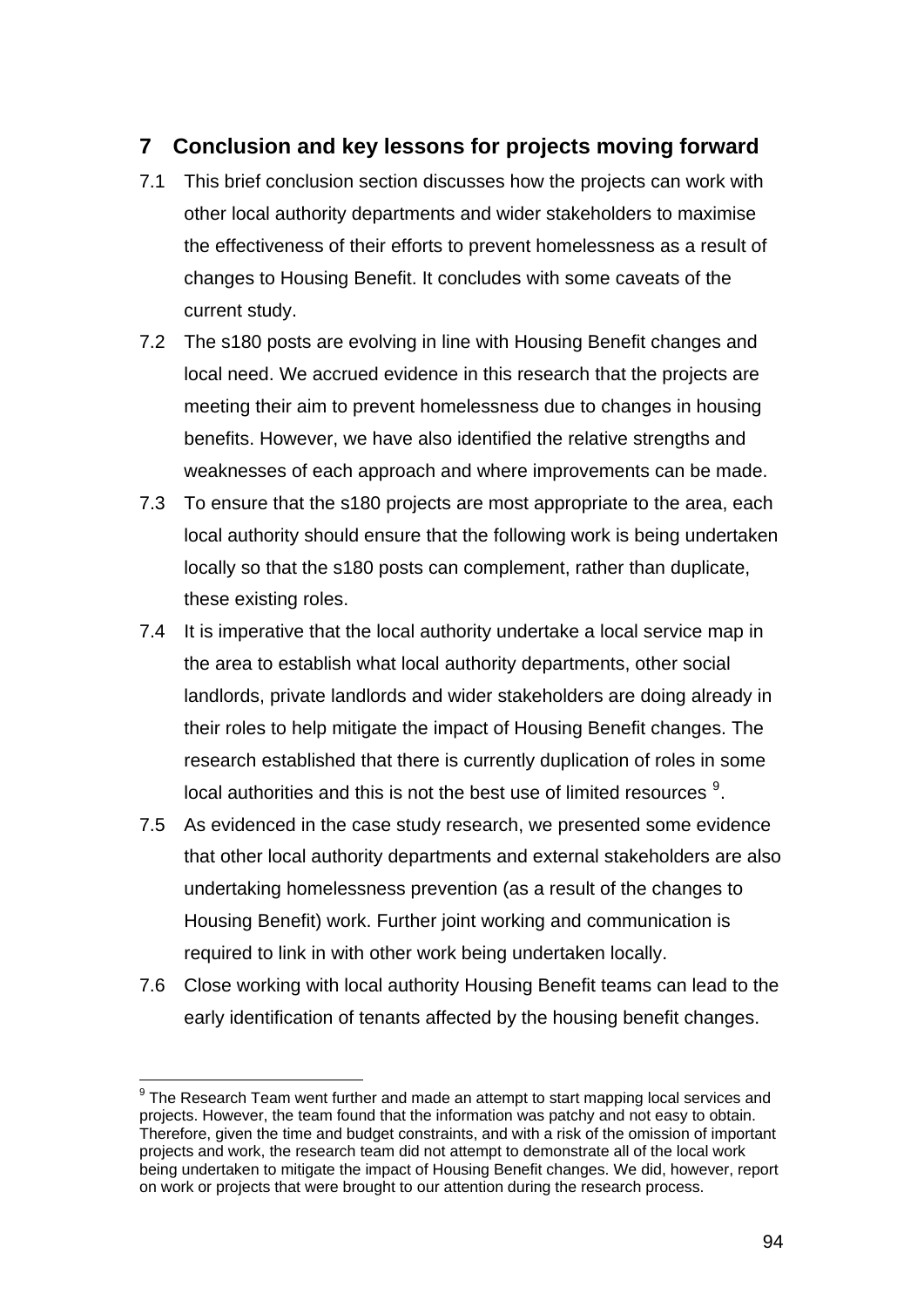## 7 Conclusion and key lessons for projects moving forward

7.1 This brief conclusion section discusses how the projects can work with other local authority departments and wider stakeholders to maximise the effectiveness of their efforts to prevent homelessness as a result of changes to Housing Benefit. It concludes with some caveats of the current study.

7.2 The s180 posts are evolving in line with Housing Benefit changes and local need. We accrued evidence in this research that the projects are meeting their aim to prevent homelessness due to changes in housing benefits. However, we have also identified the relative strengths and weaknesses of each approach and where improvements can be made.

7.3 To ensure that the s180 projects are most appropriate to the area, each local authority should ensure that the following work is being undertaken locally so that the s180 posts can complement, rather than duplicate, these existing roles.

7.4 It is imperative that the local authority undertake a local service map in the area to establish what local authority departments, other social landlords, private landlords and wider stakeholders are doing already in their roles to help mitigate the impact of Housing Benefit changes. The research established that there is currently duplication of roles in some local authorities and this is not the best use of limited resources [9].

7.5 As evidenced in the case study research, we presented some evidence that other local authority departments and external stakeholders are also undertaking homelessness prevention (as a result of the changes to Housing Benefit) work. Further joint working and communication is required to link in with other work being undertaken locally.

7.6 Close working with local authority Housing Benefit teams can lead to the early identification of tenants affected by the housing benefit changes.

---

[9] The Research Team went further and made an attempt to start mapping local services and projects. However, the team found that the information was patchy and not easy to obtain. Therefore, given the time and budget constraints, and with a risk of the omission of important projects and work, the research team did not attempt to demonstrate all of the local work being undertaken to mitigate the impact of Housing Benefit changes. We did, however, report on work or projects that were brought to our attention during the research process.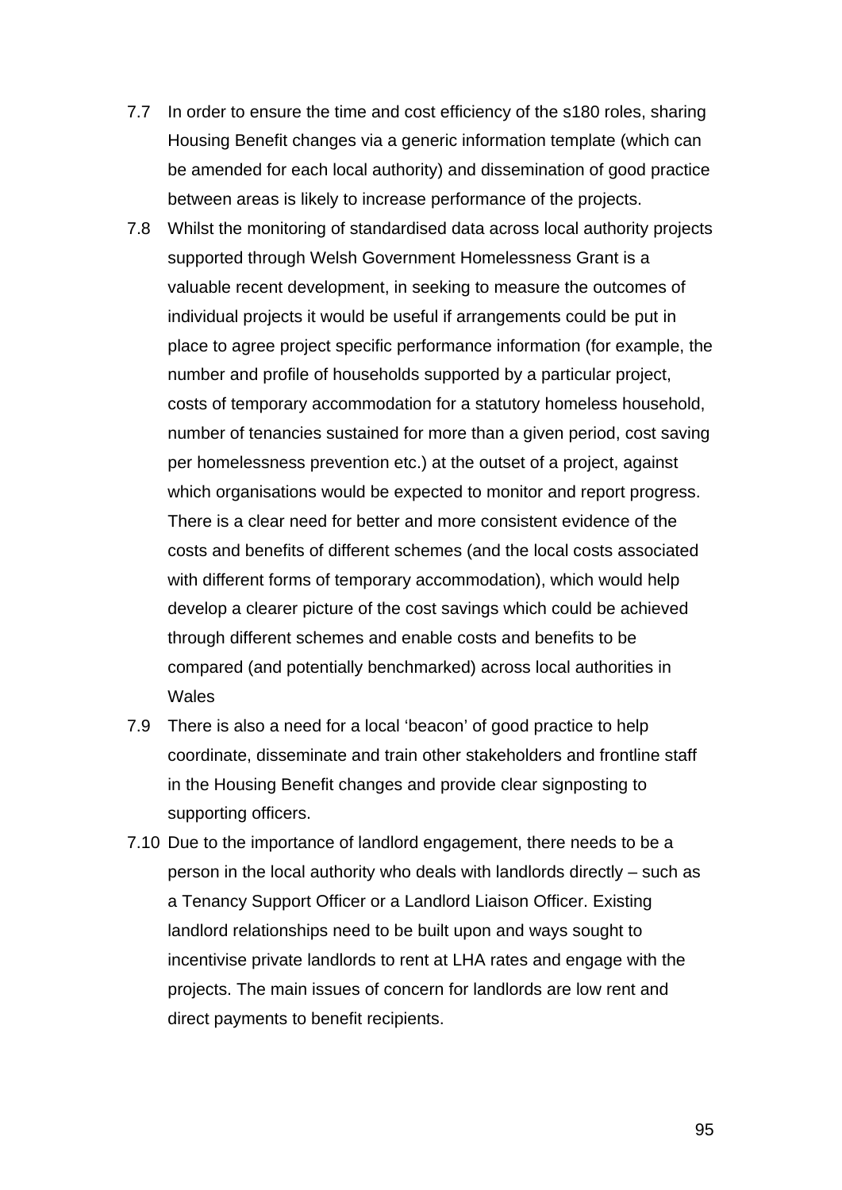7.7 In order to ensure the time and cost efficiency of the s180 roles, sharing Housing Benefit changes via a generic information template (which can be amended for each local authority) and dissemination of good practice between areas is likely to increase performance of the projects.

7.8 Whilst the monitoring of standardised data across local authority projects supported through Welsh Government Homelessness Grant is a valuable recent development, in seeking to measure the outcomes of individual projects it would be useful if arrangements could be put in place to agree project specific performance information (for example, the number and profile of households supported by a particular project, costs of temporary accommodation for a statutory homeless household, number of tenancies sustained for more than a given period, cost saving per homelessness prevention etc.) at the outset of a project, against which organisations would be expected to monitor and report progress. There is a clear need for better and more consistent evidence of the costs and benefits of different schemes (and the local costs associated with different forms of temporary accommodation), which would help develop a clearer picture of the cost savings which could be achieved through different schemes and enable costs and benefits to be compared (and potentially benchmarked) across local authorities in Wales

7.9 There is also a need for a local 'beacon' of good practice to help coordinate, disseminate and train other stakeholders and frontline staff in the Housing Benefit changes and provide clear signposting to supporting officers.

7.10 Due to the importance of landlord engagement, there needs to be a person in the local authority who deals with landlords directly – such as a Tenancy Support Officer or a Landlord Liaison Officer. Existing landlord relationships need to be built upon and ways sought to incentivise private landlords to rent at LHA rates and engage with the projects. The main issues of concern for landlords are low rent and direct payments to benefit recipients.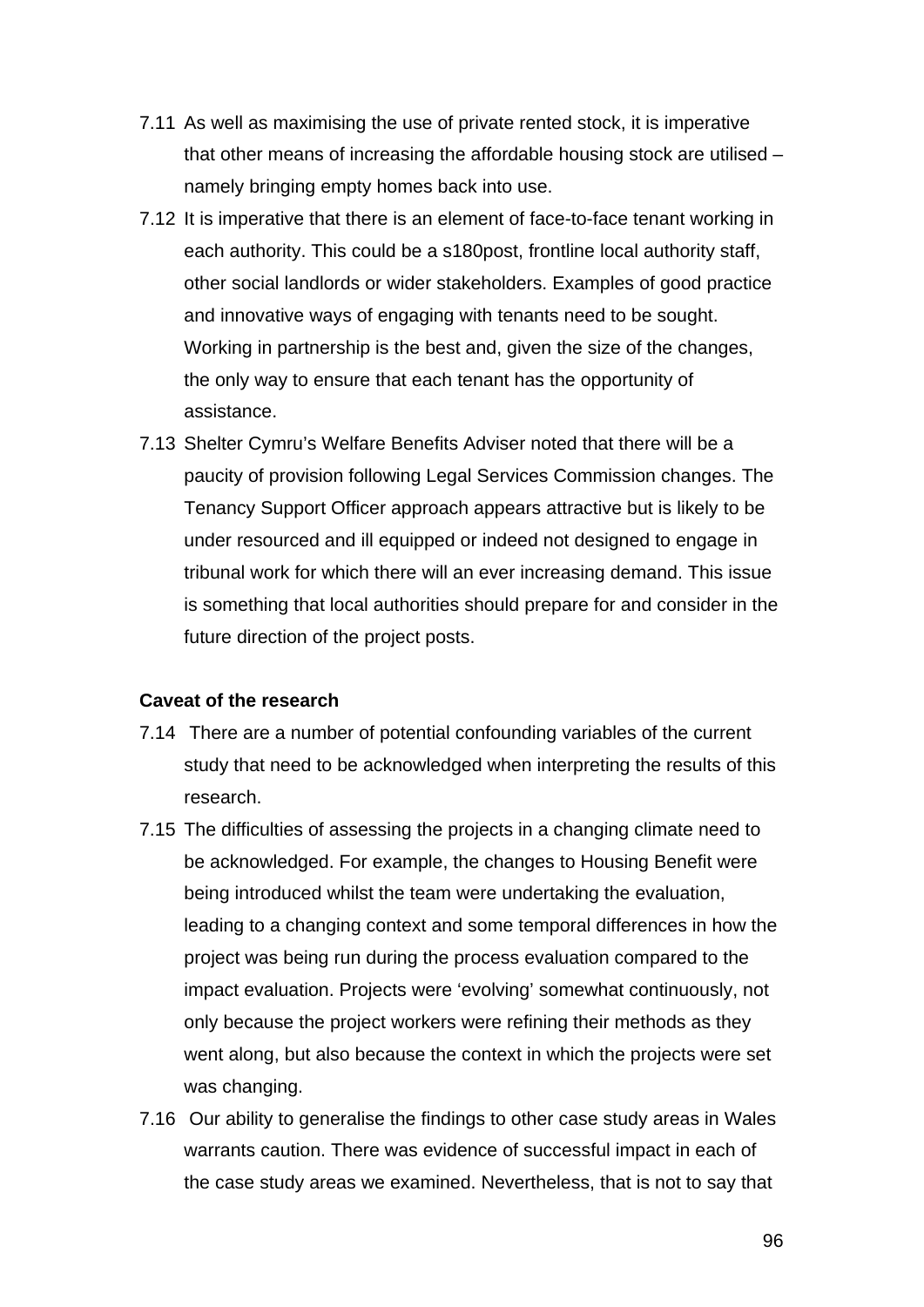7.11 As well as maximising the use of private rented stock, it is imperative that other means of increasing the affordable housing stock are utilised – namely bringing empty homes back into use.

7.12 It is imperative that there is an element of face-to-face tenant working in each authority. This could be a s180post, frontline local authority staff, other social landlords or wider stakeholders. Examples of good practice and innovative ways of engaging with tenants need to be sought. Working in partnership is the best and, given the size of the changes, the only way to ensure that each tenant has the opportunity of assistance.

7.13 Shelter Cymru's Welfare Benefits Adviser noted that there will be a paucity of provision following Legal Services Commission changes. The Tenancy Support Officer approach appears attractive but is likely to be under resourced and ill equipped or indeed not designed to engage in tribunal work for which there will an ever increasing demand. This issue is something that local authorities should prepare for and consider in the future direction of the project posts.

**Caveat of the research**

7.14 There are a number of potential confounding variables of the current study that need to be acknowledged when interpreting the results of this research.

7.15 The difficulties of assessing the projects in a changing climate need to be acknowledged. For example, the changes to Housing Benefit were being introduced whilst the team were undertaking the evaluation, leading to a changing context and some temporal differences in how the project was being run during the process evaluation compared to the impact evaluation. Projects were 'evolving' somewhat continuously, not only because the project workers were refining their methods as they went along, but also because the context in which the projects were set was changing.

7.16 Our ability to generalise the findings to other case study areas in Wales warrants caution. There was evidence of successful impact in each of the case study areas we examined. Nevertheless, that is not to say that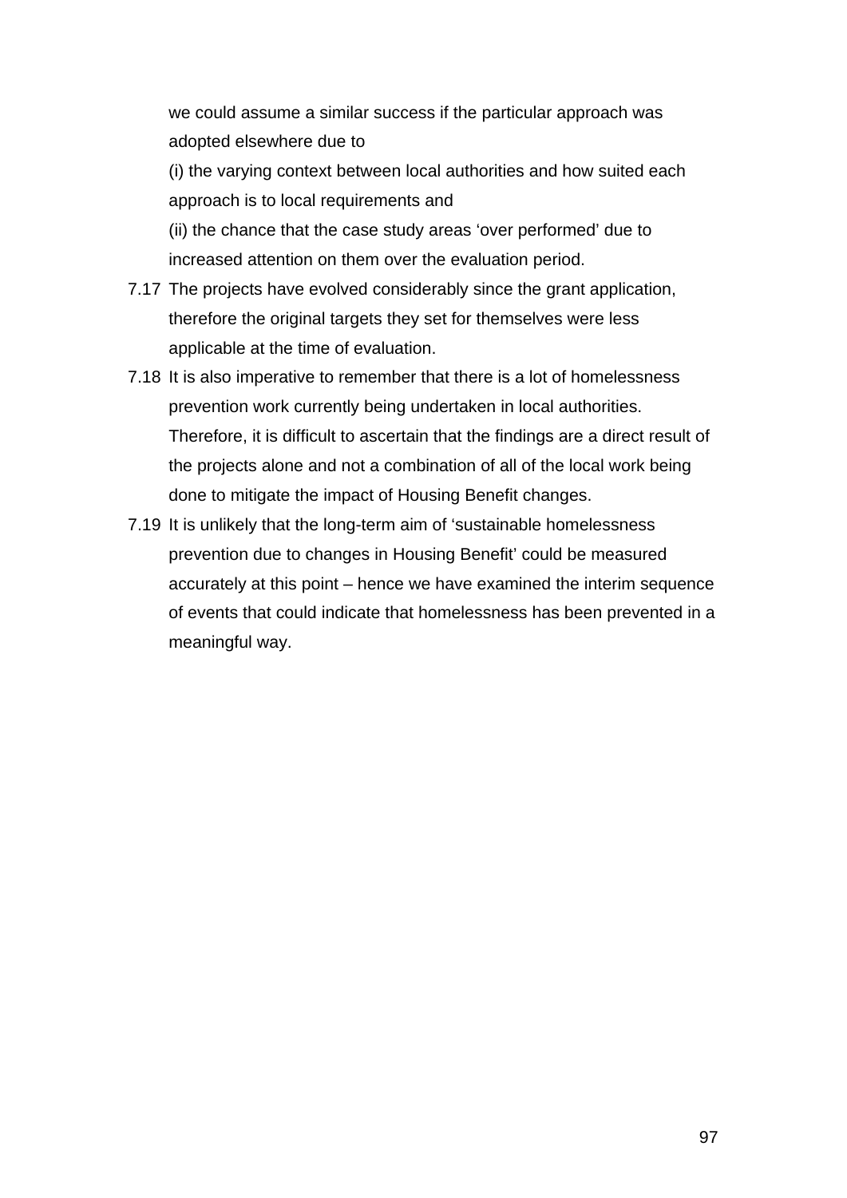we could assume a similar success if the particular approach was adopted elsewhere due to

(i) the varying context between local authorities and how suited each approach is to local requirements and

(ii) the chance that the case study areas 'over performed' due to increased attention on them over the evaluation period.

7.17 The projects have evolved considerably since the grant application, therefore the original targets they set for themselves were less applicable at the time of evaluation.

7.18 It is also imperative to remember that there is a lot of homelessness prevention work currently being undertaken in local authorities. Therefore, it is difficult to ascertain that the findings are a direct result of the projects alone and not a combination of all of the local work being done to mitigate the impact of Housing Benefit changes.

7.19 It is unlikely that the long-term aim of 'sustainable homelessness prevention due to changes in Housing Benefit' could be measured accurately at this point – hence we have examined the interim sequence of events that could indicate that homelessness has been prevented in a meaningful way.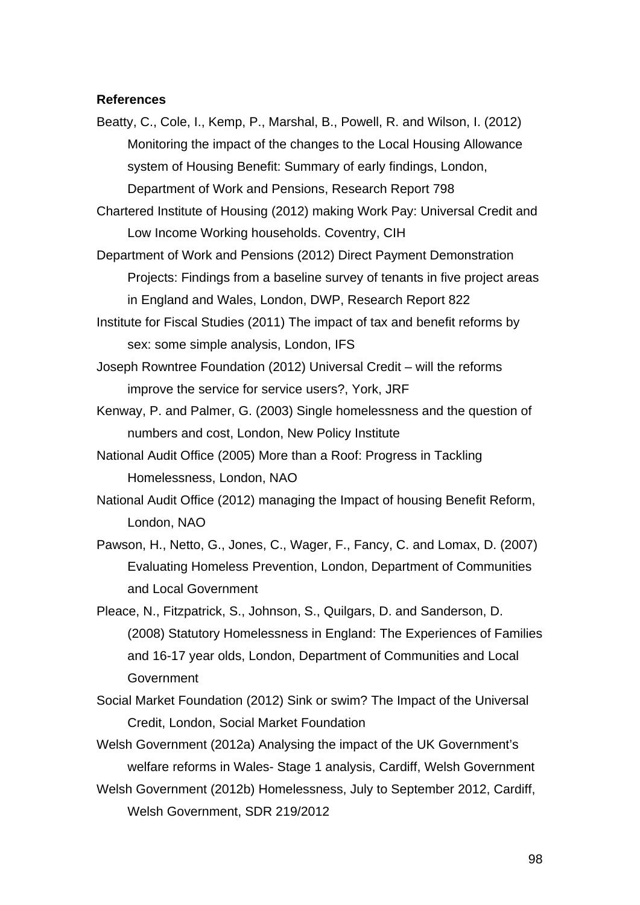**References**

Beatty, C., Cole, I., Kemp, P., Marshal, B., Powell, R. and Wilson, I. (2012) Monitoring the impact of the changes to the Local Housing Allowance system of Housing Benefit: Summary of early findings, London, Department of Work and Pensions, Research Report 798

Chartered Institute of Housing (2012) making Work Pay: Universal Credit and Low Income Working households. Coventry, CIH

Department of Work and Pensions (2012) Direct Payment Demonstration Projects: Findings from a baseline survey of tenants in five project areas in England and Wales, London, DWP, Research Report 822

Institute for Fiscal Studies (2011) The impact of tax and benefit reforms by sex: some simple analysis, London, IFS

Joseph Rowntree Foundation (2012) Universal Credit – will the reforms improve the service for service users?, York, JRF

Kenway, P. and Palmer, G. (2003) Single homelessness and the question of numbers and cost, London, New Policy Institute

National Audit Office (2005) More than a Roof: Progress in Tackling Homelessness, London, NAO

National Audit Office (2012) managing the Impact of housing Benefit Reform, London, NAO

Pawson, H., Netto, G., Jones, C., Wager, F., Fancy, C. and Lomax, D. (2007) Evaluating Homeless Prevention, London, Department of Communities and Local Government

Pleace, N., Fitzpatrick, S., Johnson, S., Quilgars, D. and Sanderson, D. (2008) Statutory Homelessness in England: The Experiences of Families and 16-17 year olds, London, Department of Communities and Local Government

Social Market Foundation (2012) Sink or swim? The Impact of the Universal Credit, London, Social Market Foundation

Welsh Government (2012a) Analysing the impact of the UK Government's welfare reforms in Wales- Stage 1 analysis, Cardiff, Welsh Government

Welsh Government (2012b) Homelessness, July to September 2012, Cardiff, Welsh Government, SDR 219/2012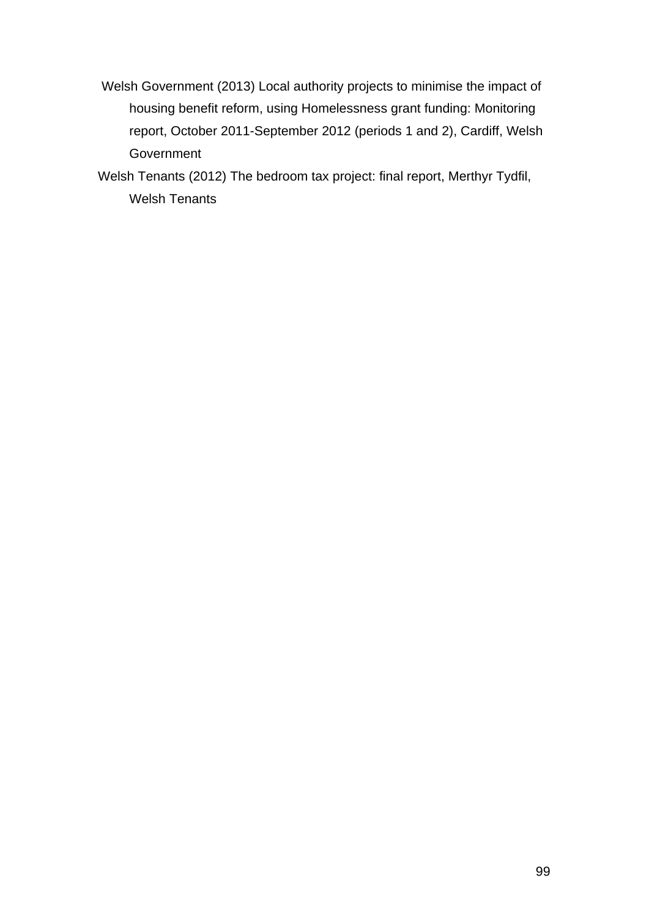Welsh Government (2013) Local authority projects to minimise the impact of housing benefit reform, using Homelessness grant funding: Monitoring report, October 2011-September 2012 (periods 1 and 2), Cardiff, Welsh Government

Welsh Tenants (2012) The bedroom tax project: final report, Merthyr Tydfil, Welsh Tenants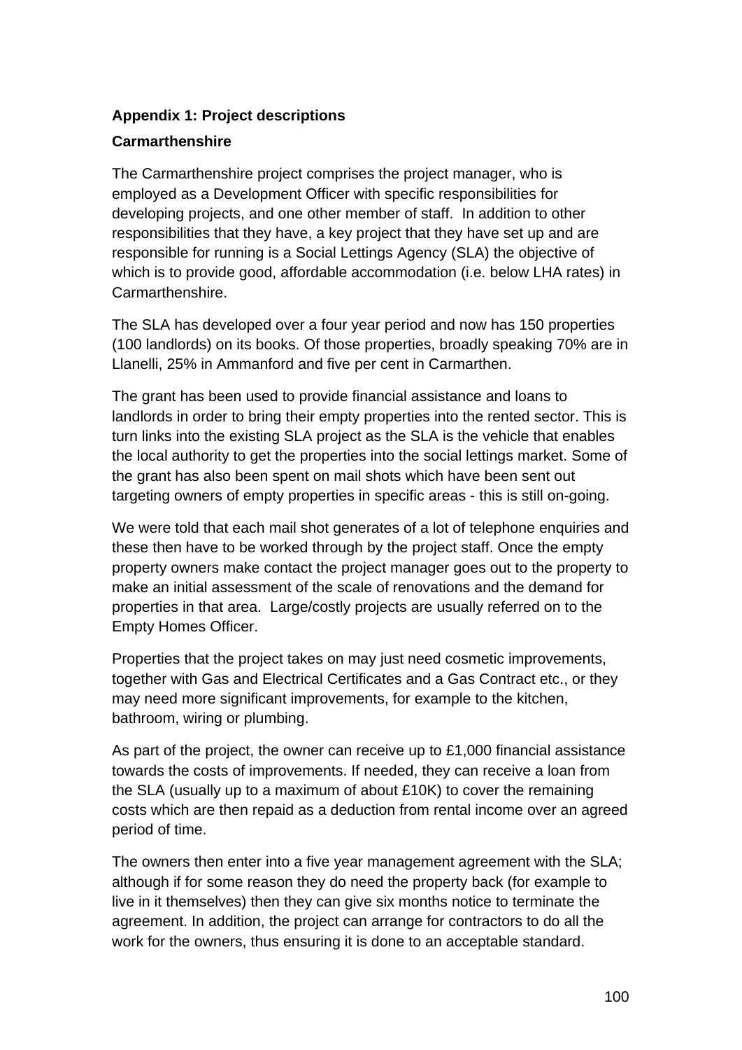**Appendix 1: Project descriptions**

**Carmarthenshire**

The Carmarthenshire project comprises the project manager, who is employed as a Development Officer with specific responsibilities for developing projects, and one other member of staff.  In addition to other responsibilities that they have, a key project that they have set up and are responsible for running is a Social Lettings Agency (SLA) the objective of which is to provide good, affordable accommodation (i.e. below LHA rates) in Carmarthenshire.

The SLA has developed over a four year period and now has 150 properties (100 landlords) on its books. Of those properties, broadly speaking 70% are in Llanelli, 25% in Ammanford and five per cent in Carmarthen.

The grant has been used to provide financial assistance and loans to landlords in order to bring their empty properties into the rented sector. This is turn links into the existing SLA project as the SLA is the vehicle that enables the local authority to get the properties into the social lettings market. Some of the grant has also been spent on mail shots which have been sent out targeting owners of empty properties in specific areas - this is still on-going.

We were told that each mail shot generates of a lot of telephone enquiries and these then have to be worked through by the project staff. Once the empty property owners make contact the project manager goes out to the property to make an initial assessment of the scale of renovations and the demand for properties in that area.  Large/costly projects are usually referred on to the Empty Homes Officer.

Properties that the project takes on may just need cosmetic improvements, together with Gas and Electrical Certificates and a Gas Contract etc., or they may need more significant improvements, for example to the kitchen, bathroom, wiring or plumbing.

As part of the project, the owner can receive up to £1,000 financial assistance towards the costs of improvements. If needed, they can receive a loan from the SLA (usually up to a maximum of about £10K) to cover the remaining costs which are then repaid as a deduction from rental income over an agreed period of time.

The owners then enter into a five year management agreement with the SLA; although if for some reason they do need the property back (for example to live in it themselves) then they can give six months notice to terminate the agreement. In addition, the project can arrange for contractors to do all the work for the owners, thus ensuring it is done to an acceptable standard.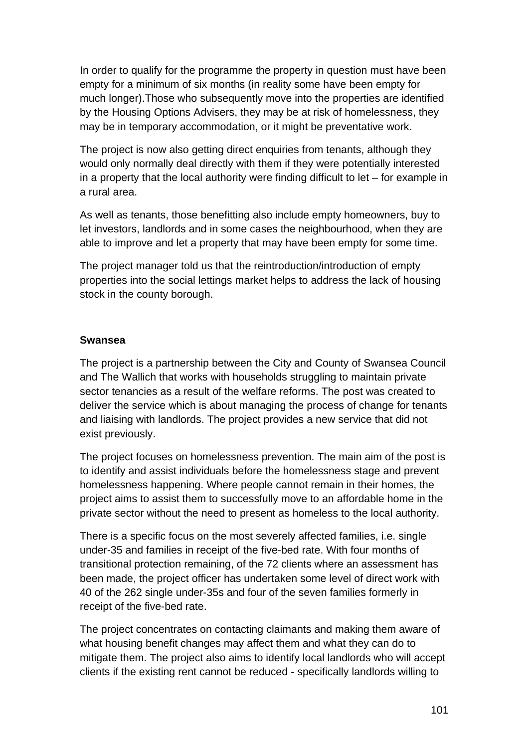In order to qualify for the programme the property in question must have been empty for a minimum of six months (in reality some have been empty for much longer).Those who subsequently move into the properties are identified by the Housing Options Advisers, they may be at risk of homelessness, they may be in temporary accommodation, or it might be preventative work.

The project is now also getting direct enquiries from tenants, although they would only normally deal directly with them if they were potentially interested in a property that the local authority were finding difficult to let – for example in a rural area.

As well as tenants, those benefitting also include empty homeowners, buy to let investors, landlords and in some cases the neighbourhood, when they are able to improve and let a property that may have been empty for some time.

The project manager told us that the reintroduction/introduction of empty properties into the social lettings market helps to address the lack of housing stock in the county borough.

**Swansea**

The project is a partnership between the City and County of Swansea Council and The Wallich that works with households struggling to maintain private sector tenancies as a result of the welfare reforms. The post was created to deliver the service which is about managing the process of change for tenants and liaising with landlords. The project provides a new service that did not exist previously.

The project focuses on homelessness prevention. The main aim of the post is to identify and assist individuals before the homelessness stage and prevent homelessness happening. Where people cannot remain in their homes, the project aims to assist them to successfully move to an affordable home in the private sector without the need to present as homeless to the local authority.

There is a specific focus on the most severely affected families, i.e. single under-35 and families in receipt of the five-bed rate. With four months of transitional protection remaining, of the 72 clients where an assessment has been made, the project officer has undertaken some level of direct work with 40 of the 262 single under-35s and four of the seven families formerly in receipt of the five-bed rate.

The project concentrates on contacting claimants and making them aware of what housing benefit changes may affect them and what they can do to mitigate them. The project also aims to identify local landlords who will accept clients if the existing rent cannot be reduced - specifically landlords willing to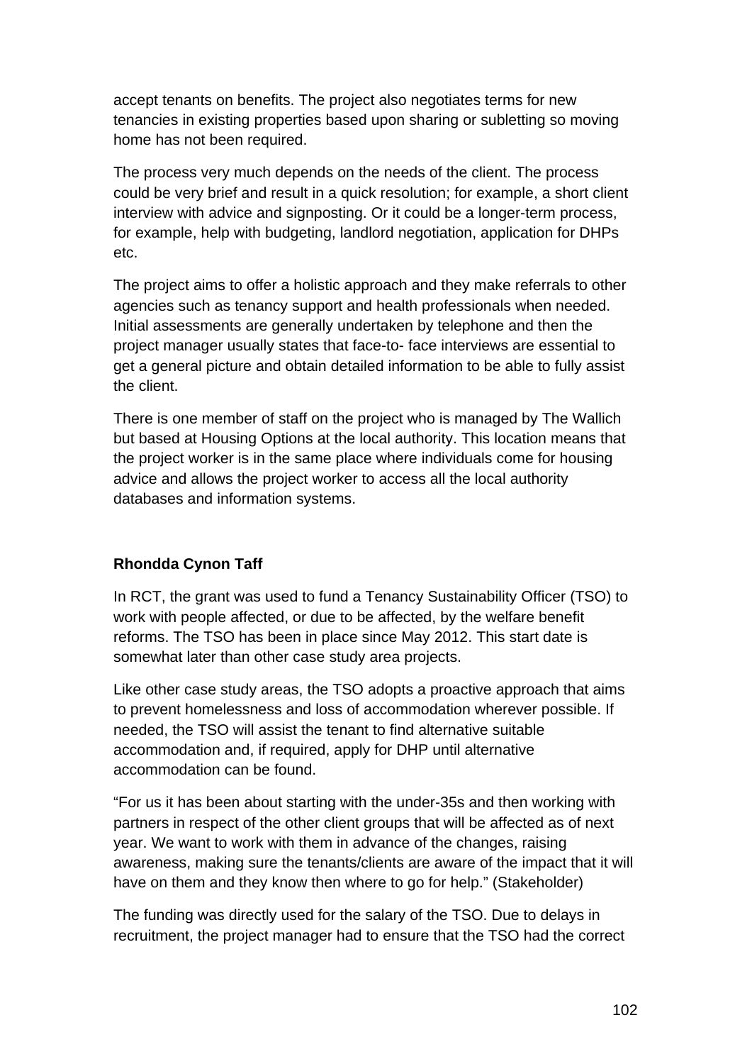accept tenants on benefits. The project also negotiates terms for new tenancies in existing properties based upon sharing or subletting so moving home has not been required.

The process very much depends on the needs of the client. The process could be very brief and result in a quick resolution; for example, a short client interview with advice and signposting. Or it could be a longer-term process, for example, help with budgeting, landlord negotiation, application for DHPs etc.

The project aims to offer a holistic approach and they make referrals to other agencies such as tenancy support and health professionals when needed. Initial assessments are generally undertaken by telephone and then the project manager usually states that face-to- face interviews are essential to get a general picture and obtain detailed information to be able to fully assist the client.

There is one member of staff on the project who is managed by The Wallich but based at Housing Options at the local authority. This location means that the project worker is in the same place where individuals come for housing advice and allows the project worker to access all the local authority databases and information systems.

**Rhondda Cynon Taff**

In RCT, the grant was used to fund a Tenancy Sustainability Officer (TSO) to work with people affected, or due to be affected, by the welfare benefit reforms. The TSO has been in place since May 2012. This start date is somewhat later than other case study area projects.

Like other case study areas, the TSO adopts a proactive approach that aims to prevent homelessness and loss of accommodation wherever possible. If needed, the TSO will assist the tenant to find alternative suitable accommodation and, if required, apply for DHP until alternative accommodation can be found.

"For us it has been about starting with the under-35s and then working with partners in respect of the other client groups that will be affected as of next year. We want to work with them in advance of the changes, raising awareness, making sure the tenants/clients are aware of the impact that it will have on them and they know then where to go for help." (Stakeholder)

The funding was directly used for the salary of the TSO. Due to delays in recruitment, the project manager had to ensure that the TSO had the correct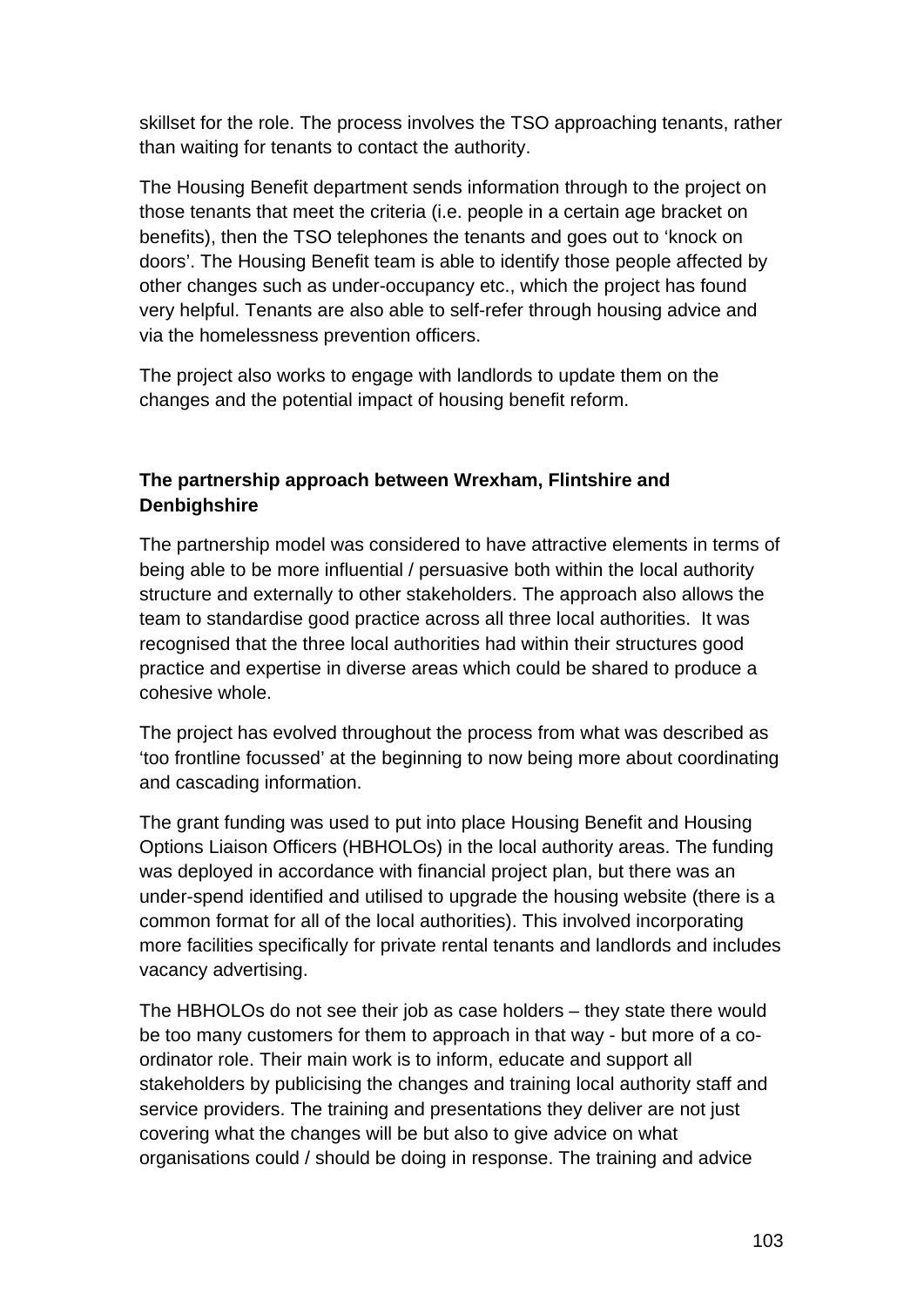skillset for the role. The process involves the TSO approaching tenants, rather than waiting for tenants to contact the authority.

The Housing Benefit department sends information through to the project on those tenants that meet the criteria (i.e. people in a certain age bracket on benefits), then the TSO telephones the tenants and goes out to 'knock on doors'. The Housing Benefit team is able to identify those people affected by other changes such as under-occupancy etc., which the project has found very helpful. Tenants are also able to self-refer through housing advice and via the homelessness prevention officers.

The project also works to engage with landlords to update them on the changes and the potential impact of housing benefit reform.

**The partnership approach between Wrexham, Flintshire and Denbighshire**

The partnership model was considered to have attractive elements in terms of being able to be more influential / persuasive both within the local authority structure and externally to other stakeholders. The approach also allows the team to standardise good practice across all three local authorities. It was recognised that the three local authorities had within their structures good practice and expertise in diverse areas which could be shared to produce a cohesive whole.

The project has evolved throughout the process from what was described as 'too frontline focussed' at the beginning to now being more about coordinating and cascading information.

The grant funding was used to put into place Housing Benefit and Housing Options Liaison Officers (HBHOLOs) in the local authority areas. The funding was deployed in accordance with financial project plan, but there was an under-spend identified and utilised to upgrade the housing website (there is a common format for all of the local authorities). This involved incorporating more facilities specifically for private rental tenants and landlords and includes vacancy advertising.

The HBHOLOs do not see their job as case holders – they state there would be too many customers for them to approach in that way - but more of a co-ordinator role. Their main work is to inform, educate and support all stakeholders by publicising the changes and training local authority staff and service providers. The training and presentations they deliver are not just covering what the changes will be but also to give advice on what organisations could / should be doing in response. The training and advice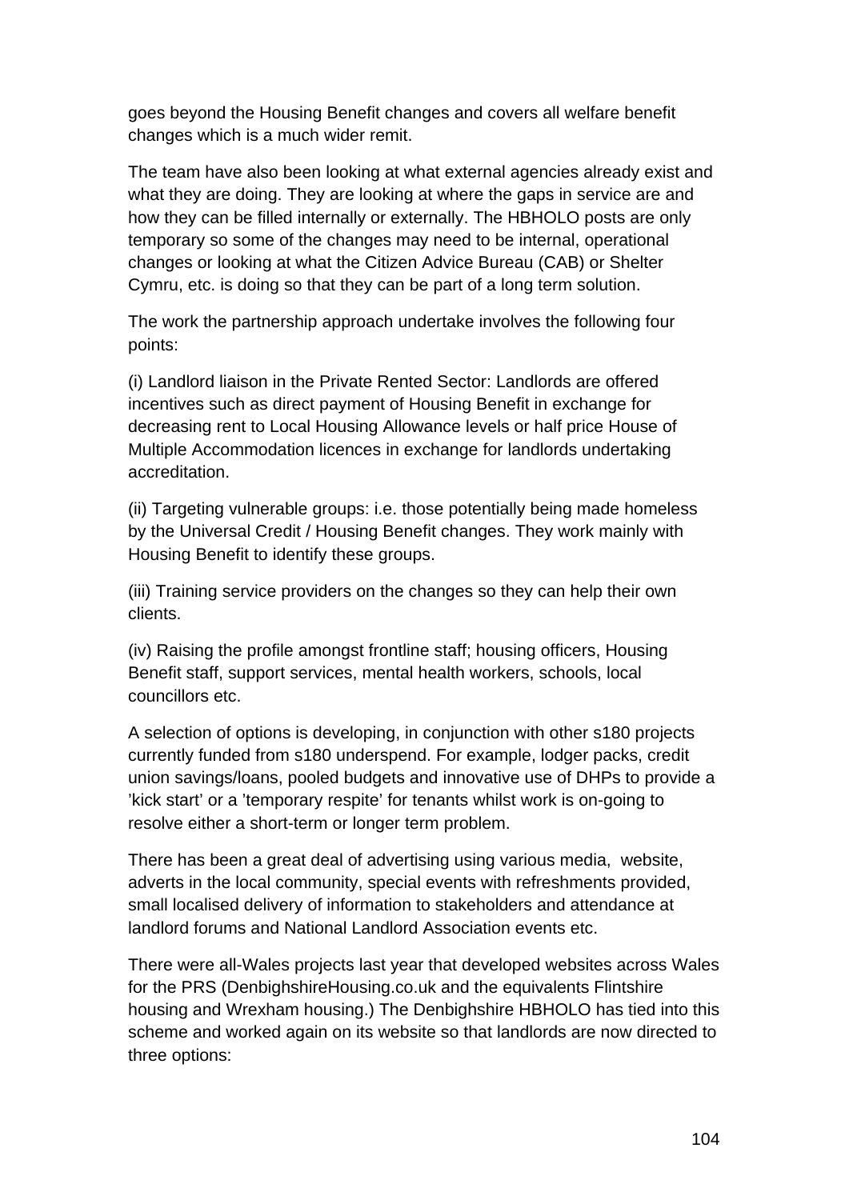goes beyond the Housing Benefit changes and covers all welfare benefit changes which is a much wider remit.

The team have also been looking at what external agencies already exist and what they are doing. They are looking at where the gaps in service are and how they can be filled internally or externally. The HBHOLO posts are only temporary so some of the changes may need to be internal, operational changes or looking at what the Citizen Advice Bureau (CAB) or Shelter Cymru, etc. is doing so that they can be part of a long term solution.

The work the partnership approach undertake involves the following four points:

(i) Landlord liaison in the Private Rented Sector: Landlords are offered incentives such as direct payment of Housing Benefit in exchange for decreasing rent to Local Housing Allowance levels or half price House of Multiple Accommodation licences in exchange for landlords undertaking accreditation.

(ii) Targeting vulnerable groups: i.e. those potentially being made homeless by the Universal Credit / Housing Benefit changes. They work mainly with Housing Benefit to identify these groups.

(iii) Training service providers on the changes so they can help their own clients.

(iv) Raising the profile amongst frontline staff; housing officers, Housing Benefit staff, support services, mental health workers, schools, local councillors etc.

A selection of options is developing, in conjunction with other s180 projects currently funded from s180 underspend. For example, lodger packs, credit union savings/loans, pooled budgets and innovative use of DHPs to provide a 'kick start' or a 'temporary respite' for tenants whilst work is on-going to resolve either a short-term or longer term problem.

There has been a great deal of advertising using various media, website, adverts in the local community, special events with refreshments provided, small localised delivery of information to stakeholders and attendance at landlord forums and National Landlord Association events etc.

There were all-Wales projects last year that developed websites across Wales for the PRS (DenbighshireHousing.co.uk and the equivalents Flintshire housing and Wrexham housing.) The Denbighshire HBHOLO has tied into this scheme and worked again on its website so that landlords are now directed to three options: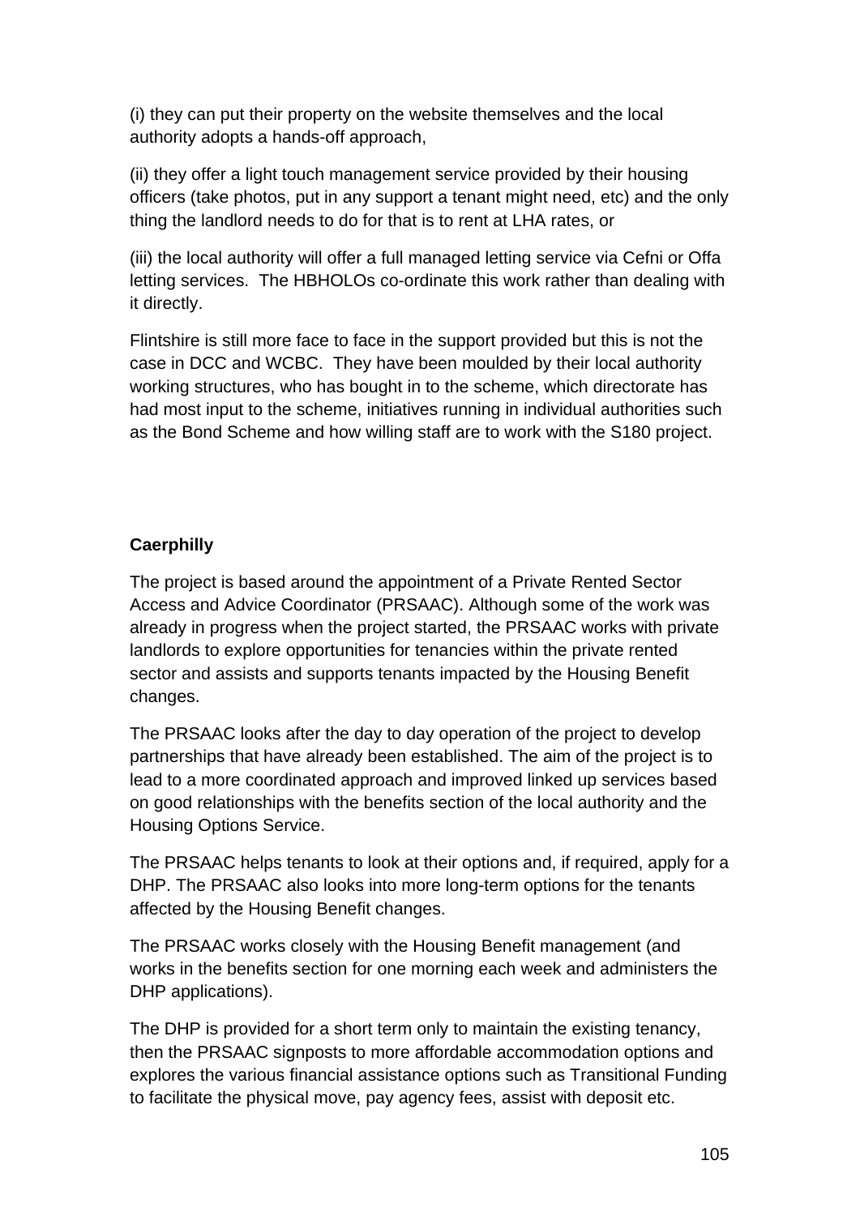(i) they can put their property on the website themselves and the local authority adopts a hands-off approach,

(ii) they offer a light touch management service provided by their housing officers (take photos, put in any support a tenant might need, etc) and the only thing the landlord needs to do for that is to rent at LHA rates, or

(iii) the local authority will offer a full managed letting service via Cefni or Offa letting services. The HBHOLOs co-ordinate this work rather than dealing with it directly.

Flintshire is still more face to face in the support provided but this is not the case in DCC and WCBC. They have been moulded by their local authority working structures, who has bought in to the scheme, which directorate has had most input to the scheme, initiatives running in individual authorities such as the Bond Scheme and how willing staff are to work with the S180 project.

**Caerphilly**

The project is based around the appointment of a Private Rented Sector Access and Advice Coordinator (PRSAAC). Although some of the work was already in progress when the project started, the PRSAAC works with private landlords to explore opportunities for tenancies within the private rented sector and assists and supports tenants impacted by the Housing Benefit changes.

The PRSAAC looks after the day to day operation of the project to develop partnerships that have already been established. The aim of the project is to lead to a more coordinated approach and improved linked up services based on good relationships with the benefits section of the local authority and the Housing Options Service.

The PRSAAC helps tenants to look at their options and, if required, apply for a DHP. The PRSAAC also looks into more long-term options for the tenants affected by the Housing Benefit changes.

The PRSAAC works closely with the Housing Benefit management (and works in the benefits section for one morning each week and administers the DHP applications).

The DHP is provided for a short term only to maintain the existing tenancy, then the PRSAAC signposts to more affordable accommodation options and explores the various financial assistance options such as Transitional Funding to facilitate the physical move, pay agency fees, assist with deposit etc.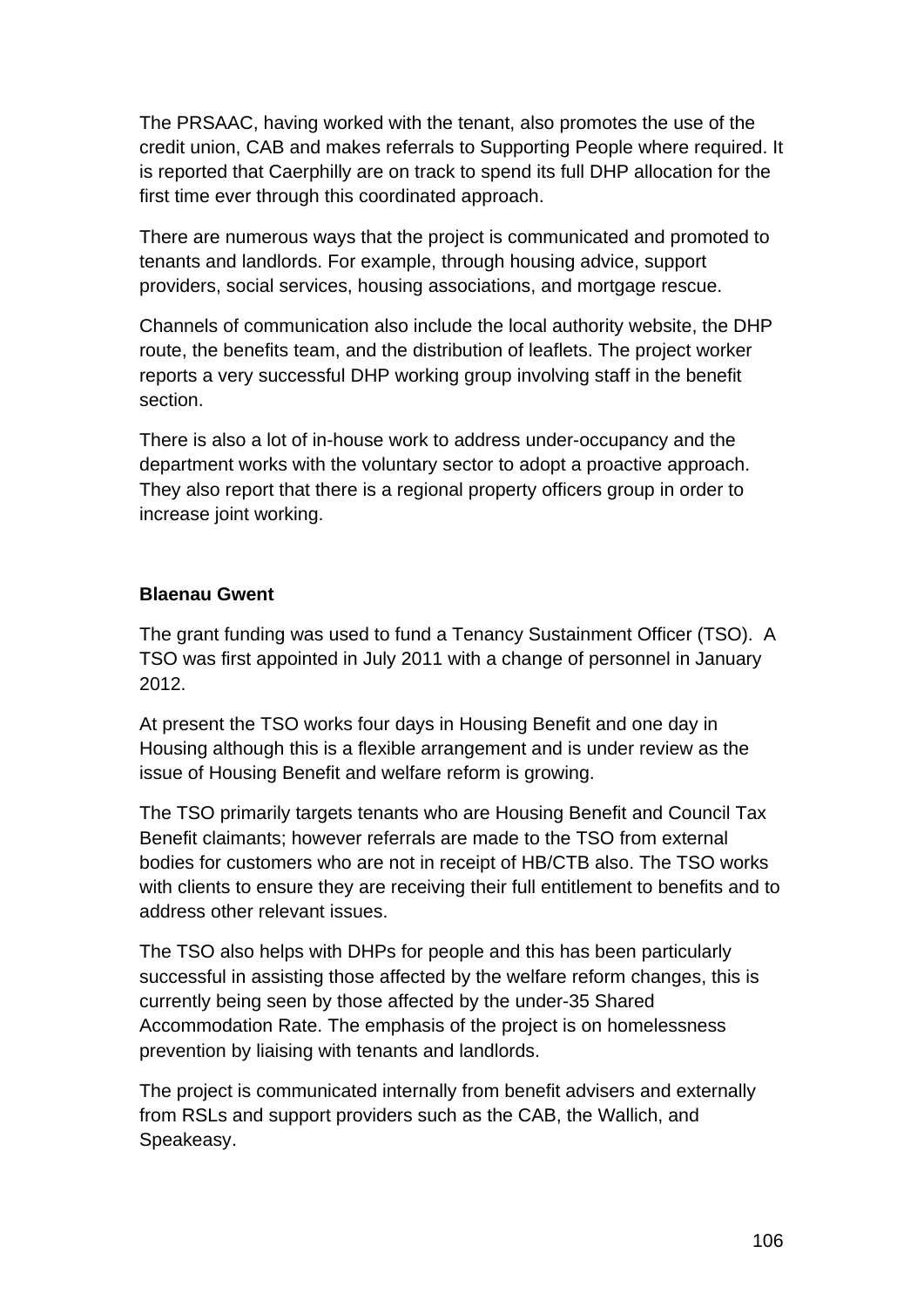The PRSAAC, having worked with the tenant, also promotes the use of the credit union, CAB and makes referrals to Supporting People where required. It is reported that Caerphilly are on track to spend its full DHP allocation for the first time ever through this coordinated approach.

There are numerous ways that the project is communicated and promoted to tenants and landlords. For example, through housing advice, support providers, social services, housing associations, and mortgage rescue.

Channels of communication also include the local authority website, the DHP route, the benefits team, and the distribution of leaflets. The project worker reports a very successful DHP working group involving staff in the benefit section.

There is also a lot of in-house work to address under-occupancy and the department works with the voluntary sector to adopt a proactive approach. They also report that there is a regional property officers group in order to increase joint working.

**Blaenau Gwent**

The grant funding was used to fund a Tenancy Sustainment Officer (TSO). A TSO was first appointed in July 2011 with a change of personnel in January 2012.

At present the TSO works four days in Housing Benefit and one day in Housing although this is a flexible arrangement and is under review as the issue of Housing Benefit and welfare reform is growing.

The TSO primarily targets tenants who are Housing Benefit and Council Tax Benefit claimants; however referrals are made to the TSO from external bodies for customers who are not in receipt of HB/CTB also. The TSO works with clients to ensure they are receiving their full entitlement to benefits and to address other relevant issues.

The TSO also helps with DHPs for people and this has been particularly successful in assisting those affected by the welfare reform changes, this is currently being seen by those affected by the under-35 Shared Accommodation Rate. The emphasis of the project is on homelessness prevention by liaising with tenants and landlords.

The project is communicated internally from benefit advisers and externally from RSLs and support providers such as the CAB, the Wallich, and Speakeasy.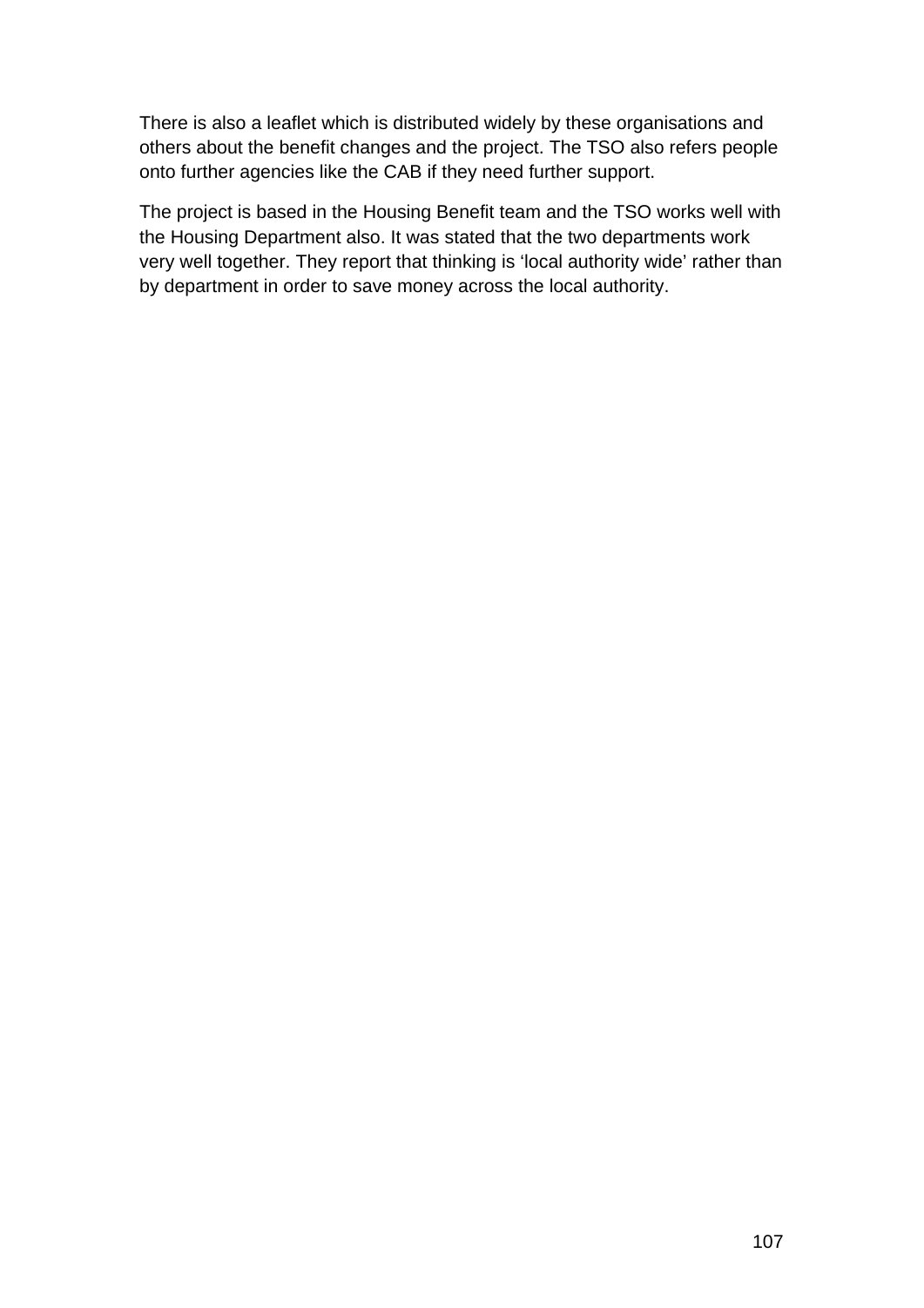There is also a leaflet which is distributed widely by these organisations and others about the benefit changes and the project. The TSO also refers people onto further agencies like the CAB if they need further support.

The project is based in the Housing Benefit team and the TSO works well with the Housing Department also. It was stated that the two departments work very well together. They report that thinking is 'local authority wide' rather than by department in order to save money across the local authority.